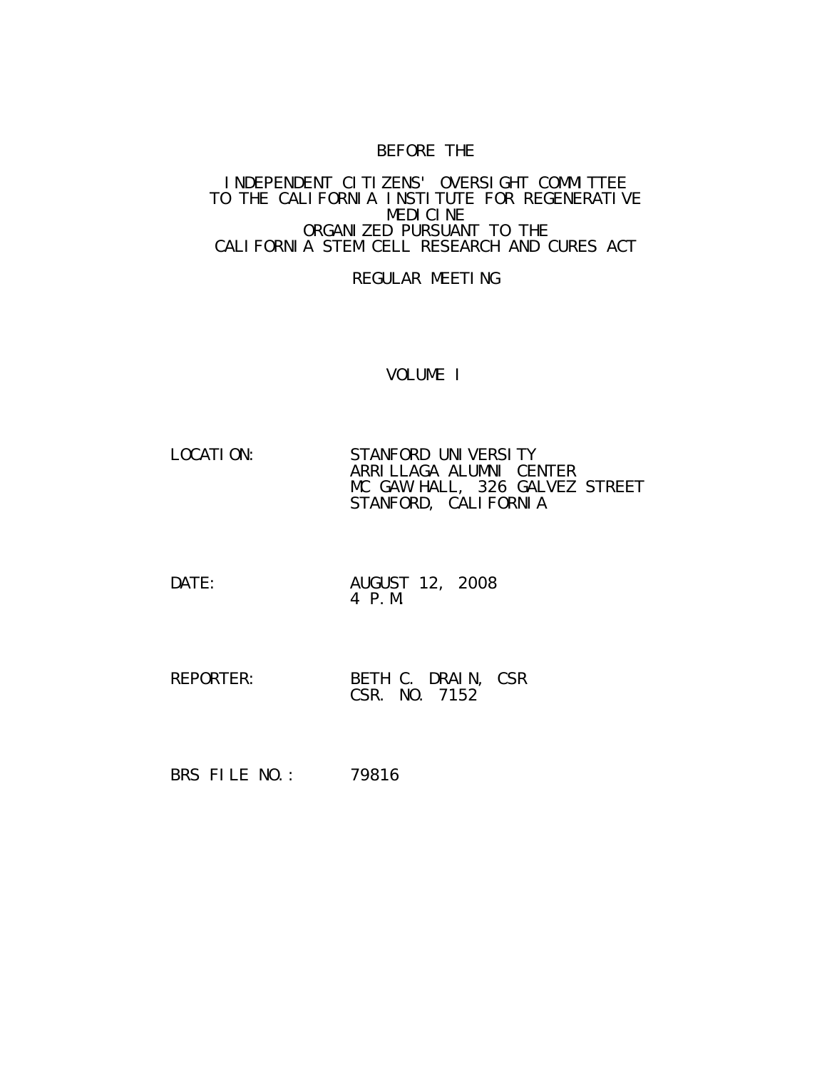BEFORE THE

INDEPENDENT CITIZENS' OVERSIGHT COMMITTEE
TO THE CALIFORNIA INSTITUTE FOR REGENERATIVE
MEDICINE
ORGANIZED PURSUANT TO THE
CALIFORNIA STEM CELL RESEARCH AND CURES ACT

REGULAR MEETING

VOLUME I

LOCATION: STANFORD UNIVERSITY
ARRILLAGA ALUMNI CENTER
MC GAW HALL, 326 GALVEZ STREET
STANFORD, CALIFORNIA

DATE: AUGUST 12, 2008
4 P.M.

REPORTER: BETH C. DRAIN, CSR
CSR. NO. 7152

BRS FILE NO.: 79816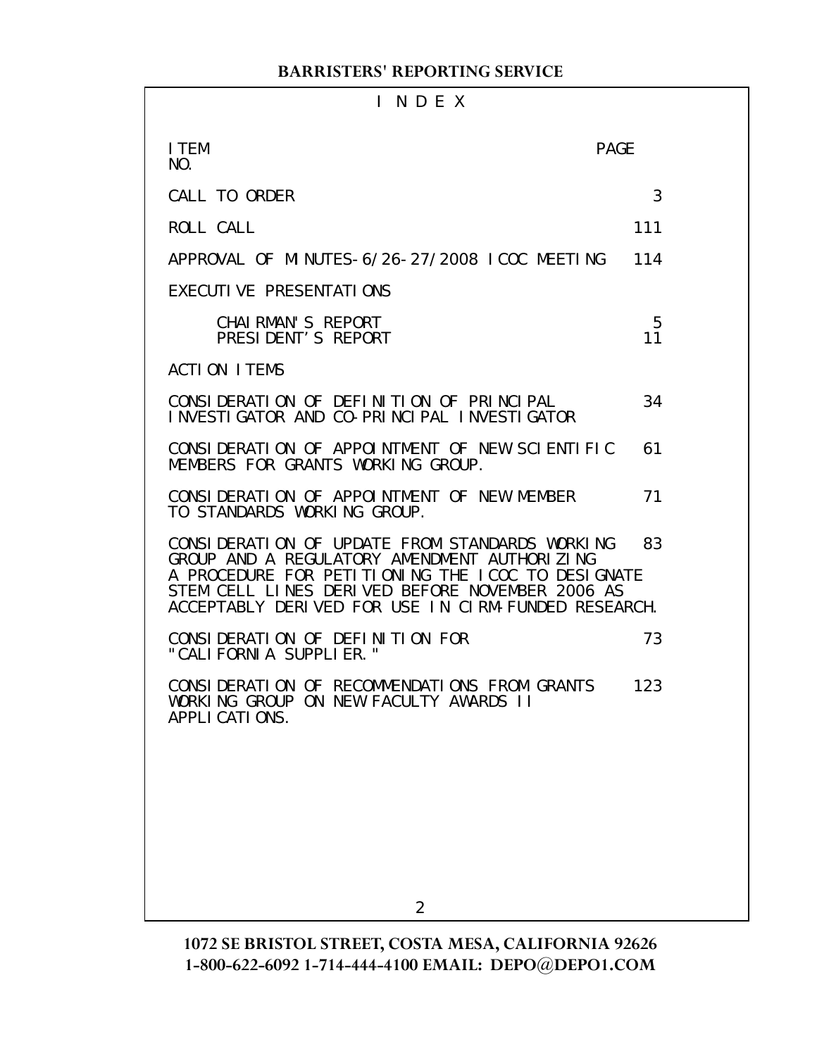# I N D E X

| ITEM NO. | PAGE |
|---|---|
| CALL TO ORDER | 3 |
| ROLL CALL | 111 |
| APPROVAL OF MINUTES-6/26-27/2008 ICOC MEETING | 114 |
| EXECUTIVE PRESENTATIONS | |
| CHAIRMAN'S REPORT | 5 |
| PRESIDENT'S REPORT | 11 |
| ACTION ITEMS | |
| CONSIDERATION OF DEFINITION OF PRINCIPAL INVESTIGATOR AND CO-PRINCIPAL INVESTIGATOR | 34 |
| CONSIDERATION OF APPOINTMENT OF NEW SCIENTIFIC MEMBERS FOR GRANTS WORKING GROUP. | 61 |
| CONSIDERATION OF APPOINTMENT OF NEW MEMBER TO STANDARDS WORKING GROUP. | 71 |
| CONSIDERATION OF UPDATE FROM STANDARDS WORKING GROUP AND A REGULATORY AMENDMENT AUTHORIZING A PROCEDURE FOR PETITIONING THE ICOC TO DESIGNATE STEM CELL LINES DERIVED BEFORE NOVEMBER 2006 AS ACCEPTABLY DERIVED FOR USE IN CIRM-FUNDED RESEARCH. | 83 |
| CONSIDERATION OF DEFINITION FOR "CALIFORNIA SUPPLIER." | 73 |
| CONSIDERATION OF RECOMMENDATIONS FROM GRANTS WORKING GROUP ON NEW FACULTY AWARDS II APPLICATIONS. | 123 |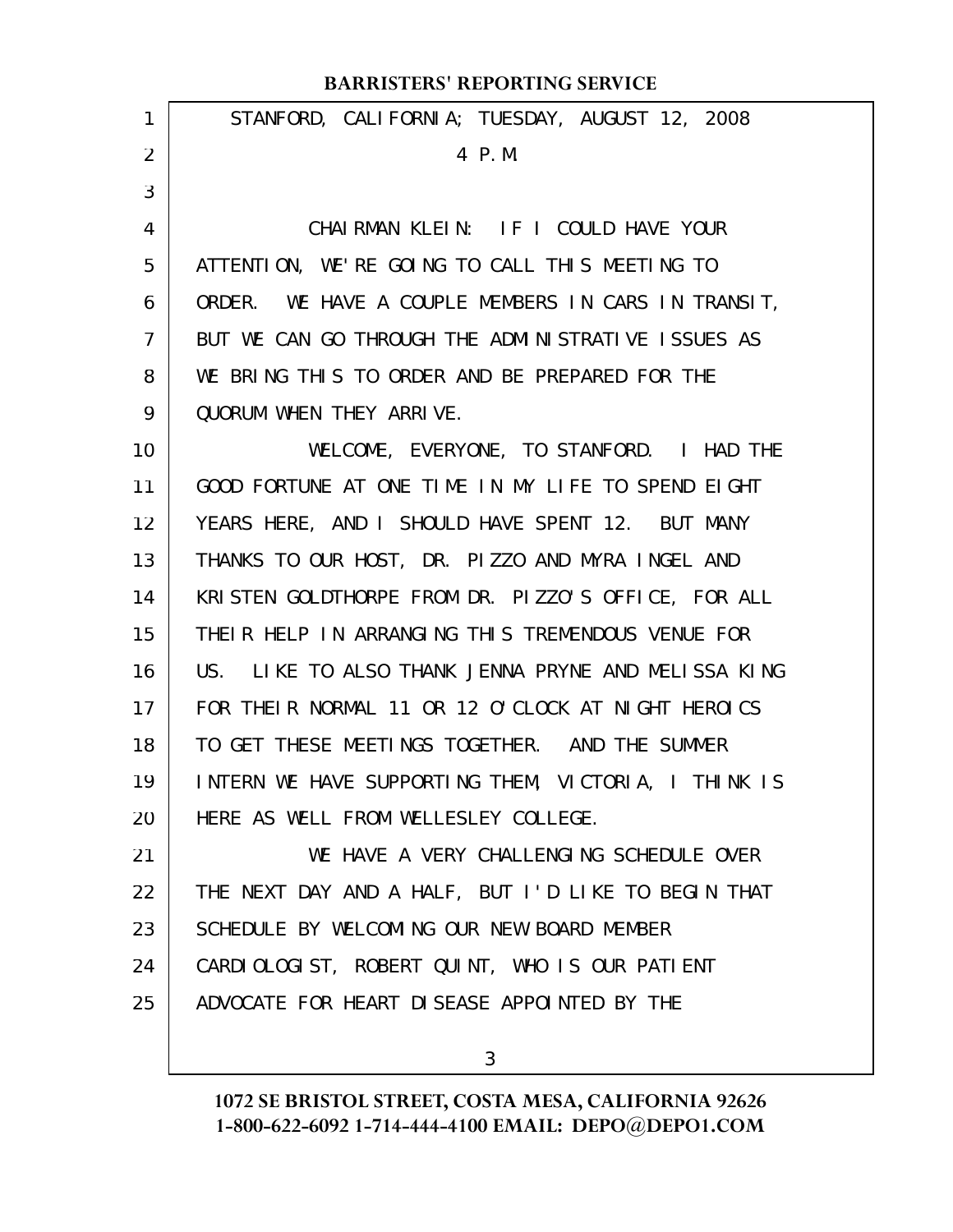STANFORD, CALIFORNIA; TUESDAY, AUGUST 12, 2008

4 P.M.

CHAIRMAN KLEIN: IF I COULD HAVE YOUR ATTENTION, WE'RE GOING TO CALL THIS MEETING TO ORDER. WE HAVE A COUPLE MEMBERS IN CARS IN TRANSIT, BUT WE CAN GO THROUGH THE ADMINISTRATIVE ISSUES AS WE BRING THIS TO ORDER AND BE PREPARED FOR THE QUORUM WHEN THEY ARRIVE.

WELCOME, EVERYONE, TO STANFORD. I HAD THE GOOD FORTUNE AT ONE TIME IN MY LIFE TO SPEND EIGHT YEARS HERE, AND I SHOULD HAVE SPENT 12. BUT MANY THANKS TO OUR HOST, DR. PIZZO AND MYRA INGEL AND KRISTEN GOLDTHORPE FROM DR. PIZZO'S OFFICE, FOR ALL THEIR HELP IN ARRANGING THIS TREMENDOUS VENUE FOR US. LIKE TO ALSO THANK JENNA PRYNE AND MELISSA KING FOR THEIR NORMAL 11 OR 12 O'CLOCK AT NIGHT HEROICS TO GET THESE MEETINGS TOGETHER. AND THE SUMMER INTERN WE HAVE SUPPORTING THEM, VICTORIA, I THINK IS HERE AS WELL FROM WELLESLEY COLLEGE.

WE HAVE A VERY CHALLENGING SCHEDULE OVER THE NEXT DAY AND A HALF, BUT I'D LIKE TO BEGIN THAT SCHEDULE BY WELCOMING OUR NEW BOARD MEMBER CARDIOLOGIST, ROBERT QUINT, WHO IS OUR PATIENT ADVOCATE FOR HEART DISEASE APPOINTED BY THE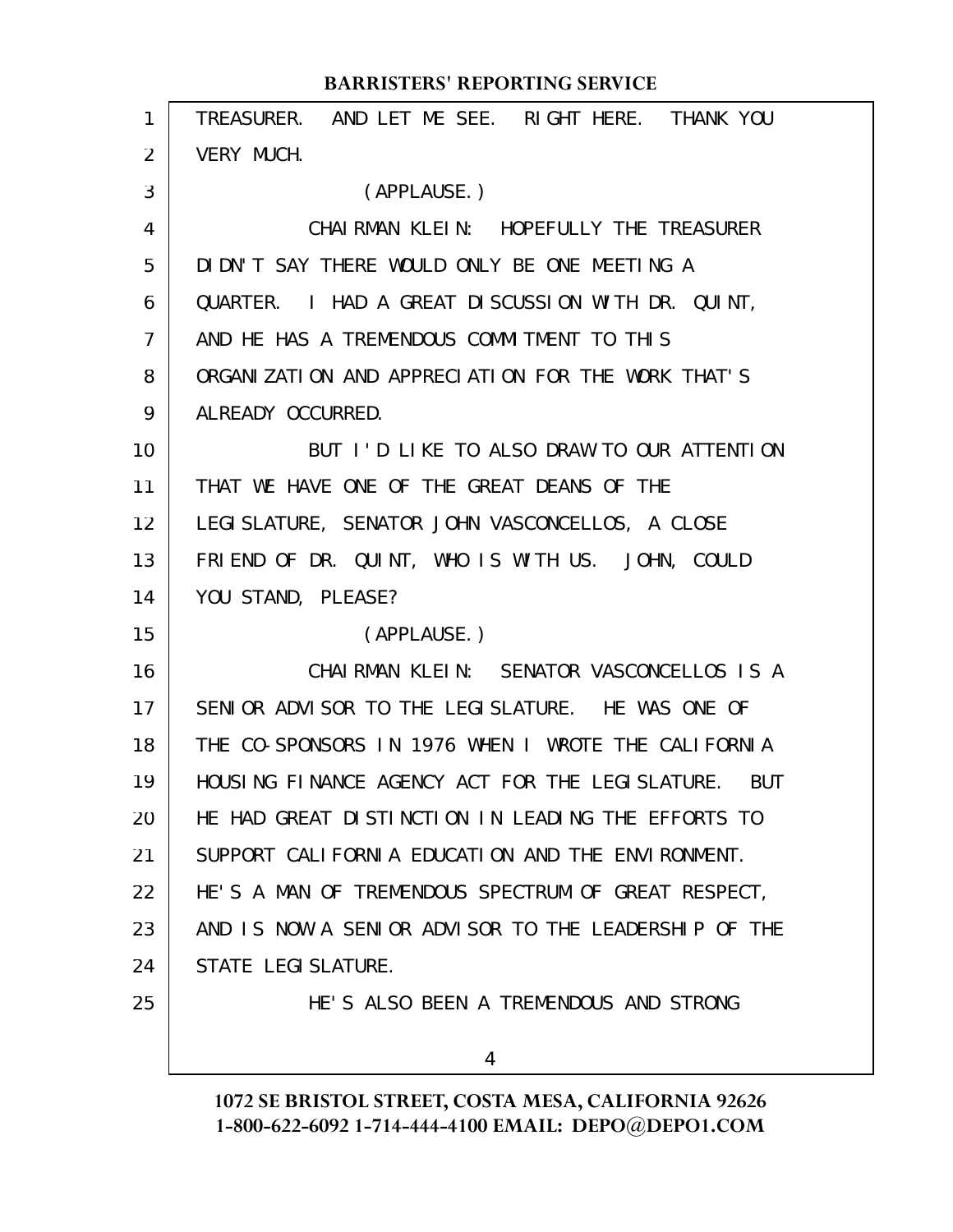TREASURER. AND LET ME SEE. RIGHT HERE. THANK YOU VERY MUCH.

(APPLAUSE.)

CHAIRMAN KLEIN: HOPEFULLY THE TREASURER DIDN'T SAY THERE WOULD ONLY BE ONE MEETING A QUARTER. I HAD A GREAT DISCUSSION WITH DR. QUINT, AND HE HAS A TREMENDOUS COMMITMENT TO THIS ORGANIZATION AND APPRECIATION FOR THE WORK THAT'S ALREADY OCCURRED.

BUT I'D LIKE TO ALSO DRAW TO OUR ATTENTION THAT WE HAVE ONE OF THE GREAT DEANS OF THE LEGISLATURE, SENATOR JOHN VASCONCELLOS, A CLOSE FRIEND OF DR. QUINT, WHO IS WITH US. JOHN, COULD YOU STAND, PLEASE?

(APPLAUSE.)

CHAIRMAN KLEIN: SENATOR VASCONCELLOS IS A SENIOR ADVISOR TO THE LEGISLATURE. HE WAS ONE OF THE CO-SPONSORS IN 1976 WHEN I WROTE THE CALIFORNIA HOUSING FINANCE AGENCY ACT FOR THE LEGISLATURE. BUT HE HAD GREAT DISTINCTION IN LEADING THE EFFORTS TO SUPPORT CALIFORNIA EDUCATION AND THE ENVIRONMENT. HE'S A MAN OF TREMENDOUS SPECTRUM OF GREAT RESPECT, AND IS NOW A SENIOR ADVISOR TO THE LEADERSHIP OF THE STATE LEGISLATURE.

HE'S ALSO BEEN A TREMENDOUS AND STRONG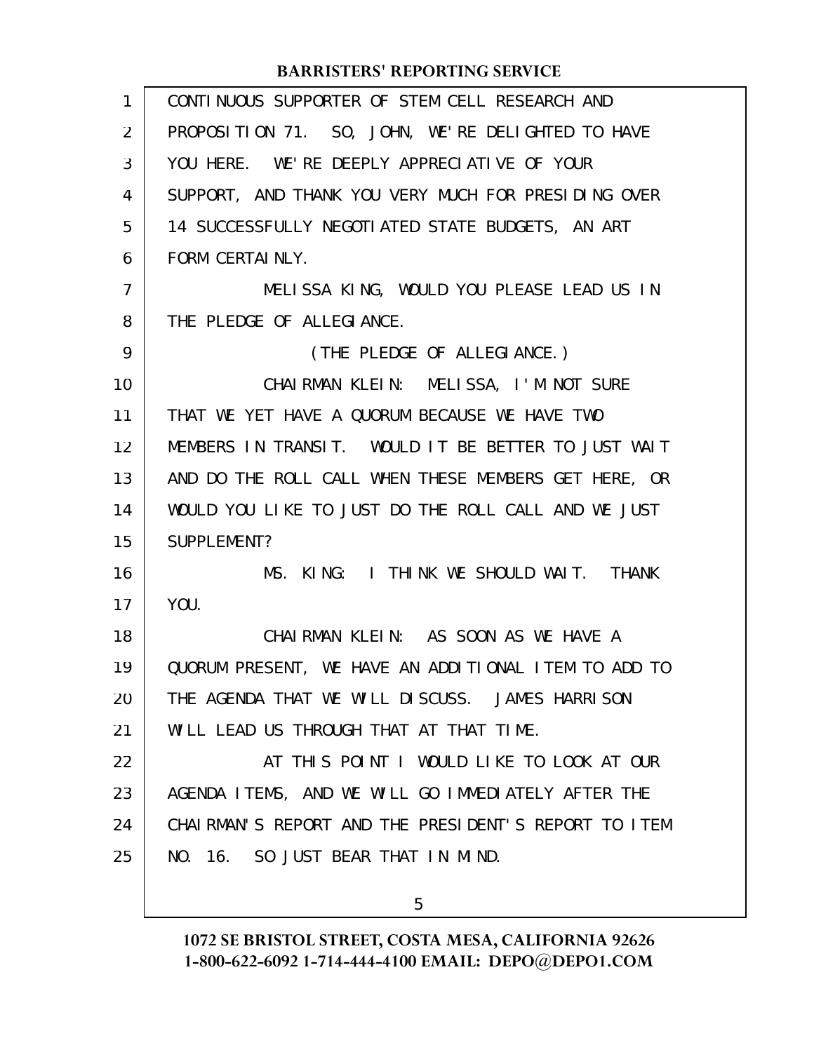CONTINUOUS SUPPORTER OF STEM CELL RESEARCH AND PROPOSITION 71. SO, JOHN, WE'RE DELIGHTED TO HAVE YOU HERE. WE'RE DEEPLY APPRECIATIVE OF YOUR SUPPORT, AND THANK YOU VERY MUCH FOR PRESIDING OVER 14 SUCCESSFULLY NEGOTIATED STATE BUDGETS, AN ART FORM CERTAINLY.

MELISSA KING, WOULD YOU PLEASE LEAD US IN THE PLEDGE OF ALLEGIANCE.

(THE PLEDGE OF ALLEGIANCE.)

CHAIRMAN KLEIN: MELISSA, I'M NOT SURE THAT WE YET HAVE A QUORUM BECAUSE WE HAVE TWO MEMBERS IN TRANSIT. WOULD IT BE BETTER TO JUST WAIT AND DO THE ROLL CALL WHEN THESE MEMBERS GET HERE, OR WOULD YOU LIKE TO JUST DO THE ROLL CALL AND WE JUST SUPPLEMENT?

MS. KING: I THINK WE SHOULD WAIT. THANK YOU.

CHAIRMAN KLEIN: AS SOON AS WE HAVE A QUORUM PRESENT, WE HAVE AN ADDITIONAL ITEM TO ADD TO THE AGENDA THAT WE WILL DISCUSS. JAMES HARRISON WILL LEAD US THROUGH THAT AT THAT TIME.

AT THIS POINT I WOULD LIKE TO LOOK AT OUR AGENDA ITEMS, AND WE WILL GO IMMEDIATELY AFTER THE CHAIRMAN'S REPORT AND THE PRESIDENT'S REPORT TO ITEM NO. 16. SO JUST BEAR THAT IN MIND.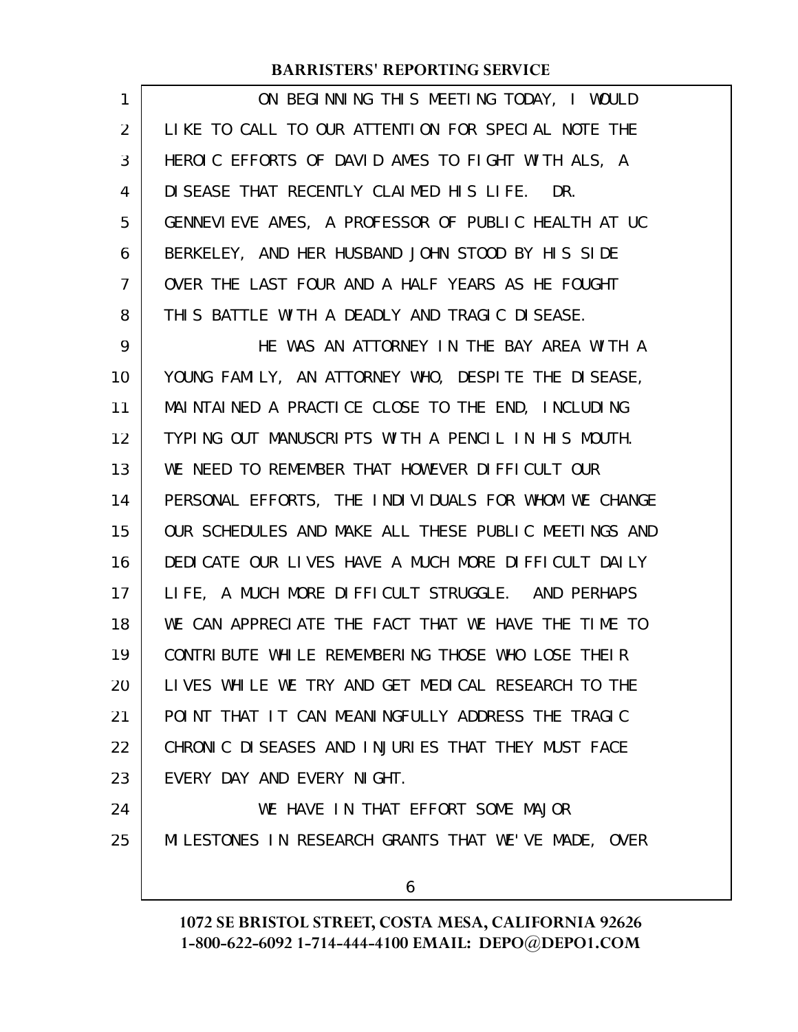ON BEGINNING THIS MEETING TODAY, I WOULD LIKE TO CALL TO OUR ATTENTION FOR SPECIAL NOTE THE HEROIC EFFORTS OF DAVID AMES TO FIGHT WITH ALS, A DISEASE THAT RECENTLY CLAIMED HIS LIFE. DR. GENNEVIEVE AMES, A PROFESSOR OF PUBLIC HEALTH AT UC BERKELEY, AND HER HUSBAND JOHN STOOD BY HIS SIDE OVER THE LAST FOUR AND A HALF YEARS AS HE FOUGHT THIS BATTLE WITH A DEADLY AND TRAGIC DISEASE.

HE WAS AN ATTORNEY IN THE BAY AREA WITH A YOUNG FAMILY, AN ATTORNEY WHO, DESPITE THE DISEASE, MAINTAINED A PRACTICE CLOSE TO THE END, INCLUDING TYPING OUT MANUSCRIPTS WITH A PENCIL IN HIS MOUTH. WE NEED TO REMEMBER THAT HOWEVER DIFFICULT OUR PERSONAL EFFORTS, THE INDIVIDUALS FOR WHOM WE CHANGE OUR SCHEDULES AND MAKE ALL THESE PUBLIC MEETINGS AND DEDICATE OUR LIVES HAVE A MUCH MORE DIFFICULT DAILY LIFE, A MUCH MORE DIFFICULT STRUGGLE. AND PERHAPS WE CAN APPRECIATE THE FACT THAT WE HAVE THE TIME TO CONTRIBUTE WHILE REMEMBERING THOSE WHO LOSE THEIR LIVES WHILE WE TRY AND GET MEDICAL RESEARCH TO THE POINT THAT IT CAN MEANINGFULLY ADDRESS THE TRAGIC CHRONIC DISEASES AND INJURIES THAT THEY MUST FACE EVERY DAY AND EVERY NIGHT.

WE HAVE IN THAT EFFORT SOME MAJOR MILESTONES IN RESEARCH GRANTS THAT WE'VE MADE, OVER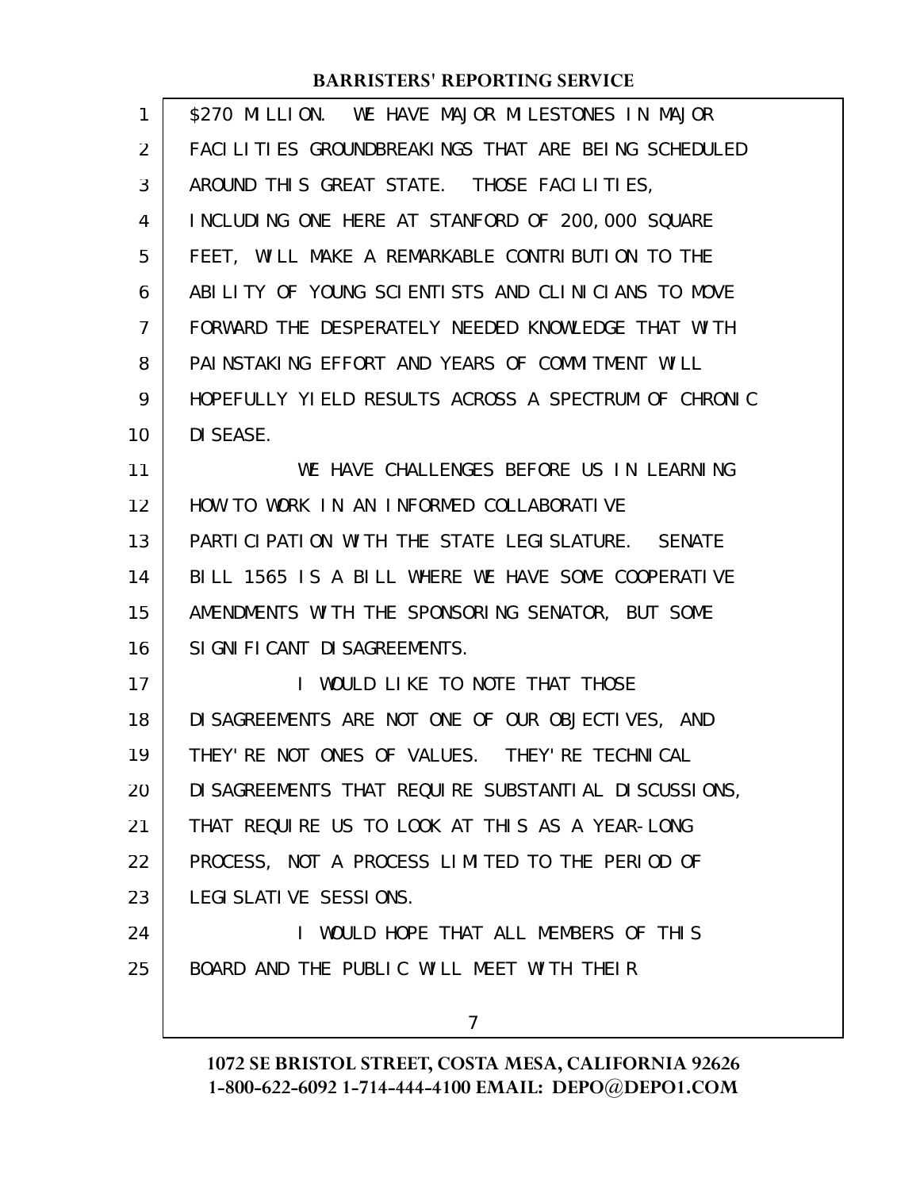$270 MILLION. WE HAVE MAJOR MILESTONES IN MAJOR FACILITIES GROUNDBREAKINGS THAT ARE BEING SCHEDULED AROUND THIS GREAT STATE. THOSE FACILITIES, INCLUDING ONE HERE AT STANFORD OF 200,000 SQUARE FEET, WILL MAKE A REMARKABLE CONTRIBUTION TO THE ABILITY OF YOUNG SCIENTISTS AND CLINICIANS TO MOVE FORWARD THE DESPERATELY NEEDED KNOWLEDGE THAT WITH PAINSTAKING EFFORT AND YEARS OF COMMITMENT WILL HOPEFULLY YIELD RESULTS ACROSS A SPECTRUM OF CHRONIC DISEASE.

WE HAVE CHALLENGES BEFORE US IN LEARNING HOW TO WORK IN AN INFORMED COLLABORATIVE PARTICIPATION WITH THE STATE LEGISLATURE. SENATE BILL 1565 IS A BILL WHERE WE HAVE SOME COOPERATIVE AMENDMENTS WITH THE SPONSORING SENATOR, BUT SOME SIGNIFICANT DISAGREEMENTS.

I WOULD LIKE TO NOTE THAT THOSE DISAGREEMENTS ARE NOT ONE OF OUR OBJECTIVES, AND THEY'RE NOT ONES OF VALUES. THEY'RE TECHNICAL DISAGREEMENTS THAT REQUIRE SUBSTANTIAL DISCUSSIONS, THAT REQUIRE US TO LOOK AT THIS AS A YEAR-LONG PROCESS, NOT A PROCESS LIMITED TO THE PERIOD OF LEGISLATIVE SESSIONS.

I WOULD HOPE THAT ALL MEMBERS OF THIS BOARD AND THE PUBLIC WILL MEET WITH THEIR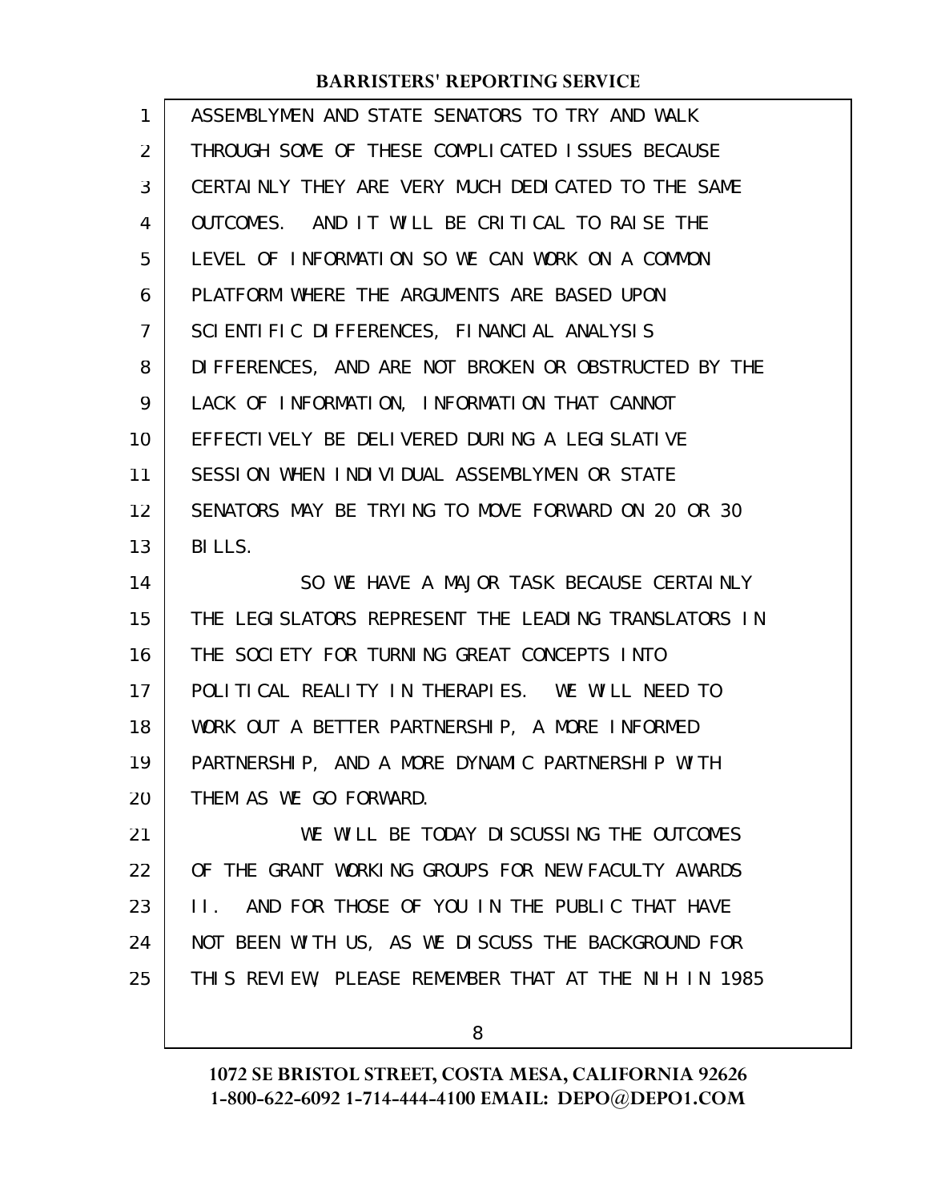ASSEMBLYMEN AND STATE SENATORS TO TRY AND WALK THROUGH SOME OF THESE COMPLICATED ISSUES BECAUSE CERTAINLY THEY ARE VERY MUCH DEDICATED TO THE SAME OUTCOMES. AND IT WILL BE CRITICAL TO RAISE THE LEVEL OF INFORMATION SO WE CAN WORK ON A COMMON PLATFORM WHERE THE ARGUMENTS ARE BASED UPON SCIENTIFIC DIFFERENCES, FINANCIAL ANALYSIS DIFFERENCES, AND ARE NOT BROKEN OR OBSTRUCTED BY THE LACK OF INFORMATION, INFORMATION THAT CANNOT EFFECTIVELY BE DELIVERED DURING A LEGISLATIVE SESSION WHEN INDIVIDUAL ASSEMBLYMEN OR STATE SENATORS MAY BE TRYING TO MOVE FORWARD ON 20 OR 30 BILLS.

SO WE HAVE A MAJOR TASK BECAUSE CERTAINLY THE LEGISLATORS REPRESENT THE LEADING TRANSLATORS IN THE SOCIETY FOR TURNING GREAT CONCEPTS INTO POLITICAL REALITY IN THERAPIES. WE WILL NEED TO WORK OUT A BETTER PARTNERSHIP, A MORE INFORMED PARTNERSHIP, AND A MORE DYNAMIC PARTNERSHIP WITH THEM AS WE GO FORWARD.

WE WILL BE TODAY DISCUSSING THE OUTCOMES OF THE GRANT WORKING GROUPS FOR NEW FACULTY AWARDS II. AND FOR THOSE OF YOU IN THE PUBLIC THAT HAVE NOT BEEN WITH US, AS WE DISCUSS THE BACKGROUND FOR THIS REVIEW, PLEASE REMEMBER THAT AT THE NIH IN 1985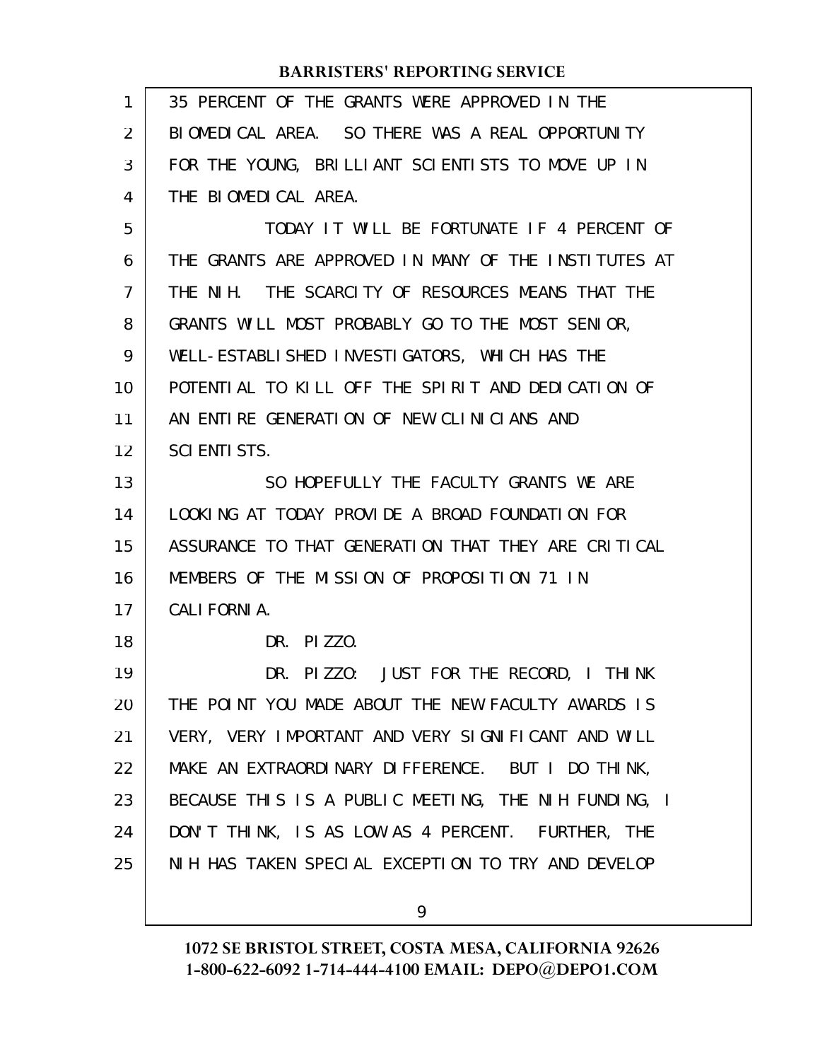35 PERCENT OF THE GRANTS WERE APPROVED IN THE BIOMEDICAL AREA. SO THERE WAS A REAL OPPORTUNITY FOR THE YOUNG, BRILLIANT SCIENTISTS TO MOVE UP IN THE BIOMEDICAL AREA.

TODAY IT WILL BE FORTUNATE IF 4 PERCENT OF THE GRANTS ARE APPROVED IN MANY OF THE INSTITUTES AT THE NIH. THE SCARCITY OF RESOURCES MEANS THAT THE GRANTS WILL MOST PROBABLY GO TO THE MOST SENIOR, WELL-ESTABLISHED INVESTIGATORS, WHICH HAS THE POTENTIAL TO KILL OFF THE SPIRIT AND DEDICATION OF AN ENTIRE GENERATION OF NEW CLINICIANS AND SCIENTISTS.

SO HOPEFULLY THE FACULTY GRANTS WE ARE LOOKING AT TODAY PROVIDE A BROAD FOUNDATION FOR ASSURANCE TO THAT GENERATION THAT THEY ARE CRITICAL MEMBERS OF THE MISSION OF PROPOSITION 71 IN CALIFORNIA.

DR. PIZZO.

DR. PIZZO: JUST FOR THE RECORD, I THINK THE POINT YOU MADE ABOUT THE NEW FACULTY AWARDS IS VERY, VERY IMPORTANT AND VERY SIGNIFICANT AND WILL MAKE AN EXTRAORDINARY DIFFERENCE. BUT I DO THINK, BECAUSE THIS IS A PUBLIC MEETING, THE NIH FUNDING, I DON'T THINK, IS AS LOW AS 4 PERCENT. FURTHER, THE NIH HAS TAKEN SPECIAL EXCEPTION TO TRY AND DEVELOP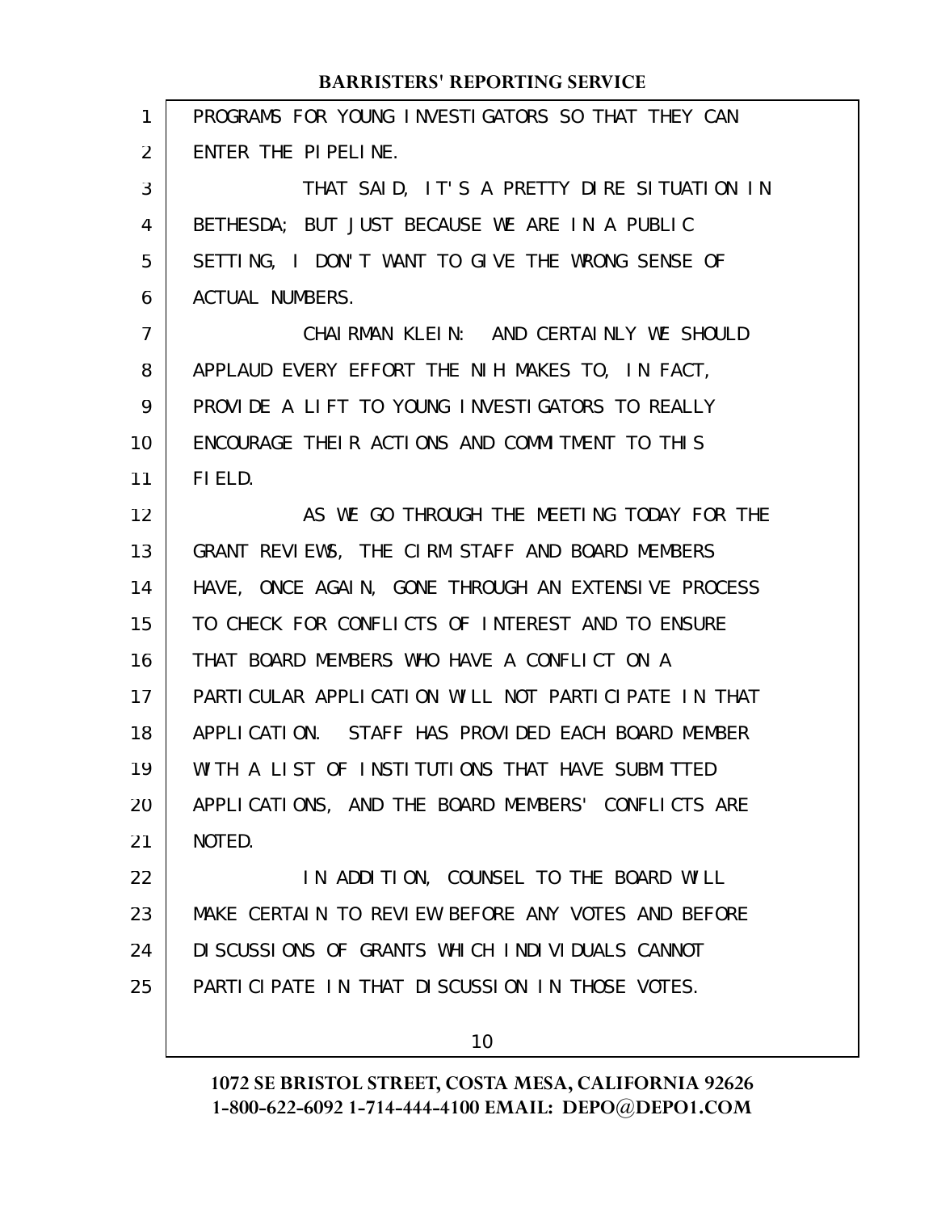PROGRAMS FOR YOUNG INVESTIGATORS SO THAT THEY CAN ENTER THE PIPELINE.

THAT SAID, IT'S A PRETTY DIRE SITUATION IN BETHESDA; BUT JUST BECAUSE WE ARE IN A PUBLIC SETTING, I DON'T WANT TO GIVE THE WRONG SENSE OF ACTUAL NUMBERS.

CHAIRMAN KLEIN: AND CERTAINLY WE SHOULD APPLAUD EVERY EFFORT THE NIH MAKES TO, IN FACT, PROVIDE A LIFT TO YOUNG INVESTIGATORS TO REALLY ENCOURAGE THEIR ACTIONS AND COMMITMENT TO THIS FIELD.

AS WE GO THROUGH THE MEETING TODAY FOR THE GRANT REVIEWS, THE CIRM STAFF AND BOARD MEMBERS HAVE, ONCE AGAIN, GONE THROUGH AN EXTENSIVE PROCESS TO CHECK FOR CONFLICTS OF INTEREST AND TO ENSURE THAT BOARD MEMBERS WHO HAVE A CONFLICT ON A PARTICULAR APPLICATION WILL NOT PARTICIPATE IN THAT APPLICATION. STAFF HAS PROVIDED EACH BOARD MEMBER WITH A LIST OF INSTITUTIONS THAT HAVE SUBMITTED APPLICATIONS, AND THE BOARD MEMBERS' CONFLICTS ARE NOTED.

IN ADDITION, COUNSEL TO THE BOARD WILL MAKE CERTAIN TO REVIEW BEFORE ANY VOTES AND BEFORE DISCUSSIONS OF GRANTS WHICH INDIVIDUALS CANNOT PARTICIPATE IN THAT DISCUSSION IN THOSE VOTES.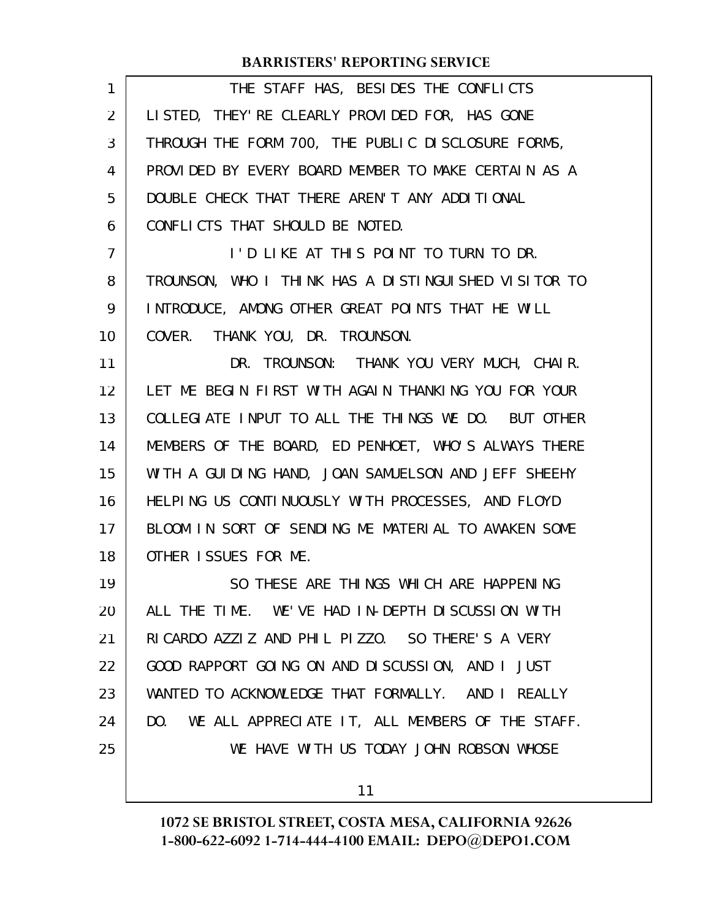THE STAFF HAS, BESIDES THE CONFLICTS LISTED, THEY'RE CLEARLY PROVIDED FOR, HAS GONE THROUGH THE FORM 700, THE PUBLIC DISCLOSURE FORMS, PROVIDED BY EVERY BOARD MEMBER TO MAKE CERTAIN AS A DOUBLE CHECK THAT THERE AREN'T ANY ADDITIONAL CONFLICTS THAT SHOULD BE NOTED.

I'D LIKE AT THIS POINT TO TURN TO DR. TROUNSON, WHO I THINK HAS A DISTINGUISHED VISITOR TO INTRODUCE, AMONG OTHER GREAT POINTS THAT HE WILL COVER. THANK YOU, DR. TROUNSON.

DR. TROUNSON: THANK YOU VERY MUCH, CHAIR. LET ME BEGIN FIRST WITH AGAIN THANKING YOU FOR YOUR COLLEGIATE INPUT TO ALL THE THINGS WE DO. BUT OTHER MEMBERS OF THE BOARD, ED PENHOET, WHO'S ALWAYS THERE WITH A GUIDING HAND, JOAN SAMUELSON AND JEFF SHEEHY HELPING US CONTINUOUSLY WITH PROCESSES, AND FLOYD BLOOM IN SORT OF SENDING ME MATERIAL TO AWAKEN SOME OTHER ISSUES FOR ME.

SO THESE ARE THINGS WHICH ARE HAPPENING ALL THE TIME. WE'VE HAD IN-DEPTH DISCUSSION WITH RICARDO AZZIZ AND PHIL PIZZO. SO THERE'S A VERY GOOD RAPPORT GOING ON AND DISCUSSION, AND I JUST WANTED TO ACKNOWLEDGE THAT FORMALLY. AND I REALLY DO. WE ALL APPRECIATE IT, ALL MEMBERS OF THE STAFF.

WE HAVE WITH US TODAY JOHN ROBSON WHOSE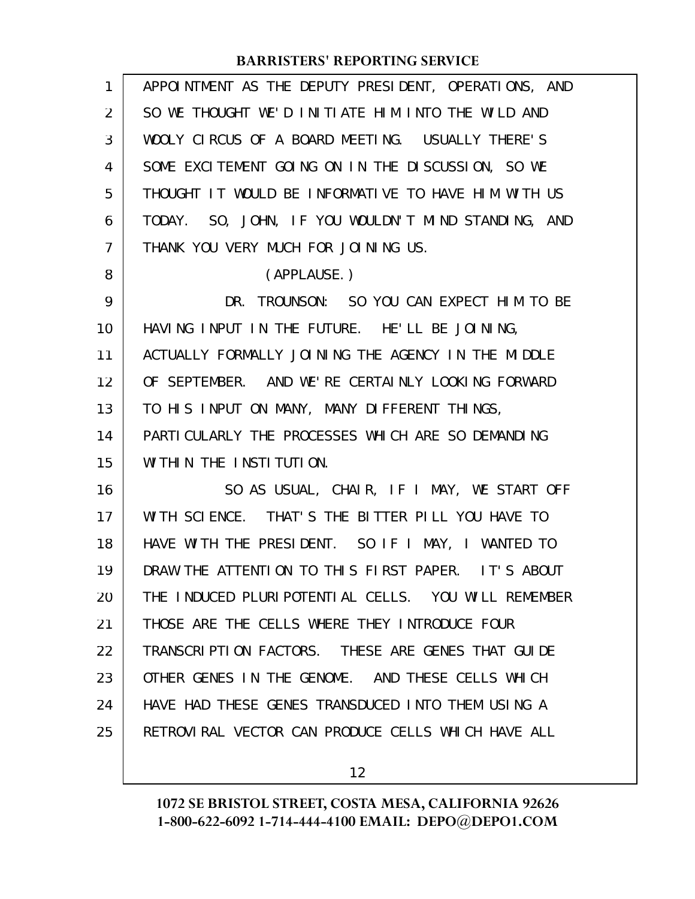APPOINTMENT AS THE DEPUTY PRESIDENT, OPERATIONS, AND SO WE THOUGHT WE'D INITIATE HIM INTO THE WILD AND WOOLY CIRCUS OF A BOARD MEETING. USUALLY THERE'S SOME EXCITEMENT GOING ON IN THE DISCUSSION, SO WE THOUGHT IT WOULD BE INFORMATIVE TO HAVE HIM WITH US TODAY. SO, JOHN, IF YOU WOULDN'T MIND STANDING, AND THANK YOU VERY MUCH FOR JOINING US.

(APPLAUSE.)

DR. TROUNSON: SO YOU CAN EXPECT HIM TO BE HAVING INPUT IN THE FUTURE. HE'LL BE JOINING, ACTUALLY FORMALLY JOINING THE AGENCY IN THE MIDDLE OF SEPTEMBER. AND WE'RE CERTAINLY LOOKING FORWARD TO HIS INPUT ON MANY, MANY DIFFERENT THINGS, PARTICULARLY THE PROCESSES WHICH ARE SO DEMANDING WITHIN THE INSTITUTION.

SO AS USUAL, CHAIR, IF I MAY, WE START OFF WITH SCIENCE. THAT'S THE BITTER PILL YOU HAVE TO HAVE WITH THE PRESIDENT. SO IF I MAY, I WANTED TO DRAW THE ATTENTION TO THIS FIRST PAPER. IT'S ABOUT THE INDUCED PLURIPOTENTIAL CELLS. YOU WILL REMEMBER THOSE ARE THE CELLS WHERE THEY INTRODUCE FOUR TRANSCRIPTION FACTORS. THESE ARE GENES THAT GUIDE OTHER GENES IN THE GENOME. AND THESE CELLS WHICH HAVE HAD THESE GENES TRANSDUCED INTO THEM USING A RETROVIRAL VECTOR CAN PRODUCE CELLS WHICH HAVE ALL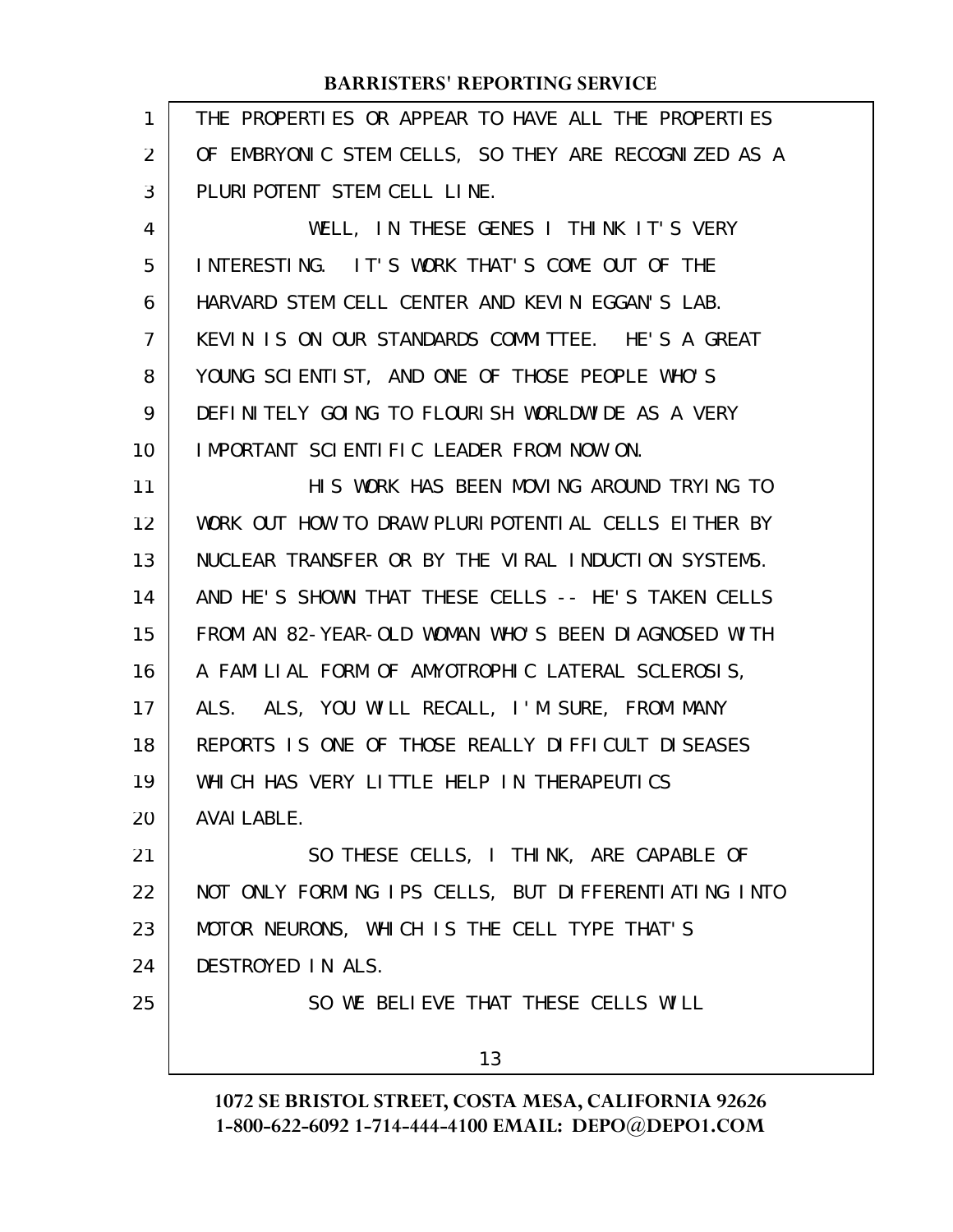THE PROPERTIES OR APPEAR TO HAVE ALL THE PROPERTIES OF EMBRYONIC STEM CELLS, SO THEY ARE RECOGNIZED AS A PLURIPOTENT STEM CELL LINE.

WELL, IN THESE GENES I THINK IT'S VERY INTERESTING. IT'S WORK THAT'S COME OUT OF THE HARVARD STEM CELL CENTER AND KEVIN EGGAN'S LAB. KEVIN IS ON OUR STANDARDS COMMITTEE. HE'S A GREAT YOUNG SCIENTIST, AND ONE OF THOSE PEOPLE WHO'S DEFINITELY GOING TO FLOURISH WORLDWIDE AS A VERY IMPORTANT SCIENTIFIC LEADER FROM NOW ON.

HIS WORK HAS BEEN MOVING AROUND TRYING TO WORK OUT HOW TO DRAW PLURIPOTENTIAL CELLS EITHER BY NUCLEAR TRANSFER OR BY THE VIRAL INDUCTION SYSTEMS. AND HE'S SHOWN THAT THESE CELLS -- HE'S TAKEN CELLS FROM AN 82-YEAR-OLD WOMAN WHO'S BEEN DIAGNOSED WITH A FAMILIAL FORM OF AMYOTROPHIC LATERAL SCLEROSIS, ALS. ALS, YOU WILL RECALL, I'M SURE, FROM MANY REPORTS IS ONE OF THOSE REALLY DIFFICULT DISEASES WHICH HAS VERY LITTLE HELP IN THERAPEUTICS AVAILABLE.

SO THESE CELLS, I THINK, ARE CAPABLE OF NOT ONLY FORMING IPS CELLS, BUT DIFFERENTIATING INTO MOTOR NEURONS, WHICH IS THE CELL TYPE THAT'S DESTROYED IN ALS.

SO WE BELIEVE THAT THESE CELLS WILL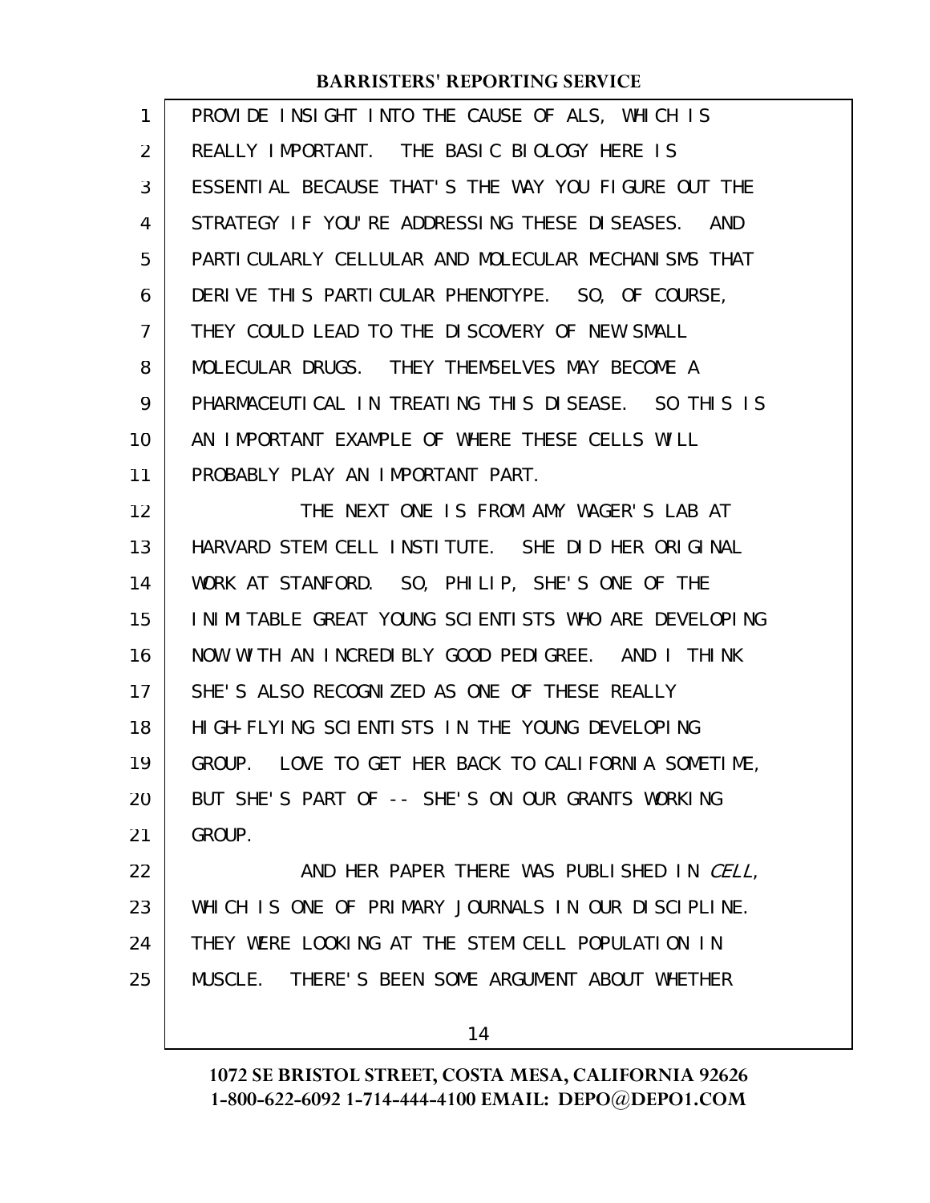PROVIDE INSIGHT INTO THE CAUSE OF ALS, WHICH IS REALLY IMPORTANT. THE BASIC BIOLOGY HERE IS ESSENTIAL BECAUSE THAT'S THE WAY YOU FIGURE OUT THE STRATEGY IF YOU'RE ADDRESSING THESE DISEASES. AND PARTICULARLY CELLULAR AND MOLECULAR MECHANISMS THAT DERIVE THIS PARTICULAR PHENOTYPE. SO, OF COURSE, THEY COULD LEAD TO THE DISCOVERY OF NEW SMALL MOLECULAR DRUGS. THEY THEMSELVES MAY BECOME A PHARMACEUTICAL IN TREATING THIS DISEASE. SO THIS IS AN IMPORTANT EXAMPLE OF WHERE THESE CELLS WILL PROBABLY PLAY AN IMPORTANT PART.

THE NEXT ONE IS FROM AMY WAGER'S LAB AT HARVARD STEM CELL INSTITUTE. SHE DID HER ORIGINAL WORK AT STANFORD. SO, PHILIP, SHE'S ONE OF THE INIMITABLE GREAT YOUNG SCIENTISTS WHO ARE DEVELOPING NOW WITH AN INCREDIBLY GOOD PEDIGREE. AND I THINK SHE'S ALSO RECOGNIZED AS ONE OF THESE REALLY HIGH-FLYING SCIENTISTS IN THE YOUNG DEVELOPING GROUP. LOVE TO GET HER BACK TO CALIFORNIA SOMETIME, BUT SHE'S PART OF -- SHE'S ON OUR GRANTS WORKING GROUP.

AND HER PAPER THERE WAS PUBLISHED IN *CELL*, WHICH IS ONE OF PRIMARY JOURNALS IN OUR DISCIPLINE. THEY WERE LOOKING AT THE STEM CELL POPULATION IN MUSCLE. THERE'S BEEN SOME ARGUMENT ABOUT WHETHER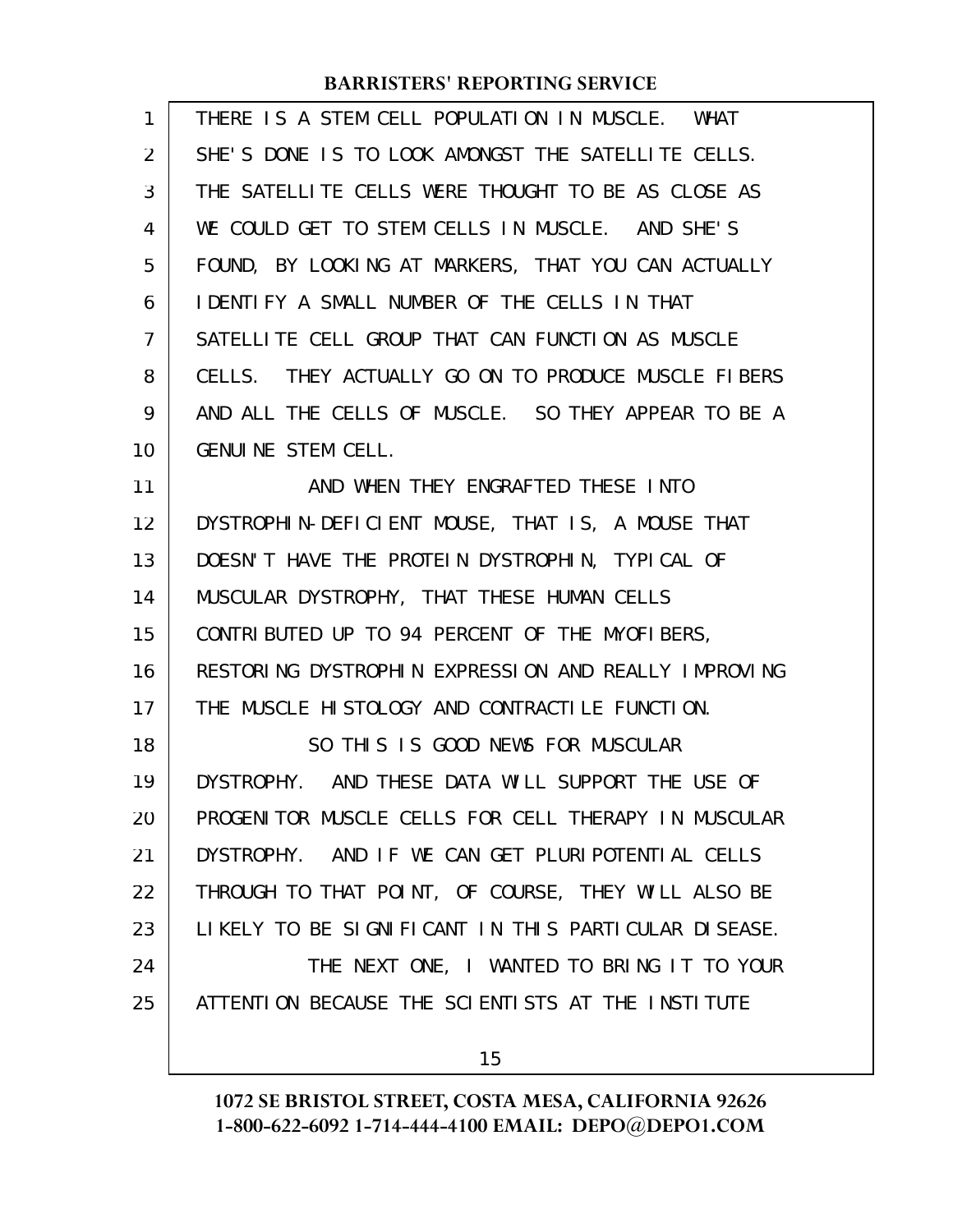THERE IS A STEM CELL POPULATION IN MUSCLE. WHAT SHE'S DONE IS TO LOOK AMONGST THE SATELLITE CELLS. THE SATELLITE CELLS WERE THOUGHT TO BE AS CLOSE AS WE COULD GET TO STEM CELLS IN MUSCLE. AND SHE'S FOUND, BY LOOKING AT MARKERS, THAT YOU CAN ACTUALLY IDENTIFY A SMALL NUMBER OF THE CELLS IN THAT SATELLITE CELL GROUP THAT CAN FUNCTION AS MUSCLE CELLS. THEY ACTUALLY GO ON TO PRODUCE MUSCLE FIBERS AND ALL THE CELLS OF MUSCLE. SO THEY APPEAR TO BE A GENUINE STEM CELL.

AND WHEN THEY ENGRAFTED THESE INTO DYSTROPHIN-DEFICIENT MOUSE, THAT IS, A MOUSE THAT DOESN'T HAVE THE PROTEIN DYSTROPHIN, TYPICAL OF MUSCULAR DYSTROPHY, THAT THESE HUMAN CELLS CONTRIBUTED UP TO 94 PERCENT OF THE MYOFIBERS, RESTORING DYSTROPHIN EXPRESSION AND REALLY IMPROVING THE MUSCLE HISTOLOGY AND CONTRACTILE FUNCTION.

SO THIS IS GOOD NEWS FOR MUSCULAR DYSTROPHY. AND THESE DATA WILL SUPPORT THE USE OF PROGENITOR MUSCLE CELLS FOR CELL THERAPY IN MUSCULAR DYSTROPHY. AND IF WE CAN GET PLURIPOTENTIAL CELLS THROUGH TO THAT POINT, OF COURSE, THEY WILL ALSO BE LIKELY TO BE SIGNIFICANT IN THIS PARTICULAR DISEASE.

THE NEXT ONE, I WANTED TO BRING IT TO YOUR ATTENTION BECAUSE THE SCIENTISTS AT THE INSTITUTE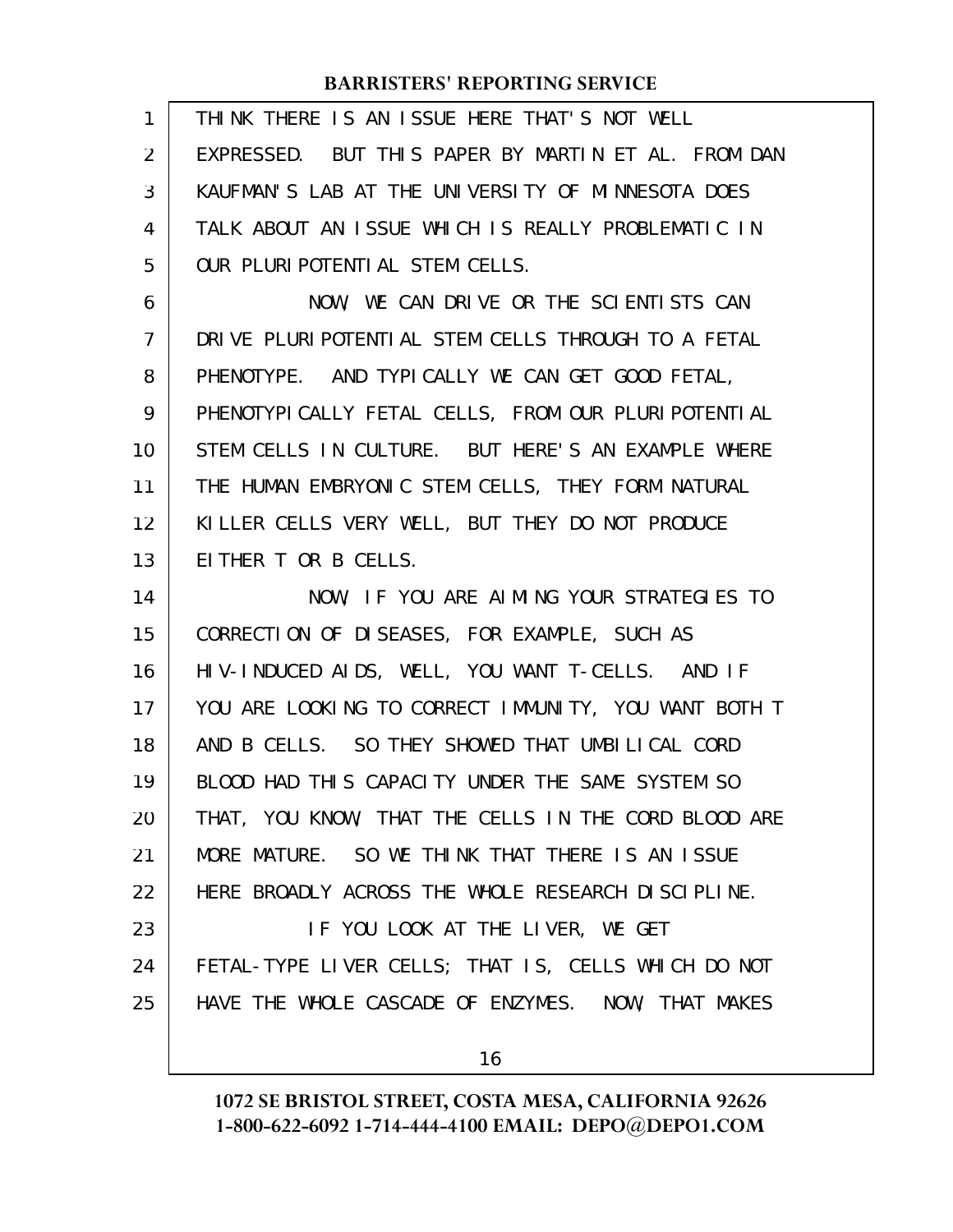THINK THERE IS AN ISSUE HERE THAT'S NOT WELL EXPRESSED. BUT THIS PAPER BY MARTIN ET AL. FROM DAN KAUFMAN'S LAB AT THE UNIVERSITY OF MINNESOTA DOES TALK ABOUT AN ISSUE WHICH IS REALLY PROBLEMATIC IN OUR PLURIPOTENTIAL STEM CELLS.

NOW, WE CAN DRIVE OR THE SCIENTISTS CAN DRIVE PLURIPOTENTIAL STEM CELLS THROUGH TO A FETAL PHENOTYPE. AND TYPICALLY WE CAN GET GOOD FETAL, PHENOTYPICALLY FETAL CELLS, FROM OUR PLURIPOTENTIAL STEM CELLS IN CULTURE. BUT HERE'S AN EXAMPLE WHERE THE HUMAN EMBRYONIC STEM CELLS, THEY FORM NATURAL KILLER CELLS VERY WELL, BUT THEY DO NOT PRODUCE EITHER T OR B CELLS.

NOW, IF YOU ARE AIMING YOUR STRATEGIES TO CORRECTION OF DISEASES, FOR EXAMPLE, SUCH AS HIV-INDUCED AIDS, WELL, YOU WANT T-CELLS. AND IF YOU ARE LOOKING TO CORRECT IMMUNITY, YOU WANT BOTH T AND B CELLS. SO THEY SHOWED THAT UMBILICAL CORD BLOOD HAD THIS CAPACITY UNDER THE SAME SYSTEM SO THAT, YOU KNOW, THAT THE CELLS IN THE CORD BLOOD ARE MORE MATURE. SO WE THINK THAT THERE IS AN ISSUE HERE BROADLY ACROSS THE WHOLE RESEARCH DISCIPLINE.

IF YOU LOOK AT THE LIVER, WE GET FETAL-TYPE LIVER CELLS; THAT IS, CELLS WHICH DO NOT HAVE THE WHOLE CASCADE OF ENZYMES. NOW, THAT MAKES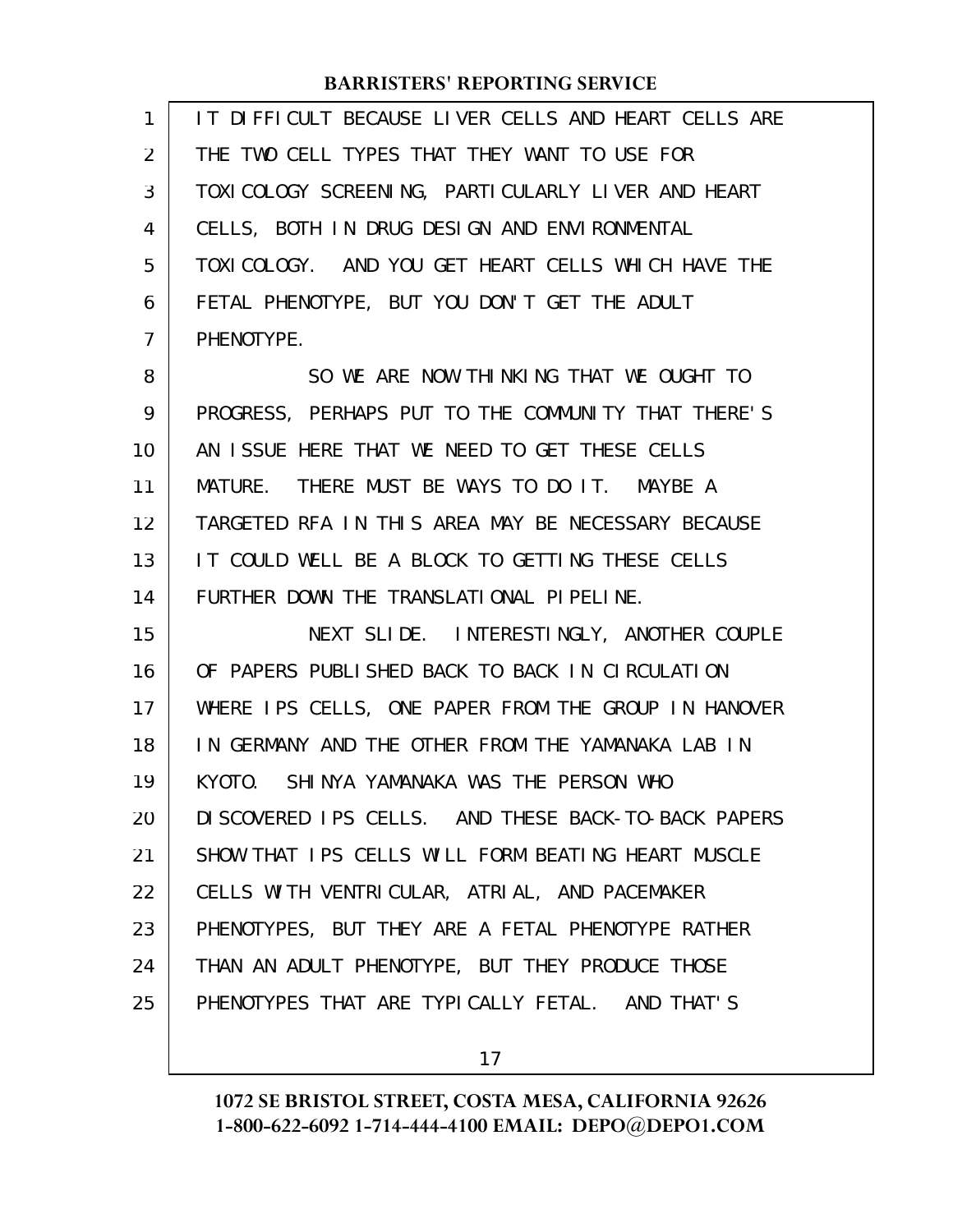IT DIFFICULT BECAUSE LIVER CELLS AND HEART CELLS ARE THE TWO CELL TYPES THAT THEY WANT TO USE FOR TOXICOLOGY SCREENING, PARTICULARLY LIVER AND HEART CELLS, BOTH IN DRUG DESIGN AND ENVIRONMENTAL TOXICOLOGY. AND YOU GET HEART CELLS WHICH HAVE THE FETAL PHENOTYPE, BUT YOU DON'T GET THE ADULT PHENOTYPE.

SO WE ARE NOW THINKING THAT WE OUGHT TO PROGRESS, PERHAPS PUT TO THE COMMUNITY THAT THERE'S AN ISSUE HERE THAT WE NEED TO GET THESE CELLS MATURE. THERE MUST BE WAYS TO DO IT. MAYBE A TARGETED RFA IN THIS AREA MAY BE NECESSARY BECAUSE IT COULD WELL BE A BLOCK TO GETTING THESE CELLS FURTHER DOWN THE TRANSLATIONAL PIPELINE.

NEXT SLIDE. INTERESTINGLY, ANOTHER COUPLE OF PAPERS PUBLISHED BACK TO BACK IN CIRCULATION WHERE IPS CELLS, ONE PAPER FROM THE GROUP IN HANOVER IN GERMANY AND THE OTHER FROM THE YAMANAKA LAB IN KYOTO. SHINYA YAMANAKA WAS THE PERSON WHO DISCOVERED IPS CELLS. AND THESE BACK-TO-BACK PAPERS SHOW THAT IPS CELLS WILL FORM BEATING HEART MUSCLE CELLS WITH VENTRICULAR, ATRIAL, AND PACEMAKER PHENOTYPES, BUT THEY ARE A FETAL PHENOTYPE RATHER THAN AN ADULT PHENOTYPE, BUT THEY PRODUCE THOSE PHENOTYPES THAT ARE TYPICALLY FETAL. AND THAT'S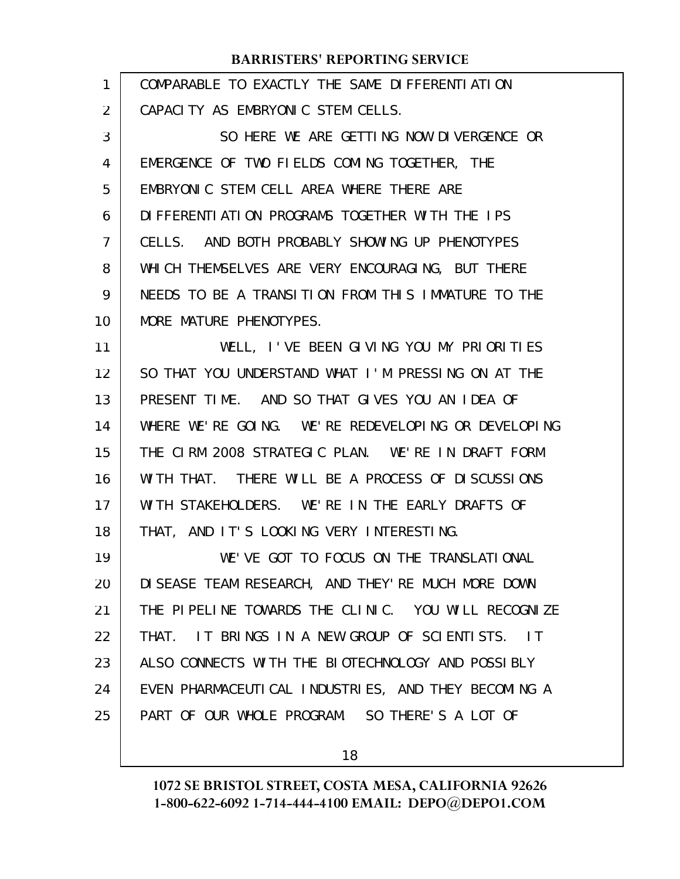COMPARABLE TO EXACTLY THE SAME DIFFERENTIATION CAPACITY AS EMBRYONIC STEM CELLS.

SO HERE WE ARE GETTING NOW DIVERGENCE OR EMERGENCE OF TWO FIELDS COMING TOGETHER, THE EMBRYONIC STEM CELL AREA WHERE THERE ARE DIFFERENTIATION PROGRAMS TOGETHER WITH THE IPS CELLS. AND BOTH PROBABLY SHOWING UP PHENOTYPES WHICH THEMSELVES ARE VERY ENCOURAGING, BUT THERE NEEDS TO BE A TRANSITION FROM THIS IMMATURE TO THE MORE MATURE PHENOTYPES.

WELL, I'VE BEEN GIVING YOU MY PRIORITIES SO THAT YOU UNDERSTAND WHAT I'M PRESSING ON AT THE PRESENT TIME. AND SO THAT GIVES YOU AN IDEA OF WHERE WE'RE GOING. WE'RE REDEVELOPING OR DEVELOPING THE CIRM 2008 STRATEGIC PLAN. WE'RE IN DRAFT FORM WITH THAT. THERE WILL BE A PROCESS OF DISCUSSIONS WITH STAKEHOLDERS. WE'RE IN THE EARLY DRAFTS OF THAT, AND IT'S LOOKING VERY INTERESTING.

WE'VE GOT TO FOCUS ON THE TRANSLATIONAL DISEASE TEAM RESEARCH, AND THEY'RE MUCH MORE DOWN THE PIPELINE TOWARDS THE CLINIC. YOU WILL RECOGNIZE THAT. IT BRINGS IN A NEW GROUP OF SCIENTISTS. IT ALSO CONNECTS WITH THE BIOTECHNOLOGY AND POSSIBLY EVEN PHARMACEUTICAL INDUSTRIES, AND THEY BECOMING A PART OF OUR WHOLE PROGRAM. SO THERE'S A LOT OF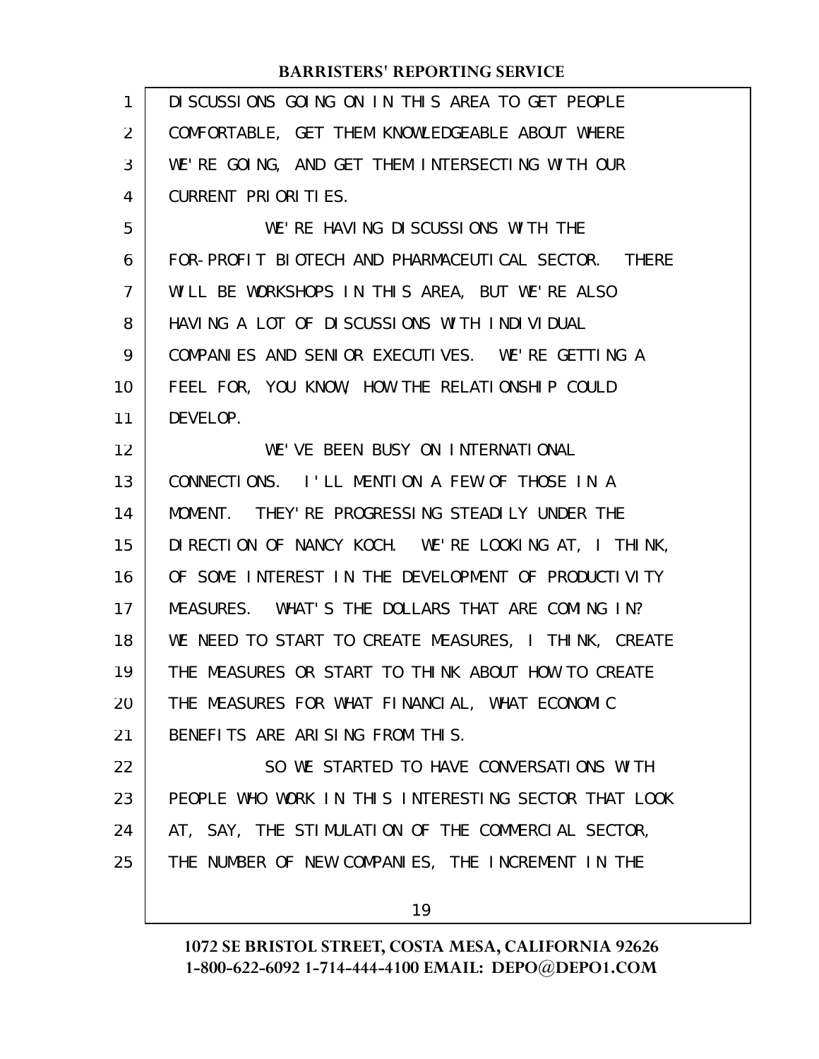DISCUSSIONS GOING ON IN THIS AREA TO GET PEOPLE COMFORTABLE, GET THEM KNOWLEDGEABLE ABOUT WHERE WE'RE GOING, AND GET THEM INTERSECTING WITH OUR CURRENT PRIORITIES.

WE'RE HAVING DISCUSSIONS WITH THE FOR-PROFIT BIOTECH AND PHARMACEUTICAL SECTOR. THERE WILL BE WORKSHOPS IN THIS AREA, BUT WE'RE ALSO HAVING A LOT OF DISCUSSIONS WITH INDIVIDUAL COMPANIES AND SENIOR EXECUTIVES. WE'RE GETTING A FEEL FOR, YOU KNOW, HOW THE RELATIONSHIP COULD DEVELOP.

WE'VE BEEN BUSY ON INTERNATIONAL CONNECTIONS. I'LL MENTION A FEW OF THOSE IN A MOMENT. THEY'RE PROGRESSING STEADILY UNDER THE DIRECTION OF NANCY KOCH. WE'RE LOOKING AT, I THINK, OF SOME INTEREST IN THE DEVELOPMENT OF PRODUCTIVITY MEASURES. WHAT'S THE DOLLARS THAT ARE COMING IN? WE NEED TO START TO CREATE MEASURES, I THINK, CREATE THE MEASURES OR START TO THINK ABOUT HOW TO CREATE THE MEASURES FOR WHAT FINANCIAL, WHAT ECONOMIC BENEFITS ARE ARISING FROM THIS.

SO WE STARTED TO HAVE CONVERSATIONS WITH PEOPLE WHO WORK IN THIS INTERESTING SECTOR THAT LOOK AT, SAY, THE STIMULATION OF THE COMMERCIAL SECTOR, THE NUMBER OF NEW COMPANIES, THE INCREMENT IN THE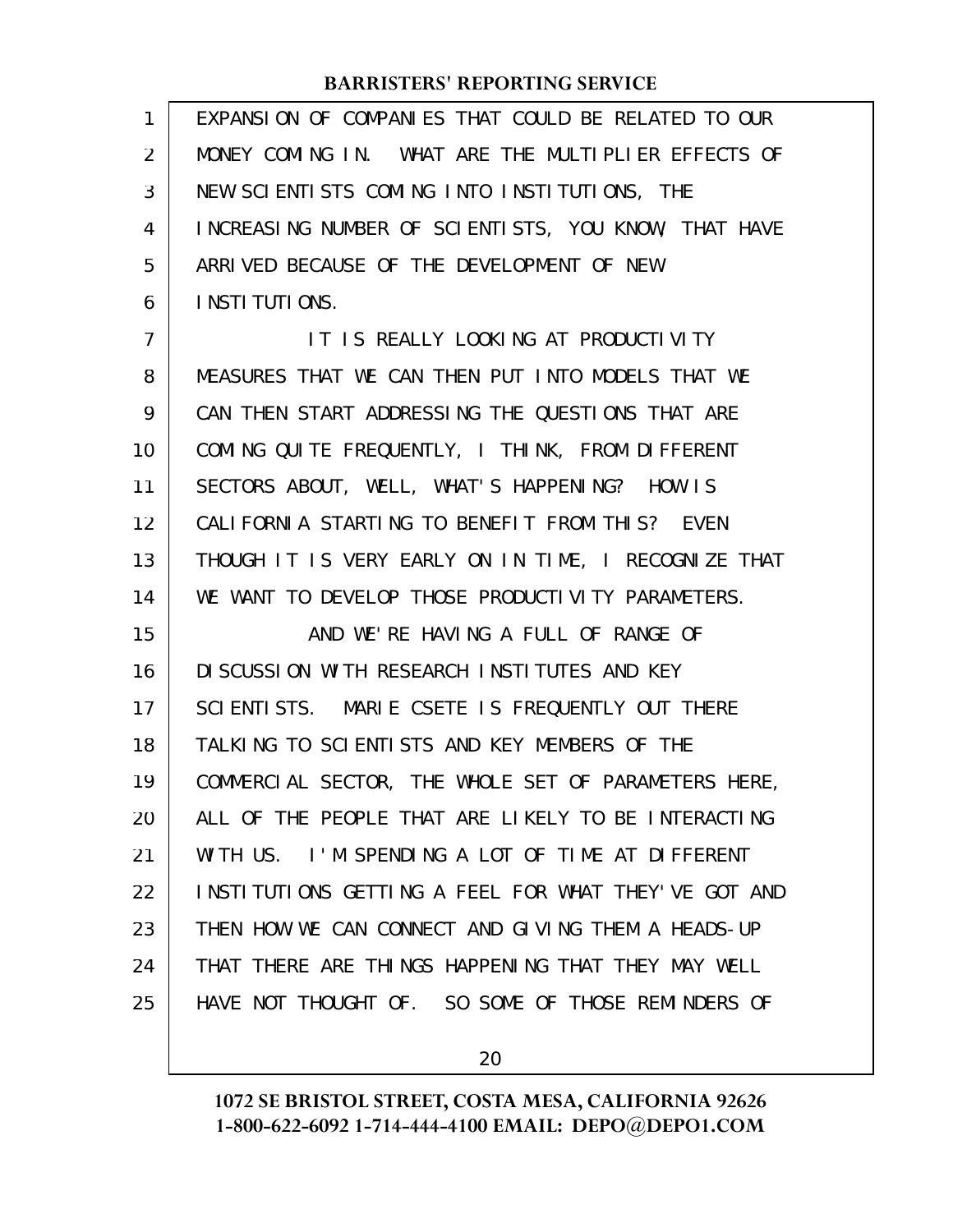EXPANSION OF COMPANIES THAT COULD BE RELATED TO OUR MONEY COMING IN. WHAT ARE THE MULTIPLIER EFFECTS OF NEW SCIENTISTS COMING INTO INSTITUTIONS, THE INCREASING NUMBER OF SCIENTISTS, YOU KNOW, THAT HAVE ARRIVED BECAUSE OF THE DEVELOPMENT OF NEW INSTITUTIONS.

IT IS REALLY LOOKING AT PRODUCTIVITY MEASURES THAT WE CAN THEN PUT INTO MODELS THAT WE CAN THEN START ADDRESSING THE QUESTIONS THAT ARE COMING QUITE FREQUENTLY, I THINK, FROM DIFFERENT SECTORS ABOUT, WELL, WHAT'S HAPPENING? HOW IS CALIFORNIA STARTING TO BENEFIT FROM THIS? EVEN THOUGH IT IS VERY EARLY ON IN TIME, I RECOGNIZE THAT WE WANT TO DEVELOP THOSE PRODUCTIVITY PARAMETERS.

AND WE'RE HAVING A FULL OF RANGE OF DISCUSSION WITH RESEARCH INSTITUTES AND KEY SCIENTISTS. MARIE CSETE IS FREQUENTLY OUT THERE TALKING TO SCIENTISTS AND KEY MEMBERS OF THE COMMERCIAL SECTOR, THE WHOLE SET OF PARAMETERS HERE, ALL OF THE PEOPLE THAT ARE LIKELY TO BE INTERACTING WITH US. I'M SPENDING A LOT OF TIME AT DIFFERENT INSTITUTIONS GETTING A FEEL FOR WHAT THEY'VE GOT AND THEN HOW WE CAN CONNECT AND GIVING THEM A HEADS-UP THAT THERE ARE THINGS HAPPENING THAT THEY MAY WELL HAVE NOT THOUGHT OF. SO SOME OF THOSE REMINDERS OF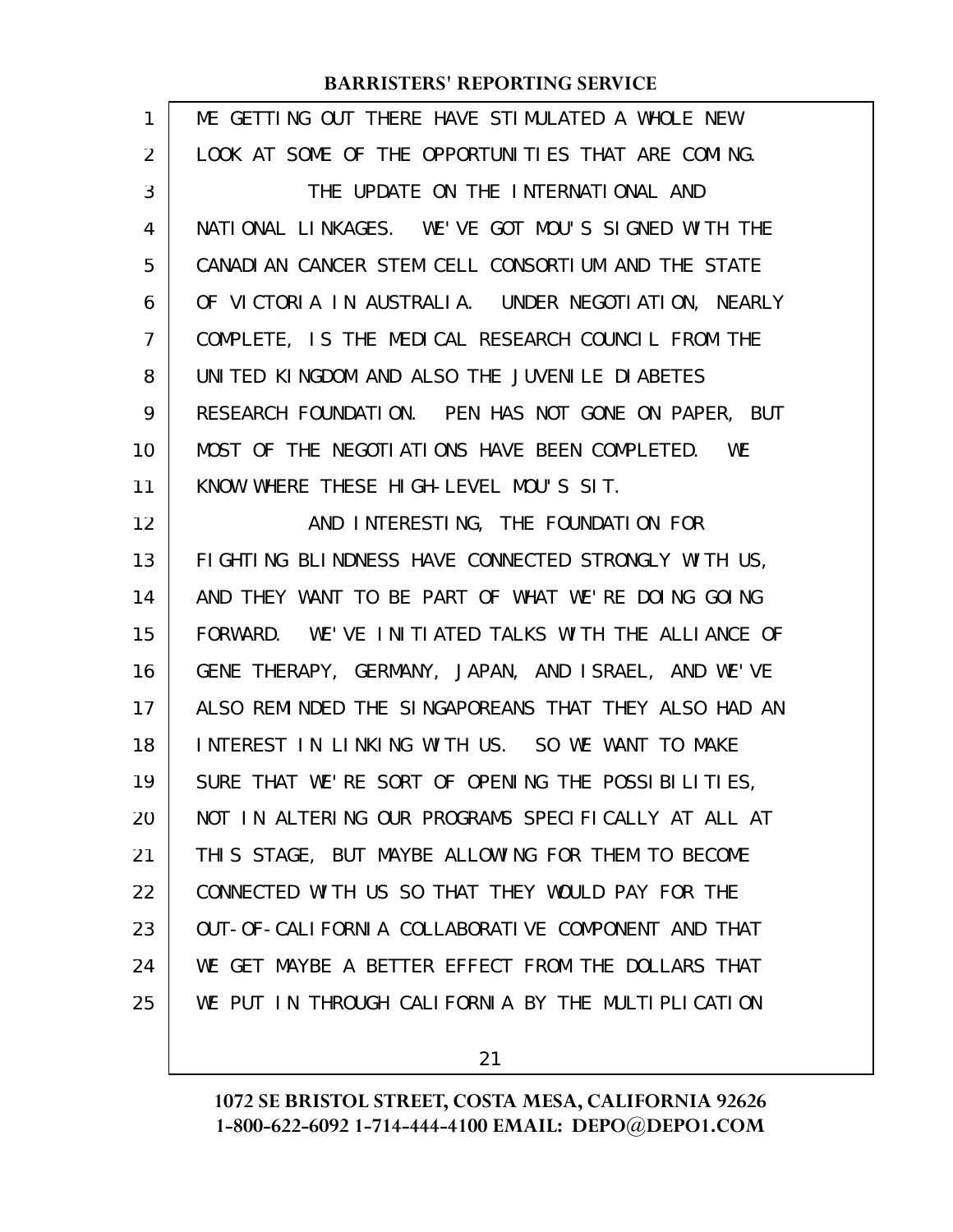ME GETTING OUT THERE HAVE STIMULATED A WHOLE NEW LOOK AT SOME OF THE OPPORTUNITIES THAT ARE COMING.

THE UPDATE ON THE INTERNATIONAL AND NATIONAL LINKAGES. WE'VE GOT MOU'S SIGNED WITH THE CANADIAN CANCER STEM CELL CONSORTIUM AND THE STATE OF VICTORIA IN AUSTRALIA. UNDER NEGOTIATION, NEARLY COMPLETE, IS THE MEDICAL RESEARCH COUNCIL FROM THE UNITED KINGDOM AND ALSO THE JUVENILE DIABETES RESEARCH FOUNDATION. PEN HAS NOT GONE ON PAPER, BUT MOST OF THE NEGOTIATIONS HAVE BEEN COMPLETED. WE KNOW WHERE THESE HIGH-LEVEL MOU'S SIT.

AND INTERESTING, THE FOUNDATION FOR FIGHTING BLINDNESS HAVE CONNECTED STRONGLY WITH US, AND THEY WANT TO BE PART OF WHAT WE'RE DOING GOING FORWARD. WE'VE INITIATED TALKS WITH THE ALLIANCE OF GENE THERAPY, GERMANY, JAPAN, AND ISRAEL, AND WE'VE ALSO REMINDED THE SINGAPOREANS THAT THEY ALSO HAD AN INTEREST IN LINKING WITH US. SO WE WANT TO MAKE SURE THAT WE'RE SORT OF OPENING THE POSSIBILITIES, NOT IN ALTERING OUR PROGRAMS SPECIFICALLY AT ALL AT THIS STAGE, BUT MAYBE ALLOWING FOR THEM TO BECOME CONNECTED WITH US SO THAT THEY WOULD PAY FOR THE OUT-OF-CALIFORNIA COLLABORATIVE COMPONENT AND THAT WE GET MAYBE A BETTER EFFECT FROM THE DOLLARS THAT WE PUT IN THROUGH CALIFORNIA BY THE MULTIPLICATION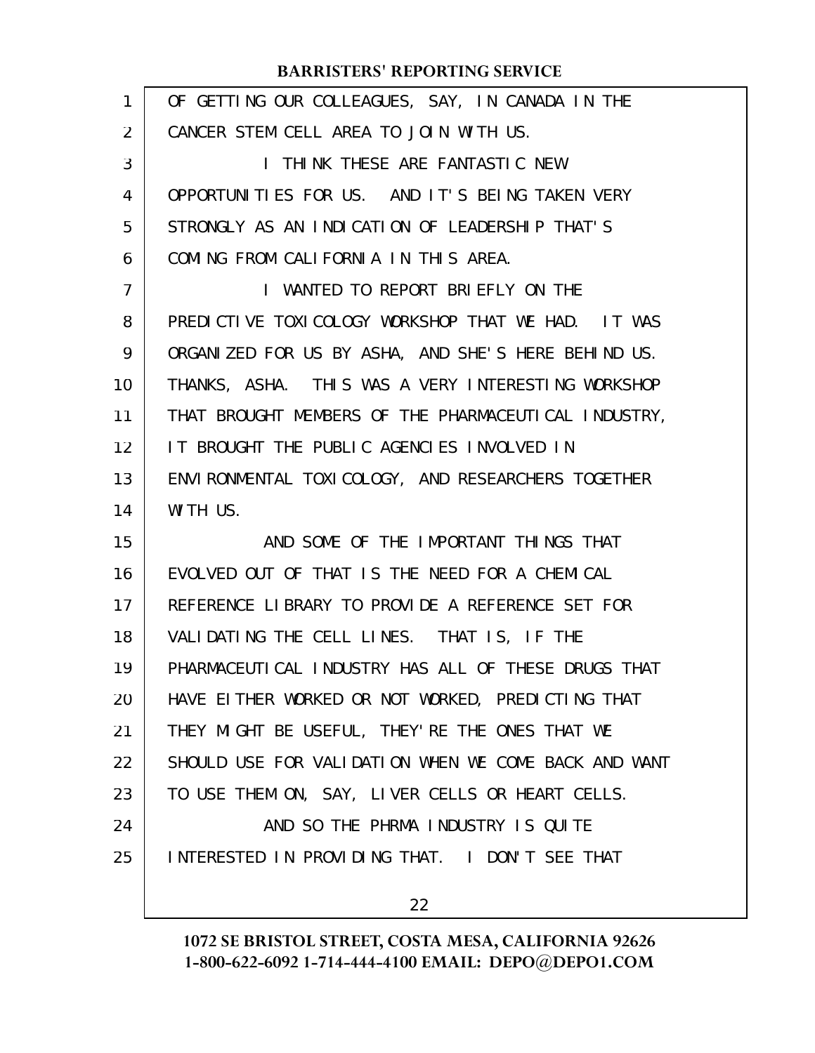OF GETTING OUR COLLEAGUES, SAY, IN CANADA IN THE CANCER STEM CELL AREA TO JOIN WITH US.

I THINK THESE ARE FANTASTIC NEW OPPORTUNITIES FOR US. AND IT'S BEING TAKEN VERY STRONGLY AS AN INDICATION OF LEADERSHIP THAT'S COMING FROM CALIFORNIA IN THIS AREA.

I WANTED TO REPORT BRIEFLY ON THE PREDICTIVE TOXICOLOGY WORKSHOP THAT WE HAD. IT WAS ORGANIZED FOR US BY ASHA, AND SHE'S HERE BEHIND US. THANKS, ASHA. THIS WAS A VERY INTERESTING WORKSHOP THAT BROUGHT MEMBERS OF THE PHARMACEUTICAL INDUSTRY, IT BROUGHT THE PUBLIC AGENCIES INVOLVED IN ENVIRONMENTAL TOXICOLOGY, AND RESEARCHERS TOGETHER WITH US.

AND SOME OF THE IMPORTANT THINGS THAT EVOLVED OUT OF THAT IS THE NEED FOR A CHEMICAL REFERENCE LIBRARY TO PROVIDE A REFERENCE SET FOR VALIDATING THE CELL LINES. THAT IS, IF THE PHARMACEUTICAL INDUSTRY HAS ALL OF THESE DRUGS THAT HAVE EITHER WORKED OR NOT WORKED, PREDICTING THAT THEY MIGHT BE USEFUL, THEY'RE THE ONES THAT WE SHOULD USE FOR VALIDATION WHEN WE COME BACK AND WANT TO USE THEM ON, SAY, LIVER CELLS OR HEART CELLS.

AND SO THE PHRMA INDUSTRY IS QUITE INTERESTED IN PROVIDING THAT. I DON'T SEE THAT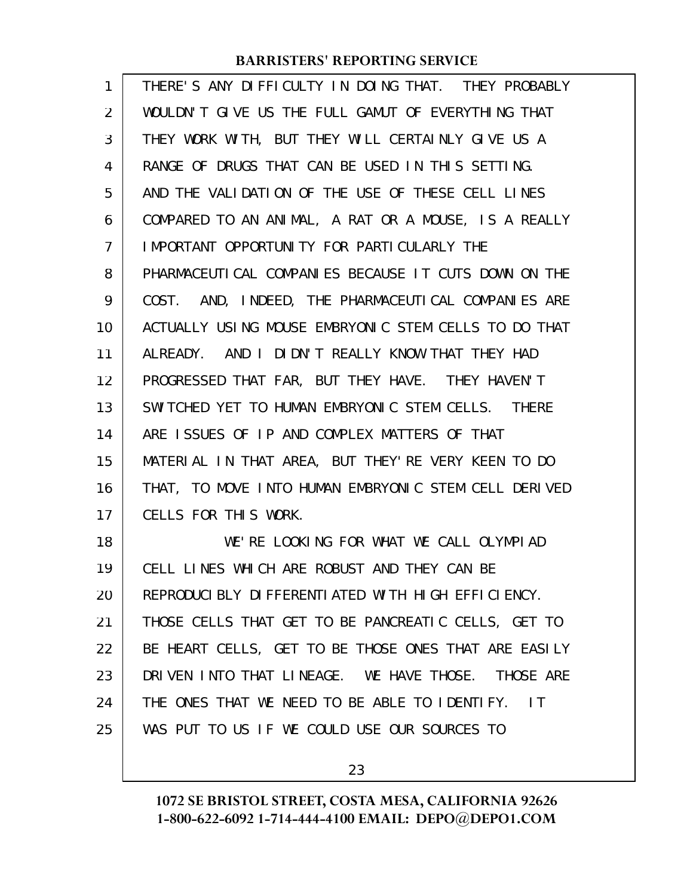THERE'S ANY DIFFICULTY IN DOING THAT. THEY PROBABLY WOULDN'T GIVE US THE FULL GAMUT OF EVERYTHING THAT THEY WORK WITH, BUT THEY WILL CERTAINLY GIVE US A RANGE OF DRUGS THAT CAN BE USED IN THIS SETTING. AND THE VALIDATION OF THE USE OF THESE CELL LINES COMPARED TO AN ANIMAL, A RAT OR A MOUSE, IS A REALLY IMPORTANT OPPORTUNITY FOR PARTICULARLY THE PHARMACEUTICAL COMPANIES BECAUSE IT CUTS DOWN ON THE COST. AND, INDEED, THE PHARMACEUTICAL COMPANIES ARE ACTUALLY USING MOUSE EMBRYONIC STEM CELLS TO DO THAT ALREADY. AND I DIDN'T REALLY KNOW THAT THEY HAD PROGRESSED THAT FAR, BUT THEY HAVE. THEY HAVEN'T SWITCHED YET TO HUMAN EMBRYONIC STEM CELLS. THERE ARE ISSUES OF IP AND COMPLEX MATTERS OF THAT MATERIAL IN THAT AREA, BUT THEY'RE VERY KEEN TO DO THAT, TO MOVE INTO HUMAN EMBRYONIC STEM CELL DERIVED CELLS FOR THIS WORK.

WE'RE LOOKING FOR WHAT WE CALL OLYMPIAD CELL LINES WHICH ARE ROBUST AND THEY CAN BE REPRODUCIBLY DIFFERENTIATED WITH HIGH EFFICIENCY. THOSE CELLS THAT GET TO BE PANCREATIC CELLS, GET TO BE HEART CELLS, GET TO BE THOSE ONES THAT ARE EASILY DRIVEN INTO THAT LINEAGE. WE HAVE THOSE. THOSE ARE THE ONES THAT WE NEED TO BE ABLE TO IDENTIFY. IT WAS PUT TO US IF WE COULD USE OUR SOURCES TO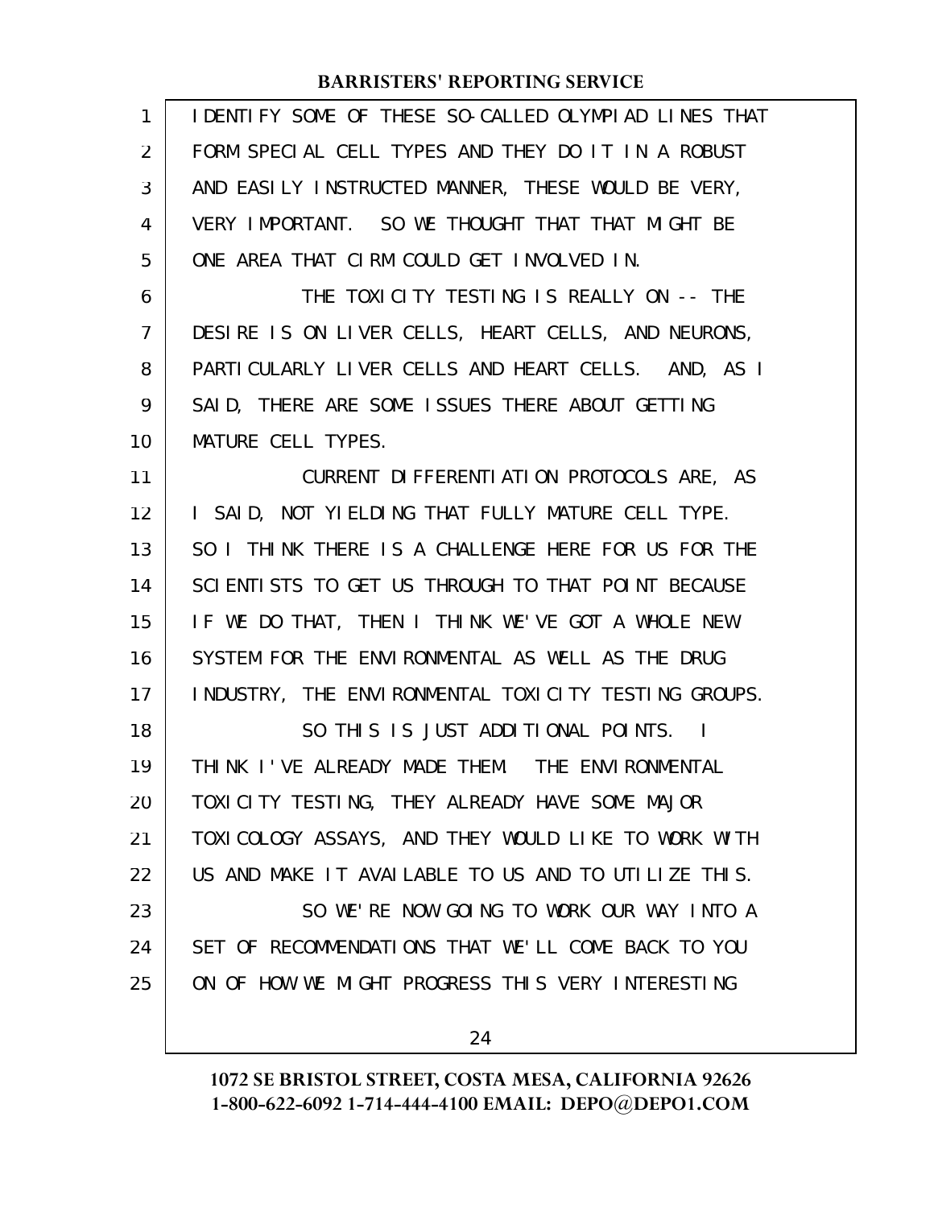IDENTIFY SOME OF THESE SO-CALLED OLYMPIAD LINES THAT FORM SPECIAL CELL TYPES AND THEY DO IT IN A ROBUST AND EASILY INSTRUCTED MANNER, THESE WOULD BE VERY, VERY IMPORTANT. SO WE THOUGHT THAT THAT MIGHT BE ONE AREA THAT CIRM COULD GET INVOLVED IN.

THE TOXICITY TESTING IS REALLY ON -- THE DESIRE IS ON LIVER CELLS, HEART CELLS, AND NEURONS, PARTICULARLY LIVER CELLS AND HEART CELLS. AND, AS I SAID, THERE ARE SOME ISSUES THERE ABOUT GETTING MATURE CELL TYPES.

CURRENT DIFFERENTIATION PROTOCOLS ARE, AS I SAID, NOT YIELDING THAT FULLY MATURE CELL TYPE. SO I THINK THERE IS A CHALLENGE HERE FOR US FOR THE SCIENTISTS TO GET US THROUGH TO THAT POINT BECAUSE IF WE DO THAT, THEN I THINK WE'VE GOT A WHOLE NEW SYSTEM FOR THE ENVIRONMENTAL AS WELL AS THE DRUG INDUSTRY, THE ENVIRONMENTAL TOXICITY TESTING GROUPS.

SO THIS IS JUST ADDITIONAL POINTS. I THINK I'VE ALREADY MADE THEM. THE ENVIRONMENTAL TOXICITY TESTING, THEY ALREADY HAVE SOME MAJOR TOXICOLOGY ASSAYS, AND THEY WOULD LIKE TO WORK WITH US AND MAKE IT AVAILABLE TO US AND TO UTILIZE THIS.

SO WE'RE NOW GOING TO WORK OUR WAY INTO A SET OF RECOMMENDATIONS THAT WE'LL COME BACK TO YOU ON OF HOW WE MIGHT PROGRESS THIS VERY INTERESTING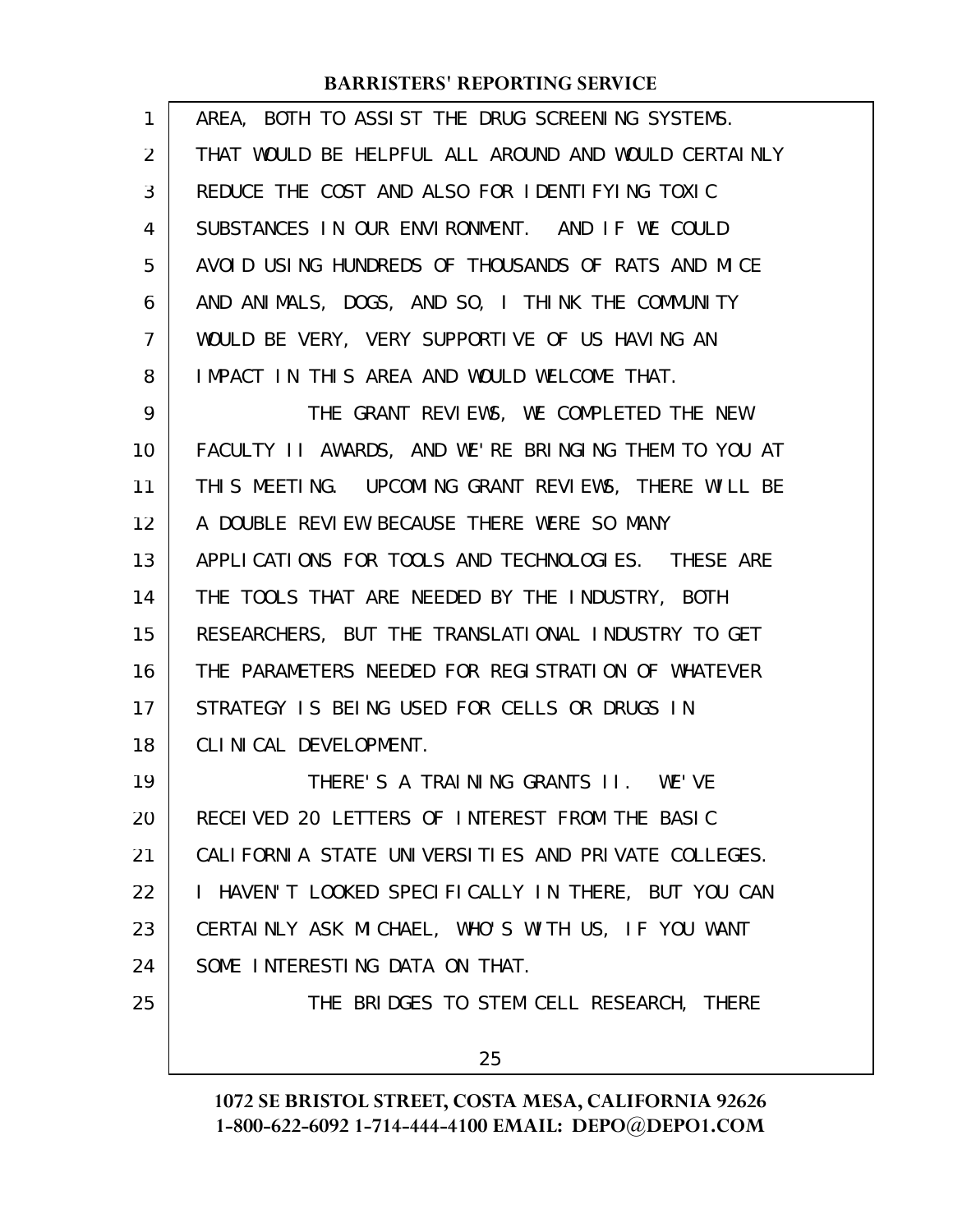AREA, BOTH TO ASSIST THE DRUG SCREENING SYSTEMS. THAT WOULD BE HELPFUL ALL AROUND AND WOULD CERTAINLY REDUCE THE COST AND ALSO FOR IDENTIFYING TOXIC SUBSTANCES IN OUR ENVIRONMENT. AND IF WE COULD AVOID USING HUNDREDS OF THOUSANDS OF RATS AND MICE AND ANIMALS, DOGS, AND SO, I THINK THE COMMUNITY WOULD BE VERY, VERY SUPPORTIVE OF US HAVING AN IMPACT IN THIS AREA AND WOULD WELCOME THAT.

THE GRANT REVIEWS, WE COMPLETED THE NEW FACULTY II AWARDS, AND WE'RE BRINGING THEM TO YOU AT THIS MEETING. UPCOMING GRANT REVIEWS, THERE WILL BE A DOUBLE REVIEW BECAUSE THERE WERE SO MANY APPLICATIONS FOR TOOLS AND TECHNOLOGIES. THESE ARE THE TOOLS THAT ARE NEEDED BY THE INDUSTRY, BOTH RESEARCHERS, BUT THE TRANSLATIONAL INDUSTRY TO GET THE PARAMETERS NEEDED FOR REGISTRATION OF WHATEVER STRATEGY IS BEING USED FOR CELLS OR DRUGS IN CLINICAL DEVELOPMENT.

THERE'S A TRAINING GRANTS II. WE'VE RECEIVED 20 LETTERS OF INTEREST FROM THE BASIC CALIFORNIA STATE UNIVERSITIES AND PRIVATE COLLEGES. I HAVEN'T LOOKED SPECIFICALLY IN THERE, BUT YOU CAN CERTAINLY ASK MICHAEL, WHO'S WITH US, IF YOU WANT SOME INTERESTING DATA ON THAT.

THE BRIDGES TO STEM CELL RESEARCH, THERE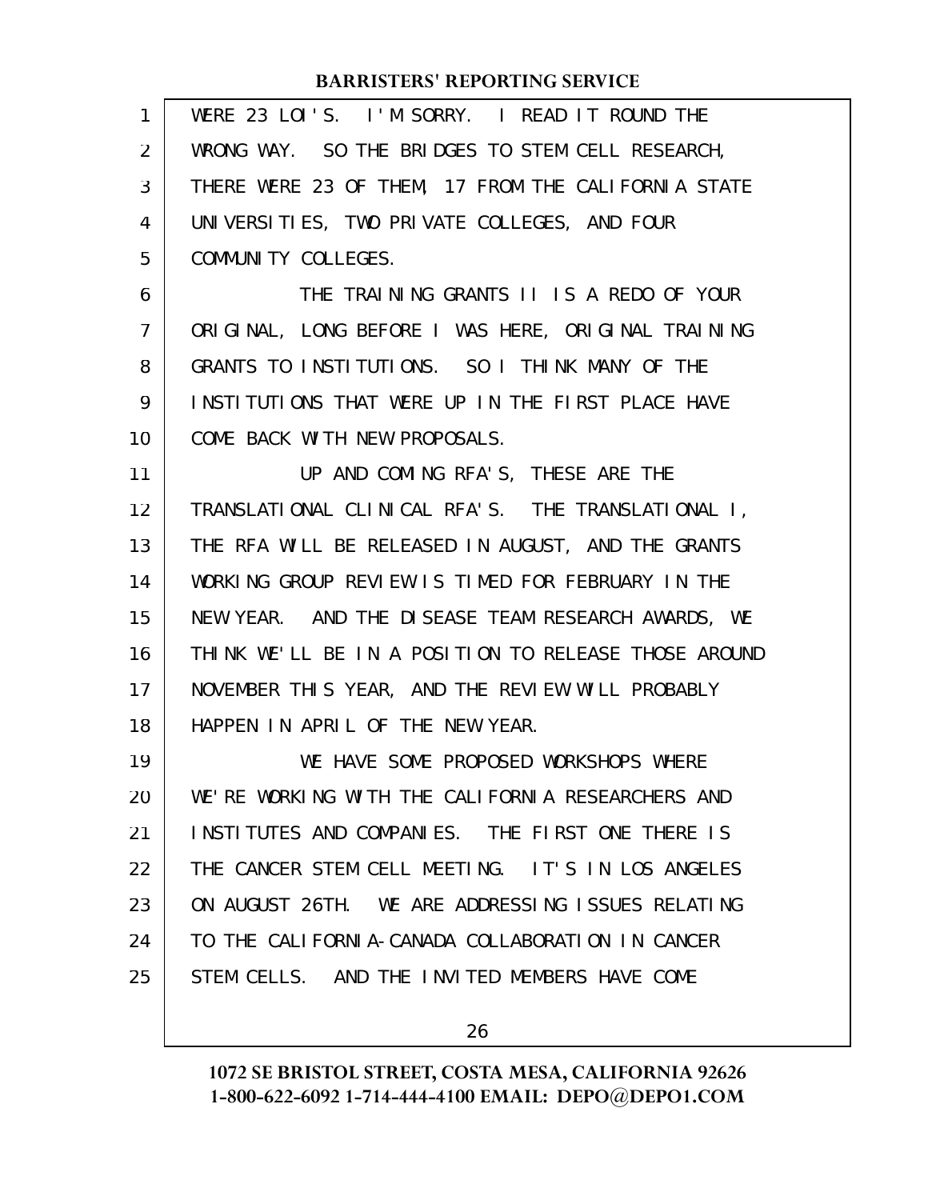WERE 23 LOI'S. I'M SORRY. I READ IT ROUND THE WRONG WAY. SO THE BRIDGES TO STEM CELL RESEARCH, THERE WERE 23 OF THEM, 17 FROM THE CALIFORNIA STATE UNIVERSITIES, TWO PRIVATE COLLEGES, AND FOUR COMMUNITY COLLEGES.

THE TRAINING GRANTS II IS A REDO OF YOUR ORIGINAL, LONG BEFORE I WAS HERE, ORIGINAL TRAINING GRANTS TO INSTITUTIONS. SO I THINK MANY OF THE INSTITUTIONS THAT WERE UP IN THE FIRST PLACE HAVE COME BACK WITH NEW PROPOSALS.

UP AND COMING RFA'S, THESE ARE THE TRANSLATIONAL CLINICAL RFA'S. THE TRANSLATIONAL I, THE RFA WILL BE RELEASED IN AUGUST, AND THE GRANTS WORKING GROUP REVIEW IS TIMED FOR FEBRUARY IN THE NEW YEAR. AND THE DISEASE TEAM RESEARCH AWARDS, WE THINK WE'LL BE IN A POSITION TO RELEASE THOSE AROUND NOVEMBER THIS YEAR, AND THE REVIEW WILL PROBABLY HAPPEN IN APRIL OF THE NEW YEAR.

WE HAVE SOME PROPOSED WORKSHOPS WHERE WE'RE WORKING WITH THE CALIFORNIA RESEARCHERS AND INSTITUTES AND COMPANIES. THE FIRST ONE THERE IS THE CANCER STEM CELL MEETING. IT'S IN LOS ANGELES ON AUGUST 26TH. WE ARE ADDRESSING ISSUES RELATING TO THE CALIFORNIA-CANADA COLLABORATION IN CANCER STEM CELLS. AND THE INVITED MEMBERS HAVE COME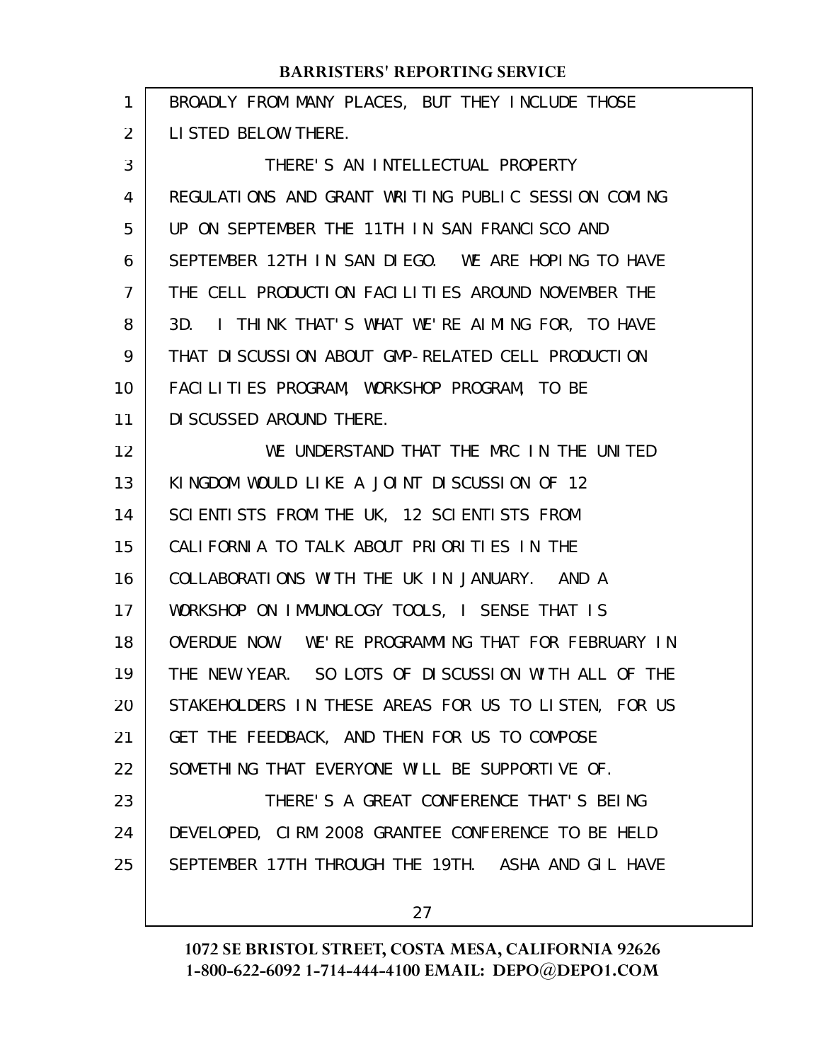BROADLY FROM MANY PLACES, BUT THEY INCLUDE THOSE LISTED BELOW THERE.

THERE'S AN INTELLECTUAL PROPERTY REGULATIONS AND GRANT WRITING PUBLIC SESSION COMING UP ON SEPTEMBER THE 11TH IN SAN FRANCISCO AND SEPTEMBER 12TH IN SAN DIEGO. WE ARE HOPING TO HAVE THE CELL PRODUCTION FACILITIES AROUND NOVEMBER THE 3D. I THINK THAT'S WHAT WE'RE AIMING FOR, TO HAVE THAT DISCUSSION ABOUT GMP-RELATED CELL PRODUCTION FACILITIES PROGRAM, WORKSHOP PROGRAM, TO BE DISCUSSED AROUND THERE.

WE UNDERSTAND THAT THE MRC IN THE UNITED KINGDOM WOULD LIKE A JOINT DISCUSSION OF 12 SCIENTISTS FROM THE UK, 12 SCIENTISTS FROM CALIFORNIA TO TALK ABOUT PRIORITIES IN THE COLLABORATIONS WITH THE UK IN JANUARY. AND A WORKSHOP ON IMMUNOLOGY TOOLS, I SENSE THAT IS OVERDUE NOW. WE'RE PROGRAMMING THAT FOR FEBRUARY IN THE NEW YEAR. SO LOTS OF DISCUSSION WITH ALL OF THE STAKEHOLDERS IN THESE AREAS FOR US TO LISTEN, FOR US GET THE FEEDBACK, AND THEN FOR US TO COMPOSE SOMETHING THAT EVERYONE WILL BE SUPPORTIVE OF.

THERE'S A GREAT CONFERENCE THAT'S BEING DEVELOPED, CIRM 2008 GRANTEE CONFERENCE TO BE HELD SEPTEMBER 17TH THROUGH THE 19TH. ASHA AND GIL HAVE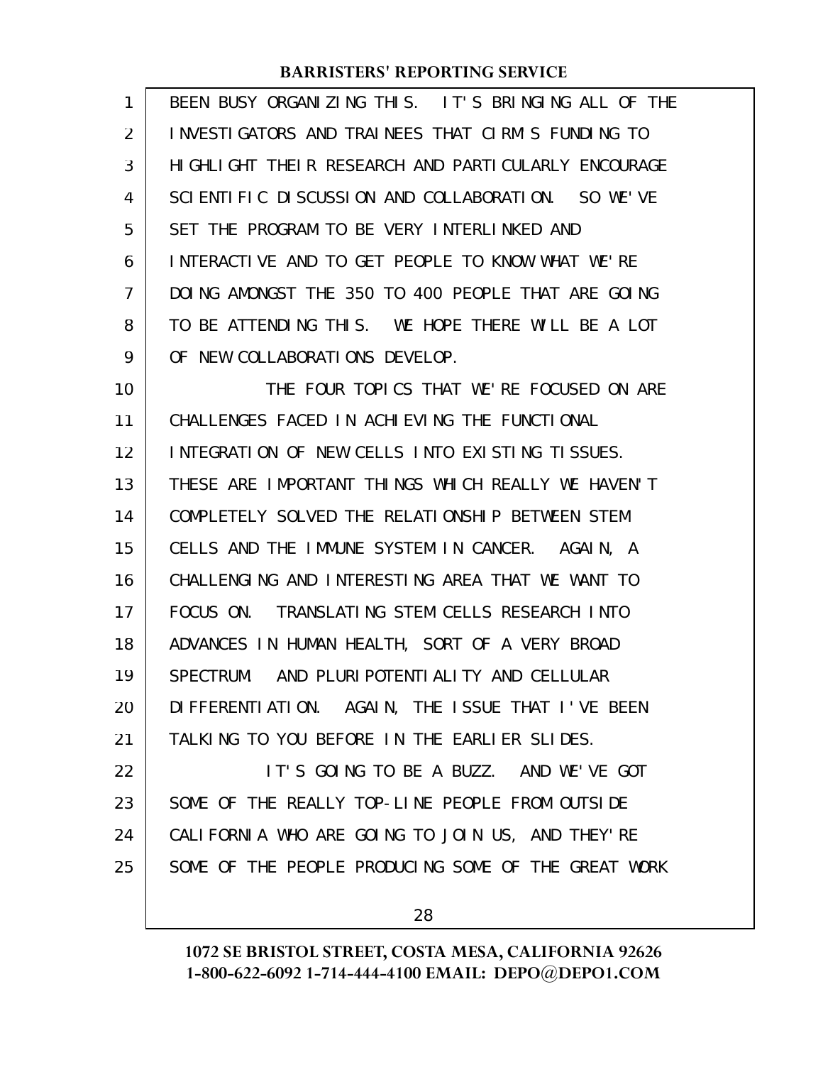BEEN BUSY ORGANIZING THIS. IT'S BRINGING ALL OF THE INVESTIGATORS AND TRAINEES THAT CIRM'S FUNDING TO HIGHLIGHT THEIR RESEARCH AND PARTICULARLY ENCOURAGE SCIENTIFIC DISCUSSION AND COLLABORATION. SO WE'VE SET THE PROGRAM TO BE VERY INTERLINKED AND INTERACTIVE AND TO GET PEOPLE TO KNOW WHAT WE'RE DOING AMONGST THE 350 TO 400 PEOPLE THAT ARE GOING TO BE ATTENDING THIS. WE HOPE THERE WILL BE A LOT OF NEW COLLABORATIONS DEVELOP.

THE FOUR TOPICS THAT WE'RE FOCUSED ON ARE CHALLENGES FACED IN ACHIEVING THE FUNCTIONAL INTEGRATION OF NEW CELLS INTO EXISTING TISSUES. THESE ARE IMPORTANT THINGS WHICH REALLY WE HAVEN'T COMPLETELY SOLVED THE RELATIONSHIP BETWEEN STEM CELLS AND THE IMMUNE SYSTEM IN CANCER. AGAIN, A CHALLENGING AND INTERESTING AREA THAT WE WANT TO FOCUS ON. TRANSLATING STEM CELLS RESEARCH INTO ADVANCES IN HUMAN HEALTH, SORT OF A VERY BROAD SPECTRUM. AND PLURIPOTENTIALITY AND CELLULAR DIFFERENTIATION. AGAIN, THE ISSUE THAT I'VE BEEN TALKING TO YOU BEFORE IN THE EARLIER SLIDES.

IT'S GOING TO BE A BUZZ. AND WE'VE GOT SOME OF THE REALLY TOP-LINE PEOPLE FROM OUTSIDE CALIFORNIA WHO ARE GOING TO JOIN US, AND THEY'RE SOME OF THE PEOPLE PRODUCING SOME OF THE GREAT WORK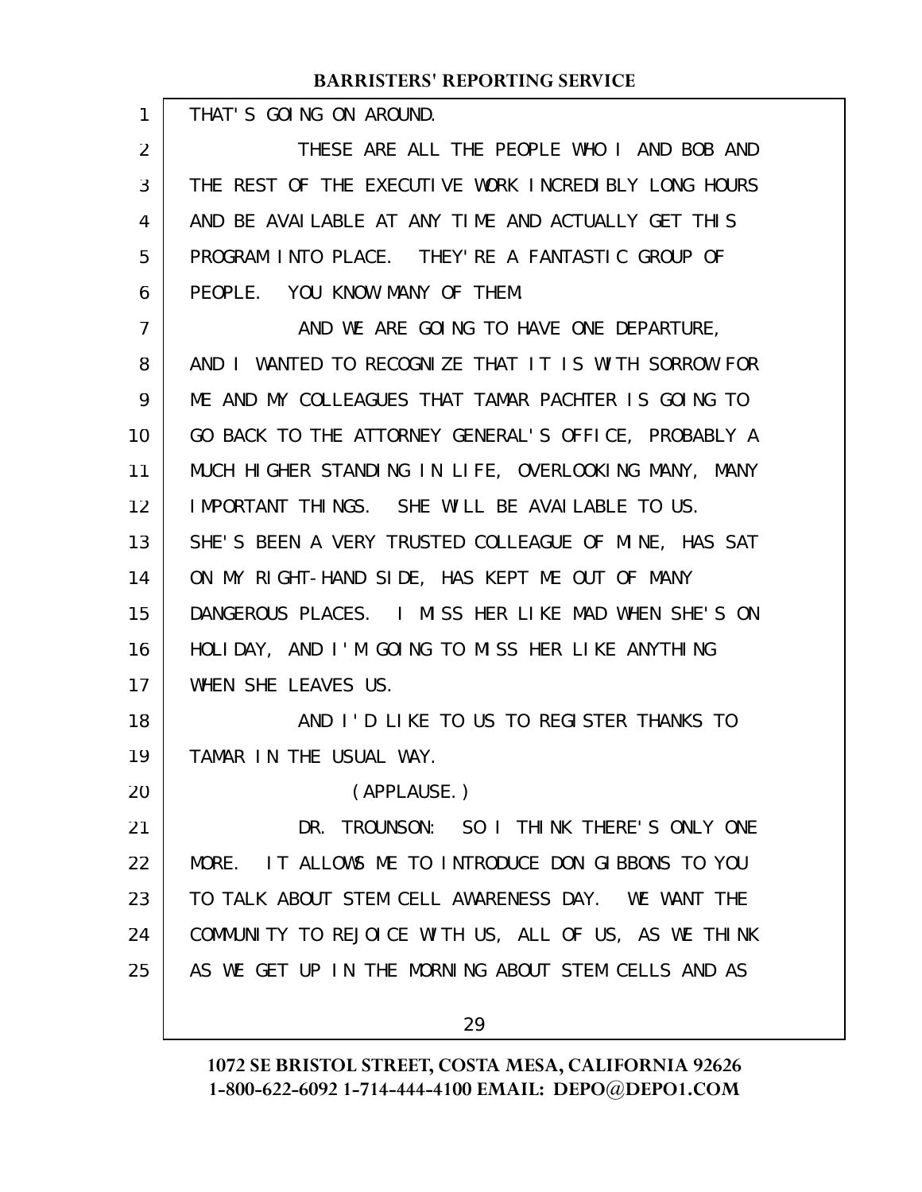THAT'S GOING ON AROUND.

THESE ARE ALL THE PEOPLE WHO I AND BOB AND THE REST OF THE EXECUTIVE WORK INCREDIBLY LONG HOURS AND BE AVAILABLE AT ANY TIME AND ACTUALLY GET THIS PROGRAM INTO PLACE. THEY'RE A FANTASTIC GROUP OF PEOPLE. YOU KNOW MANY OF THEM.

AND WE ARE GOING TO HAVE ONE DEPARTURE, AND I WANTED TO RECOGNIZE THAT IT IS WITH SORROW FOR ME AND MY COLLEAGUES THAT TAMAR PACHTER IS GOING TO GO BACK TO THE ATTORNEY GENERAL'S OFFICE, PROBABLY A MUCH HIGHER STANDING IN LIFE, OVERLOOKING MANY, MANY IMPORTANT THINGS. SHE WILL BE AVAILABLE TO US. SHE'S BEEN A VERY TRUSTED COLLEAGUE OF MINE, HAS SAT ON MY RIGHT-HAND SIDE, HAS KEPT ME OUT OF MANY DANGEROUS PLACES. I MISS HER LIKE MAD WHEN SHE'S ON HOLIDAY, AND I'M GOING TO MISS HER LIKE ANYTHING WHEN SHE LEAVES US.

AND I'D LIKE TO US TO REGISTER THANKS TO TAMAR IN THE USUAL WAY.

(APPLAUSE.)

DR. TROUNSON: SO I THINK THERE'S ONLY ONE MORE. IT ALLOWS ME TO INTRODUCE DON GIBBONS TO YOU TO TALK ABOUT STEM CELL AWARENESS DAY. WE WANT THE COMMUNITY TO REJOICE WITH US, ALL OF US, AS WE THINK AS WE GET UP IN THE MORNING ABOUT STEM CELLS AND AS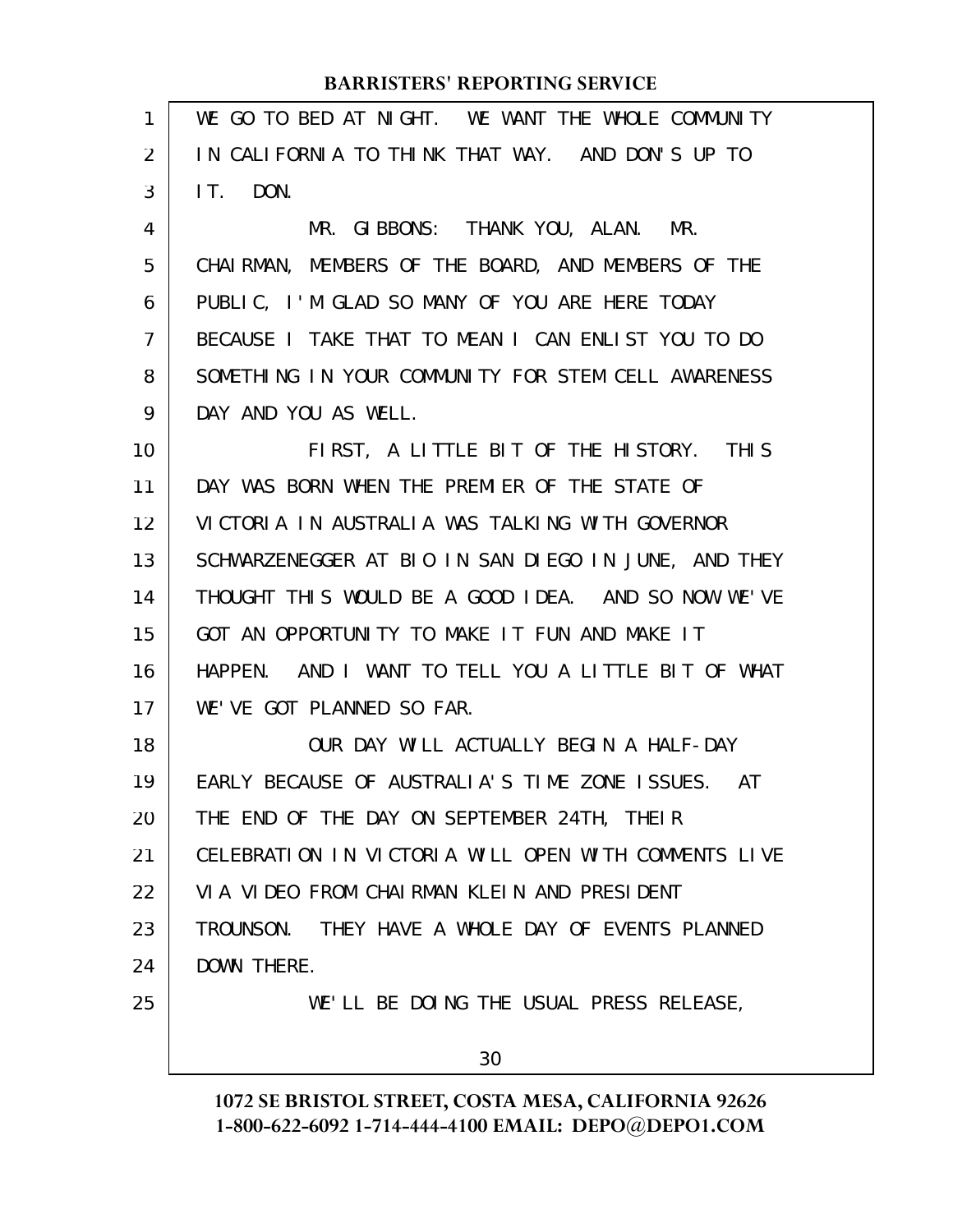WE GO TO BED AT NIGHT. WE WANT THE WHOLE COMMUNITY IN CALIFORNIA TO THINK THAT WAY. AND DON'S UP TO IT. DON.

MR. GIBBONS: THANK YOU, ALAN. MR. CHAIRMAN, MEMBERS OF THE BOARD, AND MEMBERS OF THE PUBLIC, I'M GLAD SO MANY OF YOU ARE HERE TODAY BECAUSE I TAKE THAT TO MEAN I CAN ENLIST YOU TO DO SOMETHING IN YOUR COMMUNITY FOR STEM CELL AWARENESS DAY AND YOU AS WELL.

FIRST, A LITTLE BIT OF THE HISTORY. THIS DAY WAS BORN WHEN THE PREMIER OF THE STATE OF VICTORIA IN AUSTRALIA WAS TALKING WITH GOVERNOR SCHWARZENEGGER AT BIO IN SAN DIEGO IN JUNE, AND THEY THOUGHT THIS WOULD BE A GOOD IDEA. AND SO NOW WE'VE GOT AN OPPORTUNITY TO MAKE IT FUN AND MAKE IT HAPPEN. AND I WANT TO TELL YOU A LITTLE BIT OF WHAT WE'VE GOT PLANNED SO FAR.

OUR DAY WILL ACTUALLY BEGIN A HALF-DAY EARLY BECAUSE OF AUSTRALIA'S TIME ZONE ISSUES. AT THE END OF THE DAY ON SEPTEMBER 24TH, THEIR CELEBRATION IN VICTORIA WILL OPEN WITH COMMENTS LIVE VIA VIDEO FROM CHAIRMAN KLEIN AND PRESIDENT TROUNSON. THEY HAVE A WHOLE DAY OF EVENTS PLANNED DOWN THERE.

WE'LL BE DOING THE USUAL PRESS RELEASE,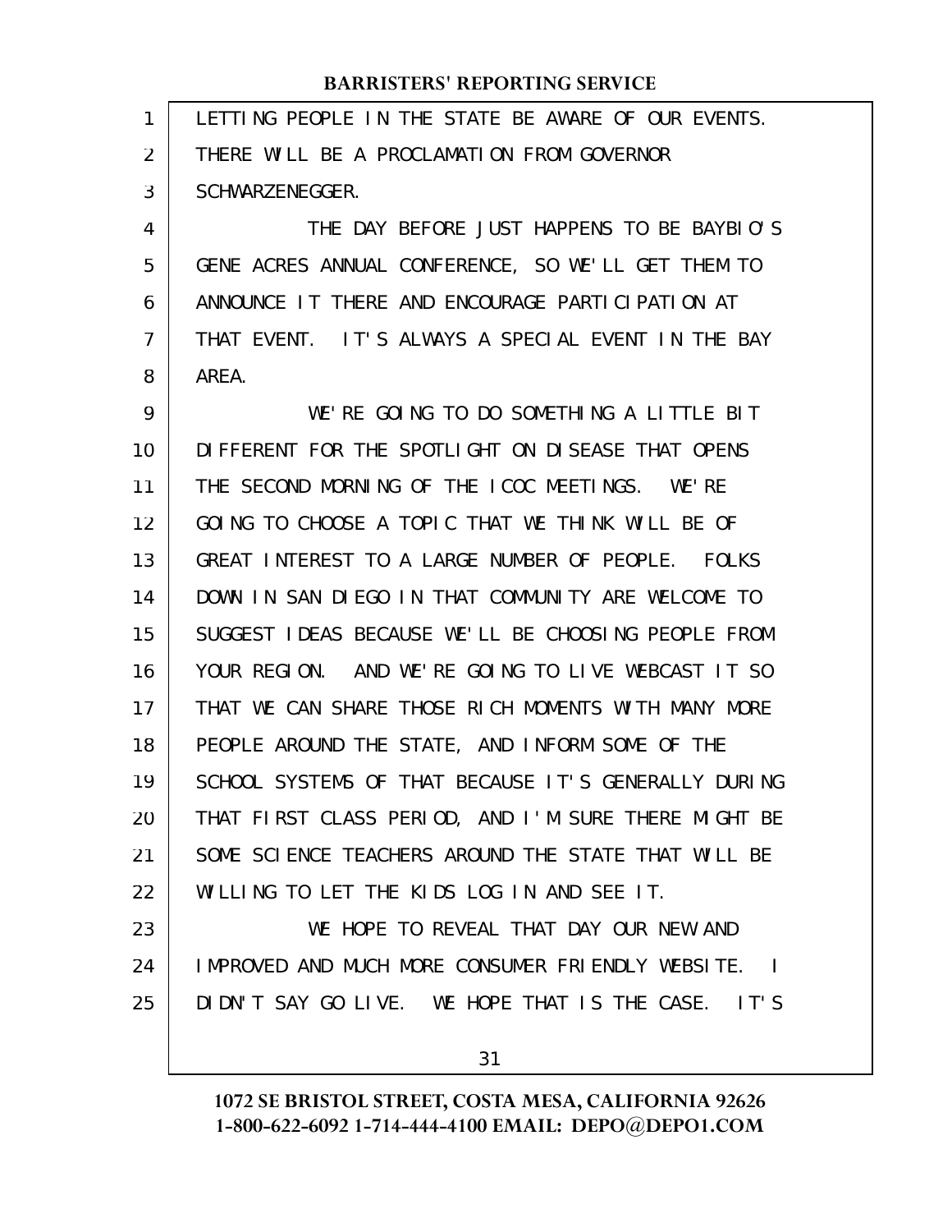LETTING PEOPLE IN THE STATE BE AWARE OF OUR EVENTS. THERE WILL BE A PROCLAMATION FROM GOVERNOR SCHWARZENEGGER.

THE DAY BEFORE JUST HAPPENS TO BE BAYBIO'S GENE ACRES ANNUAL CONFERENCE, SO WE'LL GET THEM TO ANNOUNCE IT THERE AND ENCOURAGE PARTICIPATION AT THAT EVENT. IT'S ALWAYS A SPECIAL EVENT IN THE BAY AREA.

WE'RE GOING TO DO SOMETHING A LITTLE BIT DIFFERENT FOR THE SPOTLIGHT ON DISEASE THAT OPENS THE SECOND MORNING OF THE ICOC MEETINGS. WE'RE GOING TO CHOOSE A TOPIC THAT WE THINK WILL BE OF GREAT INTEREST TO A LARGE NUMBER OF PEOPLE. FOLKS DOWN IN SAN DIEGO IN THAT COMMUNITY ARE WELCOME TO SUGGEST IDEAS BECAUSE WE'LL BE CHOOSING PEOPLE FROM YOUR REGION. AND WE'RE GOING TO LIVE WEBCAST IT SO THAT WE CAN SHARE THOSE RICH MOMENTS WITH MANY MORE PEOPLE AROUND THE STATE, AND INFORM SOME OF THE SCHOOL SYSTEMS OF THAT BECAUSE IT'S GENERALLY DURING THAT FIRST CLASS PERIOD, AND I'M SURE THERE MIGHT BE SOME SCIENCE TEACHERS AROUND THE STATE THAT WILL BE WILLING TO LET THE KIDS LOG IN AND SEE IT.

WE HOPE TO REVEAL THAT DAY OUR NEW AND IMPROVED AND MUCH MORE CONSUMER FRIENDLY WEBSITE. I DIDN'T SAY GO LIVE. WE HOPE THAT IS THE CASE. IT'S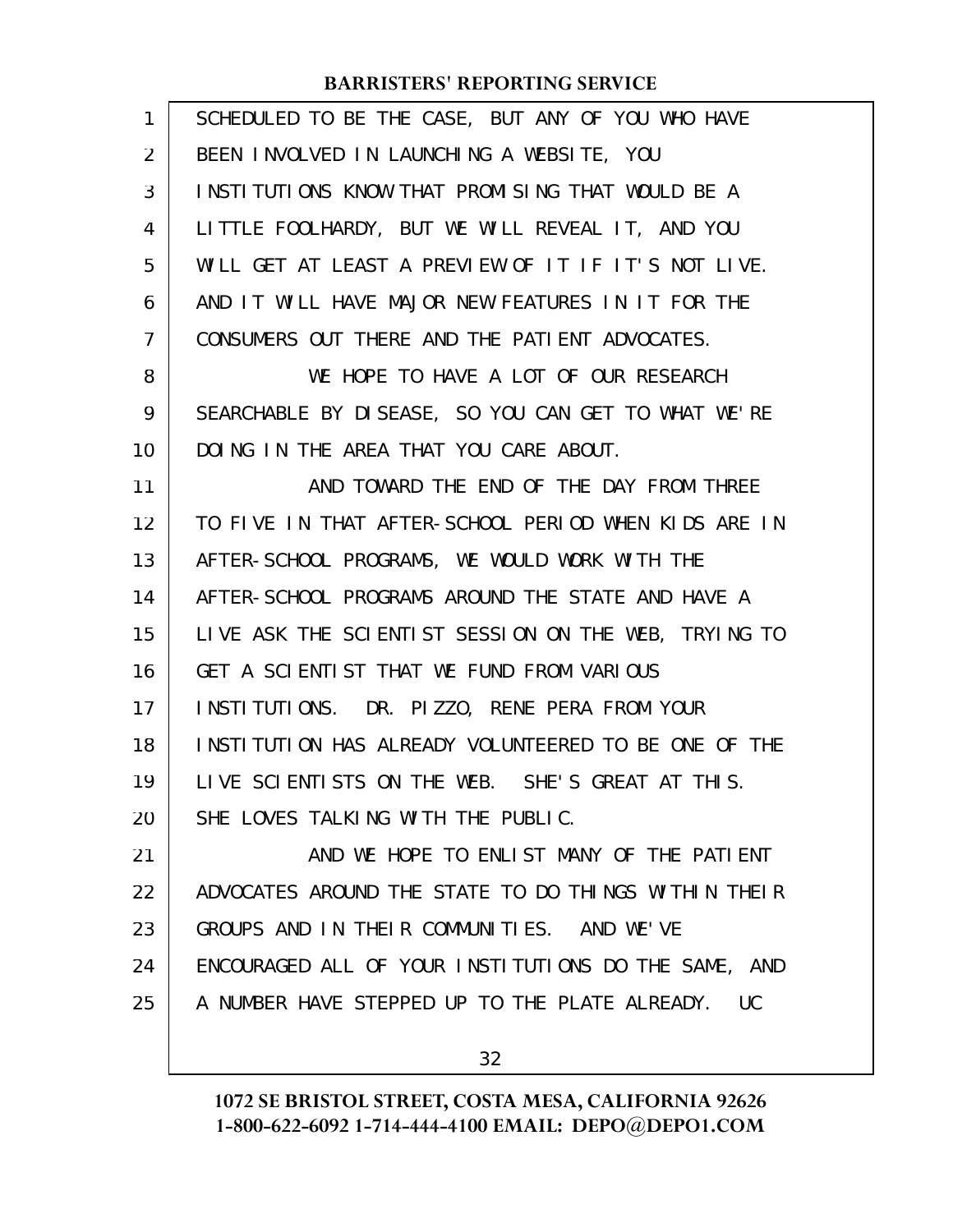SCHEDULED TO BE THE CASE, BUT ANY OF YOU WHO HAVE BEEN INVOLVED IN LAUNCHING A WEBSITE, YOU INSTITUTIONS KNOW THAT PROMISING THAT WOULD BE A LITTLE FOOLHARDY, BUT WE WILL REVEAL IT, AND YOU WILL GET AT LEAST A PREVIEW OF IT IF IT'S NOT LIVE. AND IT WILL HAVE MAJOR NEW FEATURES IN IT FOR THE CONSUMERS OUT THERE AND THE PATIENT ADVOCATES.

WE HOPE TO HAVE A LOT OF OUR RESEARCH SEARCHABLE BY DISEASE, SO YOU CAN GET TO WHAT WE'RE DOING IN THE AREA THAT YOU CARE ABOUT.

AND TOWARD THE END OF THE DAY FROM THREE TO FIVE IN THAT AFTER-SCHOOL PERIOD WHEN KIDS ARE IN AFTER-SCHOOL PROGRAMS, WE WOULD WORK WITH THE AFTER-SCHOOL PROGRAMS AROUND THE STATE AND HAVE A LIVE ASK THE SCIENTIST SESSION ON THE WEB, TRYING TO GET A SCIENTIST THAT WE FUND FROM VARIOUS INSTITUTIONS. DR. PIZZO, RENE PERA FROM YOUR INSTITUTION HAS ALREADY VOLUNTEERED TO BE ONE OF THE LIVE SCIENTISTS ON THE WEB. SHE'S GREAT AT THIS. SHE LOVES TALKING WITH THE PUBLIC.

AND WE HOPE TO ENLIST MANY OF THE PATIENT ADVOCATES AROUND THE STATE TO DO THINGS WITHIN THEIR GROUPS AND IN THEIR COMMUNITIES. AND WE'VE ENCOURAGED ALL OF YOUR INSTITUTIONS DO THE SAME, AND A NUMBER HAVE STEPPED UP TO THE PLATE ALREADY. UC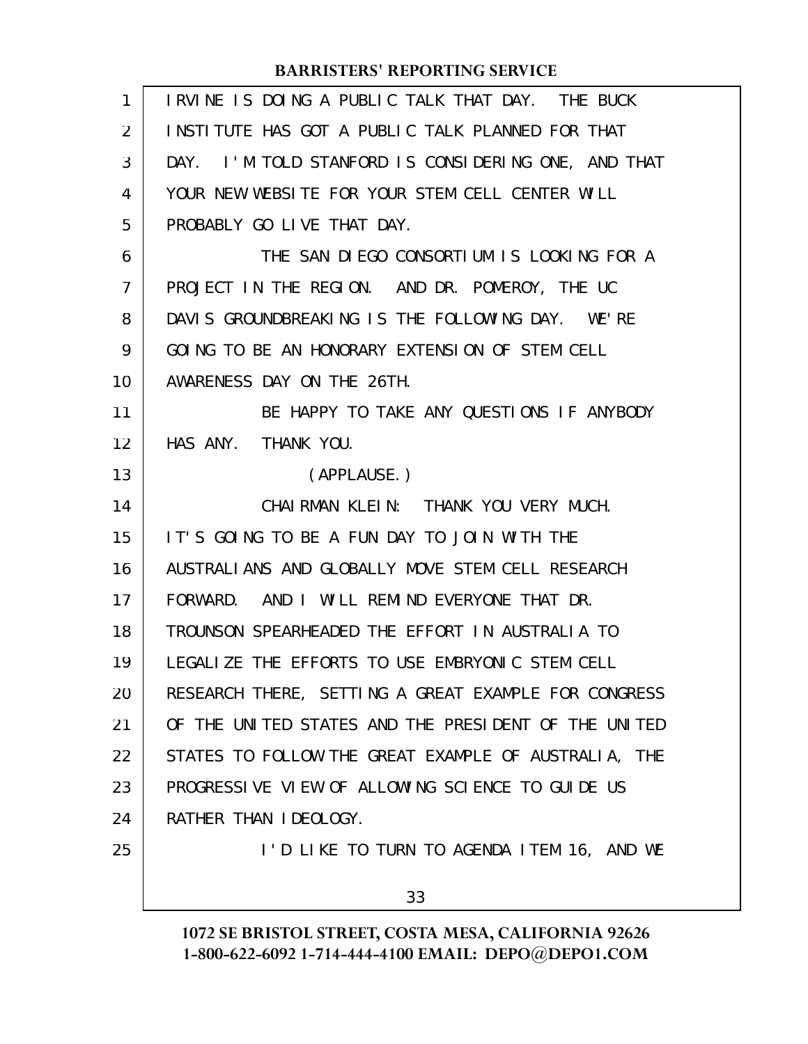IRVINE IS DOING A PUBLIC TALK THAT DAY. THE BUCK INSTITUTE HAS GOT A PUBLIC TALK PLANNED FOR THAT DAY. I'M TOLD STANFORD IS CONSIDERING ONE, AND THAT YOUR NEW WEBSITE FOR YOUR STEM CELL CENTER WILL PROBABLY GO LIVE THAT DAY.

THE SAN DIEGO CONSORTIUM IS LOOKING FOR A PROJECT IN THE REGION. AND DR. POMEROY, THE UC DAVIS GROUNDBREAKING IS THE FOLLOWING DAY. WE'RE GOING TO BE AN HONORARY EXTENSION OF STEM CELL AWARENESS DAY ON THE 26TH.

BE HAPPY TO TAKE ANY QUESTIONS IF ANYBODY HAS ANY. THANK YOU.

(APPLAUSE.)

CHAIRMAN KLEIN: THANK YOU VERY MUCH. IT'S GOING TO BE A FUN DAY TO JOIN WITH THE AUSTRALIANS AND GLOBALLY MOVE STEM CELL RESEARCH FORWARD. AND I WILL REMIND EVERYONE THAT DR. TROUNSON SPEARHEADED THE EFFORT IN AUSTRALIA TO LEGALIZE THE EFFORTS TO USE EMBRYONIC STEM CELL RESEARCH THERE, SETTING A GREAT EXAMPLE FOR CONGRESS OF THE UNITED STATES AND THE PRESIDENT OF THE UNITED STATES TO FOLLOW THE GREAT EXAMPLE OF AUSTRALIA, THE PROGRESSIVE VIEW OF ALLOWING SCIENCE TO GUIDE US RATHER THAN IDEOLOGY.

I'D LIKE TO TURN TO AGENDA ITEM 16, AND WE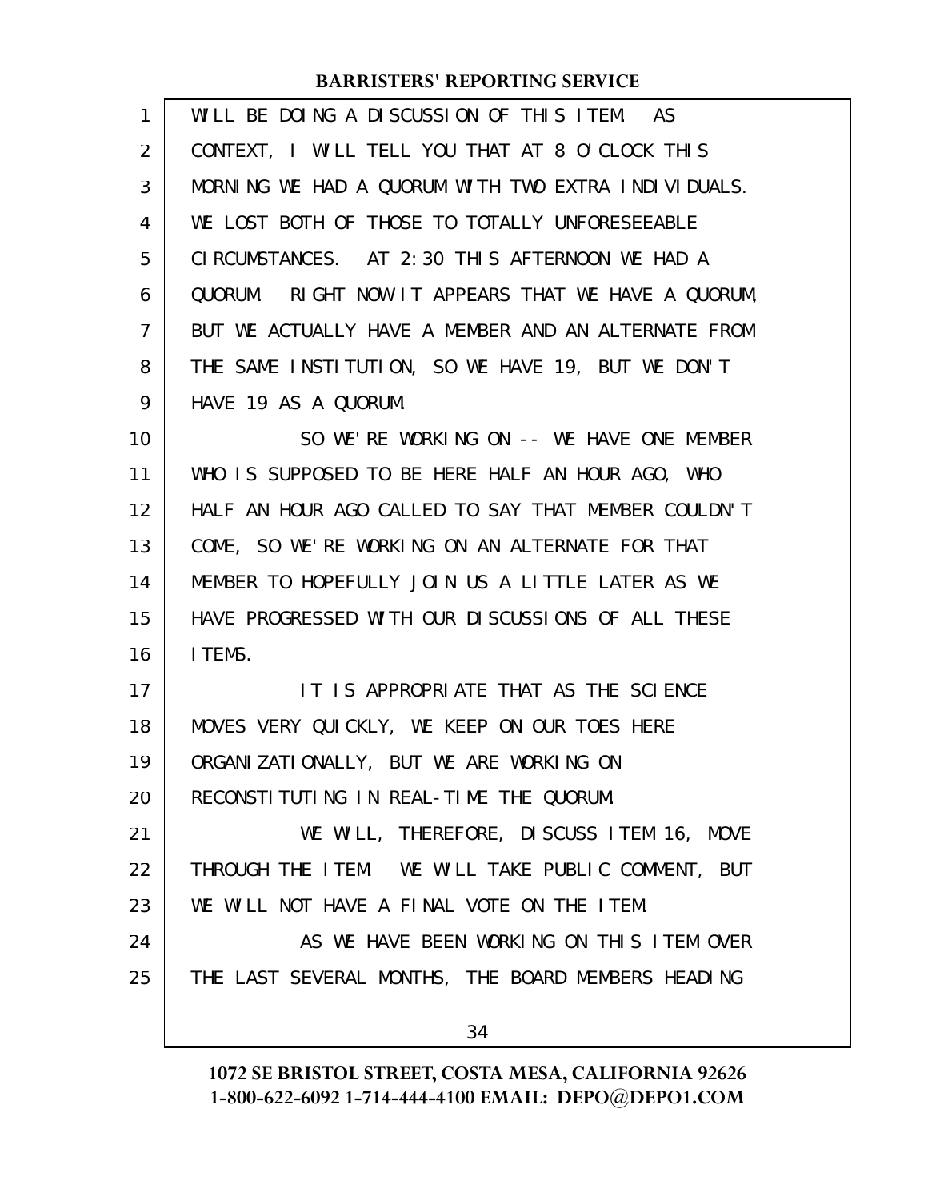WILL BE DOING A DISCUSSION OF THIS ITEM. AS CONTEXT, I WILL TELL YOU THAT AT 8 O'CLOCK THIS MORNING WE HAD A QUORUM WITH TWO EXTRA INDIVIDUALS. WE LOST BOTH OF THOSE TO TOTALLY UNFORESEEABLE CIRCUMSTANCES. AT 2:30 THIS AFTERNOON WE HAD A QUORUM. RIGHT NOW IT APPEARS THAT WE HAVE A QUORUM, BUT WE ACTUALLY HAVE A MEMBER AND AN ALTERNATE FROM THE SAME INSTITUTION, SO WE HAVE 19, BUT WE DON'T HAVE 19 AS A QUORUM.

SO WE'RE WORKING ON -- WE HAVE ONE MEMBER WHO IS SUPPOSED TO BE HERE HALF AN HOUR AGO, WHO HALF AN HOUR AGO CALLED TO SAY THAT MEMBER COULDN'T COME, SO WE'RE WORKING ON AN ALTERNATE FOR THAT MEMBER TO HOPEFULLY JOIN US A LITTLE LATER AS WE HAVE PROGRESSED WITH OUR DISCUSSIONS OF ALL THESE ITEMS.

IT IS APPROPRIATE THAT AS THE SCIENCE MOVES VERY QUICKLY, WE KEEP ON OUR TOES HERE ORGANIZATIONALLY, BUT WE ARE WORKING ON RECONSTITUTING IN REAL-TIME THE QUORUM.

WE WILL, THEREFORE, DISCUSS ITEM 16, MOVE THROUGH THE ITEM. WE WILL TAKE PUBLIC COMMENT, BUT WE WILL NOT HAVE A FINAL VOTE ON THE ITEM.

AS WE HAVE BEEN WORKING ON THIS ITEM OVER THE LAST SEVERAL MONTHS, THE BOARD MEMBERS HEADING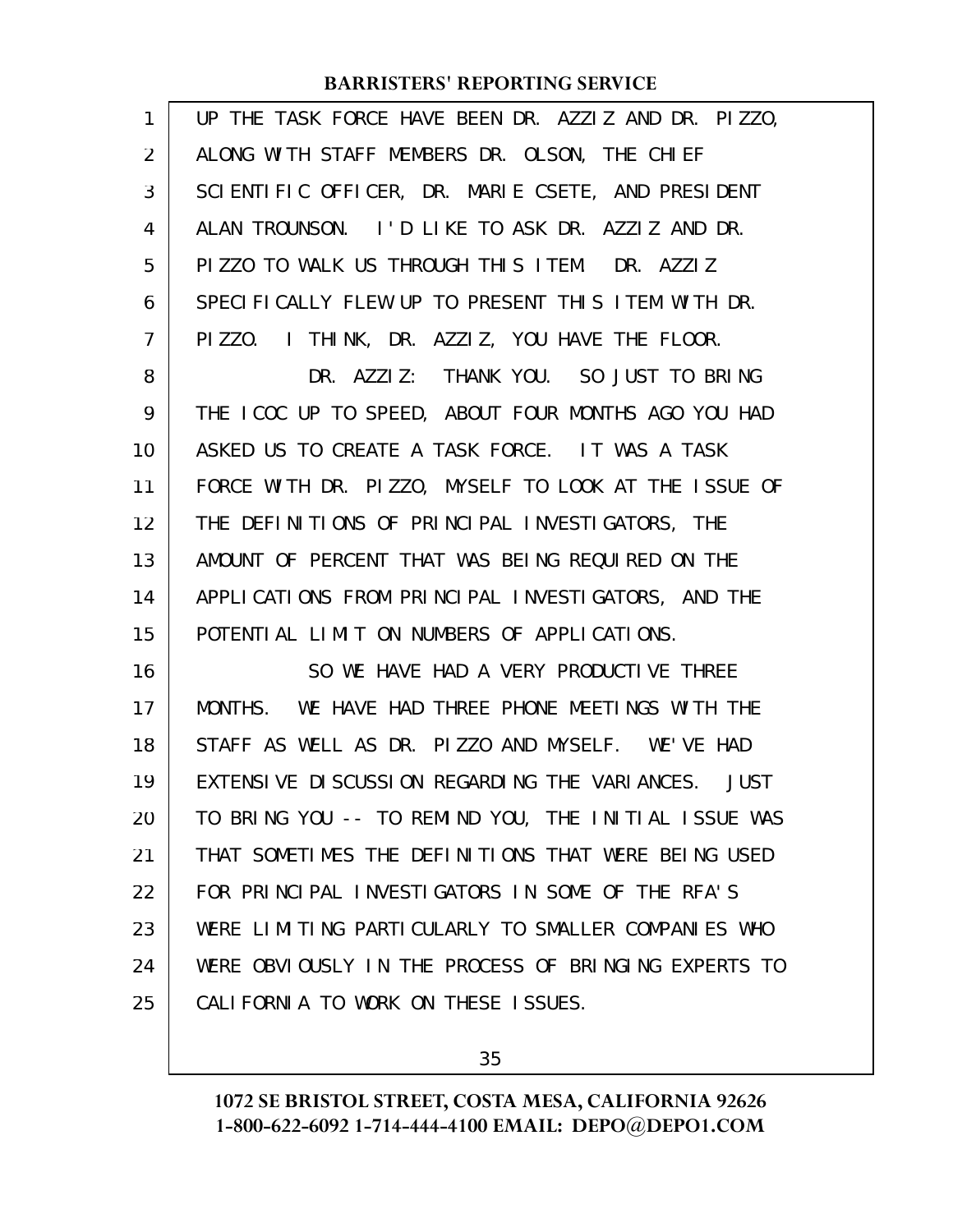UP THE TASK FORCE HAVE BEEN DR. AZZIZ AND DR. PIZZO, ALONG WITH STAFF MEMBERS DR. OLSON, THE CHIEF SCIENTIFIC OFFICER, DR. MARIE CSETE, AND PRESIDENT ALAN TROUNSON. I'D LIKE TO ASK DR. AZZIZ AND DR. PIZZO TO WALK US THROUGH THIS ITEM. DR. AZZIZ SPECIFICALLY FLEW UP TO PRESENT THIS ITEM WITH DR. PIZZO. I THINK, DR. AZZIZ, YOU HAVE THE FLOOR.

DR. AZZIZ: THANK YOU. SO JUST TO BRING THE ICOC UP TO SPEED, ABOUT FOUR MONTHS AGO YOU HAD ASKED US TO CREATE A TASK FORCE. IT WAS A TASK FORCE WITH DR. PIZZO, MYSELF TO LOOK AT THE ISSUE OF THE DEFINITIONS OF PRINCIPAL INVESTIGATORS, THE AMOUNT OF PERCENT THAT WAS BEING REQUIRED ON THE APPLICATIONS FROM PRINCIPAL INVESTIGATORS, AND THE POTENTIAL LIMIT ON NUMBERS OF APPLICATIONS.

SO WE HAVE HAD A VERY PRODUCTIVE THREE MONTHS. WE HAVE HAD THREE PHONE MEETINGS WITH THE STAFF AS WELL AS DR. PIZZO AND MYSELF. WE'VE HAD EXTENSIVE DISCUSSION REGARDING THE VARIANCES. JUST TO BRING YOU -- TO REMIND YOU, THE INITIAL ISSUE WAS THAT SOMETIMES THE DEFINITIONS THAT WERE BEING USED FOR PRINCIPAL INVESTIGATORS IN SOME OF THE RFA'S WERE LIMITING PARTICULARLY TO SMALLER COMPANIES WHO WERE OBVIOUSLY IN THE PROCESS OF BRINGING EXPERTS TO CALIFORNIA TO WORK ON THESE ISSUES.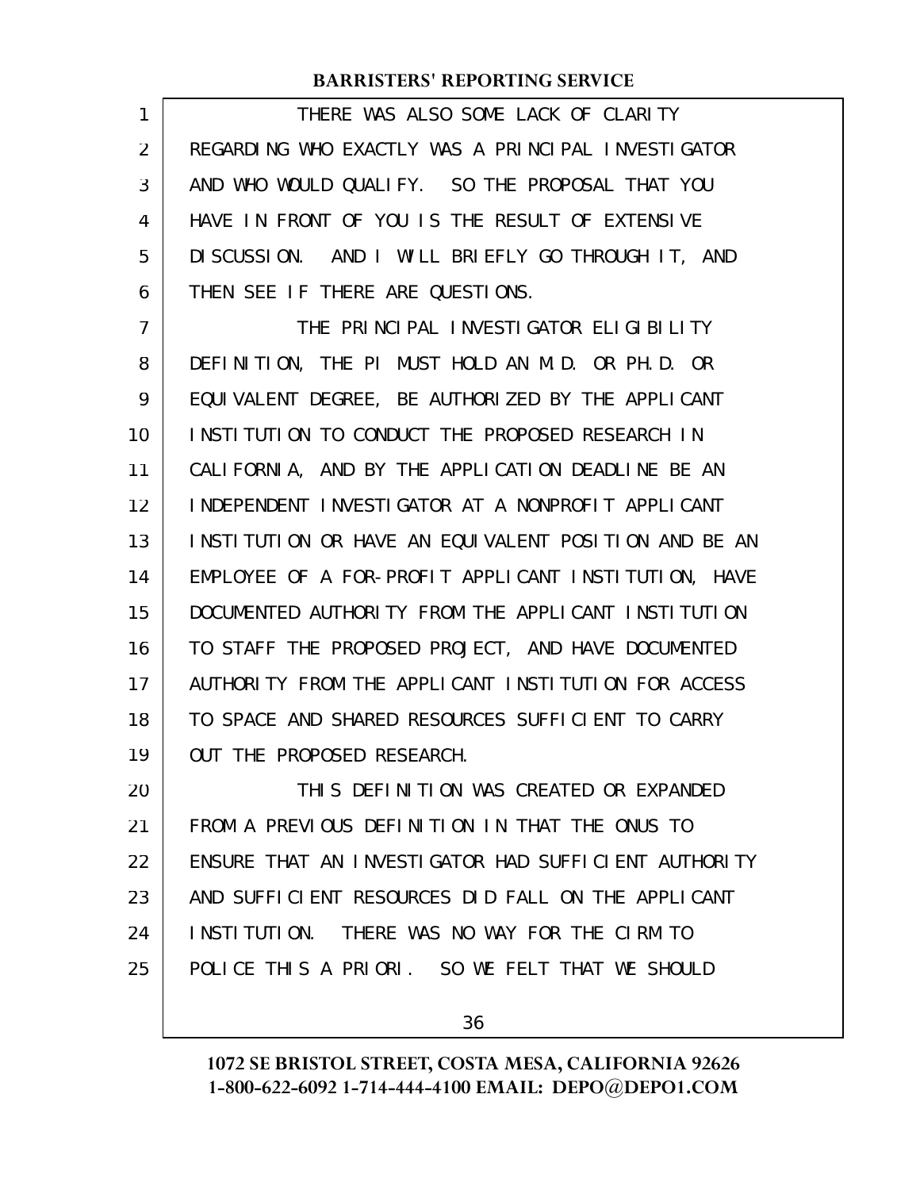THERE WAS ALSO SOME LACK OF CLARITY REGARDING WHO EXACTLY WAS A PRINCIPAL INVESTIGATOR AND WHO WOULD QUALIFY. SO THE PROPOSAL THAT YOU HAVE IN FRONT OF YOU IS THE RESULT OF EXTENSIVE DISCUSSION. AND I WILL BRIEFLY GO THROUGH IT, AND THEN SEE IF THERE ARE QUESTIONS.

THE PRINCIPAL INVESTIGATOR ELIGIBILITY DEFINITION, THE PI MUST HOLD AN M.D. OR PH.D. OR EQUIVALENT DEGREE, BE AUTHORIZED BY THE APPLICANT INSTITUTION TO CONDUCT THE PROPOSED RESEARCH IN CALIFORNIA, AND BY THE APPLICATION DEADLINE BE AN INDEPENDENT INVESTIGATOR AT A NONPROFIT APPLICANT INSTITUTION OR HAVE AN EQUIVALENT POSITION AND BE AN EMPLOYEE OF A FOR-PROFIT APPLICANT INSTITUTION, HAVE DOCUMENTED AUTHORITY FROM THE APPLICANT INSTITUTION TO STAFF THE PROPOSED PROJECT, AND HAVE DOCUMENTED AUTHORITY FROM THE APPLICANT INSTITUTION FOR ACCESS TO SPACE AND SHARED RESOURCES SUFFICIENT TO CARRY OUT THE PROPOSED RESEARCH.

THIS DEFINITION WAS CREATED OR EXPANDED FROM A PREVIOUS DEFINITION IN THAT THE ONUS TO ENSURE THAT AN INVESTIGATOR HAD SUFFICIENT AUTHORITY AND SUFFICIENT RESOURCES DID FALL ON THE APPLICANT INSTITUTION. THERE WAS NO WAY FOR THE CIRM TO POLICE THIS A PRIORI. SO WE FELT THAT WE SHOULD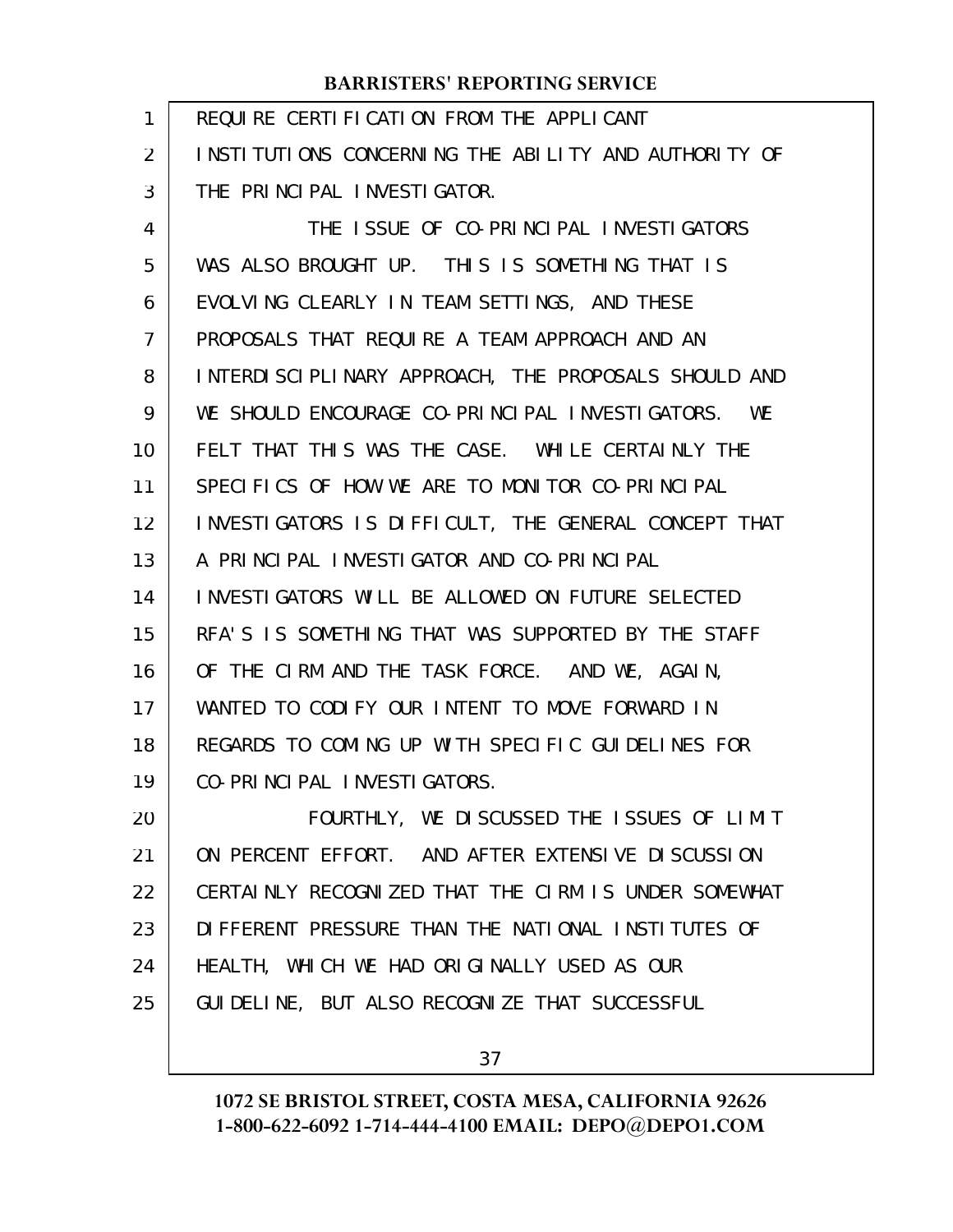REQUIRE CERTIFICATION FROM THE APPLICANT INSTITUTIONS CONCERNING THE ABILITY AND AUTHORITY OF THE PRINCIPAL INVESTIGATOR.

THE ISSUE OF CO-PRINCIPAL INVESTIGATORS WAS ALSO BROUGHT UP. THIS IS SOMETHING THAT IS EVOLVING CLEARLY IN TEAM SETTINGS, AND THESE PROPOSALS THAT REQUIRE A TEAM APPROACH AND AN INTERDISCIPLINARY APPROACH, THE PROPOSALS SHOULD AND WE SHOULD ENCOURAGE CO-PRINCIPAL INVESTIGATORS. WE FELT THAT THIS WAS THE CASE. WHILE CERTAINLY THE SPECIFICS OF HOW WE ARE TO MONITOR CO-PRINCIPAL INVESTIGATORS IS DIFFICULT, THE GENERAL CONCEPT THAT A PRINCIPAL INVESTIGATOR AND CO-PRINCIPAL INVESTIGATORS WILL BE ALLOWED ON FUTURE SELECTED RFA'S IS SOMETHING THAT WAS SUPPORTED BY THE STAFF OF THE CIRM AND THE TASK FORCE. AND WE, AGAIN, WANTED TO CODIFY OUR INTENT TO MOVE FORWARD IN REGARDS TO COMING UP WITH SPECIFIC GUIDELINES FOR CO-PRINCIPAL INVESTIGATORS.

FOURTHLY, WE DISCUSSED THE ISSUES OF LIMIT ON PERCENT EFFORT. AND AFTER EXTENSIVE DISCUSSION CERTAINLY RECOGNIZED THAT THE CIRM IS UNDER SOMEWHAT DIFFERENT PRESSURE THAN THE NATIONAL INSTITUTES OF HEALTH, WHICH WE HAD ORIGINALLY USED AS OUR GUIDELINE, BUT ALSO RECOGNIZE THAT SUCCESSFUL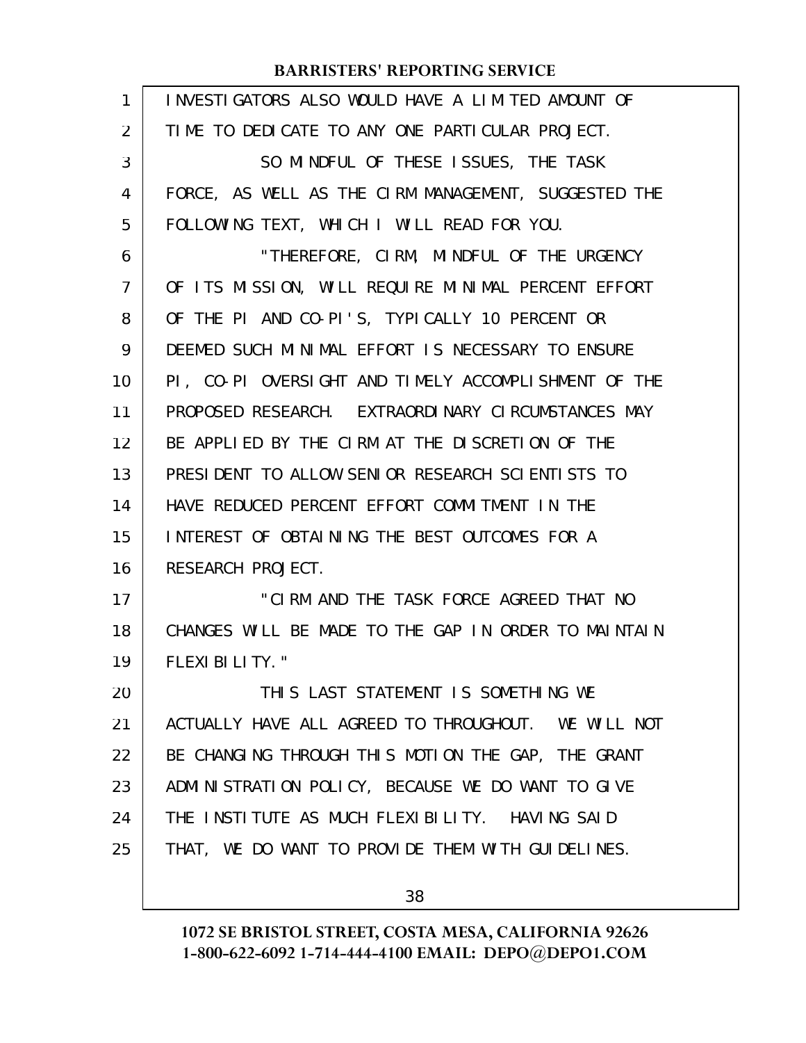INVESTIGATORS ALSO WOULD HAVE A LIMITED AMOUNT OF TIME TO DEDICATE TO ANY ONE PARTICULAR PROJECT.

SO MINDFUL OF THESE ISSUES, THE TASK FORCE, AS WELL AS THE CIRM MANAGEMENT, SUGGESTED THE FOLLOWING TEXT, WHICH I WILL READ FOR YOU.

"THEREFORE, CIRM, MINDFUL OF THE URGENCY OF ITS MISSION, WILL REQUIRE MINIMAL PERCENT EFFORT OF THE PI AND CO-PI'S, TYPICALLY 10 PERCENT OR DEEMED SUCH MINIMAL EFFORT IS NECESSARY TO ENSURE PI, CO-PI OVERSIGHT AND TIMELY ACCOMPLISHMENT OF THE PROPOSED RESEARCH. EXTRAORDINARY CIRCUMSTANCES MAY BE APPLIED BY THE CIRM AT THE DISCRETION OF THE PRESIDENT TO ALLOW SENIOR RESEARCH SCIENTISTS TO HAVE REDUCED PERCENT EFFORT COMMITMENT IN THE INTEREST OF OBTAINING THE BEST OUTCOMES FOR A RESEARCH PROJECT.

"CIRM AND THE TASK FORCE AGREED THAT NO CHANGES WILL BE MADE TO THE GAP IN ORDER TO MAINTAIN FLEXIBILITY."

THIS LAST STATEMENT IS SOMETHING WE ACTUALLY HAVE ALL AGREED TO THROUGHOUT. WE WILL NOT BE CHANGING THROUGH THIS MOTION THE GAP, THE GRANT ADMINISTRATION POLICY, BECAUSE WE DO WANT TO GIVE THE INSTITUTE AS MUCH FLEXIBILITY. HAVING SAID THAT, WE DO WANT TO PROVIDE THEM WITH GUIDELINES.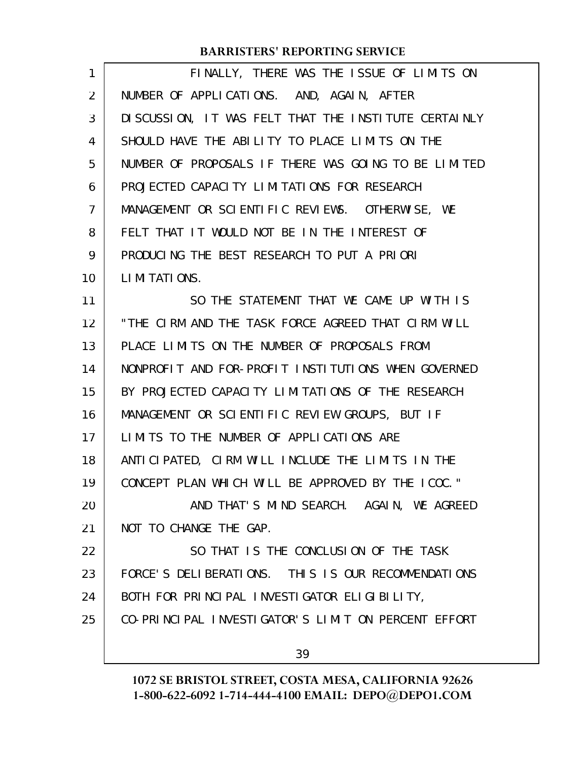FINALLY, THERE WAS THE ISSUE OF LIMITS ON NUMBER OF APPLICATIONS. AND, AGAIN, AFTER DISCUSSION, IT WAS FELT THAT THE INSTITUTE CERTAINLY SHOULD HAVE THE ABILITY TO PLACE LIMITS ON THE NUMBER OF PROPOSALS IF THERE WAS GOING TO BE LIMITED PROJECTED CAPACITY LIMITATIONS FOR RESEARCH MANAGEMENT OR SCIENTIFIC REVIEWS. OTHERWISE, WE FELT THAT IT WOULD NOT BE IN THE INTEREST OF PRODUCING THE BEST RESEARCH TO PUT A PRIORI LIMITATIONS.

SO THE STATEMENT THAT WE CAME UP WITH IS "THE CIRM AND THE TASK FORCE AGREED THAT CIRM WILL PLACE LIMITS ON THE NUMBER OF PROPOSALS FROM NONPROFIT AND FOR-PROFIT INSTITUTIONS WHEN GOVERNED BY PROJECTED CAPACITY LIMITATIONS OF THE RESEARCH MANAGEMENT OR SCIENTIFIC REVIEW GROUPS, BUT IF LIMITS TO THE NUMBER OF APPLICATIONS ARE ANTICIPATED, CIRM WILL INCLUDE THE LIMITS IN THE CONCEPT PLAN WHICH WILL BE APPROVED BY THE ICOC."

AND THAT'S MIND SEARCH. AGAIN, WE AGREED NOT TO CHANGE THE GAP.

SO THAT IS THE CONCLUSION OF THE TASK FORCE'S DELIBERATIONS. THIS IS OUR RECOMMENDATIONS BOTH FOR PRINCIPAL INVESTIGATOR ELIGIBILITY, CO-PRINCIPAL INVESTIGATOR'S LIMIT ON PERCENT EFFORT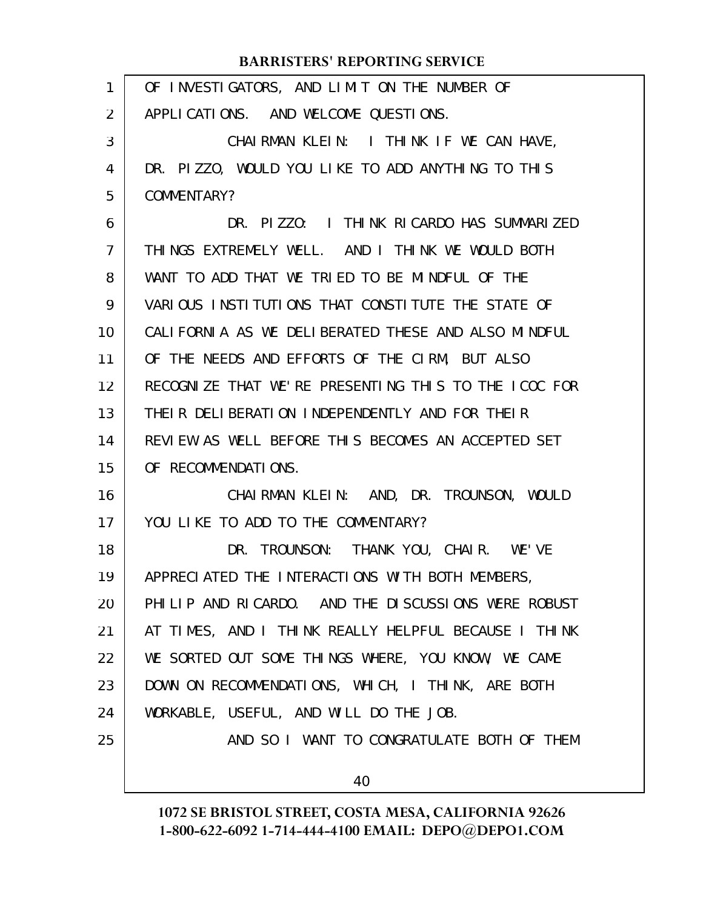OF INVESTIGATORS, AND LIMIT ON THE NUMBER OF APPLICATIONS. AND WELCOME QUESTIONS.

CHAIRMAN KLEIN: I THINK IF WE CAN HAVE, DR. PIZZO, WOULD YOU LIKE TO ADD ANYTHING TO THIS COMMENTARY?

DR. PIZZO: I THINK RICARDO HAS SUMMARIZED THINGS EXTREMELY WELL. AND I THINK WE WOULD BOTH WANT TO ADD THAT WE TRIED TO BE MINDFUL OF THE VARIOUS INSTITUTIONS THAT CONSTITUTE THE STATE OF CALIFORNIA AS WE DELIBERATED THESE AND ALSO MINDFUL OF THE NEEDS AND EFFORTS OF THE CIRM, BUT ALSO RECOGNIZE THAT WE'RE PRESENTING THIS TO THE ICOC FOR THEIR DELIBERATION INDEPENDENTLY AND FOR THEIR REVIEW AS WELL BEFORE THIS BECOMES AN ACCEPTED SET OF RECOMMENDATIONS.

CHAIRMAN KLEIN: AND, DR. TROUNSON, WOULD YOU LIKE TO ADD TO THE COMMENTARY?

DR. TROUNSON: THANK YOU, CHAIR. WE'VE APPRECIATED THE INTERACTIONS WITH BOTH MEMBERS, PHILIP AND RICARDO. AND THE DISCUSSIONS WERE ROBUST AT TIMES, AND I THINK REALLY HELPFUL BECAUSE I THINK WE SORTED OUT SOME THINGS WHERE, YOU KNOW, WE CAME DOWN ON RECOMMENDATIONS, WHICH, I THINK, ARE BOTH WORKABLE, USEFUL, AND WILL DO THE JOB.

AND SO I WANT TO CONGRATULATE BOTH OF THEM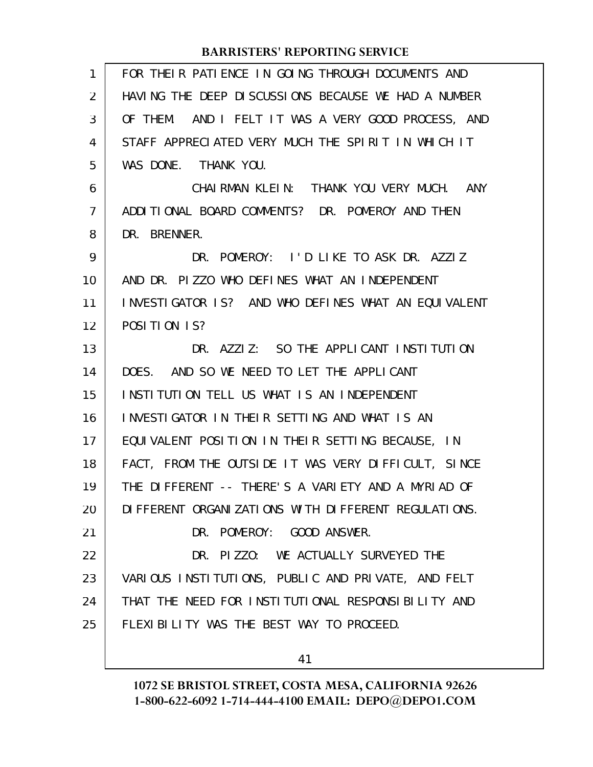FOR THEIR PATIENCE IN GOING THROUGH DOCUMENTS AND HAVING THE DEEP DISCUSSIONS BECAUSE WE HAD A NUMBER OF THEM. AND I FELT IT WAS A VERY GOOD PROCESS, AND STAFF APPRECIATED VERY MUCH THE SPIRIT IN WHICH IT WAS DONE. THANK YOU.

CHAIRMAN KLEIN: THANK YOU VERY MUCH. ANY ADDITIONAL BOARD COMMENTS? DR. POMEROY AND THEN DR. BRENNER.

DR. POMEROY: I'D LIKE TO ASK DR. AZZIZ AND DR. PIZZO WHO DEFINES WHAT AN INDEPENDENT INVESTIGATOR IS? AND WHO DEFINES WHAT AN EQUIVALENT POSITION IS?

DR. AZZIZ: SO THE APPLICANT INSTITUTION DOES. AND SO WE NEED TO LET THE APPLICANT INSTITUTION TELL US WHAT IS AN INDEPENDENT INVESTIGATOR IN THEIR SETTING AND WHAT IS AN EQUIVALENT POSITION IN THEIR SETTING BECAUSE, IN FACT, FROM THE OUTSIDE IT WAS VERY DIFFICULT, SINCE THE DIFFERENT -- THERE'S A VARIETY AND A MYRIAD OF DIFFERENT ORGANIZATIONS WITH DIFFERENT REGULATIONS.

DR. POMEROY: GOOD ANSWER.

DR. PIZZO: WE ACTUALLY SURVEYED THE VARIOUS INSTITUTIONS, PUBLIC AND PRIVATE, AND FELT THAT THE NEED FOR INSTITUTIONAL RESPONSIBILITY AND FLEXIBILITY WAS THE BEST WAY TO PROCEED.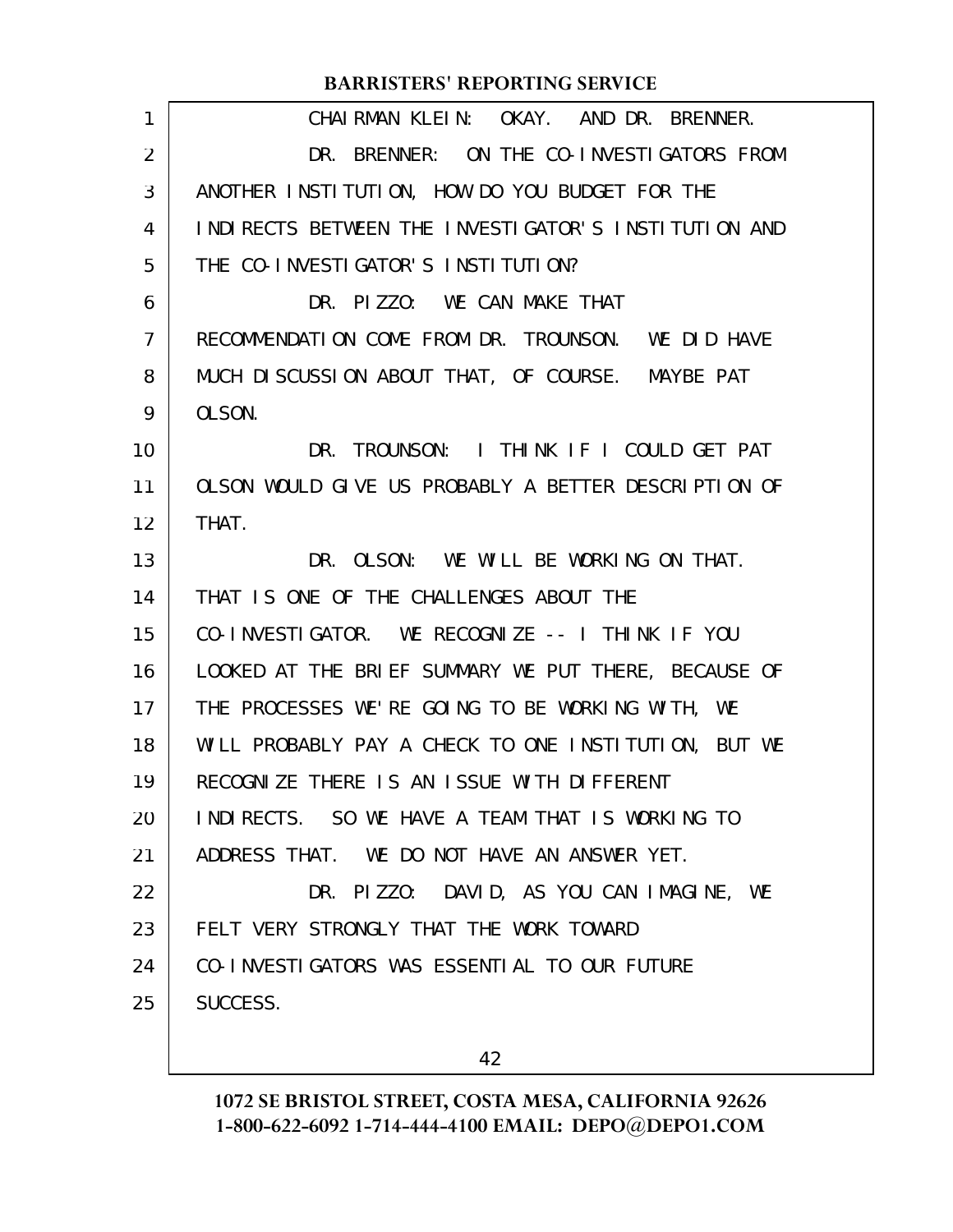CHAIRMAN KLEIN: OKAY. AND DR. BRENNER.

DR. BRENNER: ON THE CO-INVESTIGATORS FROM ANOTHER INSTITUTION, HOW DO YOU BUDGET FOR THE INDIRECTS BETWEEN THE INVESTIGATOR'S INSTITUTION AND THE CO-INVESTIGATOR'S INSTITUTION?

DR. PIZZO: WE CAN MAKE THAT RECOMMENDATION COME FROM DR. TROUNSON. WE DID HAVE MUCH DISCUSSION ABOUT THAT, OF COURSE. MAYBE PAT OLSON.

DR. TROUNSON: I THINK IF I COULD GET PAT OLSON WOULD GIVE US PROBABLY A BETTER DESCRIPTION OF THAT.

DR. OLSON: WE WILL BE WORKING ON THAT. THAT IS ONE OF THE CHALLENGES ABOUT THE CO-INVESTIGATOR. WE RECOGNIZE -- I THINK IF YOU LOOKED AT THE BRIEF SUMMARY WE PUT THERE, BECAUSE OF THE PROCESSES WE'RE GOING TO BE WORKING WITH, WE WILL PROBABLY PAY A CHECK TO ONE INSTITUTION, BUT WE RECOGNIZE THERE IS AN ISSUE WITH DIFFERENT INDIRECTS. SO WE HAVE A TEAM THAT IS WORKING TO ADDRESS THAT. WE DO NOT HAVE AN ANSWER YET.

DR. PIZZO: DAVID, AS YOU CAN IMAGINE, WE FELT VERY STRONGLY THAT THE WORK TOWARD CO-INVESTIGATORS WAS ESSENTIAL TO OUR FUTURE SUCCESS.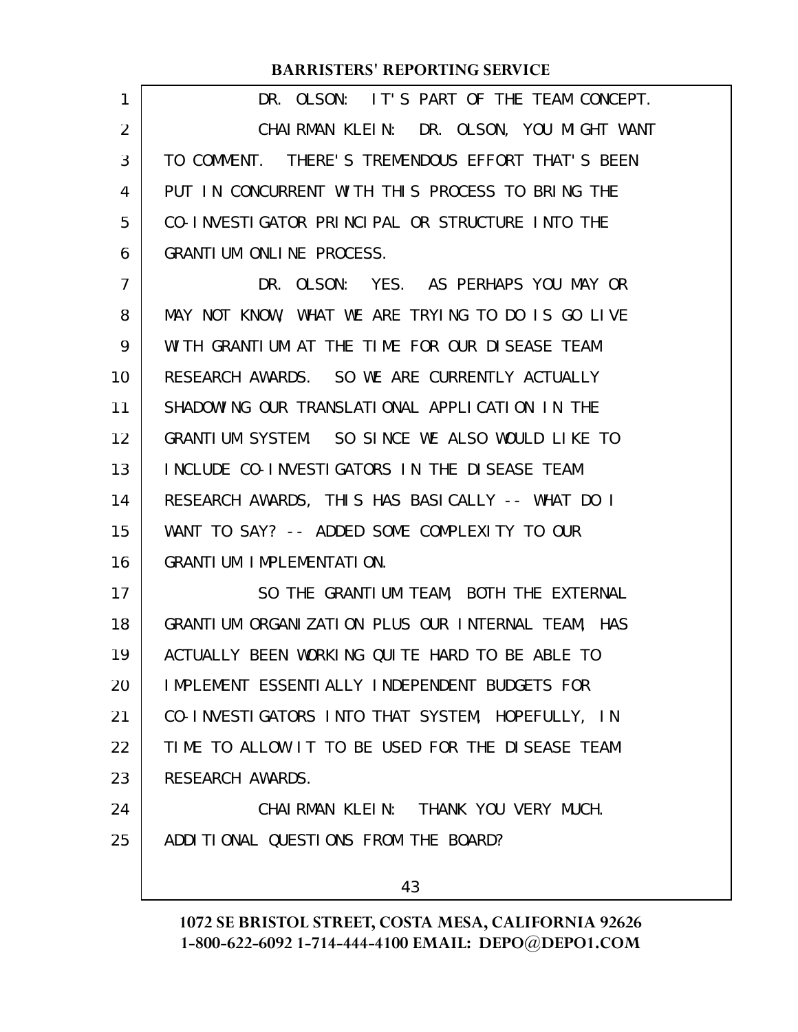DR. OLSON: IT'S PART OF THE TEAM CONCEPT.

CHAIRMAN KLEIN: DR. OLSON, YOU MIGHT WANT TO COMMENT. THERE'S TREMENDOUS EFFORT THAT'S BEEN PUT IN CONCURRENT WITH THIS PROCESS TO BRING THE CO-INVESTIGATOR PRINCIPAL OR STRUCTURE INTO THE GRANTIUM ONLINE PROCESS.

DR. OLSON: YES. AS PERHAPS YOU MAY OR MAY NOT KNOW, WHAT WE ARE TRYING TO DO IS GO LIVE WITH GRANTIUM AT THE TIME FOR OUR DISEASE TEAM RESEARCH AWARDS. SO WE ARE CURRENTLY ACTUALLY SHADOWING OUR TRANSLATIONAL APPLICATION IN THE GRANTIUM SYSTEM. SO SINCE WE ALSO WOULD LIKE TO INCLUDE CO-INVESTIGATORS IN THE DISEASE TEAM RESEARCH AWARDS, THIS HAS BASICALLY -- WHAT DO I WANT TO SAY? -- ADDED SOME COMPLEXITY TO OUR GRANTIUM IMPLEMENTATION.

SO THE GRANTIUM TEAM, BOTH THE EXTERNAL GRANTIUM ORGANIZATION PLUS OUR INTERNAL TEAM, HAS ACTUALLY BEEN WORKING QUITE HARD TO BE ABLE TO IMPLEMENT ESSENTIALLY INDEPENDENT BUDGETS FOR CO-INVESTIGATORS INTO THAT SYSTEM, HOPEFULLY, IN TIME TO ALLOW IT TO BE USED FOR THE DISEASE TEAM RESEARCH AWARDS.

CHAIRMAN KLEIN: THANK YOU VERY MUCH. ADDITIONAL QUESTIONS FROM THE BOARD?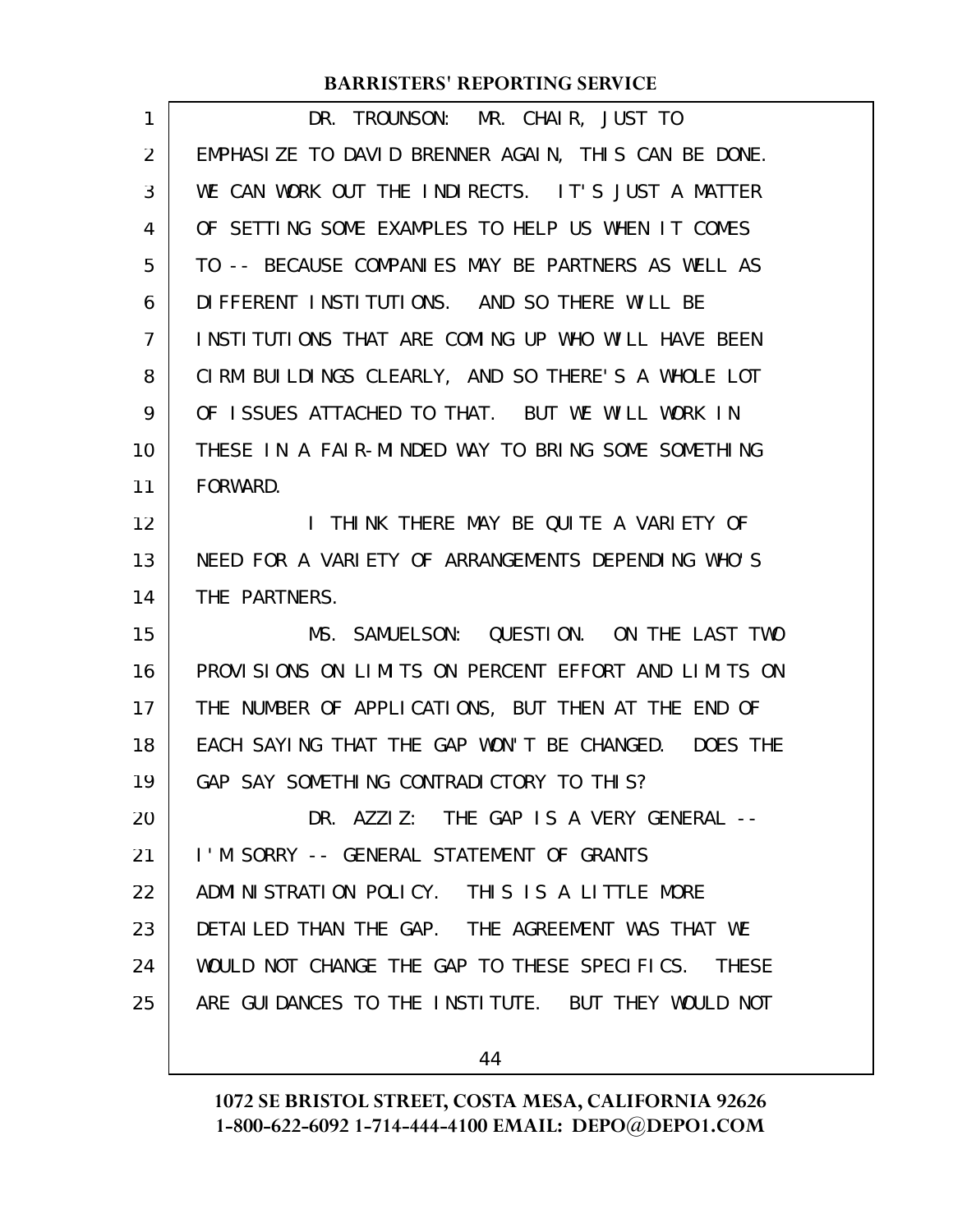DR. TROUNSON: MR. CHAIR, JUST TO EMPHASIZE TO DAVID BRENNER AGAIN, THIS CAN BE DONE. WE CAN WORK OUT THE INDIRECTS. IT'S JUST A MATTER OF SETTING SOME EXAMPLES TO HELP US WHEN IT COMES TO -- BECAUSE COMPANIES MAY BE PARTNERS AS WELL AS DIFFERENT INSTITUTIONS. AND SO THERE WILL BE INSTITUTIONS THAT ARE COMING UP WHO WILL HAVE BEEN CIRM BUILDINGS CLEARLY, AND SO THERE'S A WHOLE LOT OF ISSUES ATTACHED TO THAT. BUT WE WILL WORK IN THESE IN A FAIR-MINDED WAY TO BRING SOME SOMETHING FORWARD.

I THINK THERE MAY BE QUITE A VARIETY OF NEED FOR A VARIETY OF ARRANGEMENTS DEPENDING WHO'S THE PARTNERS.

MS. SAMUELSON: QUESTION. ON THE LAST TWO PROVISIONS ON LIMITS ON PERCENT EFFORT AND LIMITS ON THE NUMBER OF APPLICATIONS, BUT THEN AT THE END OF EACH SAYING THAT THE GAP WON'T BE CHANGED. DOES THE GAP SAY SOMETHING CONTRADICTORY TO THIS?

DR. AZZIZ: THE GAP IS A VERY GENERAL -- I'M SORRY -- GENERAL STATEMENT OF GRANTS ADMINISTRATION POLICY. THIS IS A LITTLE MORE DETAILED THAN THE GAP. THE AGREEMENT WAS THAT WE WOULD NOT CHANGE THE GAP TO THESE SPECIFICS. THESE ARE GUIDANCES TO THE INSTITUTE. BUT THEY WOULD NOT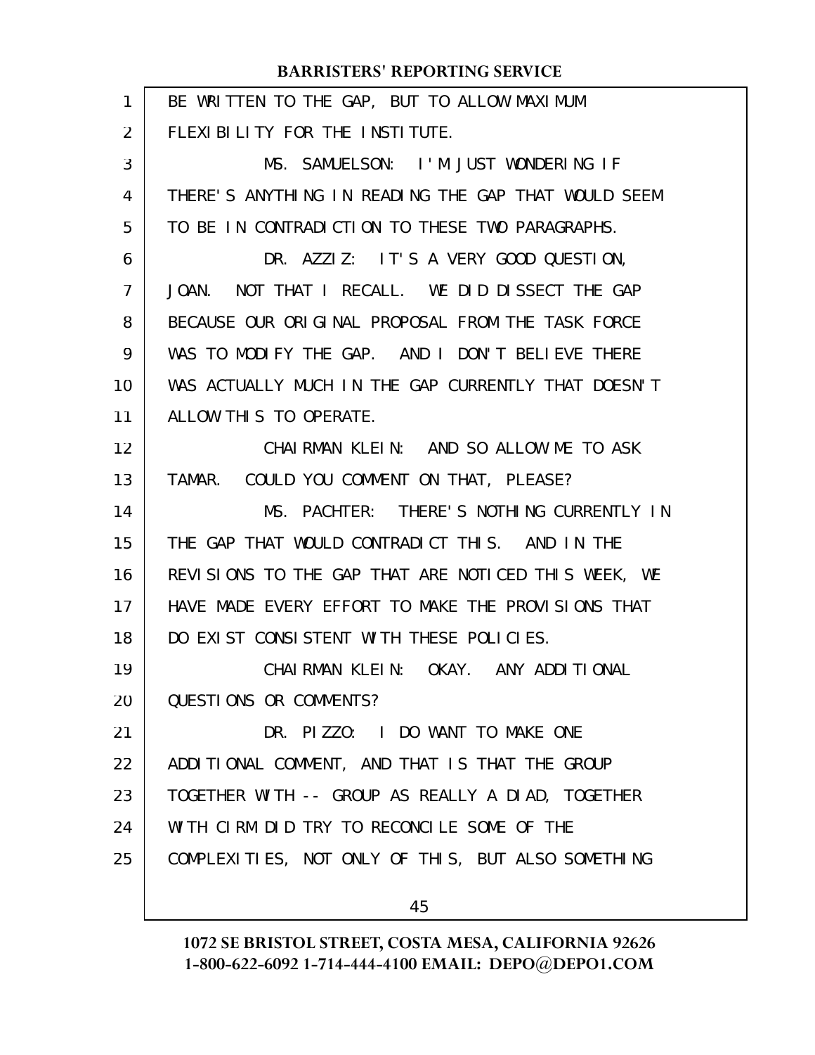BE WRITTEN TO THE GAP, BUT TO ALLOW MAXIMUM FLEXIBILITY FOR THE INSTITUTE.

MS. SAMUELSON: I'M JUST WONDERING IF THERE'S ANYTHING IN READING THE GAP THAT WOULD SEEM TO BE IN CONTRADICTION TO THESE TWO PARAGRAPHS.

DR. AZZIZ: IT'S A VERY GOOD QUESTION, JOAN. NOT THAT I RECALL. WE DID DISSECT THE GAP BECAUSE OUR ORIGINAL PROPOSAL FROM THE TASK FORCE WAS TO MODIFY THE GAP. AND I DON'T BELIEVE THERE WAS ACTUALLY MUCH IN THE GAP CURRENTLY THAT DOESN'T ALLOW THIS TO OPERATE.

CHAIRMAN KLEIN: AND SO ALLOW ME TO ASK TAMAR. COULD YOU COMMENT ON THAT, PLEASE?

MS. PACHTER: THERE'S NOTHING CURRENTLY IN THE GAP THAT WOULD CONTRADICT THIS. AND IN THE REVISIONS TO THE GAP THAT ARE NOTICED THIS WEEK, WE HAVE MADE EVERY EFFORT TO MAKE THE PROVISIONS THAT DO EXIST CONSISTENT WITH THESE POLICIES.

CHAIRMAN KLEIN: OKAY. ANY ADDITIONAL QUESTIONS OR COMMENTS?

DR. PIZZO: I DO WANT TO MAKE ONE ADDITIONAL COMMENT, AND THAT IS THAT THE GROUP TOGETHER WITH -- GROUP AS REALLY A DIAD, TOGETHER WITH CIRM DID TRY TO RECONCILE SOME OF THE COMPLEXITIES, NOT ONLY OF THIS, BUT ALSO SOMETHING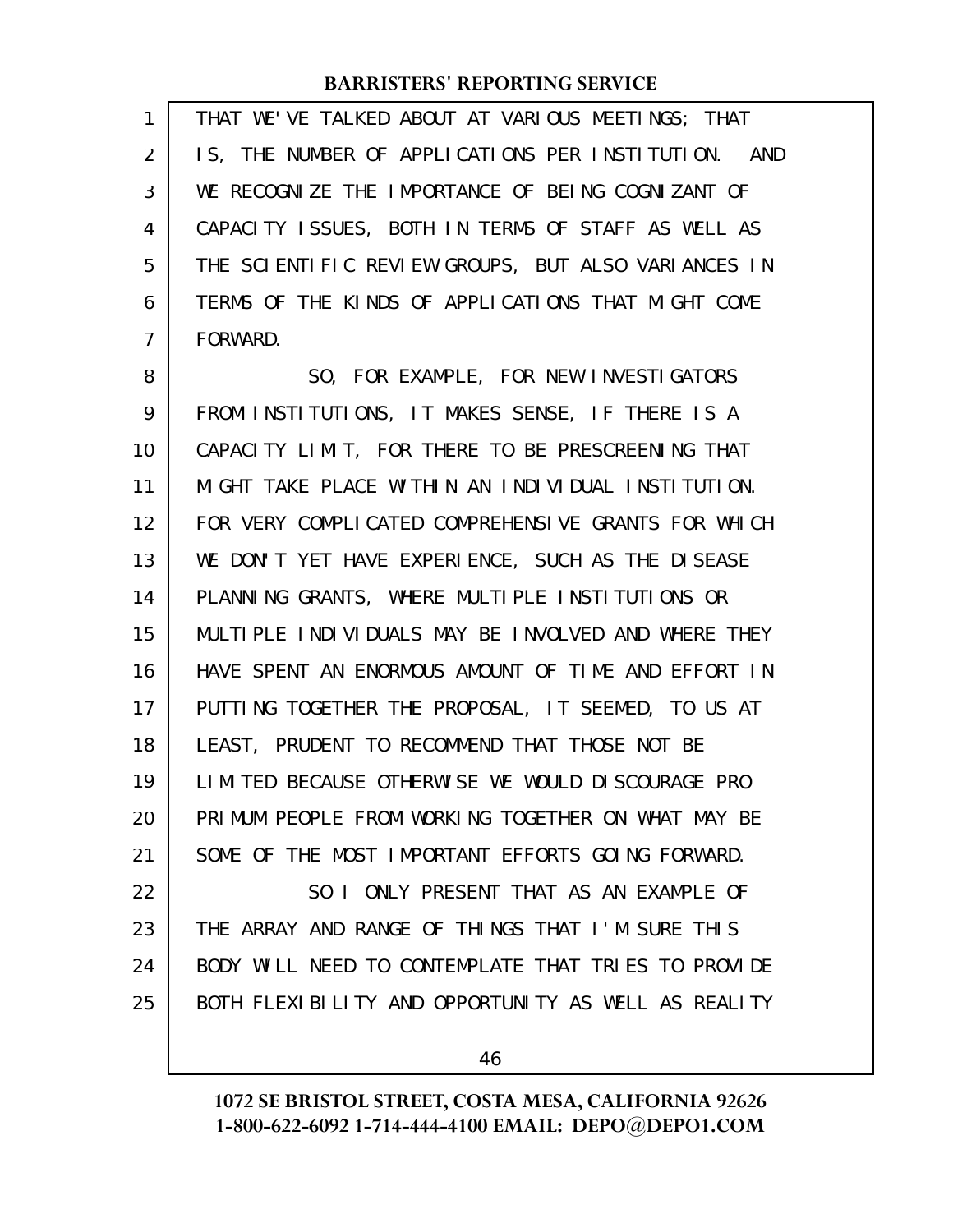THAT WE'VE TALKED ABOUT AT VARIOUS MEETINGS; THAT IS, THE NUMBER OF APPLICATIONS PER INSTITUTION. AND WE RECOGNIZE THE IMPORTANCE OF BEING COGNIZANT OF CAPACITY ISSUES, BOTH IN TERMS OF STAFF AS WELL AS THE SCIENTIFIC REVIEW GROUPS, BUT ALSO VARIANCES IN TERMS OF THE KINDS OF APPLICATIONS THAT MIGHT COME FORWARD.

SO, FOR EXAMPLE, FOR NEW INVESTIGATORS FROM INSTITUTIONS, IT MAKES SENSE, IF THERE IS A CAPACITY LIMIT, FOR THERE TO BE PRESCREENING THAT MIGHT TAKE PLACE WITHIN AN INDIVIDUAL INSTITUTION. FOR VERY COMPLICATED COMPREHENSIVE GRANTS FOR WHICH WE DON'T YET HAVE EXPERIENCE, SUCH AS THE DISEASE PLANNING GRANTS, WHERE MULTIPLE INSTITUTIONS OR MULTIPLE INDIVIDUALS MAY BE INVOLVED AND WHERE THEY HAVE SPENT AN ENORMOUS AMOUNT OF TIME AND EFFORT IN PUTTING TOGETHER THE PROPOSAL, IT SEEMED, TO US AT LEAST, PRUDENT TO RECOMMEND THAT THOSE NOT BE LIMITED BECAUSE OTHERWISE WE WOULD DISCOURAGE PRO PRIMUM PEOPLE FROM WORKING TOGETHER ON WHAT MAY BE SOME OF THE MOST IMPORTANT EFFORTS GOING FORWARD.

SO I ONLY PRESENT THAT AS AN EXAMPLE OF THE ARRAY AND RANGE OF THINGS THAT I'M SURE THIS BODY WILL NEED TO CONTEMPLATE THAT TRIES TO PROVIDE BOTH FLEXIBILITY AND OPPORTUNITY AS WELL AS REALITY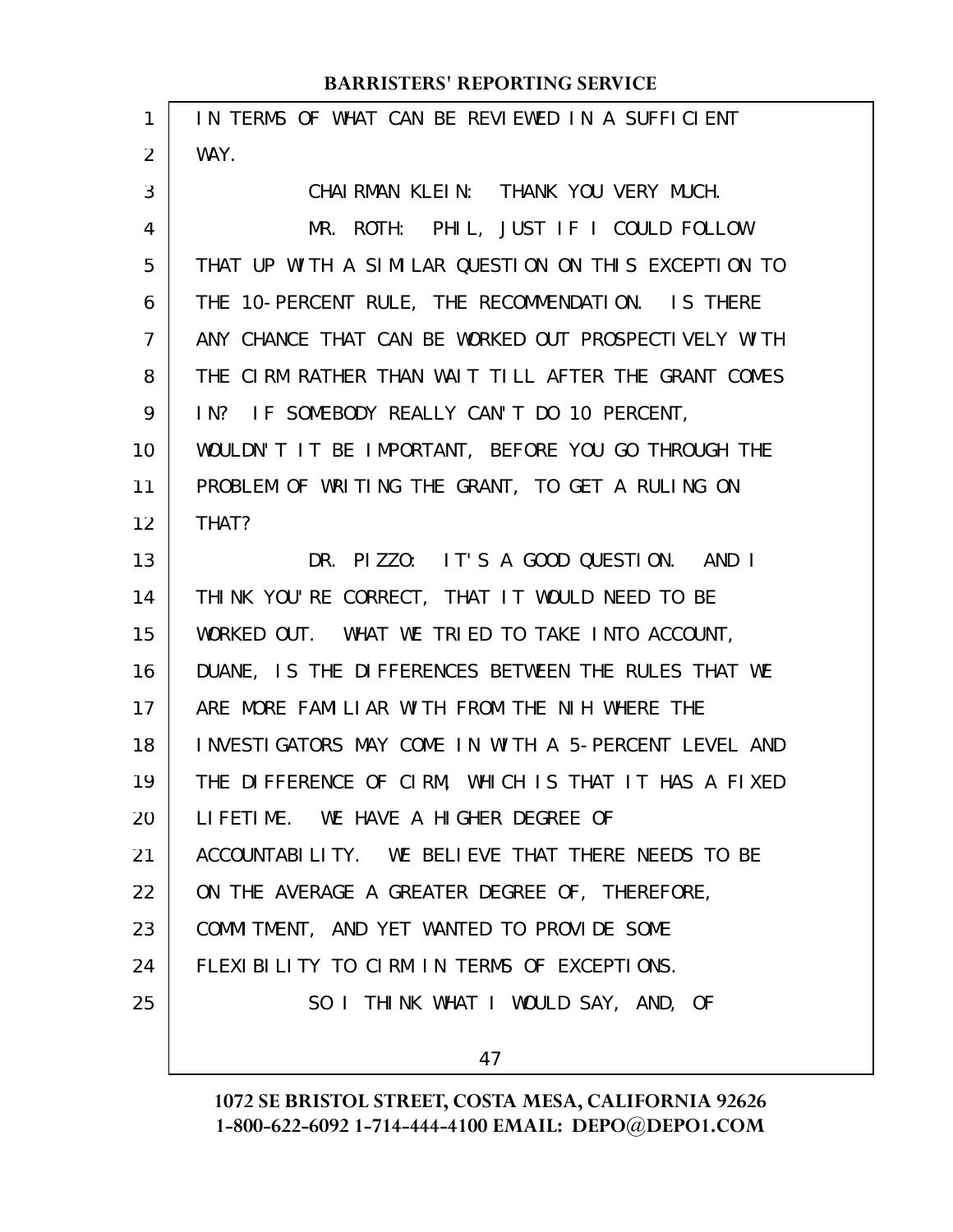IN TERMS OF WHAT CAN BE REVIEWED IN A SUFFICIENT WAY.

CHAIRMAN KLEIN: THANK YOU VERY MUCH.

MR. ROTH: PHIL, JUST IF I COULD FOLLOW THAT UP WITH A SIMILAR QUESTION ON THIS EXCEPTION TO THE 10-PERCENT RULE, THE RECOMMENDATION. IS THERE ANY CHANCE THAT CAN BE WORKED OUT PROSPECTIVELY WITH THE CIRM RATHER THAN WAIT TILL AFTER THE GRANT COMES IN? IF SOMEBODY REALLY CAN'T DO 10 PERCENT, WOULDN'T IT BE IMPORTANT, BEFORE YOU GO THROUGH THE PROBLEM OF WRITING THE GRANT, TO GET A RULING ON THAT?

DR. PIZZO: IT'S A GOOD QUESTION. AND I THINK YOU'RE CORRECT, THAT IT WOULD NEED TO BE WORKED OUT. WHAT WE TRIED TO TAKE INTO ACCOUNT, DUANE, IS THE DIFFERENCES BETWEEN THE RULES THAT WE ARE MORE FAMILIAR WITH FROM THE NIH WHERE THE INVESTIGATORS MAY COME IN WITH A 5-PERCENT LEVEL AND THE DIFFERENCE OF CIRM, WHICH IS THAT IT HAS A FIXED LIFETIME. WE HAVE A HIGHER DEGREE OF ACCOUNTABILITY. WE BELIEVE THAT THERE NEEDS TO BE ON THE AVERAGE A GREATER DEGREE OF, THEREFORE, COMMITMENT, AND YET WANTED TO PROVIDE SOME FLEXIBILITY TO CIRM IN TERMS OF EXCEPTIONS.

SO I THINK WHAT I WOULD SAY, AND, OF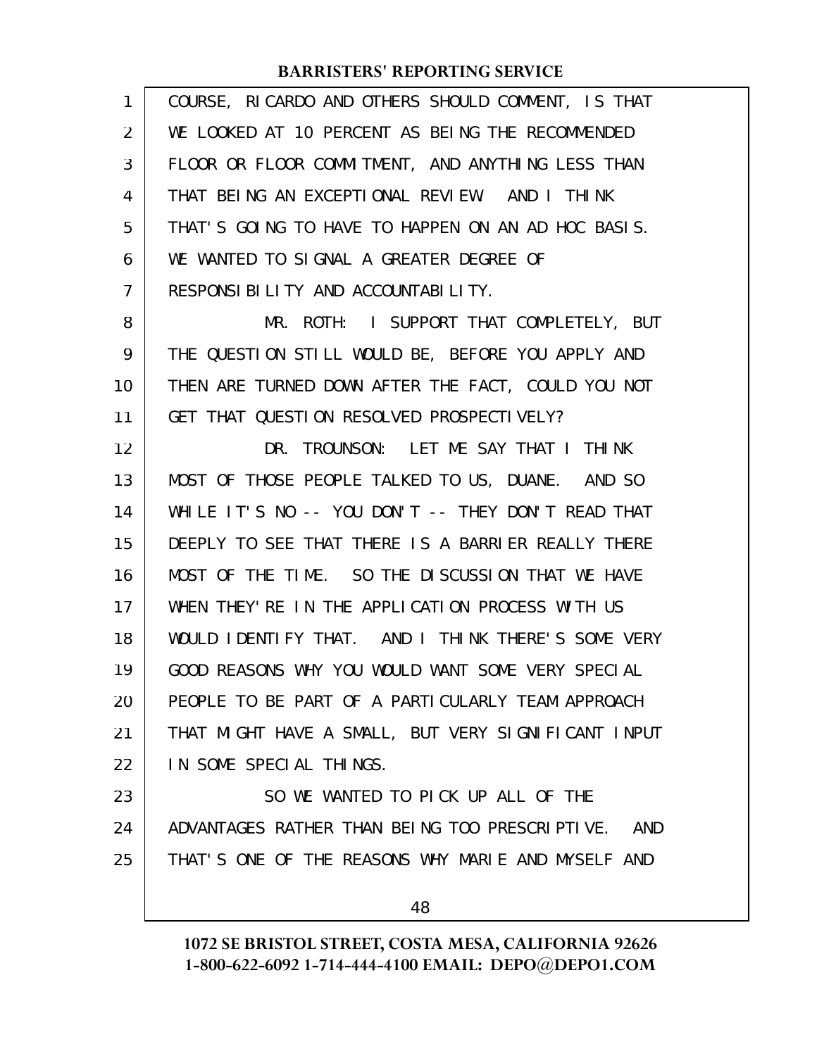COURSE, RICARDO AND OTHERS SHOULD COMMENT, IS THAT WE LOOKED AT 10 PERCENT AS BEING THE RECOMMENDED FLOOR OR FLOOR COMMITMENT, AND ANYTHING LESS THAN THAT BEING AN EXCEPTIONAL REVIEW. AND I THINK THAT'S GOING TO HAVE TO HAPPEN ON AN AD HOC BASIS. WE WANTED TO SIGNAL A GREATER DEGREE OF RESPONSIBILITY AND ACCOUNTABILITY.

MR. ROTH: I SUPPORT THAT COMPLETELY, BUT THE QUESTION STILL WOULD BE, BEFORE YOU APPLY AND THEN ARE TURNED DOWN AFTER THE FACT, COULD YOU NOT GET THAT QUESTION RESOLVED PROSPECTIVELY?

DR. TROUNSON: LET ME SAY THAT I THINK MOST OF THOSE PEOPLE TALKED TO US, DUANE. AND SO WHILE IT'S NO -- YOU DON'T -- THEY DON'T READ THAT DEEPLY TO SEE THAT THERE IS A BARRIER REALLY THERE MOST OF THE TIME. SO THE DISCUSSION THAT WE HAVE WHEN THEY'RE IN THE APPLICATION PROCESS WITH US WOULD IDENTIFY THAT. AND I THINK THERE'S SOME VERY GOOD REASONS WHY YOU WOULD WANT SOME VERY SPECIAL PEOPLE TO BE PART OF A PARTICULARLY TEAM APPROACH THAT MIGHT HAVE A SMALL, BUT VERY SIGNIFICANT INPUT IN SOME SPECIAL THINGS.

SO WE WANTED TO PICK UP ALL OF THE ADVANTAGES RATHER THAN BEING TOO PRESCRIPTIVE. AND THAT'S ONE OF THE REASONS WHY MARIE AND MYSELF AND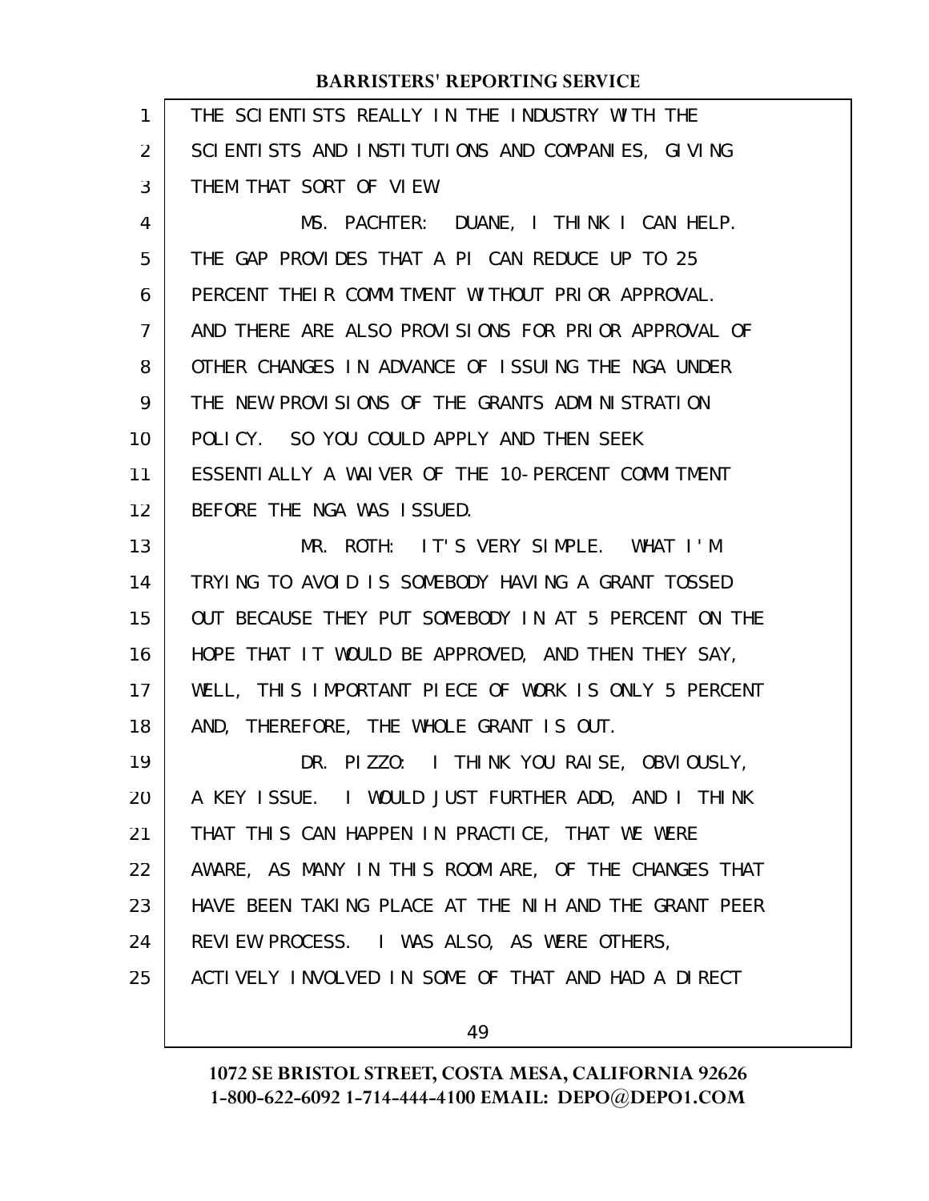THE SCIENTISTS REALLY IN THE INDUSTRY WITH THE SCIENTISTS AND INSTITUTIONS AND COMPANIES, GIVING THEM THAT SORT OF VIEW.

MS. PACHTER: DUANE, I THINK I CAN HELP. THE GAP PROVIDES THAT A PI CAN REDUCE UP TO 25 PERCENT THEIR COMMITMENT WITHOUT PRIOR APPROVAL. AND THERE ARE ALSO PROVISIONS FOR PRIOR APPROVAL OF OTHER CHANGES IN ADVANCE OF ISSUING THE NGA UNDER THE NEW PROVISIONS OF THE GRANTS ADMINISTRATION POLICY. SO YOU COULD APPLY AND THEN SEEK ESSENTIALLY A WAIVER OF THE 10-PERCENT COMMITMENT BEFORE THE NGA WAS ISSUED.

MR. ROTH: IT'S VERY SIMPLE. WHAT I'M TRYING TO AVOID IS SOMEBODY HAVING A GRANT TOSSED OUT BECAUSE THEY PUT SOMEBODY IN AT 5 PERCENT ON THE HOPE THAT IT WOULD BE APPROVED, AND THEN THEY SAY, WELL, THIS IMPORTANT PIECE OF WORK IS ONLY 5 PERCENT AND, THEREFORE, THE WHOLE GRANT IS OUT.

DR. PIZZO: I THINK YOU RAISE, OBVIOUSLY, A KEY ISSUE. I WOULD JUST FURTHER ADD, AND I THINK THAT THIS CAN HAPPEN IN PRACTICE, THAT WE WERE AWARE, AS MANY IN THIS ROOM ARE, OF THE CHANGES THAT HAVE BEEN TAKING PLACE AT THE NIH AND THE GRANT PEER REVIEW PROCESS. I WAS ALSO, AS WERE OTHERS, ACTIVELY INVOLVED IN SOME OF THAT AND HAD A DIRECT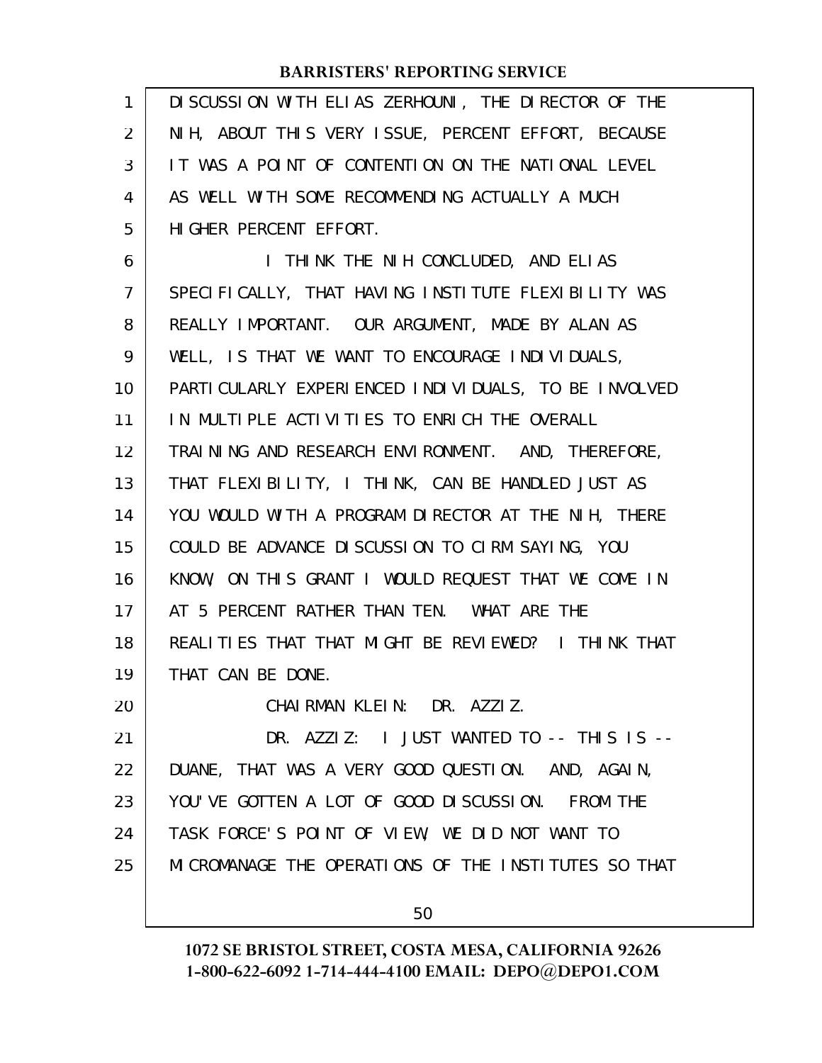DISCUSSION WITH ELIAS ZERHOUNI, THE DIRECTOR OF THE NIH, ABOUT THIS VERY ISSUE, PERCENT EFFORT, BECAUSE IT WAS A POINT OF CONTENTION ON THE NATIONAL LEVEL AS WELL WITH SOME RECOMMENDING ACTUALLY A MUCH HIGHER PERCENT EFFORT.

I THINK THE NIH CONCLUDED, AND ELIAS SPECIFICALLY, THAT HAVING INSTITUTE FLEXIBILITY WAS REALLY IMPORTANT. OUR ARGUMENT, MADE BY ALAN AS WELL, IS THAT WE WANT TO ENCOURAGE INDIVIDUALS, PARTICULARLY EXPERIENCED INDIVIDUALS, TO BE INVOLVED IN MULTIPLE ACTIVITIES TO ENRICH THE OVERALL TRAINING AND RESEARCH ENVIRONMENT. AND, THEREFORE, THAT FLEXIBILITY, I THINK, CAN BE HANDLED JUST AS YOU WOULD WITH A PROGRAM DIRECTOR AT THE NIH, THERE COULD BE ADVANCE DISCUSSION TO CIRM SAYING, YOU KNOW, ON THIS GRANT I WOULD REQUEST THAT WE COME IN AT 5 PERCENT RATHER THAN TEN. WHAT ARE THE REALITIES THAT THAT MIGHT BE REVIEWED? I THINK THAT THAT CAN BE DONE.

CHAIRMAN KLEIN: DR. AZZIZ.

DR. AZZIZ: I JUST WANTED TO -- THIS IS -- DUANE, THAT WAS A VERY GOOD QUESTION. AND, AGAIN, YOU'VE GOTTEN A LOT OF GOOD DISCUSSION. FROM THE TASK FORCE'S POINT OF VIEW, WE DID NOT WANT TO MICROMANAGE THE OPERATIONS OF THE INSTITUTES SO THAT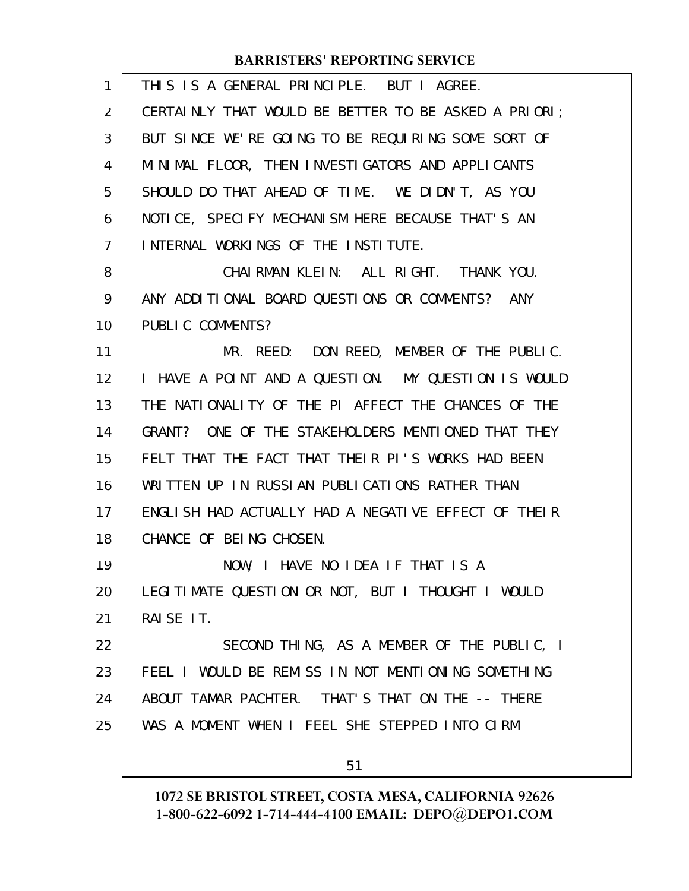THIS IS A GENERAL PRINCIPLE. BUT I AGREE. CERTAINLY THAT WOULD BE BETTER TO BE ASKED A PRIORI; BUT SINCE WE'RE GOING TO BE REQUIRING SOME SORT OF MINIMAL FLOOR, THEN INVESTIGATORS AND APPLICANTS SHOULD DO THAT AHEAD OF TIME. WE DIDN'T, AS YOU NOTICE, SPECIFY MECHANISM HERE BECAUSE THAT'S AN INTERNAL WORKINGS OF THE INSTITUTE.

CHAIRMAN KLEIN: ALL RIGHT. THANK YOU. ANY ADDITIONAL BOARD QUESTIONS OR COMMENTS? ANY PUBLIC COMMENTS?

MR. REED: DON REED, MEMBER OF THE PUBLIC. I HAVE A POINT AND A QUESTION. MY QUESTION IS WOULD THE NATIONALITY OF THE PI AFFECT THE CHANCES OF THE GRANT? ONE OF THE STAKEHOLDERS MENTIONED THAT THEY FELT THAT THE FACT THAT THEIR PI'S WORKS HAD BEEN WRITTEN UP IN RUSSIAN PUBLICATIONS RATHER THAN ENGLISH HAD ACTUALLY HAD A NEGATIVE EFFECT OF THEIR CHANCE OF BEING CHOSEN.

NOW, I HAVE NO IDEA IF THAT IS A LEGITIMATE QUESTION OR NOT, BUT I THOUGHT I WOULD RAISE IT.

SECOND THING, AS A MEMBER OF THE PUBLIC, I FEEL I WOULD BE REMISS IN NOT MENTIONING SOMETHING ABOUT TAMAR PACHTER. THAT'S THAT ON THE -- THERE WAS A MOMENT WHEN I FEEL SHE STEPPED INTO CIRM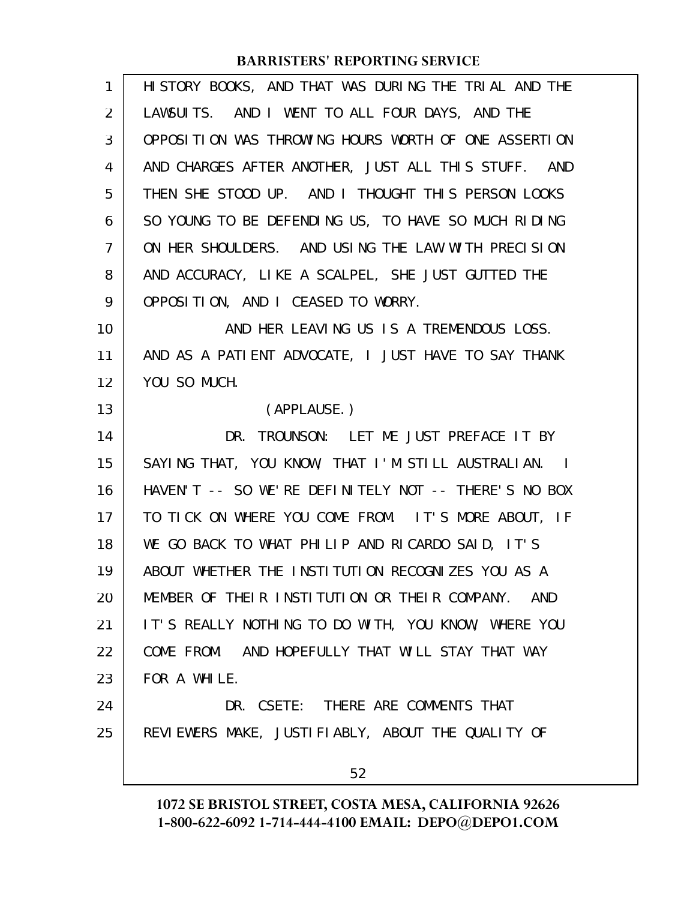HISTORY BOOKS, AND THAT WAS DURING THE TRIAL AND THE LAWSUITS. AND I WENT TO ALL FOUR DAYS, AND THE OPPOSITION WAS THROWING HOURS WORTH OF ONE ASSERTION AND CHARGES AFTER ANOTHER, JUST ALL THIS STUFF. AND THEN SHE STOOD UP. AND I THOUGHT THIS PERSON LOOKS SO YOUNG TO BE DEFENDING US, TO HAVE SO MUCH RIDING ON HER SHOULDERS. AND USING THE LAW WITH PRECISION AND ACCURACY, LIKE A SCALPEL, SHE JUST GUTTED THE OPPOSITION, AND I CEASED TO WORRY.

AND HER LEAVING US IS A TREMENDOUS LOSS. AND AS A PATIENT ADVOCATE, I JUST HAVE TO SAY THANK YOU SO MUCH.

(APPLAUSE.)

DR. TROUNSON: LET ME JUST PREFACE IT BY SAYING THAT, YOU KNOW, THAT I'M STILL AUSTRALIAN. I HAVEN'T -- SO WE'RE DEFINITELY NOT -- THERE'S NO BOX TO TICK ON WHERE YOU COME FROM. IT'S MORE ABOUT, IF WE GO BACK TO WHAT PHILIP AND RICARDO SAID, IT'S ABOUT WHETHER THE INSTITUTION RECOGNIZES YOU AS A MEMBER OF THEIR INSTITUTION OR THEIR COMPANY. AND IT'S REALLY NOTHING TO DO WITH, YOU KNOW, WHERE YOU COME FROM. AND HOPEFULLY THAT WILL STAY THAT WAY FOR A WHILE.

DR. CSETE: THERE ARE COMMENTS THAT REVIEWERS MAKE, JUSTIFIABLY, ABOUT THE QUALITY OF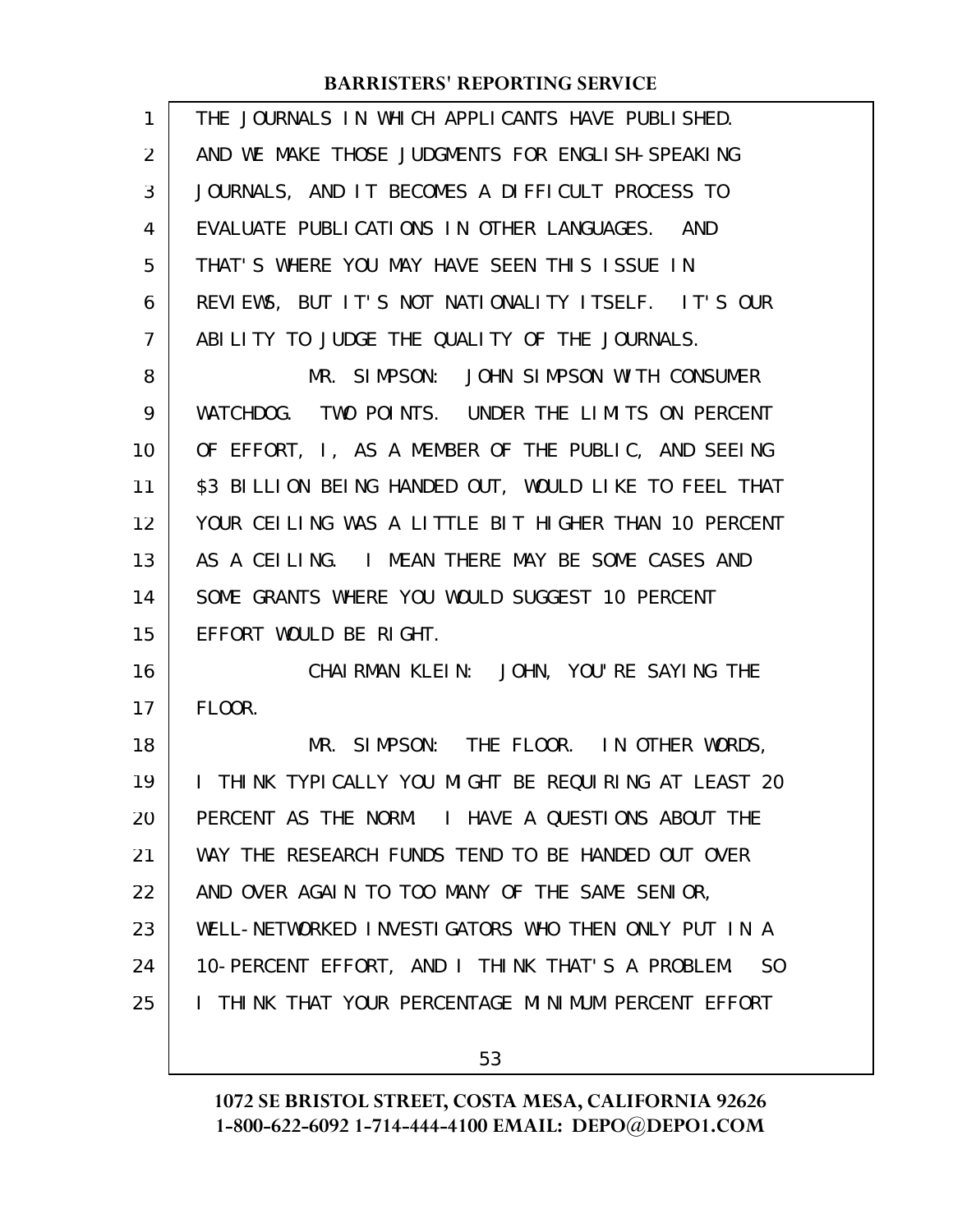THE JOURNALS IN WHICH APPLICANTS HAVE PUBLISHED. AND WE MAKE THOSE JUDGMENTS FOR ENGLISH-SPEAKING JOURNALS, AND IT BECOMES A DIFFICULT PROCESS TO EVALUATE PUBLICATIONS IN OTHER LANGUAGES. AND THAT'S WHERE YOU MAY HAVE SEEN THIS ISSUE IN REVIEWS, BUT IT'S NOT NATIONALITY ITSELF. IT'S OUR ABILITY TO JUDGE THE QUALITY OF THE JOURNALS.

MR. SIMPSON: JOHN SIMPSON WITH CONSUMER WATCHDOG. TWO POINTS. UNDER THE LIMITS ON PERCENT OF EFFORT, I, AS A MEMBER OF THE PUBLIC, AND SEEING $3 BILLION BEING HANDED OUT, WOULD LIKE TO FEEL THAT YOUR CEILING WAS A LITTLE BIT HIGHER THAN 10 PERCENT AS A CEILING. I MEAN THERE MAY BE SOME CASES AND SOME GRANTS WHERE YOU WOULD SUGGEST 10 PERCENT EFFORT WOULD BE RIGHT.

CHAIRMAN KLEIN: JOHN, YOU'RE SAYING THE FLOOR.

MR. SIMPSON: THE FLOOR. IN OTHER WORDS, I THINK TYPICALLY YOU MIGHT BE REQUIRING AT LEAST 20 PERCENT AS THE NORM. I HAVE A QUESTIONS ABOUT THE WAY THE RESEARCH FUNDS TEND TO BE HANDED OUT OVER AND OVER AGAIN TO TOO MANY OF THE SAME SENIOR, WELL-NETWORKED INVESTIGATORS WHO THEN ONLY PUT IN A 10-PERCENT EFFORT, AND I THINK THAT'S A PROBLEM. SO I THINK THAT YOUR PERCENTAGE MINIMUM PERCENT EFFORT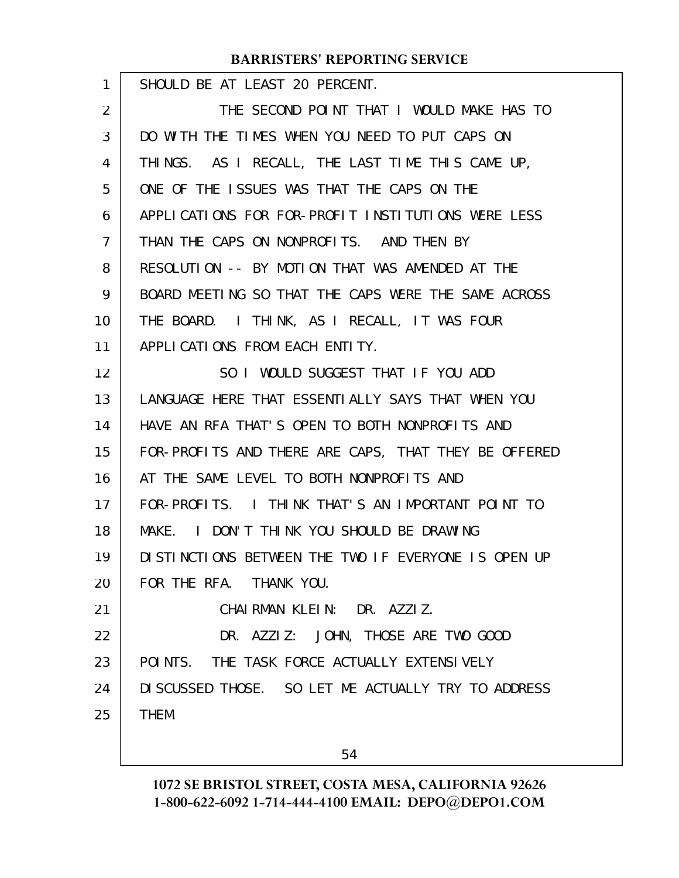SHOULD BE AT LEAST 20 PERCENT.

THE SECOND POINT THAT I WOULD MAKE HAS TO DO WITH THE TIMES WHEN YOU NEED TO PUT CAPS ON THINGS. AS I RECALL, THE LAST TIME THIS CAME UP, ONE OF THE ISSUES WAS THAT THE CAPS ON THE APPLICATIONS FOR FOR-PROFIT INSTITUTIONS WERE LESS THAN THE CAPS ON NONPROFITS. AND THEN BY RESOLUTION -- BY MOTION THAT WAS AMENDED AT THE BOARD MEETING SO THAT THE CAPS WERE THE SAME ACROSS THE BOARD. I THINK, AS I RECALL, IT WAS FOUR APPLICATIONS FROM EACH ENTITY.

SO I WOULD SUGGEST THAT IF YOU ADD LANGUAGE HERE THAT ESSENTIALLY SAYS THAT WHEN YOU HAVE AN RFA THAT'S OPEN TO BOTH NONPROFITS AND FOR-PROFITS AND THERE ARE CAPS, THAT THEY BE OFFERED AT THE SAME LEVEL TO BOTH NONPROFITS AND FOR-PROFITS. I THINK THAT'S AN IMPORTANT POINT TO MAKE. I DON'T THINK YOU SHOULD BE DRAWING DISTINCTIONS BETWEEN THE TWO IF EVERYONE IS OPEN UP FOR THE RFA. THANK YOU.

CHAIRMAN KLEIN: DR. AZZIZ.

DR. AZZIZ: JOHN, THOSE ARE TWO GOOD POINTS. THE TASK FORCE ACTUALLY EXTENSIVELY DISCUSSED THOSE. SO LET ME ACTUALLY TRY TO ADDRESS THEM.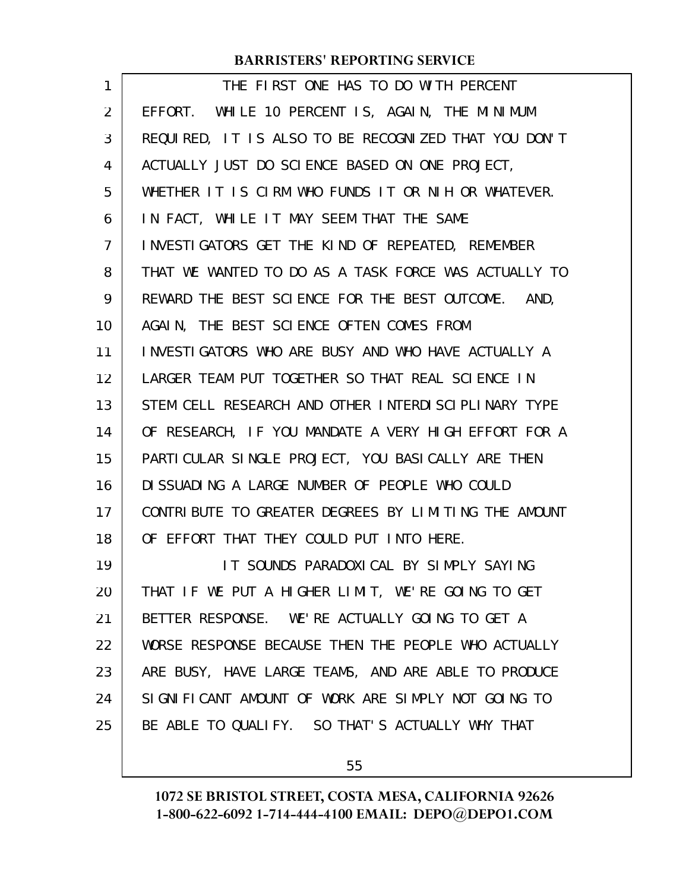THE FIRST ONE HAS TO DO WITH PERCENT EFFORT. WHILE 10 PERCENT IS, AGAIN, THE MINIMUM REQUIRED, IT IS ALSO TO BE RECOGNIZED THAT YOU DON'T ACTUALLY JUST DO SCIENCE BASED ON ONE PROJECT, WHETHER IT IS CIRM WHO FUNDS IT OR NIH OR WHATEVER. IN FACT, WHILE IT MAY SEEM THAT THE SAME INVESTIGATORS GET THE KIND OF REPEATED, REMEMBER THAT WE WANTED TO DO AS A TASK FORCE WAS ACTUALLY TO REWARD THE BEST SCIENCE FOR THE BEST OUTCOME. AND, AGAIN, THE BEST SCIENCE OFTEN COMES FROM INVESTIGATORS WHO ARE BUSY AND WHO HAVE ACTUALLY A LARGER TEAM PUT TOGETHER SO THAT REAL SCIENCE IN STEM CELL RESEARCH AND OTHER INTERDISCIPLINARY TYPE OF RESEARCH, IF YOU MANDATE A VERY HIGH EFFORT FOR A PARTICULAR SINGLE PROJECT, YOU BASICALLY ARE THEN DISSUADING A LARGE NUMBER OF PEOPLE WHO COULD CONTRIBUTE TO GREATER DEGREES BY LIMITING THE AMOUNT OF EFFORT THAT THEY COULD PUT INTO HERE.

IT SOUNDS PARADOXICAL BY SIMPLY SAYING THAT IF WE PUT A HIGHER LIMIT, WE'RE GOING TO GET BETTER RESPONSE. WE'RE ACTUALLY GOING TO GET A WORSE RESPONSE BECAUSE THEN THE PEOPLE WHO ACTUALLY ARE BUSY, HAVE LARGE TEAMS, AND ARE ABLE TO PRODUCE SIGNIFICANT AMOUNT OF WORK ARE SIMPLY NOT GOING TO BE ABLE TO QUALIFY. SO THAT'S ACTUALLY WHY THAT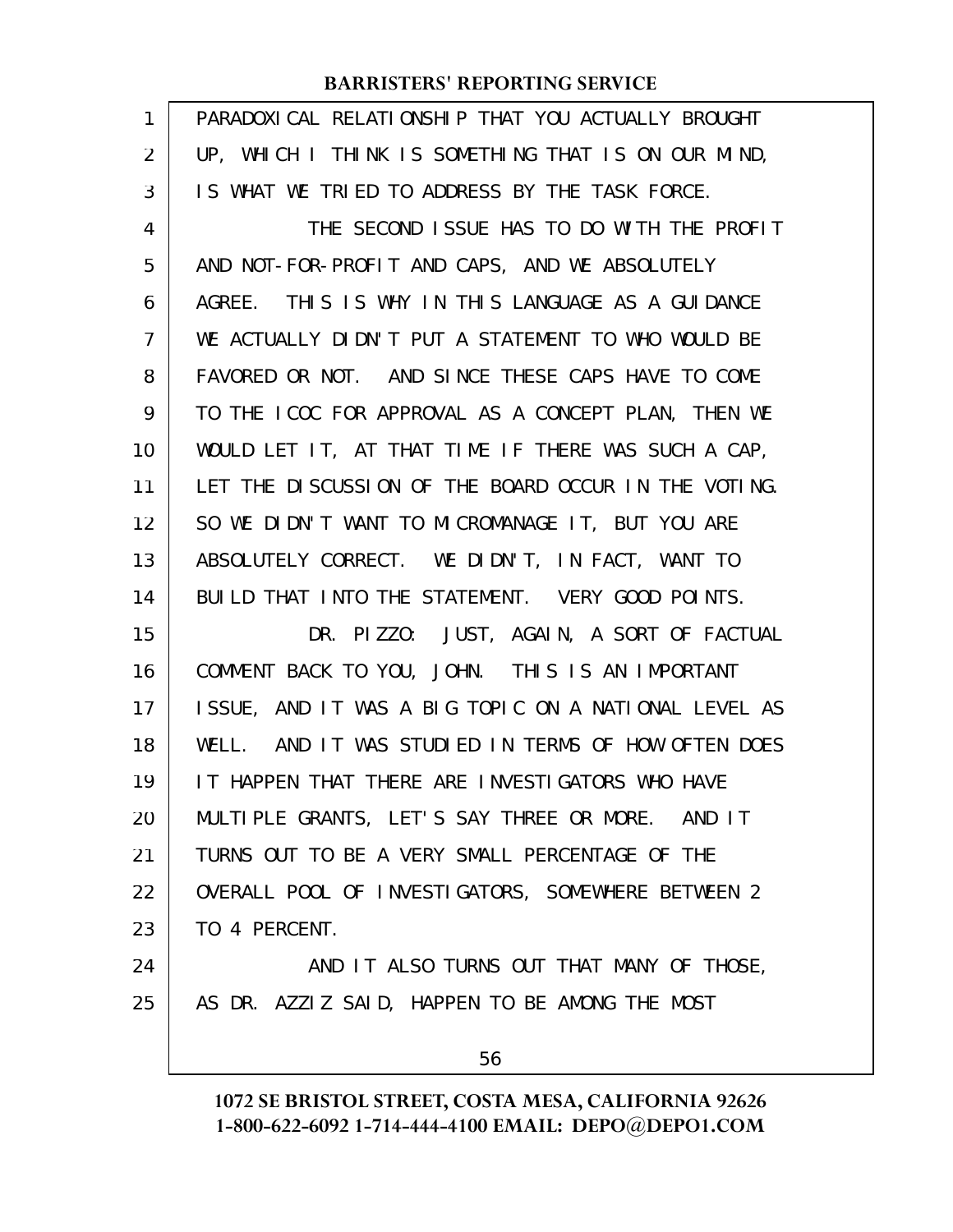PARADOXICAL RELATIONSHIP THAT YOU ACTUALLY BROUGHT UP, WHICH I THINK IS SOMETHING THAT IS ON OUR MIND, IS WHAT WE TRIED TO ADDRESS BY THE TASK FORCE.

THE SECOND ISSUE HAS TO DO WITH THE PROFIT AND NOT-FOR-PROFIT AND CAPS, AND WE ABSOLUTELY AGREE. THIS IS WHY IN THIS LANGUAGE AS A GUIDANCE WE ACTUALLY DIDN'T PUT A STATEMENT TO WHO WOULD BE FAVORED OR NOT. AND SINCE THESE CAPS HAVE TO COME TO THE ICOC FOR APPROVAL AS A CONCEPT PLAN, THEN WE WOULD LET IT, AT THAT TIME IF THERE WAS SUCH A CAP, LET THE DISCUSSION OF THE BOARD OCCUR IN THE VOTING. SO WE DIDN'T WANT TO MICROMANAGE IT, BUT YOU ARE ABSOLUTELY CORRECT. WE DIDN'T, IN FACT, WANT TO BUILD THAT INTO THE STATEMENT. VERY GOOD POINTS.

DR. PIZZO: JUST, AGAIN, A SORT OF FACTUAL COMMENT BACK TO YOU, JOHN. THIS IS AN IMPORTANT ISSUE, AND IT WAS A BIG TOPIC ON A NATIONAL LEVEL AS WELL. AND IT WAS STUDIED IN TERMS OF HOW OFTEN DOES IT HAPPEN THAT THERE ARE INVESTIGATORS WHO HAVE MULTIPLE GRANTS, LET'S SAY THREE OR MORE. AND IT TURNS OUT TO BE A VERY SMALL PERCENTAGE OF THE OVERALL POOL OF INVESTIGATORS, SOMEWHERE BETWEEN 2 TO 4 PERCENT.

AND IT ALSO TURNS OUT THAT MANY OF THOSE, AS DR. AZZIZ SAID, HAPPEN TO BE AMONG THE MOST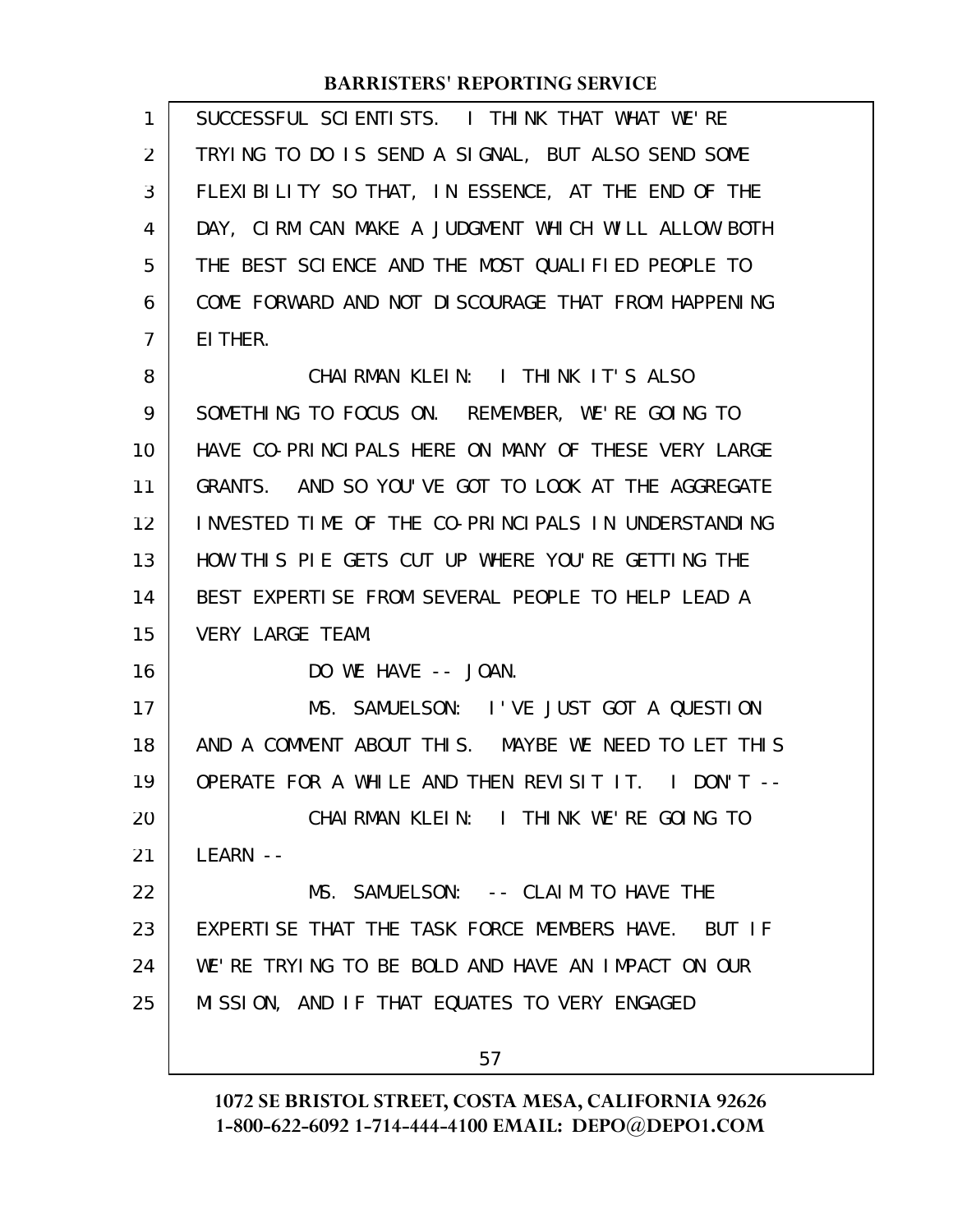SUCCESSFUL SCIENTISTS. I THINK THAT WHAT WE'RE TRYING TO DO IS SEND A SIGNAL, BUT ALSO SEND SOME FLEXIBILITY SO THAT, IN ESSENCE, AT THE END OF THE DAY, CIRM CAN MAKE A JUDGMENT WHICH WILL ALLOW BOTH THE BEST SCIENCE AND THE MOST QUALIFIED PEOPLE TO COME FORWARD AND NOT DISCOURAGE THAT FROM HAPPENING EITHER.

CHAIRMAN KLEIN: I THINK IT'S ALSO SOMETHING TO FOCUS ON. REMEMBER, WE'RE GOING TO HAVE CO-PRINCIPALS HERE ON MANY OF THESE VERY LARGE GRANTS. AND SO YOU'VE GOT TO LOOK AT THE AGGREGATE INVESTED TIME OF THE CO-PRINCIPALS IN UNDERSTANDING HOW THIS PIE GETS CUT UP WHERE YOU'RE GETTING THE BEST EXPERTISE FROM SEVERAL PEOPLE TO HELP LEAD A VERY LARGE TEAM.

DO WE HAVE -- JOAN.

MS. SAMUELSON: I'VE JUST GOT A QUESTION AND A COMMENT ABOUT THIS. MAYBE WE NEED TO LET THIS OPERATE FOR A WHILE AND THEN REVISIT IT. I DON'T --

CHAIRMAN KLEIN: I THINK WE'RE GOING TO LEARN --

MS. SAMUELSON: -- CLAIM TO HAVE THE EXPERTISE THAT THE TASK FORCE MEMBERS HAVE. BUT IF WE'RE TRYING TO BE BOLD AND HAVE AN IMPACT ON OUR MISSION, AND IF THAT EQUATES TO VERY ENGAGED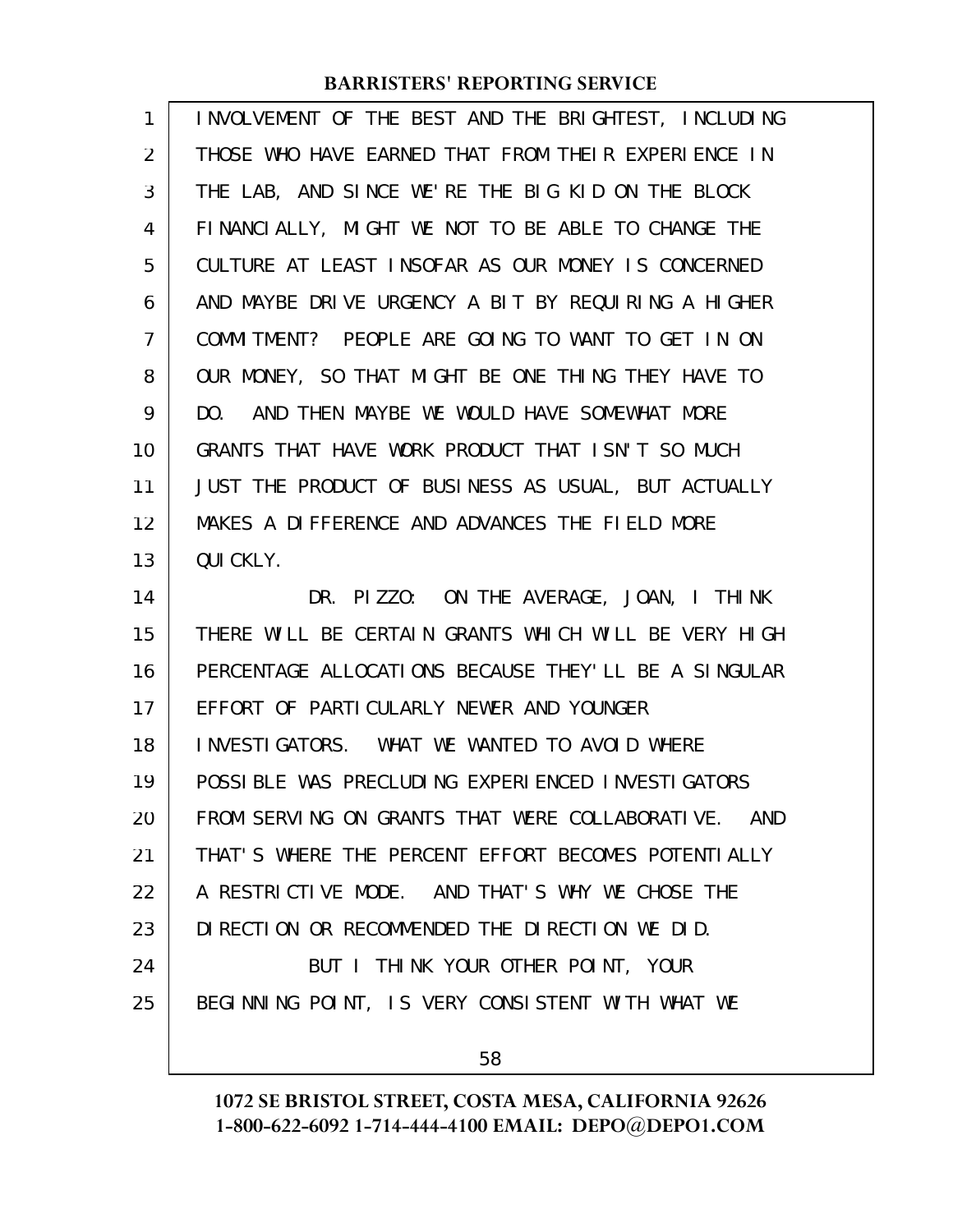INVOLVEMENT OF THE BEST AND THE BRIGHTEST, INCLUDING THOSE WHO HAVE EARNED THAT FROM THEIR EXPERIENCE IN THE LAB, AND SINCE WE'RE THE BIG KID ON THE BLOCK FINANCIALLY, MIGHT WE NOT TO BE ABLE TO CHANGE THE CULTURE AT LEAST INSOFAR AS OUR MONEY IS CONCERNED AND MAYBE DRIVE URGENCY A BIT BY REQUIRING A HIGHER COMMITMENT? PEOPLE ARE GOING TO WANT TO GET IN ON OUR MONEY, SO THAT MIGHT BE ONE THING THEY HAVE TO DO. AND THEN MAYBE WE WOULD HAVE SOMEWHAT MORE GRANTS THAT HAVE WORK PRODUCT THAT ISN'T SO MUCH JUST THE PRODUCT OF BUSINESS AS USUAL, BUT ACTUALLY MAKES A DIFFERENCE AND ADVANCES THE FIELD MORE QUICKLY.

DR. PIZZO: ON THE AVERAGE, JOAN, I THINK THERE WILL BE CERTAIN GRANTS WHICH WILL BE VERY HIGH PERCENTAGE ALLOCATIONS BECAUSE THEY'LL BE A SINGULAR EFFORT OF PARTICULARLY NEWER AND YOUNGER INVESTIGATORS. WHAT WE WANTED TO AVOID WHERE POSSIBLE WAS PRECLUDING EXPERIENCED INVESTIGATORS FROM SERVING ON GRANTS THAT WERE COLLABORATIVE. AND THAT'S WHERE THE PERCENT EFFORT BECOMES POTENTIALLY A RESTRICTIVE MODE. AND THAT'S WHY WE CHOSE THE DIRECTION OR RECOMMENDED THE DIRECTION WE DID.

BUT I THINK YOUR OTHER POINT, YOUR BEGINNING POINT, IS VERY CONSISTENT WITH WHAT WE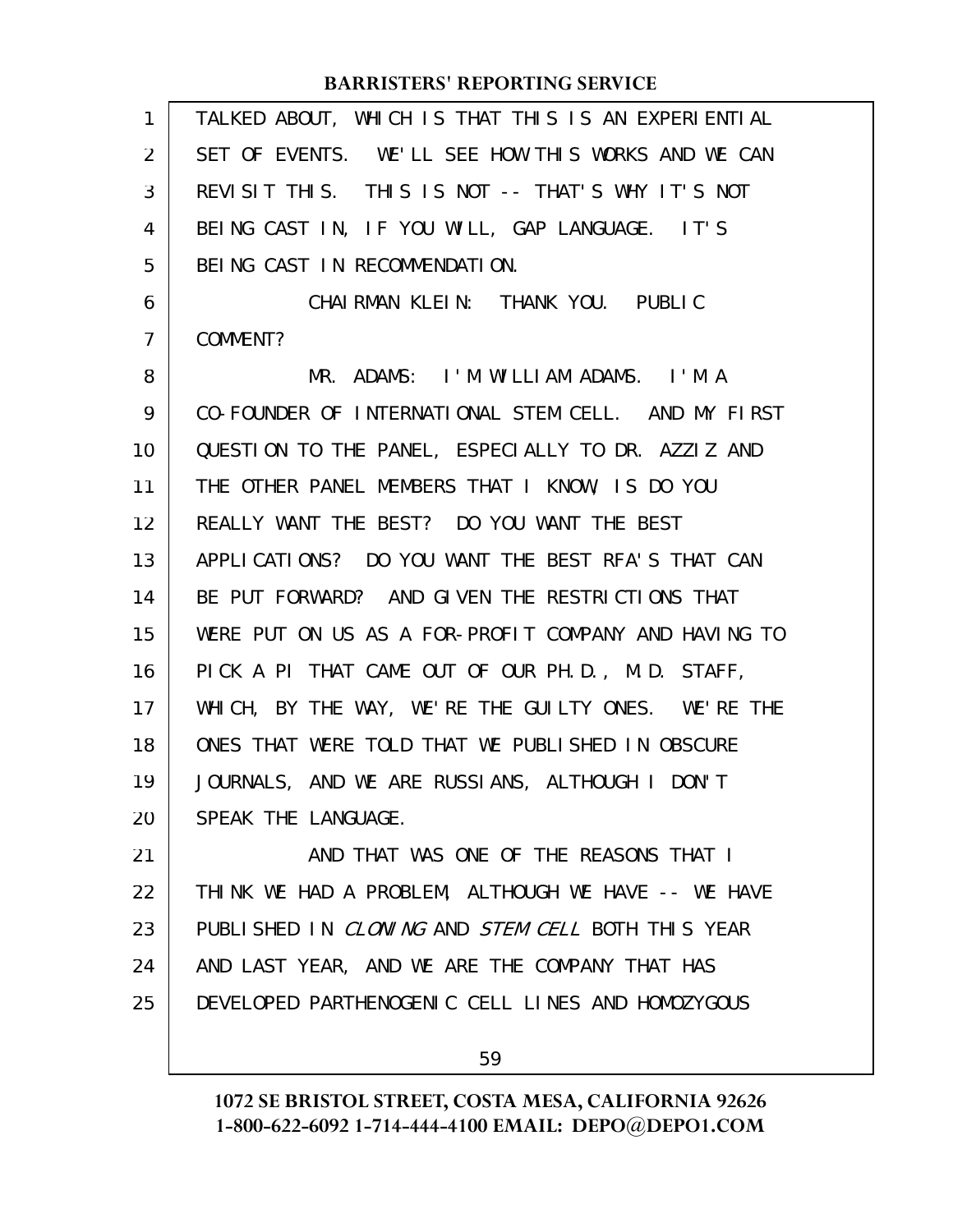TALKED ABOUT, WHICH IS THAT THIS IS AN EXPERIENTIAL SET OF EVENTS. WE'LL SEE HOW THIS WORKS AND WE CAN REVISIT THIS. THIS IS NOT -- THAT'S WHY IT'S NOT BEING CAST IN, IF YOU WILL, GAP LANGUAGE. IT'S BEING CAST IN RECOMMENDATION.

CHAIRMAN KLEIN: THANK YOU. PUBLIC COMMENT?

MR. ADAMS: I'M WILLIAM ADAMS. I'M A CO-FOUNDER OF INTERNATIONAL STEM CELL. AND MY FIRST QUESTION TO THE PANEL, ESPECIALLY TO DR. AZZIZ AND THE OTHER PANEL MEMBERS THAT I KNOW, IS DO YOU REALLY WANT THE BEST? DO YOU WANT THE BEST APPLICATIONS? DO YOU WANT THE BEST RFA'S THAT CAN BE PUT FORWARD? AND GIVEN THE RESTRICTIONS THAT WERE PUT ON US AS A FOR-PROFIT COMPANY AND HAVING TO PICK A PI THAT CAME OUT OF OUR PH.D., M.D. STAFF, WHICH, BY THE WAY, WE'RE THE GUILTY ONES. WE'RE THE ONES THAT WERE TOLD THAT WE PUBLISHED IN OBSCURE JOURNALS, AND WE ARE RUSSIANS, ALTHOUGH I DON'T SPEAK THE LANGUAGE.

AND THAT WAS ONE OF THE REASONS THAT I THINK WE HAD A PROBLEM, ALTHOUGH WE HAVE -- WE HAVE PUBLISHED IN *CLONING* AND *STEM CELL* BOTH THIS YEAR AND LAST YEAR, AND WE ARE THE COMPANY THAT HAS DEVELOPED PARTHENOGENIC CELL LINES AND HOMOZYGOUS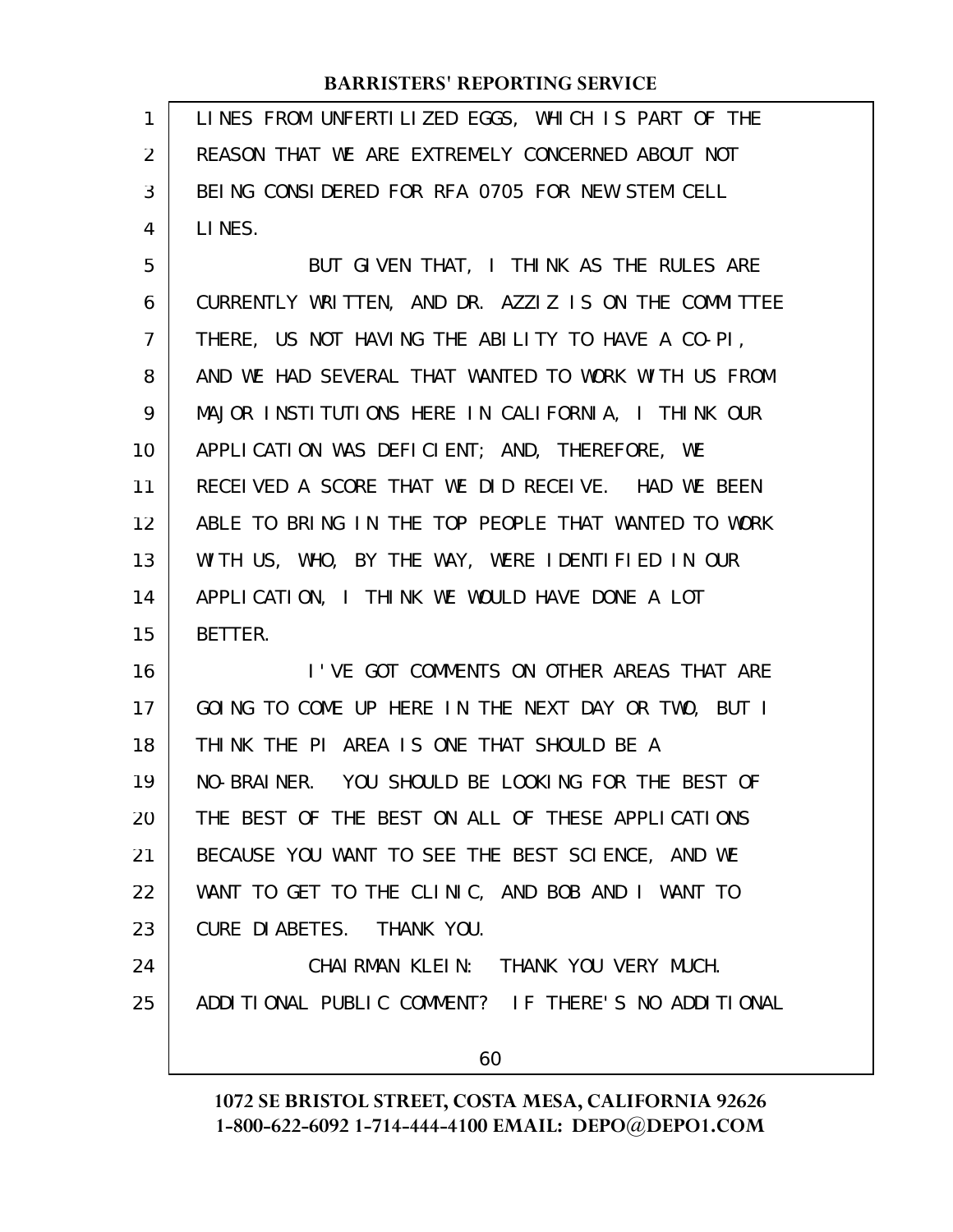LINES FROM UNFERTILIZED EGGS, WHICH IS PART OF THE REASON THAT WE ARE EXTREMELY CONCERNED ABOUT NOT BEING CONSIDERED FOR RFA 0705 FOR NEW STEM CELL LINES.

BUT GIVEN THAT, I THINK AS THE RULES ARE CURRENTLY WRITTEN, AND DR. AZZIZ IS ON THE COMMITTEE THERE, US NOT HAVING THE ABILITY TO HAVE A CO-PI, AND WE HAD SEVERAL THAT WANTED TO WORK WITH US FROM MAJOR INSTITUTIONS HERE IN CALIFORNIA, I THINK OUR APPLICATION WAS DEFICIENT; AND, THEREFORE, WE RECEIVED A SCORE THAT WE DID RECEIVE. HAD WE BEEN ABLE TO BRING IN THE TOP PEOPLE THAT WANTED TO WORK WITH US, WHO, BY THE WAY, WERE IDENTIFIED IN OUR APPLICATION, I THINK WE WOULD HAVE DONE A LOT BETTER.

I'VE GOT COMMENTS ON OTHER AREAS THAT ARE GOING TO COME UP HERE IN THE NEXT DAY OR TWO, BUT I THINK THE PI AREA IS ONE THAT SHOULD BE A NO-BRAINER. YOU SHOULD BE LOOKING FOR THE BEST OF THE BEST OF THE BEST ON ALL OF THESE APPLICATIONS BECAUSE YOU WANT TO SEE THE BEST SCIENCE, AND WE WANT TO GET TO THE CLINIC, AND BOB AND I WANT TO CURE DIABETES. THANK YOU.

CHAIRMAN KLEIN: THANK YOU VERY MUCH. ADDITIONAL PUBLIC COMMENT? IF THERE'S NO ADDITIONAL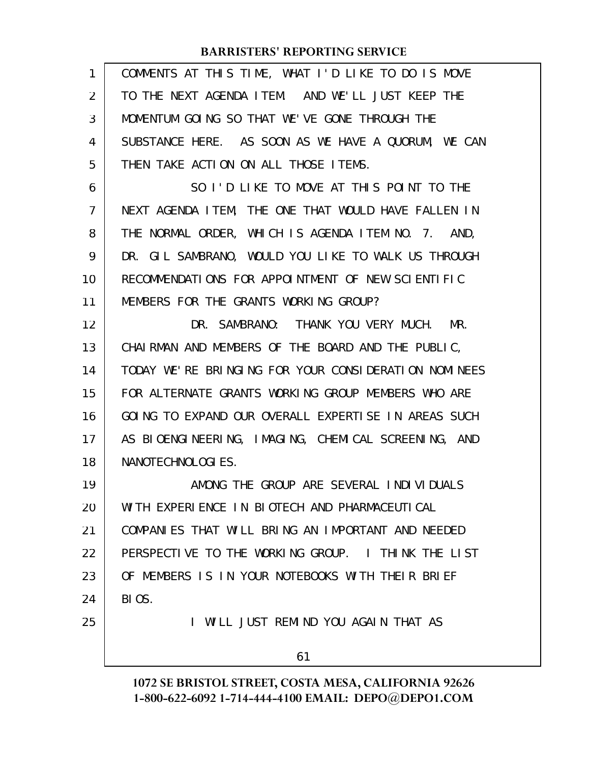COMMENTS AT THIS TIME, WHAT I'D LIKE TO DO IS MOVE TO THE NEXT AGENDA ITEM. AND WE'LL JUST KEEP THE MOMENTUM GOING SO THAT WE'VE GONE THROUGH THE SUBSTANCE HERE. AS SOON AS WE HAVE A QUORUM, WE CAN THEN TAKE ACTION ON ALL THOSE ITEMS.

SO I'D LIKE TO MOVE AT THIS POINT TO THE NEXT AGENDA ITEM, THE ONE THAT WOULD HAVE FALLEN IN THE NORMAL ORDER, WHICH IS AGENDA ITEM NO. 7. AND, DR. GIL SAMBRANO, WOULD YOU LIKE TO WALK US THROUGH RECOMMENDATIONS FOR APPOINTMENT OF NEW SCIENTIFIC MEMBERS FOR THE GRANTS WORKING GROUP?

DR. SAMBRANO: THANK YOU VERY MUCH. MR. CHAIRMAN AND MEMBERS OF THE BOARD AND THE PUBLIC, TODAY WE'RE BRINGING FOR YOUR CONSIDERATION NOMINEES FOR ALTERNATE GRANTS WORKING GROUP MEMBERS WHO ARE GOING TO EXPAND OUR OVERALL EXPERTISE IN AREAS SUCH AS BIOENGINEERING, IMAGING, CHEMICAL SCREENING, AND NANOTECHNOLOGIES.

AMONG THE GROUP ARE SEVERAL INDIVIDUALS WITH EXPERIENCE IN BIOTECH AND PHARMACEUTICAL COMPANIES THAT WILL BRING AN IMPORTANT AND NEEDED PERSPECTIVE TO THE WORKING GROUP. I THINK THE LIST OF MEMBERS IS IN YOUR NOTEBOOKS WITH THEIR BRIEF BIOS.

I WILL JUST REMIND YOU AGAIN THAT AS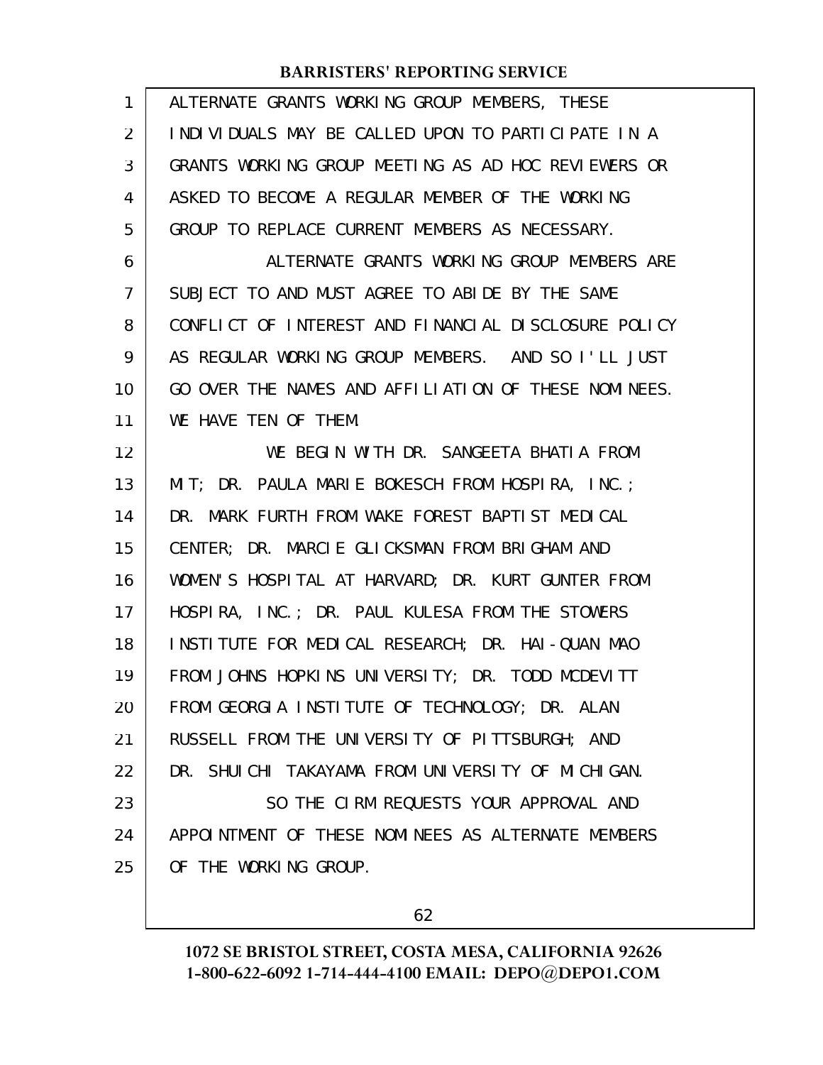ALTERNATE GRANTS WORKING GROUP MEMBERS, THESE INDIVIDUALS MAY BE CALLED UPON TO PARTICIPATE IN A GRANTS WORKING GROUP MEETING AS AD HOC REVIEWERS OR ASKED TO BECOME A REGULAR MEMBER OF THE WORKING GROUP TO REPLACE CURRENT MEMBERS AS NECESSARY.

ALTERNATE GRANTS WORKING GROUP MEMBERS ARE SUBJECT TO AND MUST AGREE TO ABIDE BY THE SAME CONFLICT OF INTEREST AND FINANCIAL DISCLOSURE POLICY AS REGULAR WORKING GROUP MEMBERS. AND SO I'LL JUST GO OVER THE NAMES AND AFFILIATION OF THESE NOMINEES. WE HAVE TEN OF THEM.

WE BEGIN WITH DR. SANGEETA BHATIA FROM MIT; DR. PAULA MARIE BOKESCH FROM HOSPIRA, INC.; DR. MARK FURTH FROM WAKE FOREST BAPTIST MEDICAL CENTER; DR. MARCIE GLICKSMAN FROM BRIGHAM AND WOMEN'S HOSPITAL AT HARVARD; DR. KURT GUNTER FROM HOSPIRA, INC.; DR. PAUL KULESA FROM THE STOWERS INSTITUTE FOR MEDICAL RESEARCH; DR. HAI-QUAN MAO FROM JOHNS HOPKINS UNIVERSITY; DR. TODD MCDEVITT FROM GEORGIA INSTITUTE OF TECHNOLOGY; DR. ALAN RUSSELL FROM THE UNIVERSITY OF PITTSBURGH; AND DR. SHUICHI TAKAYAMA FROM UNIVERSITY OF MICHIGAN.

SO THE CIRM REQUESTS YOUR APPROVAL AND APPOINTMENT OF THESE NOMINEES AS ALTERNATE MEMBERS OF THE WORKING GROUP.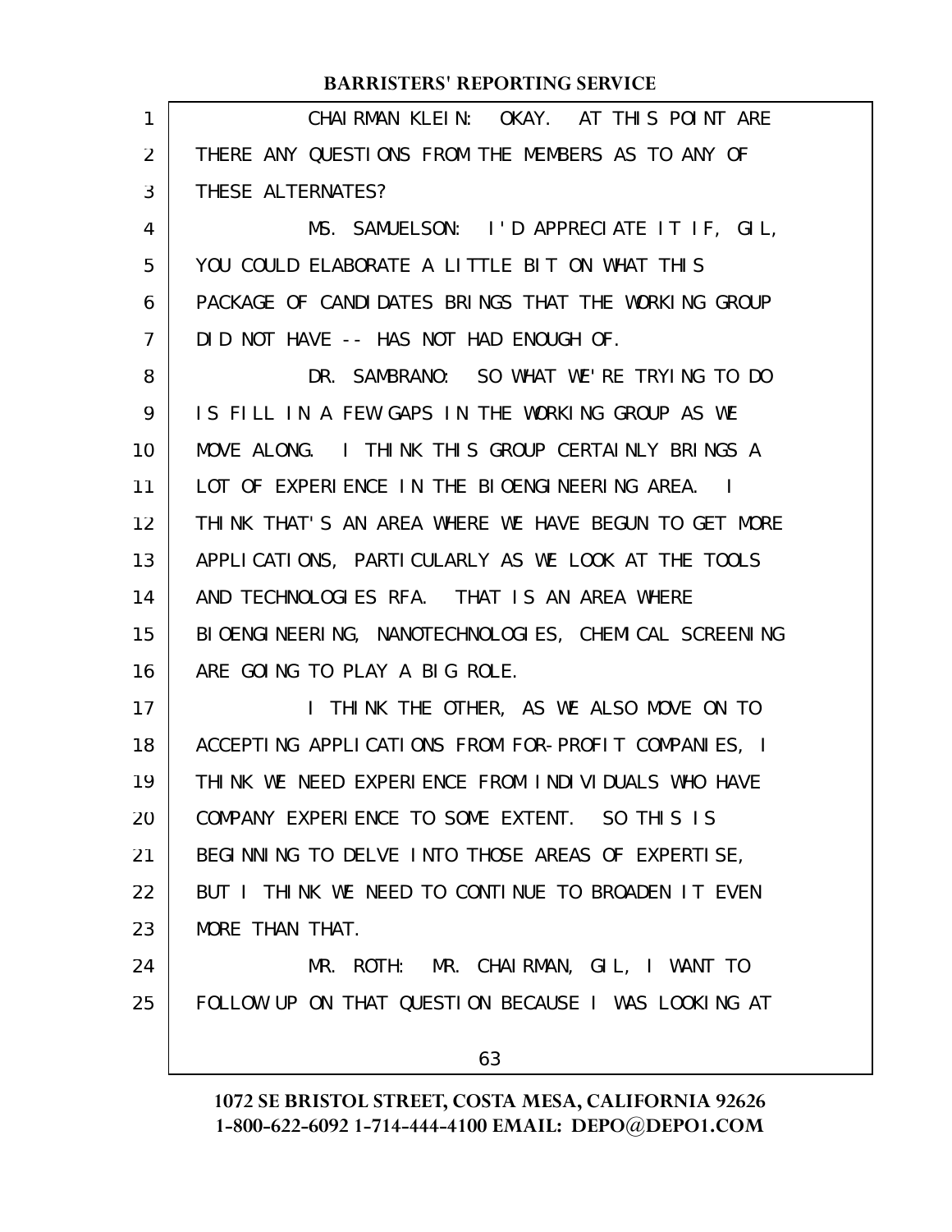CHAIRMAN KLEIN: OKAY. AT THIS POINT ARE THERE ANY QUESTIONS FROM THE MEMBERS AS TO ANY OF THESE ALTERNATES?

MS. SAMUELSON: I'D APPRECIATE IT IF, GIL, YOU COULD ELABORATE A LITTLE BIT ON WHAT THIS PACKAGE OF CANDIDATES BRINGS THAT THE WORKING GROUP DID NOT HAVE -- HAS NOT HAD ENOUGH OF.

DR. SAMBRANO: SO WHAT WE'RE TRYING TO DO IS FILL IN A FEW GAPS IN THE WORKING GROUP AS WE MOVE ALONG. I THINK THIS GROUP CERTAINLY BRINGS A LOT OF EXPERIENCE IN THE BIOENGINEERING AREA. I THINK THAT'S AN AREA WHERE WE HAVE BEGUN TO GET MORE APPLICATIONS, PARTICULARLY AS WE LOOK AT THE TOOLS AND TECHNOLOGIES RFA. THAT IS AN AREA WHERE BIOENGINEERING, NANOTECHNOLOGIES, CHEMICAL SCREENING ARE GOING TO PLAY A BIG ROLE.

I THINK THE OTHER, AS WE ALSO MOVE ON TO ACCEPTING APPLICATIONS FROM FOR-PROFIT COMPANIES, I THINK WE NEED EXPERIENCE FROM INDIVIDUALS WHO HAVE COMPANY EXPERIENCE TO SOME EXTENT. SO THIS IS BEGINNING TO DELVE INTO THOSE AREAS OF EXPERTISE, BUT I THINK WE NEED TO CONTINUE TO BROADEN IT EVEN MORE THAN THAT.

MR. ROTH: MR. CHAIRMAN, GIL, I WANT TO FOLLOW UP ON THAT QUESTION BECAUSE I WAS LOOKING AT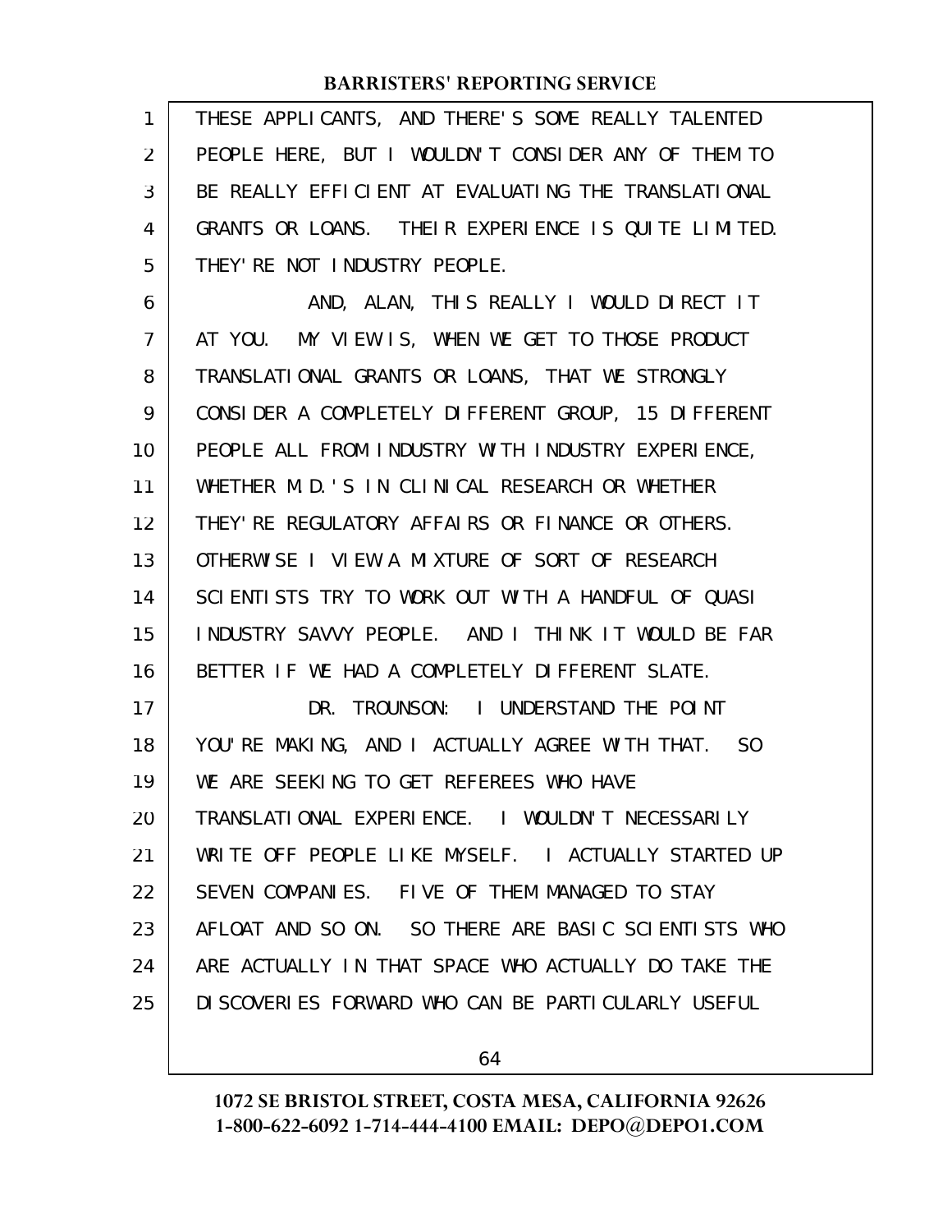THESE APPLICANTS, AND THERE'S SOME REALLY TALENTED PEOPLE HERE, BUT I WOULDN'T CONSIDER ANY OF THEM TO BE REALLY EFFICIENT AT EVALUATING THE TRANSLATIONAL GRANTS OR LOANS. THEIR EXPERIENCE IS QUITE LIMITED. THEY'RE NOT INDUSTRY PEOPLE.

AND, ALAN, THIS REALLY I WOULD DIRECT IT AT YOU. MY VIEW IS, WHEN WE GET TO THOSE PRODUCT TRANSLATIONAL GRANTS OR LOANS, THAT WE STRONGLY CONSIDER A COMPLETELY DIFFERENT GROUP, 15 DIFFERENT PEOPLE ALL FROM INDUSTRY WITH INDUSTRY EXPERIENCE, WHETHER M.D.'S IN CLINICAL RESEARCH OR WHETHER THEY'RE REGULATORY AFFAIRS OR FINANCE OR OTHERS. OTHERWISE I VIEW A MIXTURE OF SORT OF RESEARCH SCIENTISTS TRY TO WORK OUT WITH A HANDFUL OF QUASI INDUSTRY SAVVY PEOPLE. AND I THINK IT WOULD BE FAR BETTER IF WE HAD A COMPLETELY DIFFERENT SLATE.

DR. TROUNSON: I UNDERSTAND THE POINT YOU'RE MAKING, AND I ACTUALLY AGREE WITH THAT. SO WE ARE SEEKING TO GET REFEREES WHO HAVE TRANSLATIONAL EXPERIENCE. I WOULDN'T NECESSARILY WRITE OFF PEOPLE LIKE MYSELF. I ACTUALLY STARTED UP SEVEN COMPANIES. FIVE OF THEM MANAGED TO STAY AFLOAT AND SO ON. SO THERE ARE BASIC SCIENTISTS WHO ARE ACTUALLY IN THAT SPACE WHO ACTUALLY DO TAKE THE DISCOVERIES FORWARD WHO CAN BE PARTICULARLY USEFUL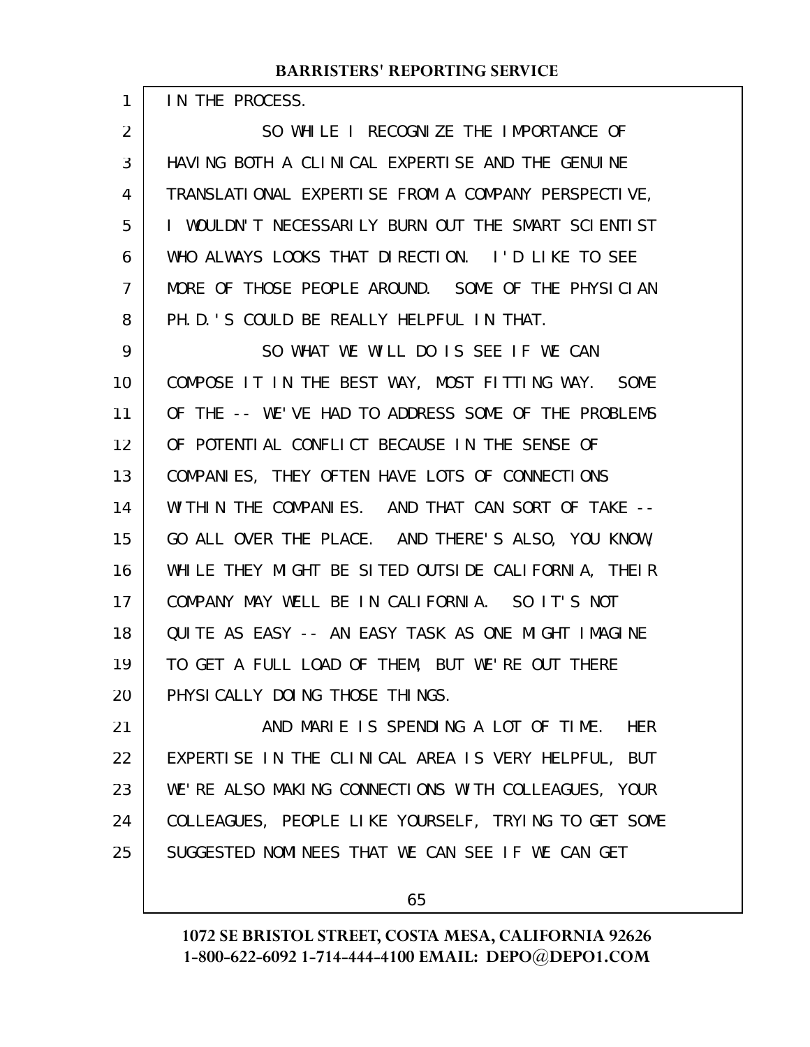IN THE PROCESS.

SO WHILE I RECOGNIZE THE IMPORTANCE OF HAVING BOTH A CLINICAL EXPERTISE AND THE GENUINE TRANSLATIONAL EXPERTISE FROM A COMPANY PERSPECTIVE, I WOULDN'T NECESSARILY BURN OUT THE SMART SCIENTIST WHO ALWAYS LOOKS THAT DIRECTION. I'D LIKE TO SEE MORE OF THOSE PEOPLE AROUND. SOME OF THE PHYSICIAN PH.D.'S COULD BE REALLY HELPFUL IN THAT.

SO WHAT WE WILL DO IS SEE IF WE CAN COMPOSE IT IN THE BEST WAY, MOST FITTING WAY. SOME OF THE -- WE'VE HAD TO ADDRESS SOME OF THE PROBLEMS OF POTENTIAL CONFLICT BECAUSE IN THE SENSE OF COMPANIES, THEY OFTEN HAVE LOTS OF CONNECTIONS WITHIN THE COMPANIES. AND THAT CAN SORT OF TAKE -- GO ALL OVER THE PLACE. AND THERE'S ALSO, YOU KNOW, WHILE THEY MIGHT BE SITED OUTSIDE CALIFORNIA, THEIR COMPANY MAY WELL BE IN CALIFORNIA. SO IT'S NOT QUITE AS EASY -- AN EASY TASK AS ONE MIGHT IMAGINE TO GET A FULL LOAD OF THEM, BUT WE'RE OUT THERE PHYSICALLY DOING THOSE THINGS.

AND MARIE IS SPENDING A LOT OF TIME. HER EXPERTISE IN THE CLINICAL AREA IS VERY HELPFUL, BUT WE'RE ALSO MAKING CONNECTIONS WITH COLLEAGUES, YOUR COLLEAGUES, PEOPLE LIKE YOURSELF, TRYING TO GET SOME SUGGESTED NOMINEES THAT WE CAN SEE IF WE CAN GET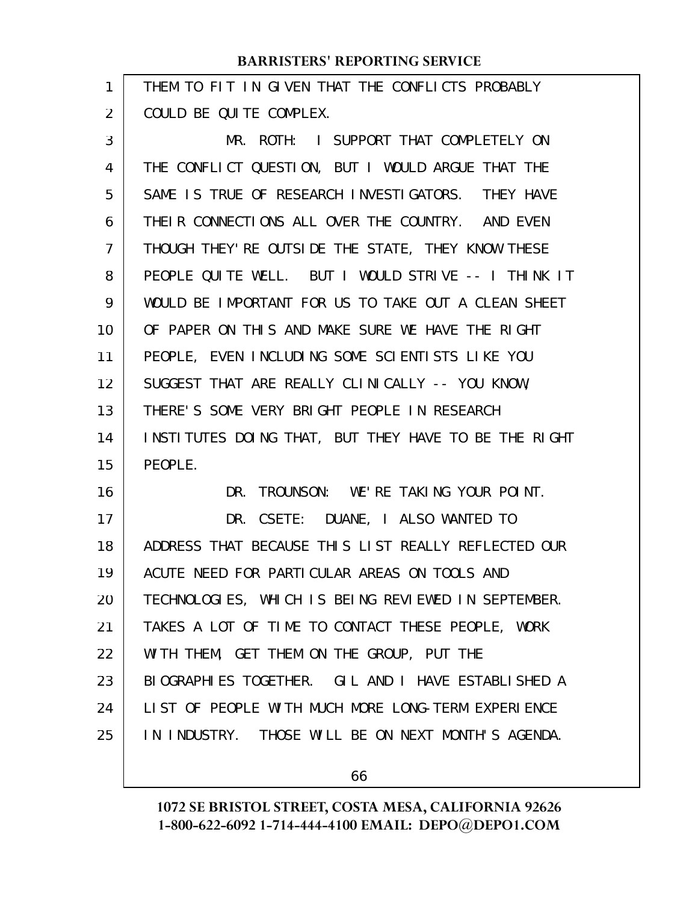THEM TO FIT IN GIVEN THAT THE CONFLICTS PROBABLY COULD BE QUITE COMPLEX.

MR. ROTH: I SUPPORT THAT COMPLETELY ON THE CONFLICT QUESTION, BUT I WOULD ARGUE THAT THE SAME IS TRUE OF RESEARCH INVESTIGATORS. THEY HAVE THEIR CONNECTIONS ALL OVER THE COUNTRY. AND EVEN THOUGH THEY'RE OUTSIDE THE STATE, THEY KNOW THESE PEOPLE QUITE WELL. BUT I WOULD STRIVE -- I THINK IT WOULD BE IMPORTANT FOR US TO TAKE OUT A CLEAN SHEET OF PAPER ON THIS AND MAKE SURE WE HAVE THE RIGHT PEOPLE, EVEN INCLUDING SOME SCIENTISTS LIKE YOU SUGGEST THAT ARE REALLY CLINICALLY -- YOU KNOW, THERE'S SOME VERY BRIGHT PEOPLE IN RESEARCH INSTITUTES DOING THAT, BUT THEY HAVE TO BE THE RIGHT PEOPLE.

DR. TROUNSON: WE'RE TAKING YOUR POINT.

DR. CSETE: DUANE, I ALSO WANTED TO ADDRESS THAT BECAUSE THIS LIST REALLY REFLECTED OUR ACUTE NEED FOR PARTICULAR AREAS ON TOOLS AND TECHNOLOGIES, WHICH IS BEING REVIEWED IN SEPTEMBER. TAKES A LOT OF TIME TO CONTACT THESE PEOPLE, WORK WITH THEM, GET THEM ON THE GROUP, PUT THE BIOGRAPHIES TOGETHER. GIL AND I HAVE ESTABLISHED A LIST OF PEOPLE WITH MUCH MORE LONG-TERM EXPERIENCE IN INDUSTRY. THOSE WILL BE ON NEXT MONTH'S AGENDA.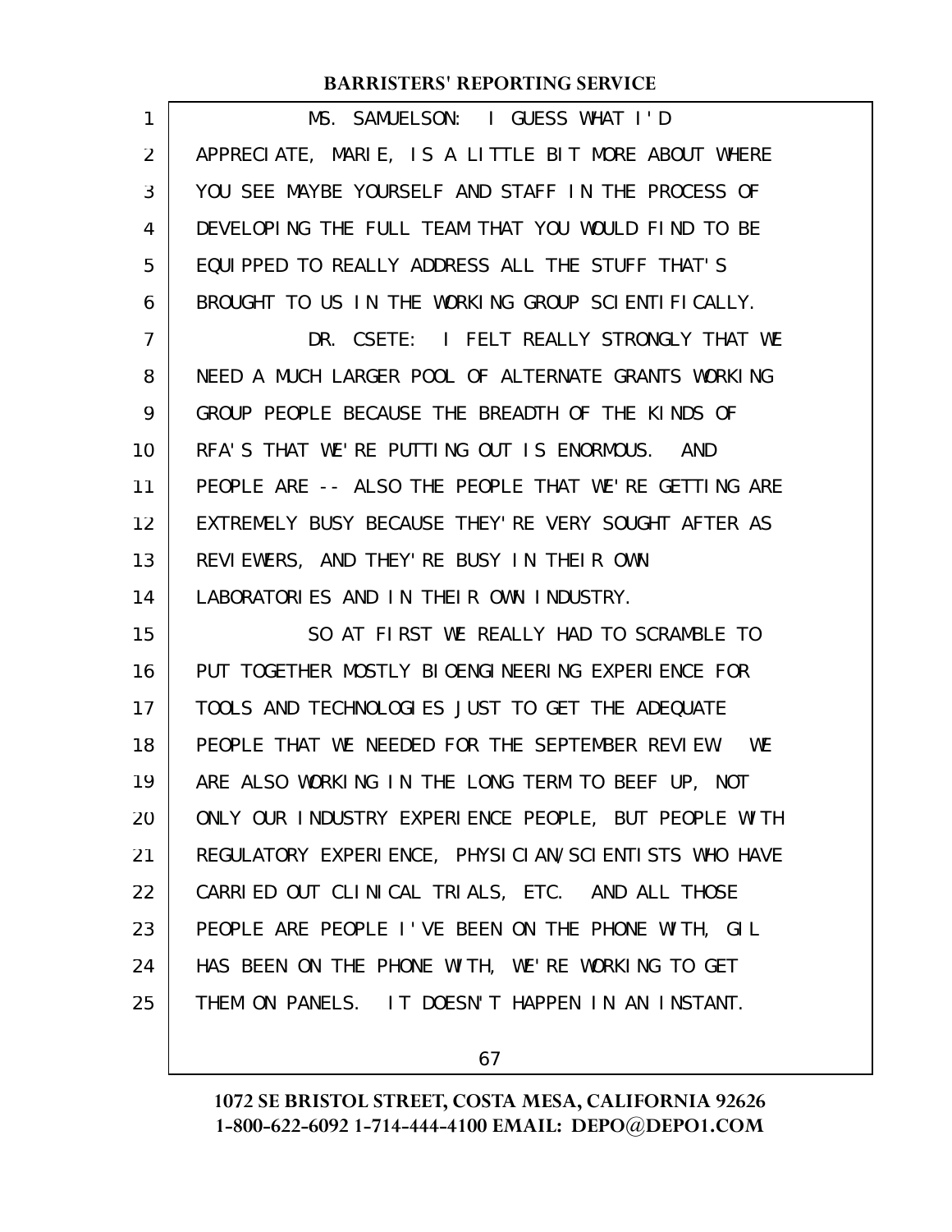MS. SAMUELSON: I GUESS WHAT I'D APPRECIATE, MARIE, IS A LITTLE BIT MORE ABOUT WHERE YOU SEE MAYBE YOURSELF AND STAFF IN THE PROCESS OF DEVELOPING THE FULL TEAM THAT YOU WOULD FIND TO BE EQUIPPED TO REALLY ADDRESS ALL THE STUFF THAT'S BROUGHT TO US IN THE WORKING GROUP SCIENTIFICALLY.

DR. CSETE: I FELT REALLY STRONGLY THAT WE NEED A MUCH LARGER POOL OF ALTERNATE GRANTS WORKING GROUP PEOPLE BECAUSE THE BREADTH OF THE KINDS OF RFA'S THAT WE'RE PUTTING OUT IS ENORMOUS. AND PEOPLE ARE -- ALSO THE PEOPLE THAT WE'RE GETTING ARE EXTREMELY BUSY BECAUSE THEY'RE VERY SOUGHT AFTER AS REVIEWERS, AND THEY'RE BUSY IN THEIR OWN LABORATORIES AND IN THEIR OWN INDUSTRY.

SO AT FIRST WE REALLY HAD TO SCRAMBLE TO PUT TOGETHER MOSTLY BIOENGINEERING EXPERIENCE FOR TOOLS AND TECHNOLOGIES JUST TO GET THE ADEQUATE PEOPLE THAT WE NEEDED FOR THE SEPTEMBER REVIEW. WE ARE ALSO WORKING IN THE LONG TERM TO BEEF UP, NOT ONLY OUR INDUSTRY EXPERIENCE PEOPLE, BUT PEOPLE WITH REGULATORY EXPERIENCE, PHYSICIAN/SCIENTISTS WHO HAVE CARRIED OUT CLINICAL TRIALS, ETC. AND ALL THOSE PEOPLE ARE PEOPLE I'VE BEEN ON THE PHONE WITH, GIL HAS BEEN ON THE PHONE WITH, WE'RE WORKING TO GET THEM ON PANELS. IT DOESN'T HAPPEN IN AN INSTANT.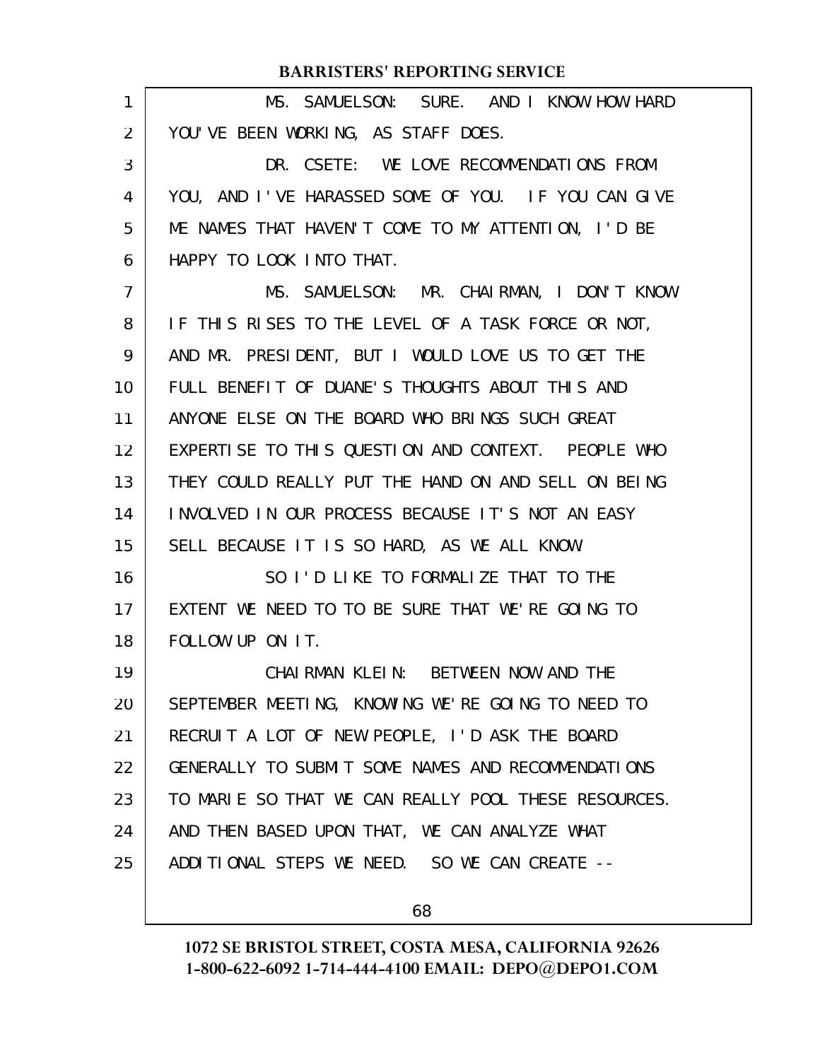MS. SAMUELSON: SURE. AND I KNOW HOW HARD YOU'VE BEEN WORKING, AS STAFF DOES.

DR. CSETE: WE LOVE RECOMMENDATIONS FROM YOU, AND I'VE HARASSED SOME OF YOU. IF YOU CAN GIVE ME NAMES THAT HAVEN'T COME TO MY ATTENTION, I'D BE HAPPY TO LOOK INTO THAT.

MS. SAMUELSON: MR. CHAIRMAN, I DON'T KNOW IF THIS RISES TO THE LEVEL OF A TASK FORCE OR NOT, AND MR. PRESIDENT, BUT I WOULD LOVE US TO GET THE FULL BENEFIT OF DUANE'S THOUGHTS ABOUT THIS AND ANYONE ELSE ON THE BOARD WHO BRINGS SUCH GREAT EXPERTISE TO THIS QUESTION AND CONTEXT. PEOPLE WHO THEY COULD REALLY PUT THE HAND ON AND SELL ON BEING INVOLVED IN OUR PROCESS BECAUSE IT'S NOT AN EASY SELL BECAUSE IT IS SO HARD, AS WE ALL KNOW.

SO I'D LIKE TO FORMALIZE THAT TO THE EXTENT WE NEED TO TO BE SURE THAT WE'RE GOING TO FOLLOW UP ON IT.

CHAIRMAN KLEIN: BETWEEN NOW AND THE SEPTEMBER MEETING, KNOWING WE'RE GOING TO NEED TO RECRUIT A LOT OF NEW PEOPLE, I'D ASK THE BOARD GENERALLY TO SUBMIT SOME NAMES AND RECOMMENDATIONS TO MARIE SO THAT WE CAN REALLY POOL THESE RESOURCES. AND THEN BASED UPON THAT, WE CAN ANALYZE WHAT ADDITIONAL STEPS WE NEED. SO WE CAN CREATE --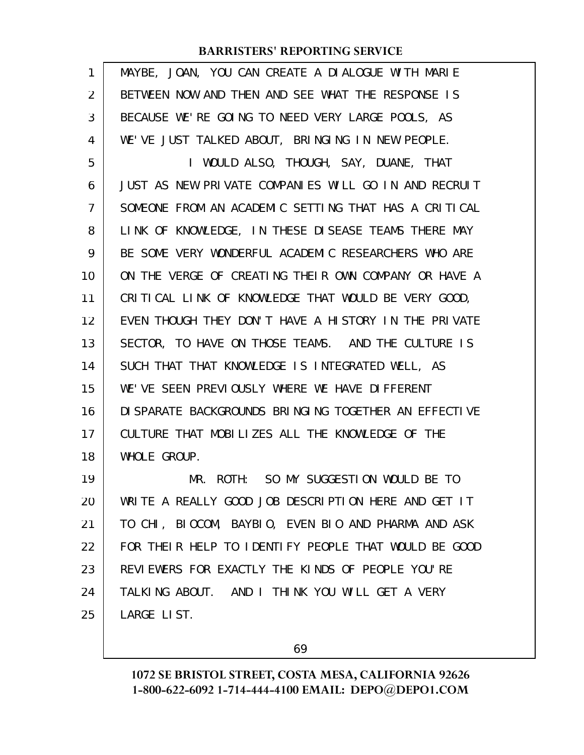MAYBE, JOAN, YOU CAN CREATE A DIALOGUE WITH MARIE BETWEEN NOW AND THEN AND SEE WHAT THE RESPONSE IS BECAUSE WE'RE GOING TO NEED VERY LARGE POOLS, AS WE'VE JUST TALKED ABOUT, BRINGING IN NEW PEOPLE.

I WOULD ALSO, THOUGH, SAY, DUANE, THAT JUST AS NEW PRIVATE COMPANIES WILL GO IN AND RECRUIT SOMEONE FROM AN ACADEMIC SETTING THAT HAS A CRITICAL LINK OF KNOWLEDGE, IN THESE DISEASE TEAMS THERE MAY BE SOME VERY WONDERFUL ACADEMIC RESEARCHERS WHO ARE ON THE VERGE OF CREATING THEIR OWN COMPANY OR HAVE A CRITICAL LINK OF KNOWLEDGE THAT WOULD BE VERY GOOD, EVEN THOUGH THEY DON'T HAVE A HISTORY IN THE PRIVATE SECTOR, TO HAVE ON THOSE TEAMS. AND THE CULTURE IS SUCH THAT THAT KNOWLEDGE IS INTEGRATED WELL, AS WE'VE SEEN PREVIOUSLY WHERE WE HAVE DIFFERENT DISPARATE BACKGROUNDS BRINGING TOGETHER AN EFFECTIVE CULTURE THAT MOBILIZES ALL THE KNOWLEDGE OF THE WHOLE GROUP.

MR. ROTH: SO MY SUGGESTION WOULD BE TO WRITE A REALLY GOOD JOB DESCRIPTION HERE AND GET IT TO CHI, BIOCOM, BAYBIO, EVEN BIO AND PHARMA AND ASK FOR THEIR HELP TO IDENTIFY PEOPLE THAT WOULD BE GOOD REVIEWERS FOR EXACTLY THE KINDS OF PEOPLE YOU'RE TALKING ABOUT. AND I THINK YOU WILL GET A VERY LARGE LIST.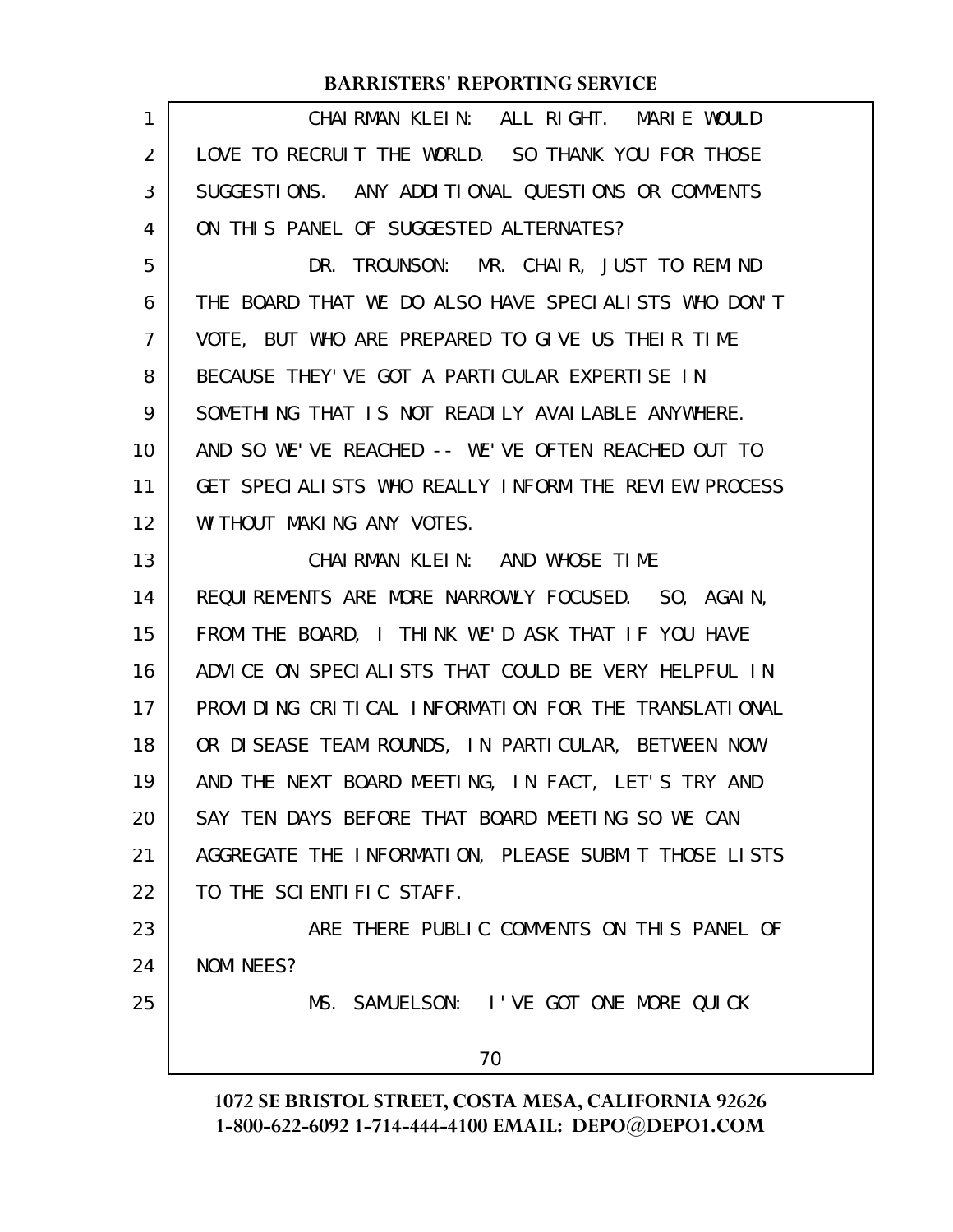CHAIRMAN KLEIN: ALL RIGHT. MARIE WOULD LOVE TO RECRUIT THE WORLD. SO THANK YOU FOR THOSE SUGGESTIONS. ANY ADDITIONAL QUESTIONS OR COMMENTS ON THIS PANEL OF SUGGESTED ALTERNATES?

DR. TROUNSON: MR. CHAIR, JUST TO REMIND THE BOARD THAT WE DO ALSO HAVE SPECIALISTS WHO DON'T VOTE, BUT WHO ARE PREPARED TO GIVE US THEIR TIME BECAUSE THEY'VE GOT A PARTICULAR EXPERTISE IN SOMETHING THAT IS NOT READILY AVAILABLE ANYWHERE. AND SO WE'VE REACHED -- WE'VE OFTEN REACHED OUT TO GET SPECIALISTS WHO REALLY INFORM THE REVIEW PROCESS WITHOUT MAKING ANY VOTES.

CHAIRMAN KLEIN: AND WHOSE TIME REQUIREMENTS ARE MORE NARROWLY FOCUSED. SO, AGAIN, FROM THE BOARD, I THINK WE'D ASK THAT IF YOU HAVE ADVICE ON SPECIALISTS THAT COULD BE VERY HELPFUL IN PROVIDING CRITICAL INFORMATION FOR THE TRANSLATIONAL OR DISEASE TEAM ROUNDS, IN PARTICULAR, BETWEEN NOW AND THE NEXT BOARD MEETING, IN FACT, LET'S TRY AND SAY TEN DAYS BEFORE THAT BOARD MEETING SO WE CAN AGGREGATE THE INFORMATION, PLEASE SUBMIT THOSE LISTS TO THE SCIENTIFIC STAFF.

ARE THERE PUBLIC COMMENTS ON THIS PANEL OF NOMINEES?

MS. SAMUELSON: I'VE GOT ONE MORE QUICK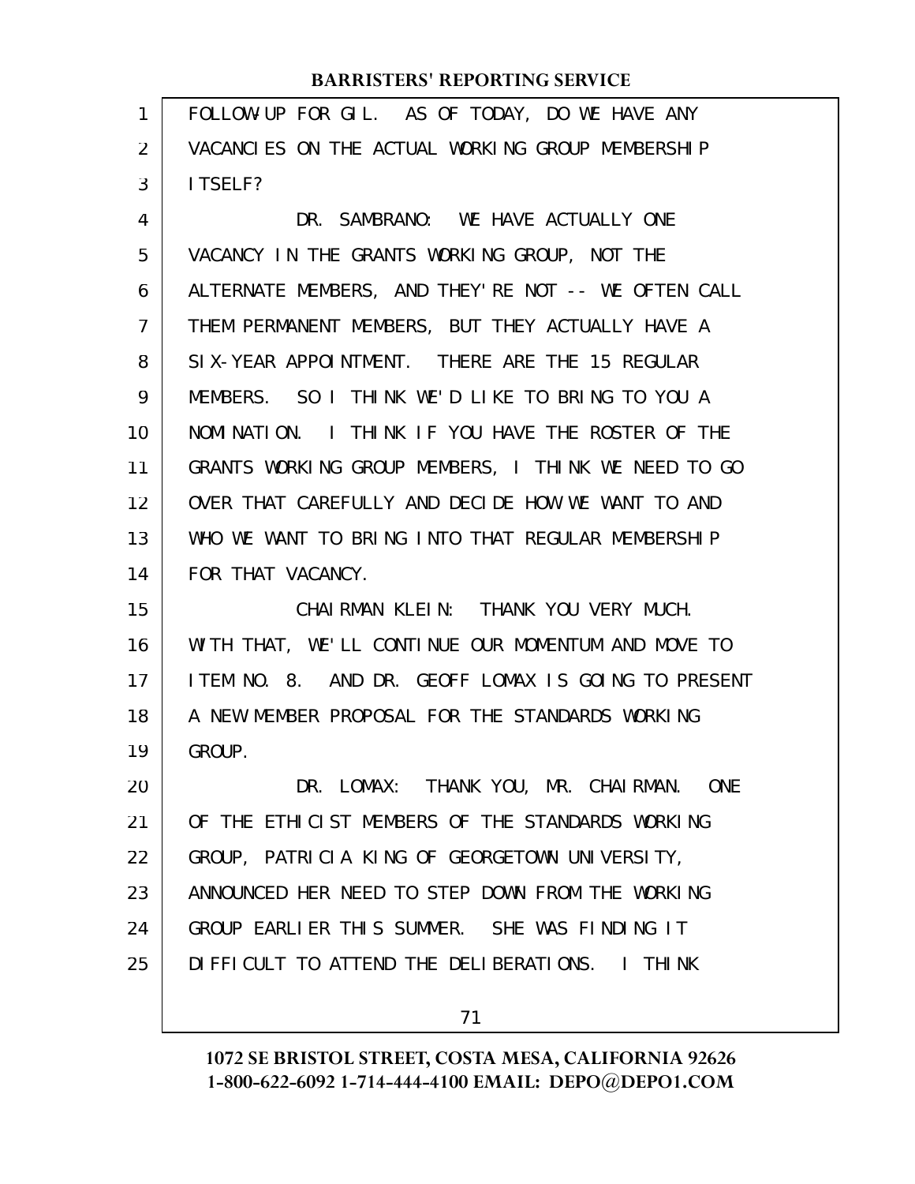FOLLOW-UP FOR GIL. AS OF TODAY, DO WE HAVE ANY VACANCIES ON THE ACTUAL WORKING GROUP MEMBERSHIP ITSELF?

DR. SAMBRANO: WE HAVE ACTUALLY ONE VACANCY IN THE GRANTS WORKING GROUP, NOT THE ALTERNATE MEMBERS, AND THEY'RE NOT -- WE OFTEN CALL THEM PERMANENT MEMBERS, BUT THEY ACTUALLY HAVE A SIX-YEAR APPOINTMENT. THERE ARE THE 15 REGULAR MEMBERS. SO I THINK WE'D LIKE TO BRING TO YOU A NOMINATION. I THINK IF YOU HAVE THE ROSTER OF THE GRANTS WORKING GROUP MEMBERS, I THINK WE NEED TO GO OVER THAT CAREFULLY AND DECIDE HOW WE WANT TO AND WHO WE WANT TO BRING INTO THAT REGULAR MEMBERSHIP FOR THAT VACANCY.

CHAIRMAN KLEIN: THANK YOU VERY MUCH. WITH THAT, WE'LL CONTINUE OUR MOMENTUM AND MOVE TO ITEM NO. 8. AND DR. GEOFF LOMAX IS GOING TO PRESENT A NEW MEMBER PROPOSAL FOR THE STANDARDS WORKING GROUP.

DR. LOMAX: THANK YOU, MR. CHAIRMAN. ONE OF THE ETHICIST MEMBERS OF THE STANDARDS WORKING GROUP, PATRICIA KING OF GEORGETOWN UNIVERSITY, ANNOUNCED HER NEED TO STEP DOWN FROM THE WORKING GROUP EARLIER THIS SUMMER. SHE WAS FINDING IT DIFFICULT TO ATTEND THE DELIBERATIONS. I THINK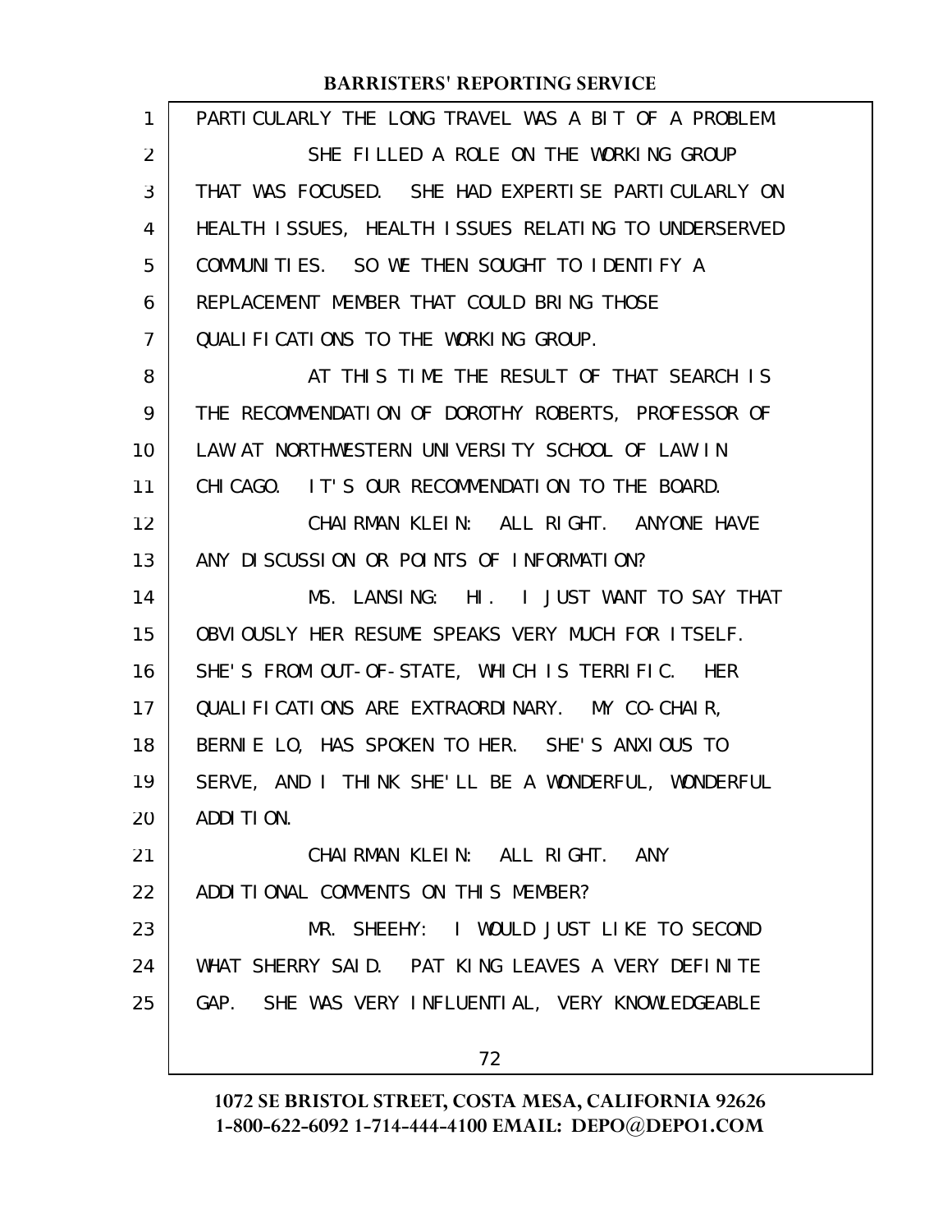PARTICULARLY THE LONG TRAVEL WAS A BIT OF A PROBLEM.

SHE FILLED A ROLE ON THE WORKING GROUP THAT WAS FOCUSED. SHE HAD EXPERTISE PARTICULARLY ON HEALTH ISSUES, HEALTH ISSUES RELATING TO UNDERSERVED COMMUNITIES. SO WE THEN SOUGHT TO IDENTIFY A REPLACEMENT MEMBER THAT COULD BRING THOSE QUALIFICATIONS TO THE WORKING GROUP.

AT THIS TIME THE RESULT OF THAT SEARCH IS THE RECOMMENDATION OF DOROTHY ROBERTS, PROFESSOR OF LAW AT NORTHWESTERN UNIVERSITY SCHOOL OF LAW IN CHICAGO. IT'S OUR RECOMMENDATION TO THE BOARD.

CHAIRMAN KLEIN: ALL RIGHT. ANYONE HAVE ANY DISCUSSION OR POINTS OF INFORMATION?

MS. LANSING: HI. I JUST WANT TO SAY THAT OBVIOUSLY HER RESUME SPEAKS VERY MUCH FOR ITSELF. SHE'S FROM OUT-OF-STATE, WHICH IS TERRIFIC. HER QUALIFICATIONS ARE EXTRAORDINARY. MY CO-CHAIR, BERNIE LO, HAS SPOKEN TO HER. SHE'S ANXIOUS TO SERVE, AND I THINK SHE'LL BE A WONDERFUL, WONDERFUL ADDITION.

CHAIRMAN KLEIN: ALL RIGHT. ANY ADDITIONAL COMMENTS ON THIS MEMBER?

MR. SHEEHY: I WOULD JUST LIKE TO SECOND WHAT SHERRY SAID. PAT KING LEAVES A VERY DEFINITE GAP. SHE WAS VERY INFLUENTIAL, VERY KNOWLEDGEABLE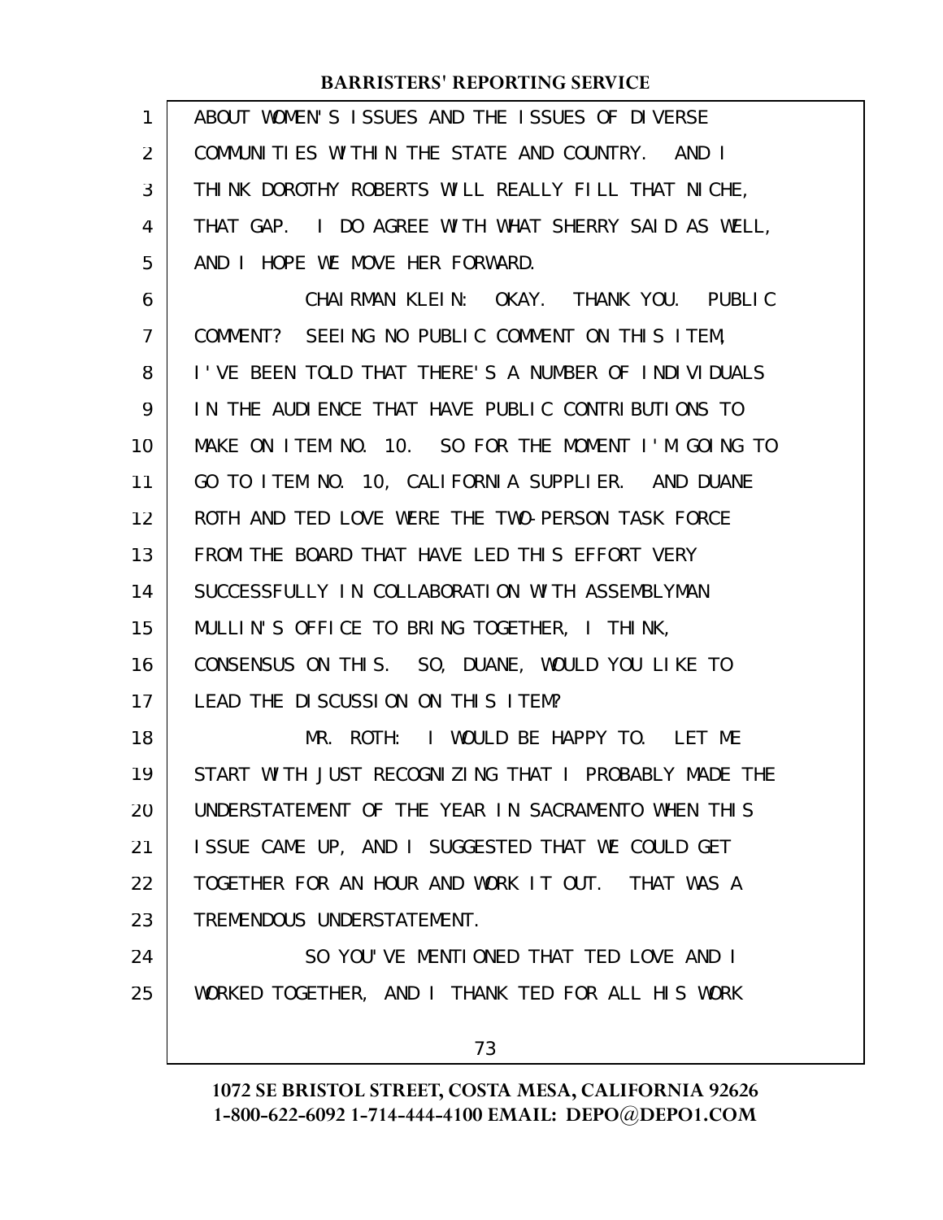ABOUT WOMEN'S ISSUES AND THE ISSUES OF DIVERSE COMMUNITIES WITHIN THE STATE AND COUNTRY. AND I THINK DOROTHY ROBERTS WILL REALLY FILL THAT NICHE, THAT GAP. I DO AGREE WITH WHAT SHERRY SAID AS WELL, AND I HOPE WE MOVE HER FORWARD.

CHAIRMAN KLEIN: OKAY. THANK YOU. PUBLIC COMMENT? SEEING NO PUBLIC COMMENT ON THIS ITEM, I'VE BEEN TOLD THAT THERE'S A NUMBER OF INDIVIDUALS IN THE AUDIENCE THAT HAVE PUBLIC CONTRIBUTIONS TO MAKE ON ITEM NO. 10. SO FOR THE MOMENT I'M GOING TO GO TO ITEM NO. 10, CALIFORNIA SUPPLIER. AND DUANE ROTH AND TED LOVE WERE THE TWO-PERSON TASK FORCE FROM THE BOARD THAT HAVE LED THIS EFFORT VERY SUCCESSFULLY IN COLLABORATION WITH ASSEMBLYMAN MULLIN'S OFFICE TO BRING TOGETHER, I THINK, CONSENSUS ON THIS. SO, DUANE, WOULD YOU LIKE TO LEAD THE DISCUSSION ON THIS ITEM?

MR. ROTH: I WOULD BE HAPPY TO. LET ME START WITH JUST RECOGNIZING THAT I PROBABLY MADE THE UNDERSTATEMENT OF THE YEAR IN SACRAMENTO WHEN THIS ISSUE CAME UP, AND I SUGGESTED THAT WE COULD GET TOGETHER FOR AN HOUR AND WORK IT OUT. THAT WAS A TREMENDOUS UNDERSTATEMENT.

SO YOU'VE MENTIONED THAT TED LOVE AND I WORKED TOGETHER, AND I THANK TED FOR ALL HIS WORK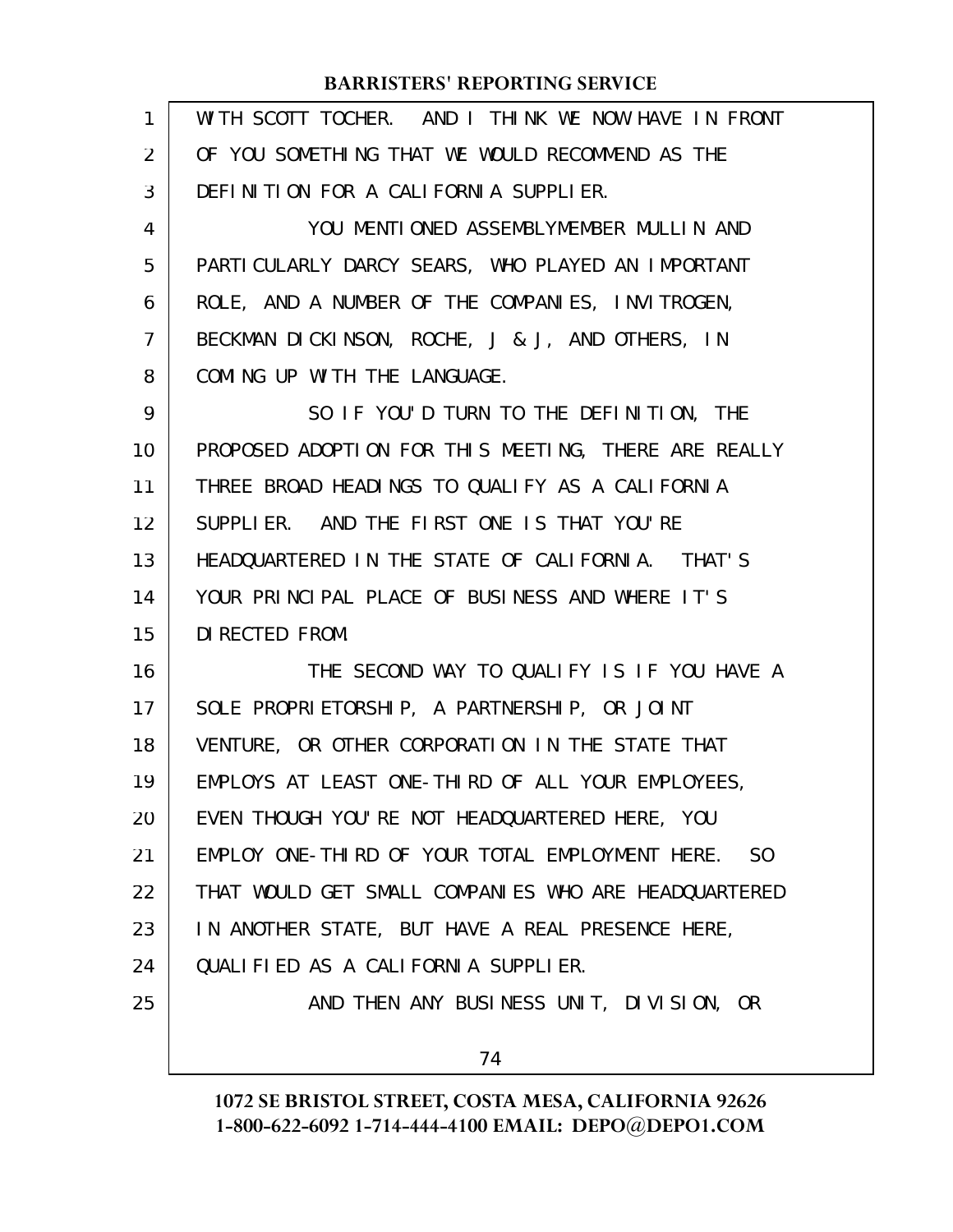WITH SCOTT TOCHER. AND I THINK WE NOW HAVE IN FRONT OF YOU SOMETHING THAT WE WOULD RECOMMEND AS THE DEFINITION FOR A CALIFORNIA SUPPLIER.

YOU MENTIONED ASSEMBLYMEMBER MULLIN AND PARTICULARLY DARCY SEARS, WHO PLAYED AN IMPORTANT ROLE, AND A NUMBER OF THE COMPANIES, INVITROGEN, BECKMAN DICKINSON, ROCHE, J & J, AND OTHERS, IN COMING UP WITH THE LANGUAGE.

SO IF YOU'D TURN TO THE DEFINITION, THE PROPOSED ADOPTION FOR THIS MEETING, THERE ARE REALLY THREE BROAD HEADINGS TO QUALIFY AS A CALIFORNIA SUPPLIER. AND THE FIRST ONE IS THAT YOU'RE HEADQUARTERED IN THE STATE OF CALIFORNIA. THAT'S YOUR PRINCIPAL PLACE OF BUSINESS AND WHERE IT'S DIRECTED FROM.

THE SECOND WAY TO QUALIFY IS IF YOU HAVE A SOLE PROPRIETORSHIP, A PARTNERSHIP, OR JOINT VENTURE, OR OTHER CORPORATION IN THE STATE THAT EMPLOYS AT LEAST ONE-THIRD OF ALL YOUR EMPLOYEES, EVEN THOUGH YOU'RE NOT HEADQUARTERED HERE, YOU EMPLOY ONE-THIRD OF YOUR TOTAL EMPLOYMENT HERE. SO THAT WOULD GET SMALL COMPANIES WHO ARE HEADQUARTERED IN ANOTHER STATE, BUT HAVE A REAL PRESENCE HERE, QUALIFIED AS A CALIFORNIA SUPPLIER.

AND THEN ANY BUSINESS UNIT, DIVISION, OR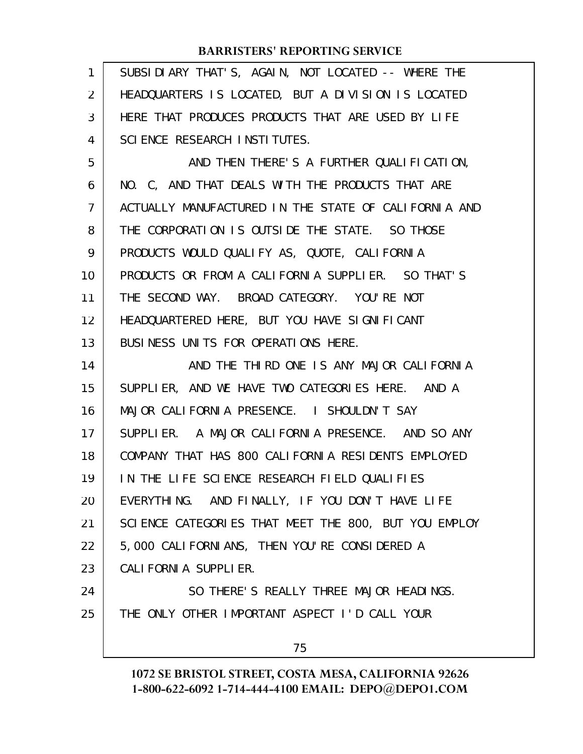SUBSIDIARY THAT'S, AGAIN, NOT LOCATED -- WHERE THE HEADQUARTERS IS LOCATED, BUT A DIVISION IS LOCATED HERE THAT PRODUCES PRODUCTS THAT ARE USED BY LIFE SCIENCE RESEARCH INSTITUTES.

AND THEN THERE'S A FURTHER QUALIFICATION, NO. C, AND THAT DEALS WITH THE PRODUCTS THAT ARE ACTUALLY MANUFACTURED IN THE STATE OF CALIFORNIA AND THE CORPORATION IS OUTSIDE THE STATE. SO THOSE PRODUCTS WOULD QUALIFY AS, QUOTE, CALIFORNIA PRODUCTS OR FROM A CALIFORNIA SUPPLIER. SO THAT'S THE SECOND WAY. BROAD CATEGORY. YOU'RE NOT HEADQUARTERED HERE, BUT YOU HAVE SIGNIFICANT BUSINESS UNITS FOR OPERATIONS HERE.

AND THE THIRD ONE IS ANY MAJOR CALIFORNIA SUPPLIER, AND WE HAVE TWO CATEGORIES HERE. AND A MAJOR CALIFORNIA PRESENCE. I SHOULDN'T SAY SUPPLIER. A MAJOR CALIFORNIA PRESENCE. AND SO ANY COMPANY THAT HAS 800 CALIFORNIA RESIDENTS EMPLOYED IN THE LIFE SCIENCE RESEARCH FIELD QUALIFIES EVERYTHING. AND FINALLY, IF YOU DON'T HAVE LIFE SCIENCE CATEGORIES THAT MEET THE 800, BUT YOU EMPLOY 5,000 CALIFORNIANS, THEN YOU'RE CONSIDERED A CALIFORNIA SUPPLIER.

SO THERE'S REALLY THREE MAJOR HEADINGS. THE ONLY OTHER IMPORTANT ASPECT I'D CALL YOUR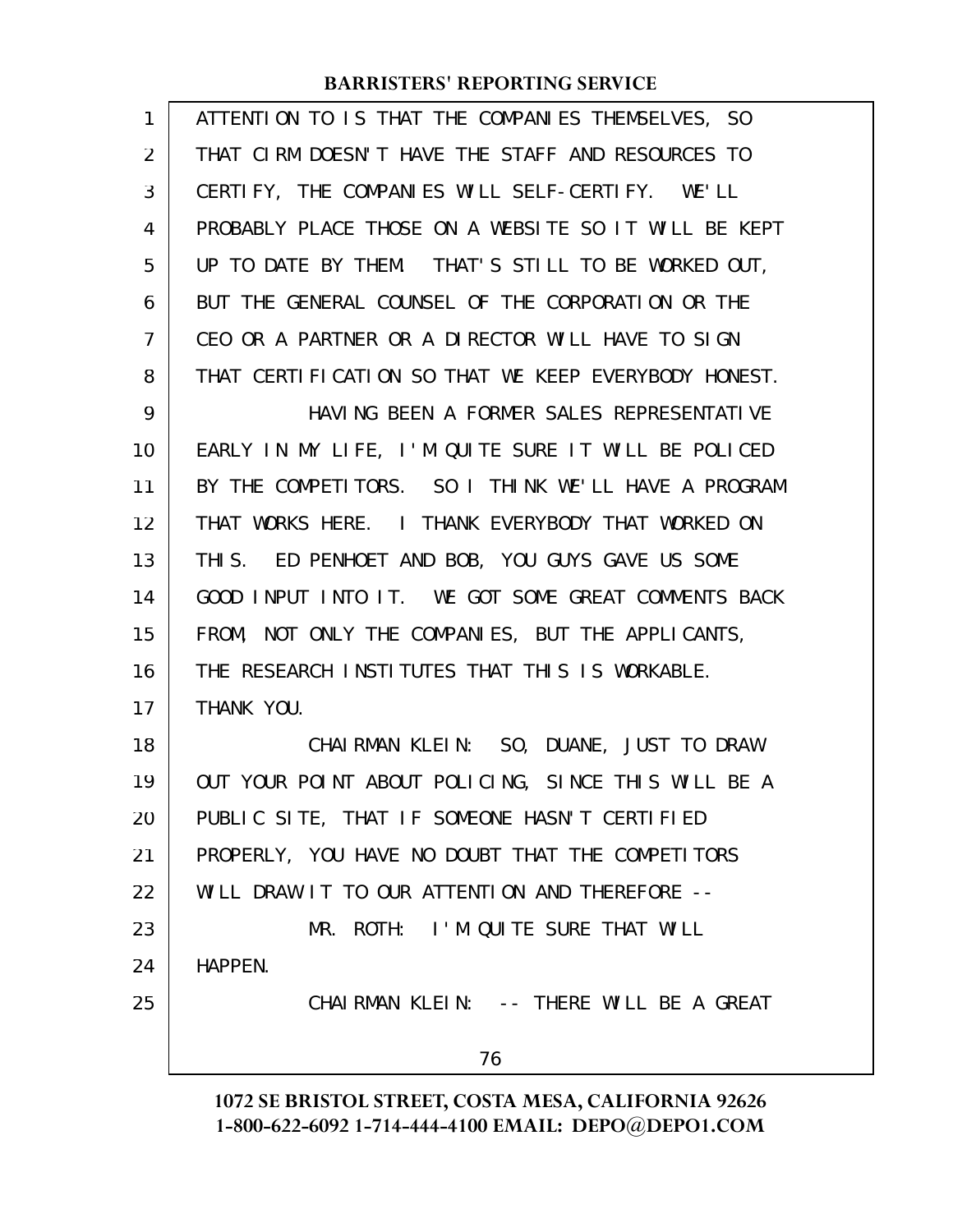ATTENTION TO IS THAT THE COMPANIES THEMSELVES, SO THAT CIRM DOESN'T HAVE THE STAFF AND RESOURCES TO CERTIFY, THE COMPANIES WILL SELF-CERTIFY. WE'LL PROBABLY PLACE THOSE ON A WEBSITE SO IT WILL BE KEPT UP TO DATE BY THEM. THAT'S STILL TO BE WORKED OUT, BUT THE GENERAL COUNSEL OF THE CORPORATION OR THE CEO OR A PARTNER OR A DIRECTOR WILL HAVE TO SIGN THAT CERTIFICATION SO THAT WE KEEP EVERYBODY HONEST.

HAVING BEEN A FORMER SALES REPRESENTATIVE EARLY IN MY LIFE, I'M QUITE SURE IT WILL BE POLICED BY THE COMPETITORS. SO I THINK WE'LL HAVE A PROGRAM THAT WORKS HERE. I THANK EVERYBODY THAT WORKED ON THIS. ED PENHOET AND BOB, YOU GUYS GAVE US SOME GOOD INPUT INTO IT. WE GOT SOME GREAT COMMENTS BACK FROM, NOT ONLY THE COMPANIES, BUT THE APPLICANTS, THE RESEARCH INSTITUTES THAT THIS IS WORKABLE. THANK YOU.

CHAIRMAN KLEIN: SO, DUANE, JUST TO DRAW OUT YOUR POINT ABOUT POLICING, SINCE THIS WILL BE A PUBLIC SITE, THAT IF SOMEONE HASN'T CERTIFIED PROPERLY, YOU HAVE NO DOUBT THAT THE COMPETITORS WILL DRAW IT TO OUR ATTENTION AND THEREFORE --

MR. ROTH: I'M QUITE SURE THAT WILL HAPPEN.

CHAIRMAN KLEIN: -- THERE WILL BE A GREAT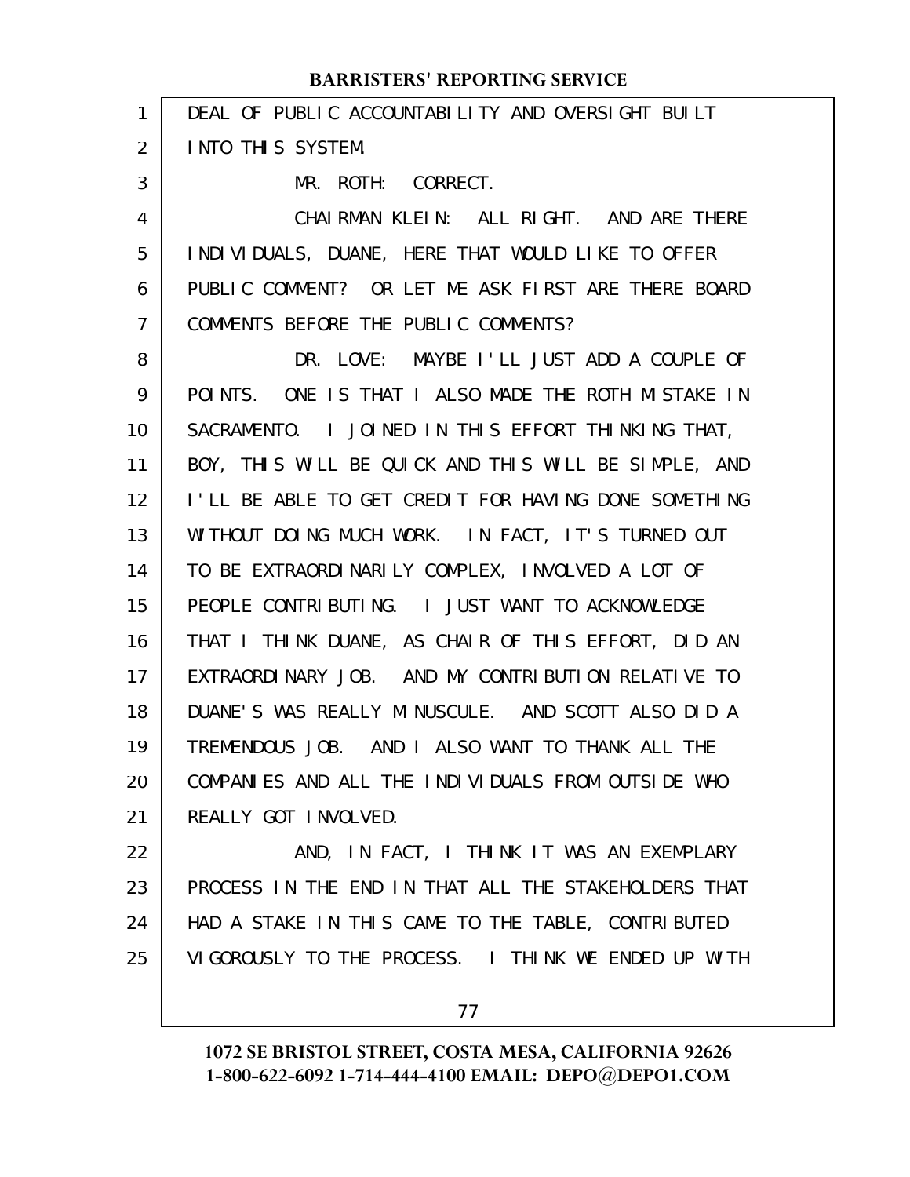DEAL OF PUBLIC ACCOUNTABILITY AND OVERSIGHT BUILT INTO THIS SYSTEM.

MR. ROTH: CORRECT.

CHAIRMAN KLEIN: ALL RIGHT. AND ARE THERE INDIVIDUALS, DUANE, HERE THAT WOULD LIKE TO OFFER PUBLIC COMMENT? OR LET ME ASK FIRST ARE THERE BOARD COMMENTS BEFORE THE PUBLIC COMMENTS?

DR. LOVE: MAYBE I'LL JUST ADD A COUPLE OF POINTS. ONE IS THAT I ALSO MADE THE ROTH MISTAKE IN SACRAMENTO. I JOINED IN THIS EFFORT THINKING THAT, BOY, THIS WILL BE QUICK AND THIS WILL BE SIMPLE, AND I'LL BE ABLE TO GET CREDIT FOR HAVING DONE SOMETHING WITHOUT DOING MUCH WORK. IN FACT, IT'S TURNED OUT TO BE EXTRAORDINARILY COMPLEX, INVOLVED A LOT OF PEOPLE CONTRIBUTING. I JUST WANT TO ACKNOWLEDGE THAT I THINK DUANE, AS CHAIR OF THIS EFFORT, DID AN EXTRAORDINARY JOB. AND MY CONTRIBUTION RELATIVE TO DUANE'S WAS REALLY MINUSCULE. AND SCOTT ALSO DID A TREMENDOUS JOB. AND I ALSO WANT TO THANK ALL THE COMPANIES AND ALL THE INDIVIDUALS FROM OUTSIDE WHO REALLY GOT INVOLVED.

AND, IN FACT, I THINK IT WAS AN EXEMPLARY PROCESS IN THE END IN THAT ALL THE STAKEHOLDERS THAT HAD A STAKE IN THIS CAME TO THE TABLE, CONTRIBUTED VIGOROUSLY TO THE PROCESS. I THINK WE ENDED UP WITH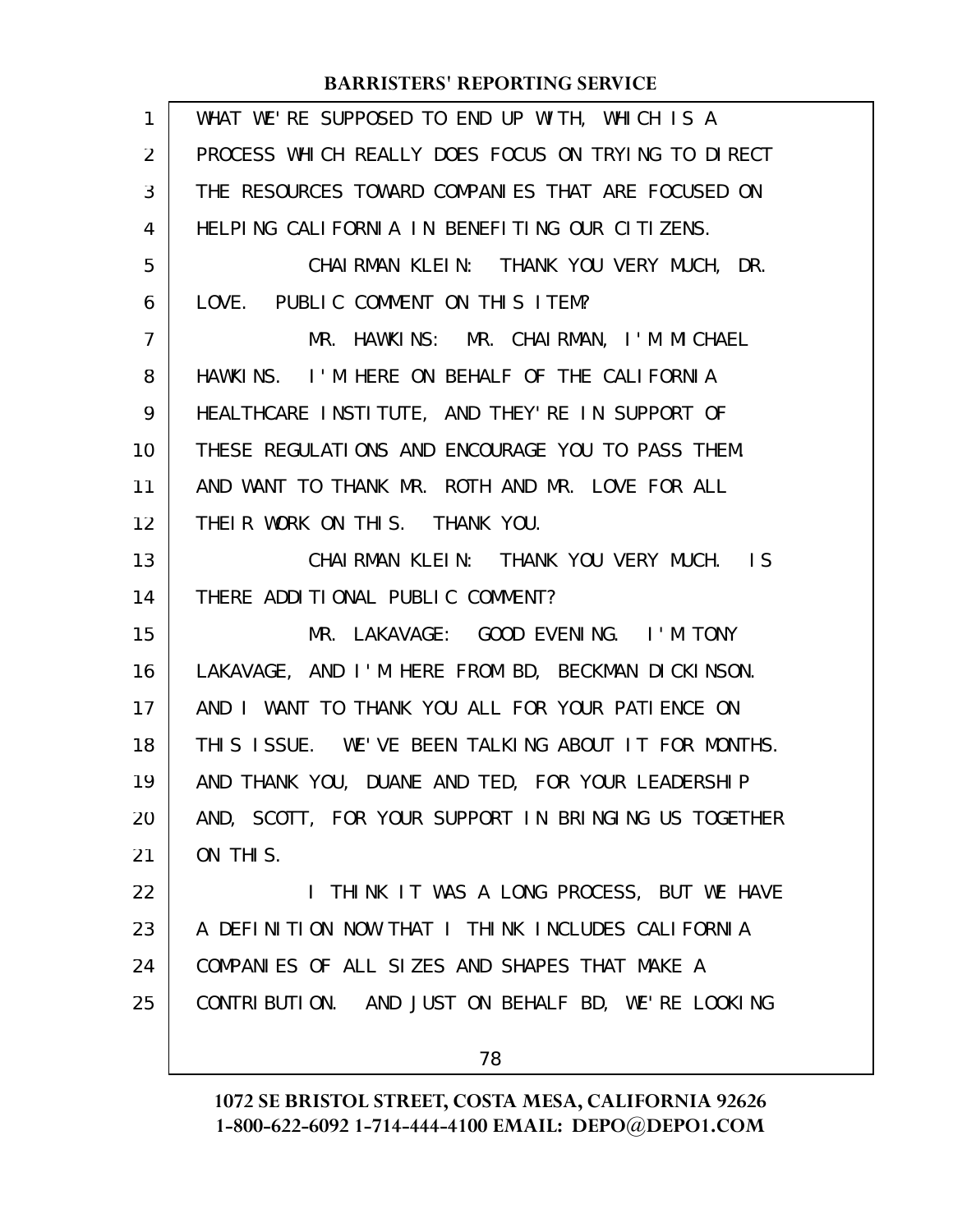WHAT WE'RE SUPPOSED TO END UP WITH, WHICH IS A PROCESS WHICH REALLY DOES FOCUS ON TRYING TO DIRECT THE RESOURCES TOWARD COMPANIES THAT ARE FOCUSED ON HELPING CALIFORNIA IN BENEFITING OUR CITIZENS.

CHAIRMAN KLEIN: THANK YOU VERY MUCH, DR. LOVE. PUBLIC COMMENT ON THIS ITEM?

MR. HAWKINS: MR. CHAIRMAN, I'M MICHAEL HAWKINS. I'M HERE ON BEHALF OF THE CALIFORNIA HEALTHCARE INSTITUTE, AND THEY'RE IN SUPPORT OF THESE REGULATIONS AND ENCOURAGE YOU TO PASS THEM. AND WANT TO THANK MR. ROTH AND MR. LOVE FOR ALL THEIR WORK ON THIS. THANK YOU.

CHAIRMAN KLEIN: THANK YOU VERY MUCH. IS THERE ADDITIONAL PUBLIC COMMENT?

MR. LAKAVAGE: GOOD EVENING. I'M TONY LAKAVAGE, AND I'M HERE FROM BD, BECKMAN DICKINSON. AND I WANT TO THANK YOU ALL FOR YOUR PATIENCE ON THIS ISSUE. WE'VE BEEN TALKING ABOUT IT FOR MONTHS. AND THANK YOU, DUANE AND TED, FOR YOUR LEADERSHIP AND, SCOTT, FOR YOUR SUPPORT IN BRINGING US TOGETHER ON THIS.

I THINK IT WAS A LONG PROCESS, BUT WE HAVE A DEFINITION NOW THAT I THINK INCLUDES CALIFORNIA COMPANIES OF ALL SIZES AND SHAPES THAT MAKE A CONTRIBUTION. AND JUST ON BEHALF BD, WE'RE LOOKING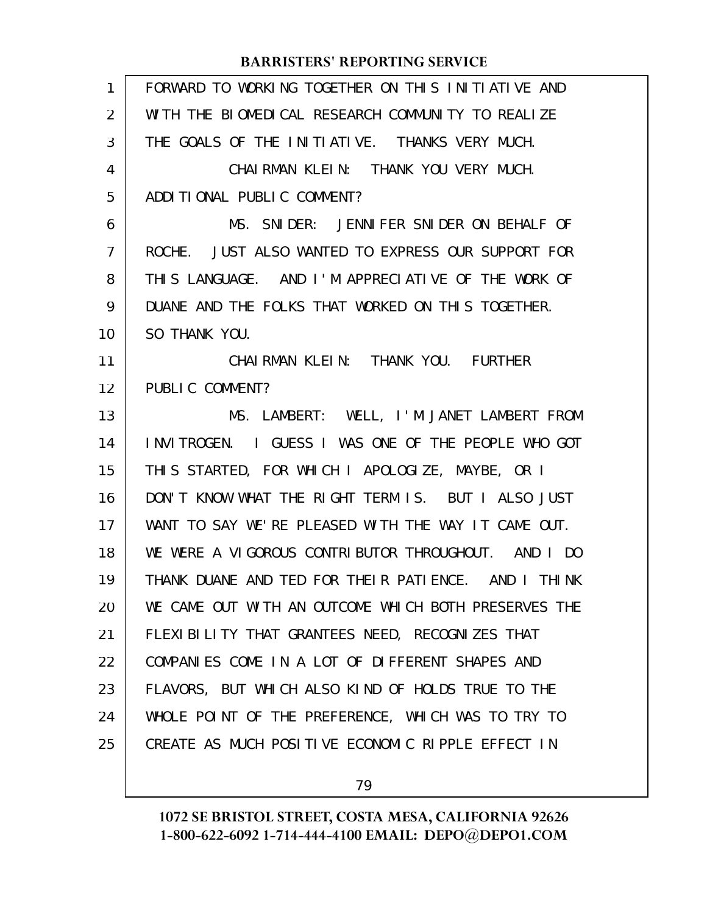FORWARD TO WORKING TOGETHER ON THIS INITIATIVE AND WITH THE BIOMEDICAL RESEARCH COMMUNITY TO REALIZE THE GOALS OF THE INITIATIVE. THANKS VERY MUCH.

CHAIRMAN KLEIN: THANK YOU VERY MUCH. ADDITIONAL PUBLIC COMMENT?

MS. SNIDER: JENNIFER SNIDER ON BEHALF OF ROCHE. JUST ALSO WANTED TO EXPRESS OUR SUPPORT FOR THIS LANGUAGE. AND I'M APPRECIATIVE OF THE WORK OF DUANE AND THE FOLKS THAT WORKED ON THIS TOGETHER. SO THANK YOU.

CHAIRMAN KLEIN: THANK YOU. FURTHER PUBLIC COMMENT?

MS. LAMBERT: WELL, I'M JANET LAMBERT FROM INVITROGEN. I GUESS I WAS ONE OF THE PEOPLE WHO GOT THIS STARTED, FOR WHICH I APOLOGIZE, MAYBE, OR I DON'T KNOW WHAT THE RIGHT TERM IS. BUT I ALSO JUST WANT TO SAY WE'RE PLEASED WITH THE WAY IT CAME OUT. WE WERE A VIGOROUS CONTRIBUTOR THROUGHOUT. AND I DO THANK DUANE AND TED FOR THEIR PATIENCE. AND I THINK WE CAME OUT WITH AN OUTCOME WHICH BOTH PRESERVES THE FLEXIBILITY THAT GRANTEES NEED, RECOGNIZES THAT COMPANIES COME IN A LOT OF DIFFERENT SHAPES AND FLAVORS, BUT WHICH ALSO KIND OF HOLDS TRUE TO THE WHOLE POINT OF THE PREFERENCE, WHICH WAS TO TRY TO CREATE AS MUCH POSITIVE ECONOMIC RIPPLE EFFECT IN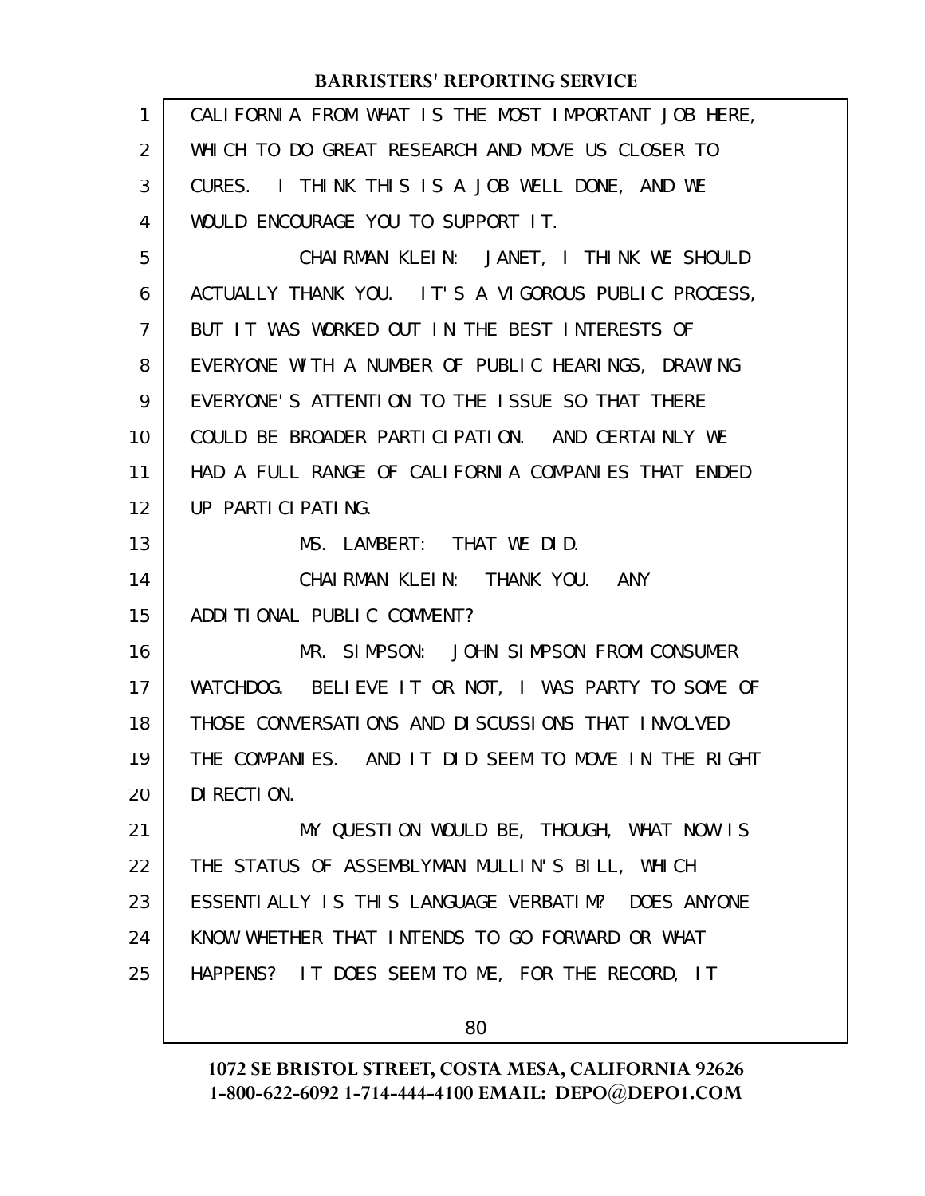CALIFORNIA FROM WHAT IS THE MOST IMPORTANT JOB HERE, WHICH TO DO GREAT RESEARCH AND MOVE US CLOSER TO CURES. I THINK THIS IS A JOB WELL DONE, AND WE WOULD ENCOURAGE YOU TO SUPPORT IT.

CHAIRMAN KLEIN: JANET, I THINK WE SHOULD ACTUALLY THANK YOU. IT'S A VIGOROUS PUBLIC PROCESS, BUT IT WAS WORKED OUT IN THE BEST INTERESTS OF EVERYONE WITH A NUMBER OF PUBLIC HEARINGS, DRAWING EVERYONE'S ATTENTION TO THE ISSUE SO THAT THERE COULD BE BROADER PARTICIPATION. AND CERTAINLY WE HAD A FULL RANGE OF CALIFORNIA COMPANIES THAT ENDED UP PARTICIPATING.

MS. LAMBERT: THAT WE DID.

CHAIRMAN KLEIN: THANK YOU. ANY ADDITIONAL PUBLIC COMMENT?

MR. SIMPSON: JOHN SIMPSON FROM CONSUMER WATCHDOG. BELIEVE IT OR NOT, I WAS PARTY TO SOME OF THOSE CONVERSATIONS AND DISCUSSIONS THAT INVOLVED THE COMPANIES. AND IT DID SEEM TO MOVE IN THE RIGHT DIRECTION.

MY QUESTION WOULD BE, THOUGH, WHAT NOW IS THE STATUS OF ASSEMBLYMAN MULLIN'S BILL, WHICH ESSENTIALLY IS THIS LANGUAGE VERBATIM? DOES ANYONE KNOW WHETHER THAT INTENDS TO GO FORWARD OR WHAT HAPPENS? IT DOES SEEM TO ME, FOR THE RECORD, IT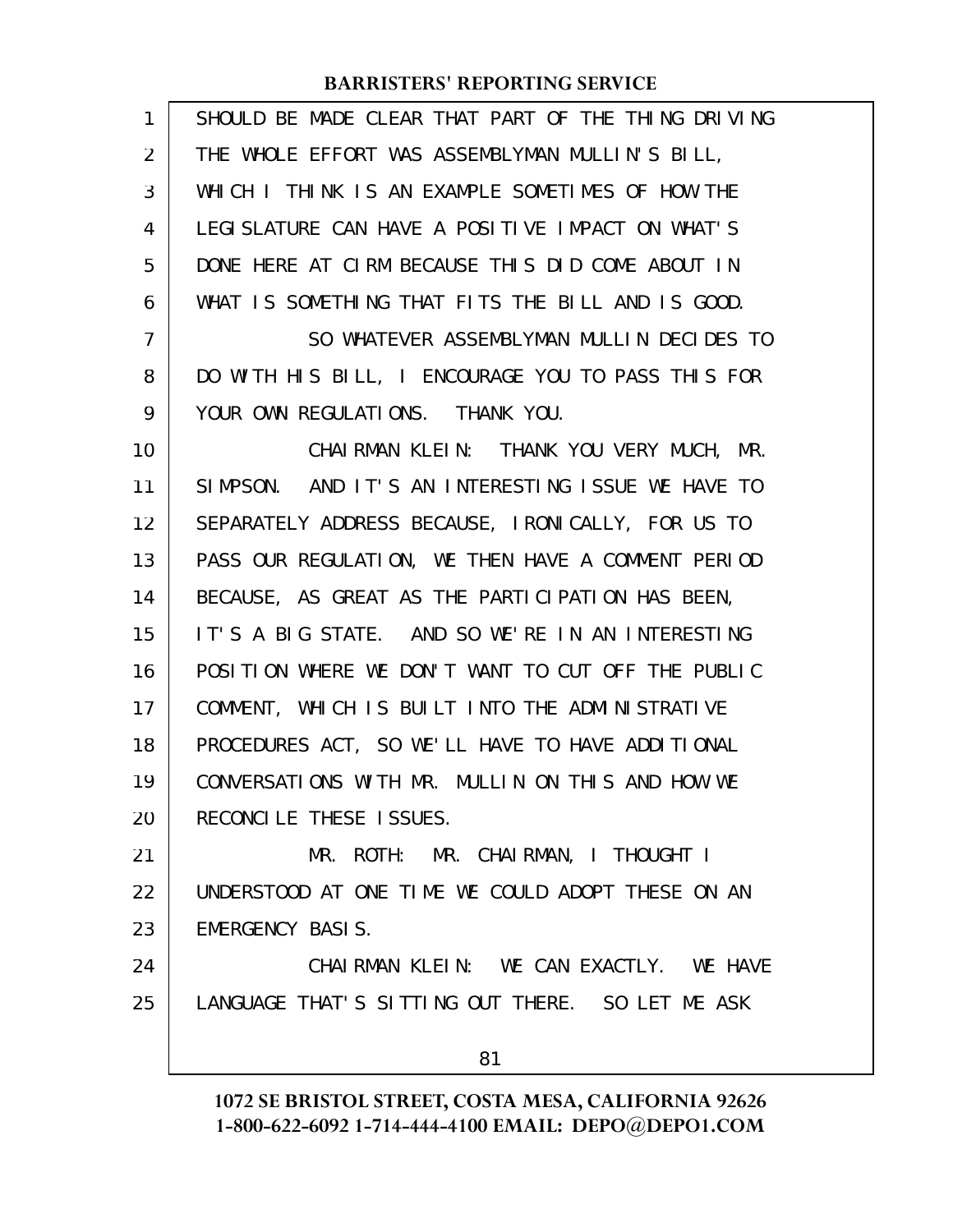SHOULD BE MADE CLEAR THAT PART OF THE THING DRIVING THE WHOLE EFFORT WAS ASSEMBLYMAN MULLIN'S BILL, WHICH I THINK IS AN EXAMPLE SOMETIMES OF HOW THE LEGISLATURE CAN HAVE A POSITIVE IMPACT ON WHAT'S DONE HERE AT CIRM BECAUSE THIS DID COME ABOUT IN WHAT IS SOMETHING THAT FITS THE BILL AND IS GOOD.

SO WHATEVER ASSEMBLYMAN MULLIN DECIDES TO DO WITH HIS BILL, I ENCOURAGE YOU TO PASS THIS FOR YOUR OWN REGULATIONS. THANK YOU.

CHAIRMAN KLEIN: THANK YOU VERY MUCH, MR. SIMPSON. AND IT'S AN INTERESTING ISSUE WE HAVE TO SEPARATELY ADDRESS BECAUSE, IRONICALLY, FOR US TO PASS OUR REGULATION, WE THEN HAVE A COMMENT PERIOD BECAUSE, AS GREAT AS THE PARTICIPATION HAS BEEN, IT'S A BIG STATE. AND SO WE'RE IN AN INTERESTING POSITION WHERE WE DON'T WANT TO CUT OFF THE PUBLIC COMMENT, WHICH IS BUILT INTO THE ADMINISTRATIVE PROCEDURES ACT, SO WE'LL HAVE TO HAVE ADDITIONAL CONVERSATIONS WITH MR. MULLIN ON THIS AND HOW WE RECONCILE THESE ISSUES.

MR. ROTH: MR. CHAIRMAN, I THOUGHT I UNDERSTOOD AT ONE TIME WE COULD ADOPT THESE ON AN EMERGENCY BASIS.

CHAIRMAN KLEIN: WE CAN EXACTLY. WE HAVE LANGUAGE THAT'S SITTING OUT THERE. SO LET ME ASK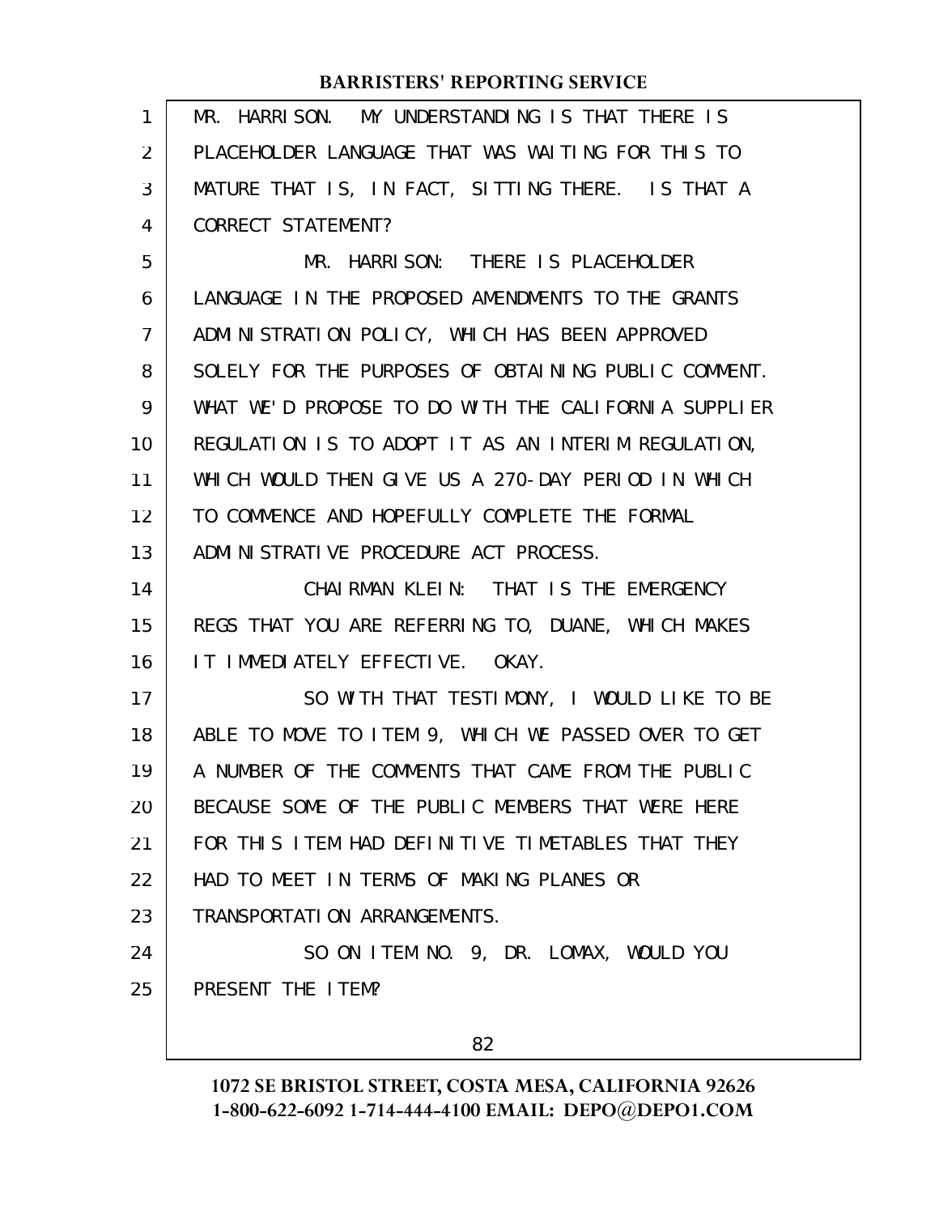MR. HARRISON. MY UNDERSTANDING IS THAT THERE IS PLACEHOLDER LANGUAGE THAT WAS WAITING FOR THIS TO MATURE THAT IS, IN FACT, SITTING THERE. IS THAT A CORRECT STATEMENT?

MR. HARRISON: THERE IS PLACEHOLDER LANGUAGE IN THE PROPOSED AMENDMENTS TO THE GRANTS ADMINISTRATION POLICY, WHICH HAS BEEN APPROVED SOLELY FOR THE PURPOSES OF OBTAINING PUBLIC COMMENT. WHAT WE'D PROPOSE TO DO WITH THE CALIFORNIA SUPPLIER REGULATION IS TO ADOPT IT AS AN INTERIM REGULATION, WHICH WOULD THEN GIVE US A 270-DAY PERIOD IN WHICH TO COMMENCE AND HOPEFULLY COMPLETE THE FORMAL ADMINISTRATIVE PROCEDURE ACT PROCESS.

CHAIRMAN KLEIN: THAT IS THE EMERGENCY REGS THAT YOU ARE REFERRING TO, DUANE, WHICH MAKES IT IMMEDIATELY EFFECTIVE. OKAY.

SO WITH THAT TESTIMONY, I WOULD LIKE TO BE ABLE TO MOVE TO ITEM 9, WHICH WE PASSED OVER TO GET A NUMBER OF THE COMMENTS THAT CAME FROM THE PUBLIC BECAUSE SOME OF THE PUBLIC MEMBERS THAT WERE HERE FOR THIS ITEM HAD DEFINITIVE TIMETABLES THAT THEY HAD TO MEET IN TERMS OF MAKING PLANES OR TRANSPORTATION ARRANGEMENTS.

SO ON ITEM NO. 9, DR. LOMAX, WOULD YOU PRESENT THE ITEM?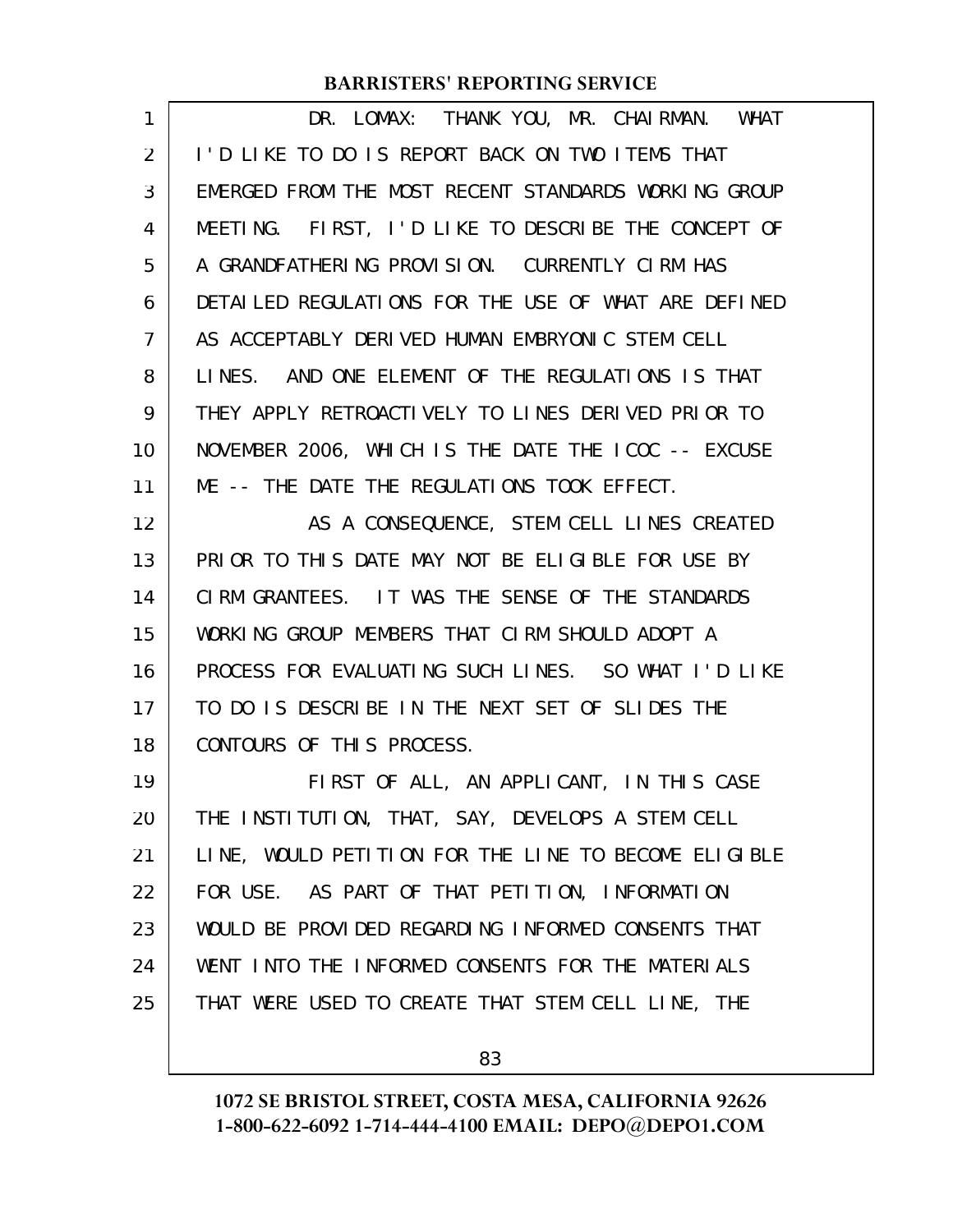DR. LOMAX: THANK YOU, MR. CHAIRMAN. WHAT I'D LIKE TO DO IS REPORT BACK ON TWO ITEMS THAT EMERGED FROM THE MOST RECENT STANDARDS WORKING GROUP MEETING. FIRST, I'D LIKE TO DESCRIBE THE CONCEPT OF A GRANDFATHERING PROVISION. CURRENTLY CIRM HAS DETAILED REGULATIONS FOR THE USE OF WHAT ARE DEFINED AS ACCEPTABLY DERIVED HUMAN EMBRYONIC STEM CELL LINES. AND ONE ELEMENT OF THE REGULATIONS IS THAT THEY APPLY RETROACTIVELY TO LINES DERIVED PRIOR TO NOVEMBER 2006, WHICH IS THE DATE THE ICOC -- EXCUSE ME -- THE DATE THE REGULATIONS TOOK EFFECT.

AS A CONSEQUENCE, STEM CELL LINES CREATED PRIOR TO THIS DATE MAY NOT BE ELIGIBLE FOR USE BY CIRM GRANTEES. IT WAS THE SENSE OF THE STANDARDS WORKING GROUP MEMBERS THAT CIRM SHOULD ADOPT A PROCESS FOR EVALUATING SUCH LINES. SO WHAT I'D LIKE TO DO IS DESCRIBE IN THE NEXT SET OF SLIDES THE CONTOURS OF THIS PROCESS.

FIRST OF ALL, AN APPLICANT, IN THIS CASE THE INSTITUTION, THAT, SAY, DEVELOPS A STEM CELL LINE, WOULD PETITION FOR THE LINE TO BECOME ELIGIBLE FOR USE. AS PART OF THAT PETITION, INFORMATION WOULD BE PROVIDED REGARDING INFORMED CONSENTS THAT WENT INTO THE INFORMED CONSENTS FOR THE MATERIALS THAT WERE USED TO CREATE THAT STEM CELL LINE, THE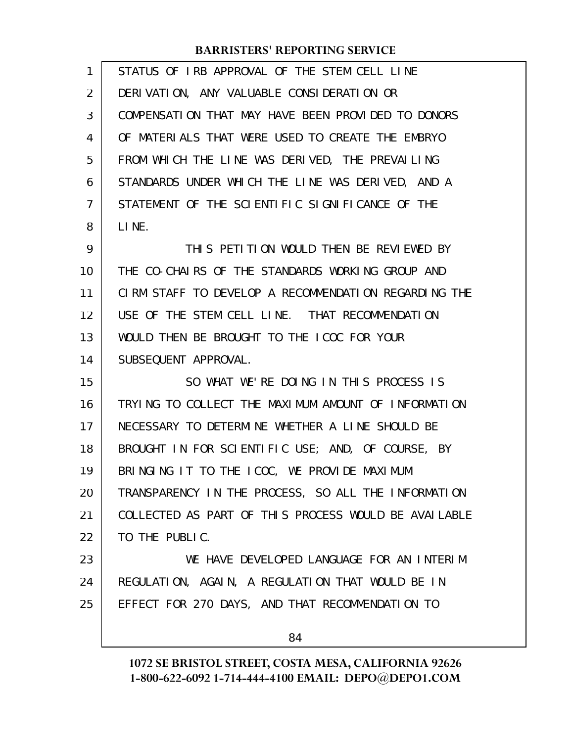STATUS OF IRB APPROVAL OF THE STEM CELL LINE DERIVATION, ANY VALUABLE CONSIDERATION OR COMPENSATION THAT MAY HAVE BEEN PROVIDED TO DONORS OF MATERIALS THAT WERE USED TO CREATE THE EMBRYO FROM WHICH THE LINE WAS DERIVED, THE PREVAILING STANDARDS UNDER WHICH THE LINE WAS DERIVED, AND A STATEMENT OF THE SCIENTIFIC SIGNIFICANCE OF THE LINE.

THIS PETITION WOULD THEN BE REVIEWED BY THE CO-CHAIRS OF THE STANDARDS WORKING GROUP AND CIRM STAFF TO DEVELOP A RECOMMENDATION REGARDING THE USE OF THE STEM CELL LINE. THAT RECOMMENDATION WOULD THEN BE BROUGHT TO THE ICOC FOR YOUR SUBSEQUENT APPROVAL.

SO WHAT WE'RE DOING IN THIS PROCESS IS TRYING TO COLLECT THE MAXIMUM AMOUNT OF INFORMATION NECESSARY TO DETERMINE WHETHER A LINE SHOULD BE BROUGHT IN FOR SCIENTIFIC USE; AND, OF COURSE, BY BRINGING IT TO THE ICOC, WE PROVIDE MAXIMUM TRANSPARENCY IN THE PROCESS, SO ALL THE INFORMATION COLLECTED AS PART OF THIS PROCESS WOULD BE AVAILABLE TO THE PUBLIC.

WE HAVE DEVELOPED LANGUAGE FOR AN INTERIM REGULATION, AGAIN, A REGULATION THAT WOULD BE IN EFFECT FOR 270 DAYS, AND THAT RECOMMENDATION TO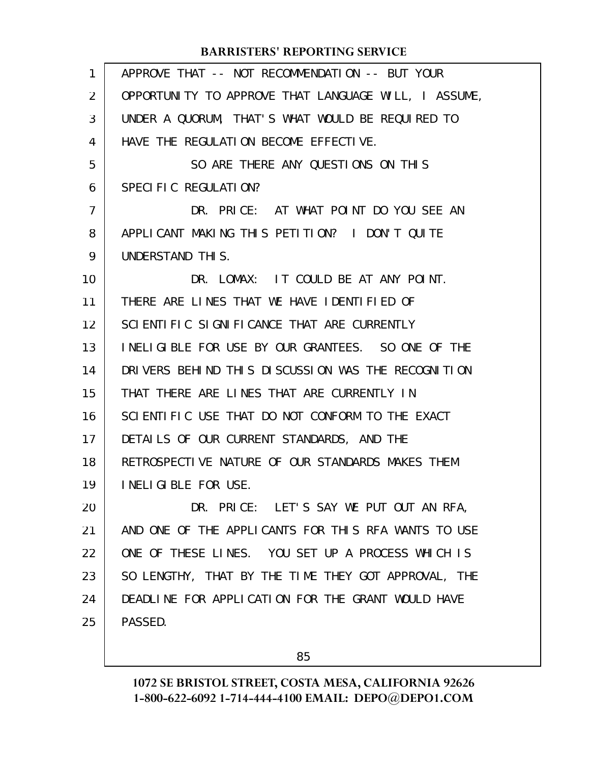APPROVE THAT -- NOT RECOMMENDATION -- BUT YOUR OPPORTUNITY TO APPROVE THAT LANGUAGE WILL, I ASSUME, UNDER A QUORUM, THAT'S WHAT WOULD BE REQUIRED TO HAVE THE REGULATION BECOME EFFECTIVE.

SO ARE THERE ANY QUESTIONS ON THIS SPECIFIC REGULATION?

DR. PRICE: AT WHAT POINT DO YOU SEE AN APPLICANT MAKING THIS PETITION? I DON'T QUITE UNDERSTAND THIS.

DR. LOMAX: IT COULD BE AT ANY POINT. THERE ARE LINES THAT WE HAVE IDENTIFIED OF SCIENTIFIC SIGNIFICANCE THAT ARE CURRENTLY INELIGIBLE FOR USE BY OUR GRANTEES. SO ONE OF THE DRIVERS BEHIND THIS DISCUSSION WAS THE RECOGNITION THAT THERE ARE LINES THAT ARE CURRENTLY IN SCIENTIFIC USE THAT DO NOT CONFORM TO THE EXACT DETAILS OF OUR CURRENT STANDARDS, AND THE RETROSPECTIVE NATURE OF OUR STANDARDS MAKES THEM INELIGIBLE FOR USE.

DR. PRICE: LET'S SAY WE PUT OUT AN RFA, AND ONE OF THE APPLICANTS FOR THIS RFA WANTS TO USE ONE OF THESE LINES. YOU SET UP A PROCESS WHICH IS SO LENGTHY, THAT BY THE TIME THEY GOT APPROVAL, THE DEADLINE FOR APPLICATION FOR THE GRANT WOULD HAVE PASSED.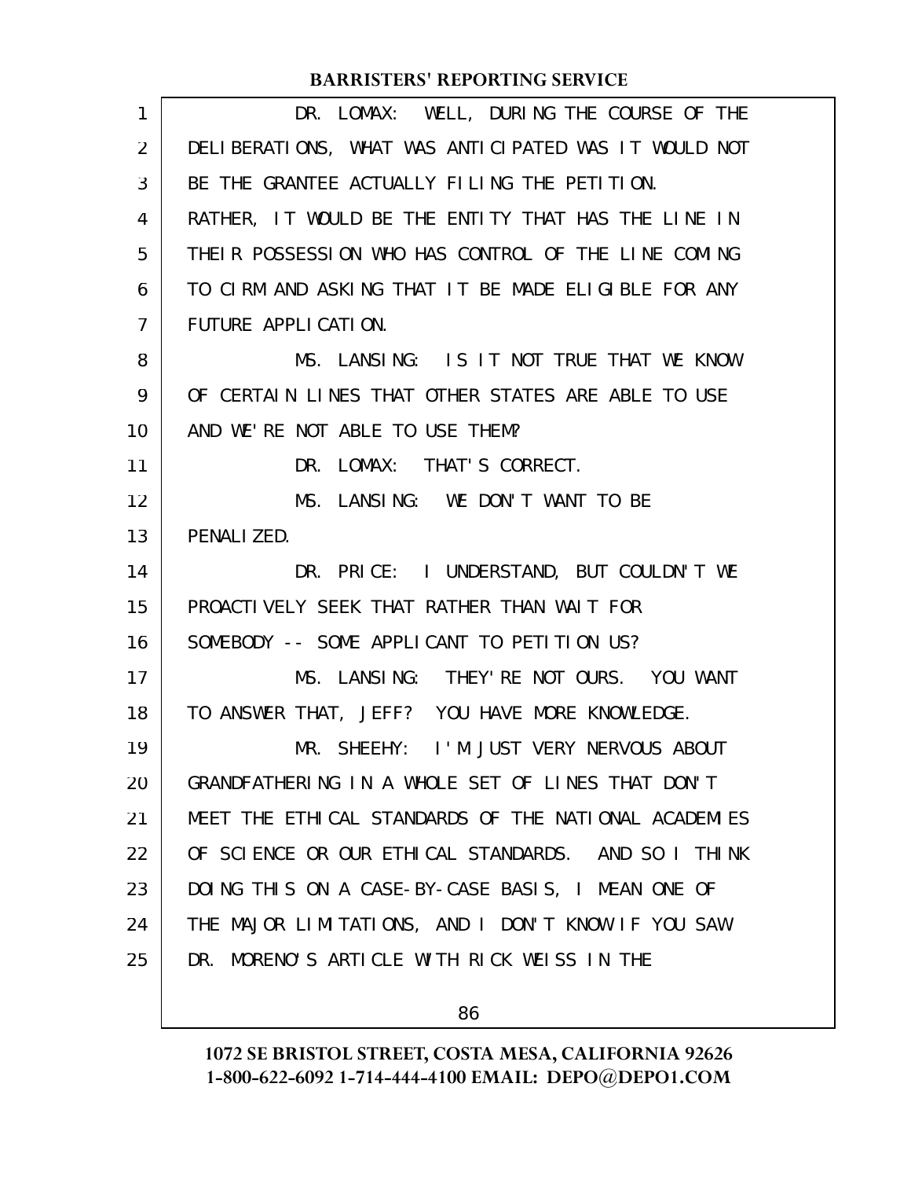DR. LOMAX: WELL, DURING THE COURSE OF THE DELIBERATIONS, WHAT WAS ANTICIPATED WAS IT WOULD NOT BE THE GRANTEE ACTUALLY FILING THE PETITION. RATHER, IT WOULD BE THE ENTITY THAT HAS THE LINE IN THEIR POSSESSION WHO HAS CONTROL OF THE LINE COMING TO CIRM AND ASKING THAT IT BE MADE ELIGIBLE FOR ANY FUTURE APPLICATION.

MS. LANSING: IS IT NOT TRUE THAT WE KNOW OF CERTAIN LINES THAT OTHER STATES ARE ABLE TO USE AND WE'RE NOT ABLE TO USE THEM?

DR. LOMAX: THAT'S CORRECT.

MS. LANSING: WE DON'T WANT TO BE PENALIZED.

DR. PRICE: I UNDERSTAND, BUT COULDN'T WE PROACTIVELY SEEK THAT RATHER THAN WAIT FOR SOMEBODY -- SOME APPLICANT TO PETITION US?

MS. LANSING: THEY'RE NOT OURS. YOU WANT TO ANSWER THAT, JEFF? YOU HAVE MORE KNOWLEDGE.

MR. SHEEHY: I'M JUST VERY NERVOUS ABOUT GRANDFATHERING IN A WHOLE SET OF LINES THAT DON'T MEET THE ETHICAL STANDARDS OF THE NATIONAL ACADEMIES OF SCIENCE OR OUR ETHICAL STANDARDS. AND SO I THINK DOING THIS ON A CASE-BY-CASE BASIS, I MEAN ONE OF THE MAJOR LIMITATIONS, AND I DON'T KNOW IF YOU SAW DR. MORENO'S ARTICLE WITH RICK WEISS IN THE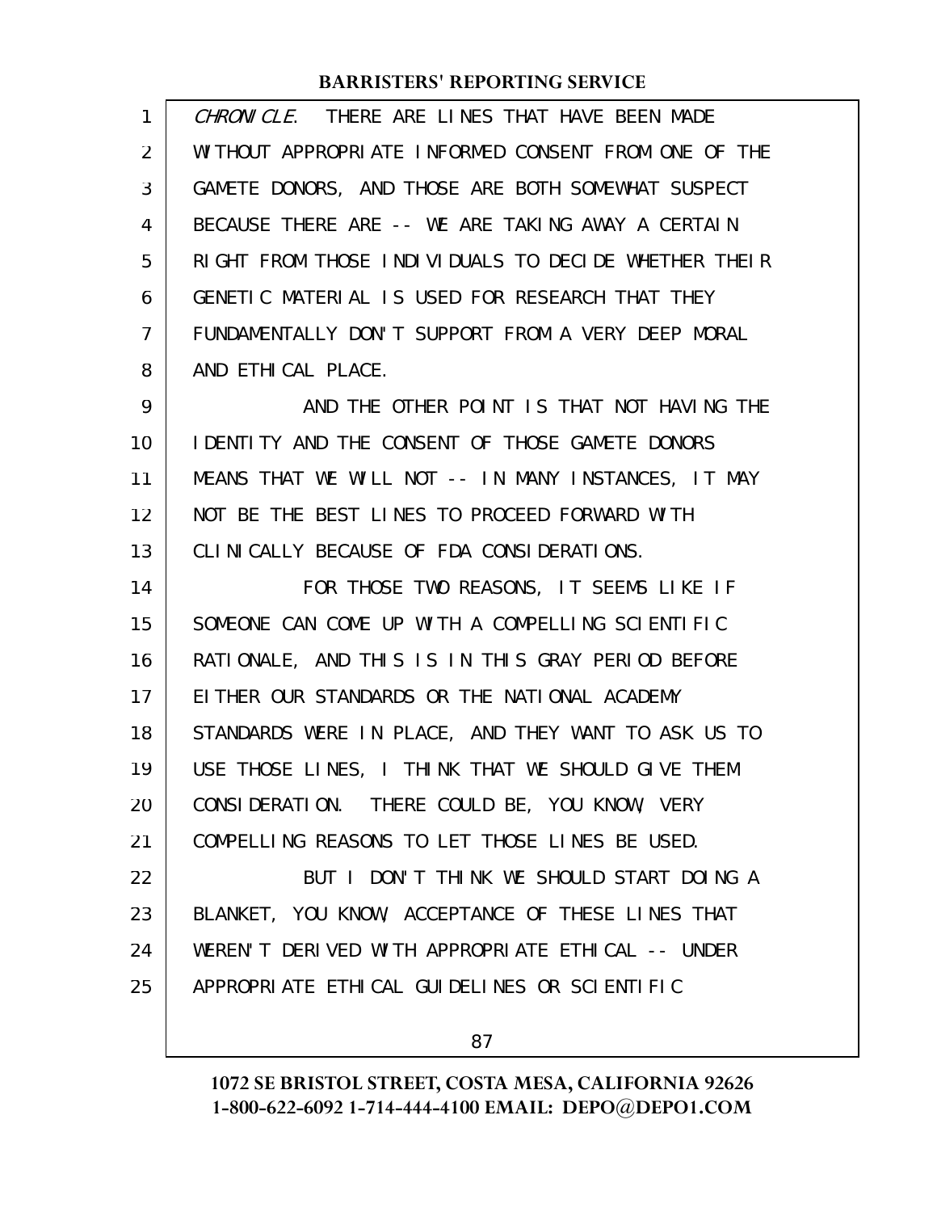*CHRONICLE*. THERE ARE LINES THAT HAVE BEEN MADE WITHOUT APPROPRIATE INFORMED CONSENT FROM ONE OF THE GAMETE DONORS, AND THOSE ARE BOTH SOMEWHAT SUSPECT BECAUSE THERE ARE -- WE ARE TAKING AWAY A CERTAIN RIGHT FROM THOSE INDIVIDUALS TO DECIDE WHETHER THEIR GENETIC MATERIAL IS USED FOR RESEARCH THAT THEY FUNDAMENTALLY DON'T SUPPORT FROM A VERY DEEP MORAL AND ETHICAL PLACE.

AND THE OTHER POINT IS THAT NOT HAVING THE IDENTITY AND THE CONSENT OF THOSE GAMETE DONORS MEANS THAT WE WILL NOT -- IN MANY INSTANCES, IT MAY NOT BE THE BEST LINES TO PROCEED FORWARD WITH CLINICALLY BECAUSE OF FDA CONSIDERATIONS.

FOR THOSE TWO REASONS, IT SEEMS LIKE IF SOMEONE CAN COME UP WITH A COMPELLING SCIENTIFIC RATIONALE, AND THIS IS IN THIS GRAY PERIOD BEFORE EITHER OUR STANDARDS OR THE NATIONAL ACADEMY STANDARDS WERE IN PLACE, AND THEY WANT TO ASK US TO USE THOSE LINES, I THINK THAT WE SHOULD GIVE THEM CONSIDERATION. THERE COULD BE, YOU KNOW, VERY COMPELLING REASONS TO LET THOSE LINES BE USED.

BUT I DON'T THINK WE SHOULD START DOING A BLANKET, YOU KNOW, ACCEPTANCE OF THESE LINES THAT WEREN'T DERIVED WITH APPROPRIATE ETHICAL -- UNDER APPROPRIATE ETHICAL GUIDELINES OR SCIENTIFIC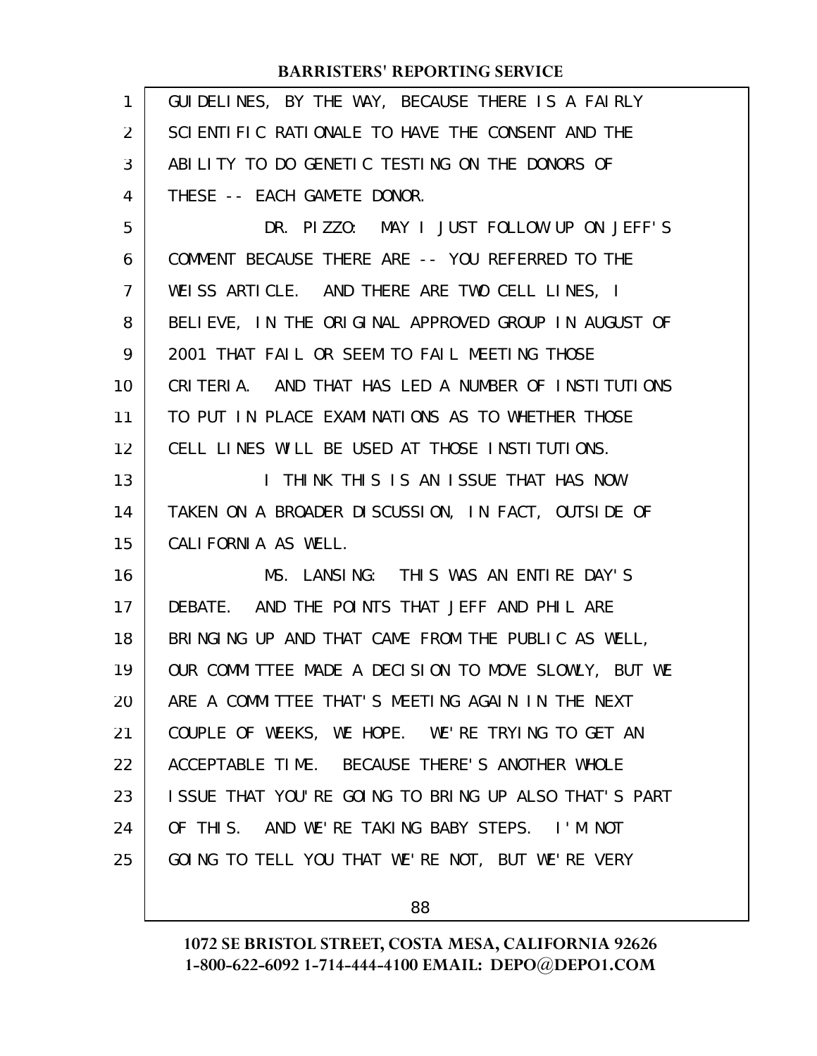GUIDELINES, BY THE WAY, BECAUSE THERE IS A FAIRLY SCIENTIFIC RATIONALE TO HAVE THE CONSENT AND THE ABILITY TO DO GENETIC TESTING ON THE DONORS OF THESE -- EACH GAMETE DONOR.

DR. PIZZO: MAY I JUST FOLLOW UP ON JEFF'S COMMENT BECAUSE THERE ARE -- YOU REFERRED TO THE WEISS ARTICLE. AND THERE ARE TWO CELL LINES, I BELIEVE, IN THE ORIGINAL APPROVED GROUP IN AUGUST OF 2001 THAT FAIL OR SEEM TO FAIL MEETING THOSE CRITERIA. AND THAT HAS LED A NUMBER OF INSTITUTIONS TO PUT IN PLACE EXAMINATIONS AS TO WHETHER THOSE CELL LINES WILL BE USED AT THOSE INSTITUTIONS.

I THINK THIS IS AN ISSUE THAT HAS NOW TAKEN ON A BROADER DISCUSSION, IN FACT, OUTSIDE OF CALIFORNIA AS WELL.

MS. LANSING: THIS WAS AN ENTIRE DAY'S DEBATE. AND THE POINTS THAT JEFF AND PHIL ARE BRINGING UP AND THAT CAME FROM THE PUBLIC AS WELL, OUR COMMITTEE MADE A DECISION TO MOVE SLOWLY, BUT WE ARE A COMMITTEE THAT'S MEETING AGAIN IN THE NEXT COUPLE OF WEEKS, WE HOPE. WE'RE TRYING TO GET AN ACCEPTABLE TIME. BECAUSE THERE'S ANOTHER WHOLE ISSUE THAT YOU'RE GOING TO BRING UP ALSO THAT'S PART OF THIS. AND WE'RE TAKING BABY STEPS. I'M NOT GOING TO TELL YOU THAT WE'RE NOT, BUT WE'RE VERY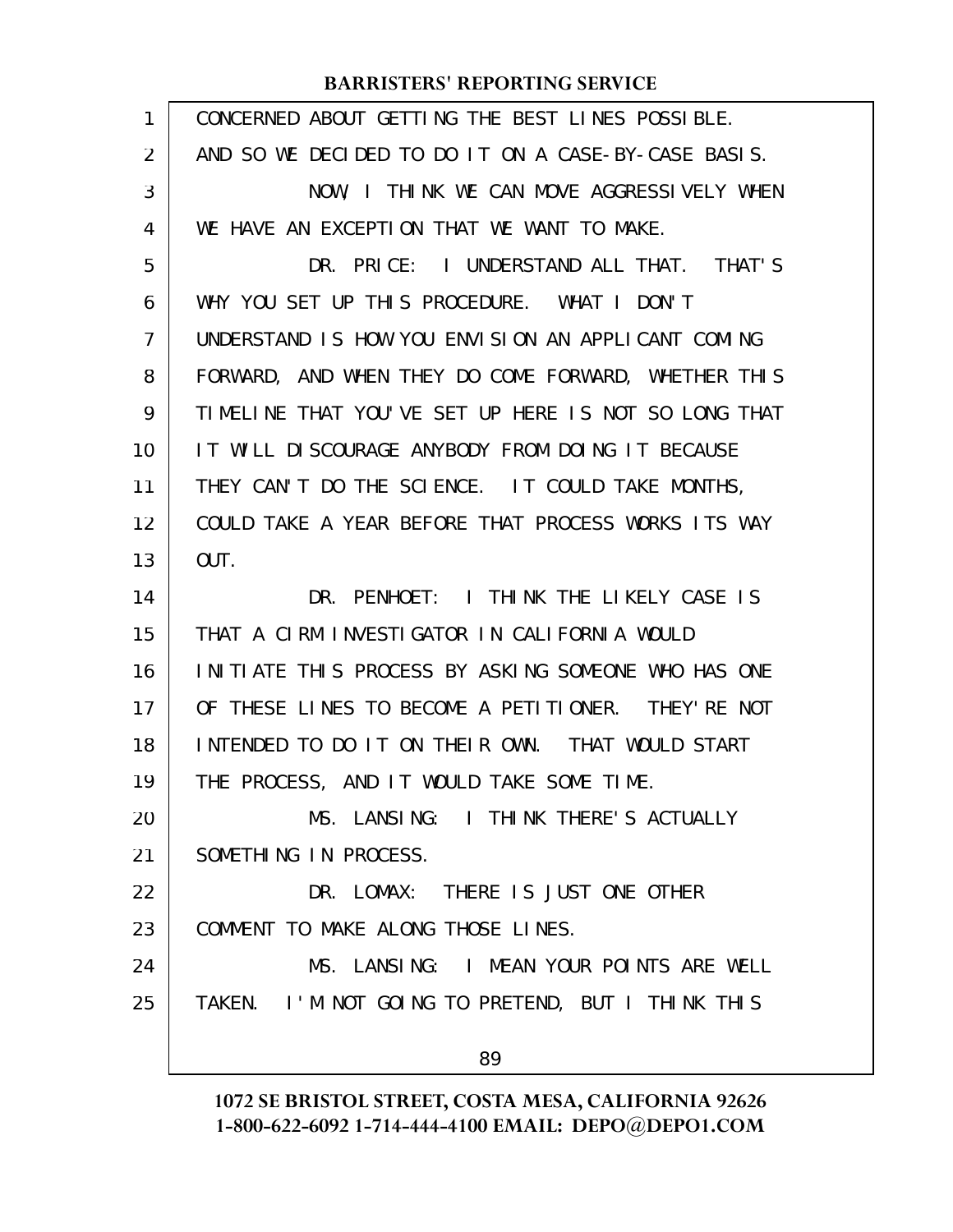CONCERNED ABOUT GETTING THE BEST LINES POSSIBLE. AND SO WE DECIDED TO DO IT ON A CASE-BY-CASE BASIS.

NOW, I THINK WE CAN MOVE AGGRESSIVELY WHEN WE HAVE AN EXCEPTION THAT WE WANT TO MAKE.

DR. PRICE: I UNDERSTAND ALL THAT. THAT'S WHY YOU SET UP THIS PROCEDURE. WHAT I DON'T UNDERSTAND IS HOW YOU ENVISION AN APPLICANT COMING FORWARD, AND WHEN THEY DO COME FORWARD, WHETHER THIS TIMELINE THAT YOU'VE SET UP HERE IS NOT SO LONG THAT IT WILL DISCOURAGE ANYBODY FROM DOING IT BECAUSE THEY CAN'T DO THE SCIENCE. IT COULD TAKE MONTHS, COULD TAKE A YEAR BEFORE THAT PROCESS WORKS ITS WAY OUT.

DR. PENHOET: I THINK THE LIKELY CASE IS THAT A CIRM INVESTIGATOR IN CALIFORNIA WOULD INITIATE THIS PROCESS BY ASKING SOMEONE WHO HAS ONE OF THESE LINES TO BECOME A PETITIONER. THEY'RE NOT INTENDED TO DO IT ON THEIR OWN. THAT WOULD START THE PROCESS, AND IT WOULD TAKE SOME TIME.

MS. LANSING: I THINK THERE'S ACTUALLY SOMETHING IN PROCESS.

DR. LOMAX: THERE IS JUST ONE OTHER COMMENT TO MAKE ALONG THOSE LINES.

MS. LANSING: I MEAN YOUR POINTS ARE WELL TAKEN. I'M NOT GOING TO PRETEND, BUT I THINK THIS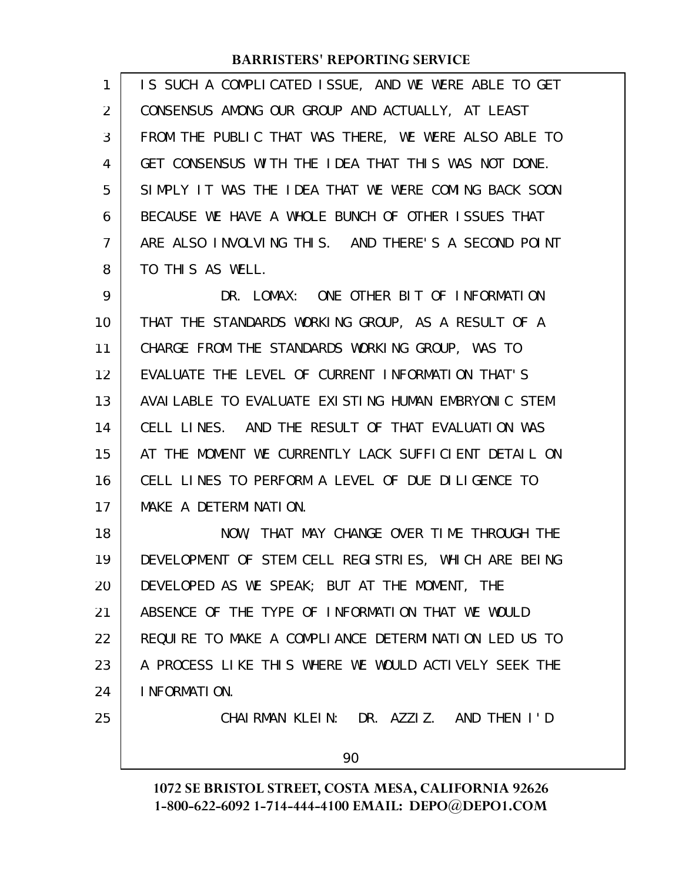IS SUCH A COMPLICATED ISSUE, AND WE WERE ABLE TO GET CONSENSUS AMONG OUR GROUP AND ACTUALLY, AT LEAST FROM THE PUBLIC THAT WAS THERE, WE WERE ALSO ABLE TO GET CONSENSUS WITH THE IDEA THAT THIS WAS NOT DONE. SIMPLY IT WAS THE IDEA THAT WE WERE COMING BACK SOON BECAUSE WE HAVE A WHOLE BUNCH OF OTHER ISSUES THAT ARE ALSO INVOLVING THIS. AND THERE'S A SECOND POINT TO THIS AS WELL.

DR. LOMAX: ONE OTHER BIT OF INFORMATION THAT THE STANDARDS WORKING GROUP, AS A RESULT OF A CHARGE FROM THE STANDARDS WORKING GROUP, WAS TO EVALUATE THE LEVEL OF CURRENT INFORMATION THAT'S AVAILABLE TO EVALUATE EXISTING HUMAN EMBRYONIC STEM CELL LINES. AND THE RESULT OF THAT EVALUATION WAS AT THE MOMENT WE CURRENTLY LACK SUFFICIENT DETAIL ON CELL LINES TO PERFORM A LEVEL OF DUE DILIGENCE TO MAKE A DETERMINATION.

NOW, THAT MAY CHANGE OVER TIME THROUGH THE DEVELOPMENT OF STEM CELL REGISTRIES, WHICH ARE BEING DEVELOPED AS WE SPEAK; BUT AT THE MOMENT, THE ABSENCE OF THE TYPE OF INFORMATION THAT WE WOULD REQUIRE TO MAKE A COMPLIANCE DETERMINATION LED US TO A PROCESS LIKE THIS WHERE WE WOULD ACTIVELY SEEK THE INFORMATION.

CHAIRMAN KLEIN: DR. AZZIZ. AND THEN I'D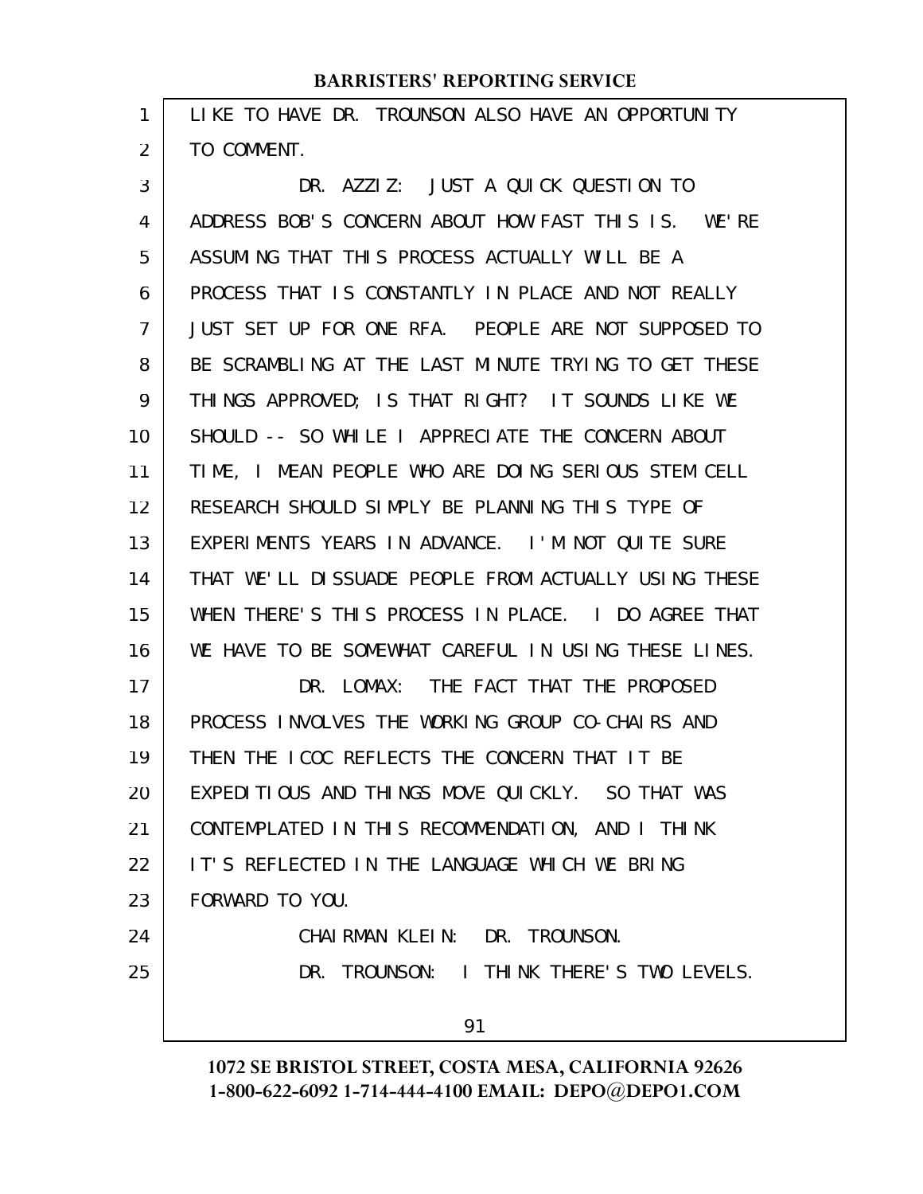LIKE TO HAVE DR. TROUNSON ALSO HAVE AN OPPORTUNITY TO COMMENT.

DR. AZZIZ: JUST A QUICK QUESTION TO ADDRESS BOB'S CONCERN ABOUT HOW FAST THIS IS. WE'RE ASSUMING THAT THIS PROCESS ACTUALLY WILL BE A PROCESS THAT IS CONSTANTLY IN PLACE AND NOT REALLY JUST SET UP FOR ONE RFA. PEOPLE ARE NOT SUPPOSED TO BE SCRAMBLING AT THE LAST MINUTE TRYING TO GET THESE THINGS APPROVED; IS THAT RIGHT? IT SOUNDS LIKE WE SHOULD -- SO WHILE I APPRECIATE THE CONCERN ABOUT TIME, I MEAN PEOPLE WHO ARE DOING SERIOUS STEM CELL RESEARCH SHOULD SIMPLY BE PLANNING THIS TYPE OF EXPERIMENTS YEARS IN ADVANCE. I'M NOT QUITE SURE THAT WE'LL DISSUADE PEOPLE FROM ACTUALLY USING THESE WHEN THERE'S THIS PROCESS IN PLACE. I DO AGREE THAT WE HAVE TO BE SOMEWHAT CAREFUL IN USING THESE LINES.

DR. LOMAX: THE FACT THAT THE PROPOSED PROCESS INVOLVES THE WORKING GROUP CO-CHAIRS AND THEN THE ICOC REFLECTS THE CONCERN THAT IT BE EXPEDITIOUS AND THINGS MOVE QUICKLY. SO THAT WAS CONTEMPLATED IN THIS RECOMMENDATION, AND I THINK IT'S REFLECTED IN THE LANGUAGE WHICH WE BRING FORWARD TO YOU.

CHAIRMAN KLEIN: DR. TROUNSON.

DR. TROUNSON: I THINK THERE'S TWO LEVELS.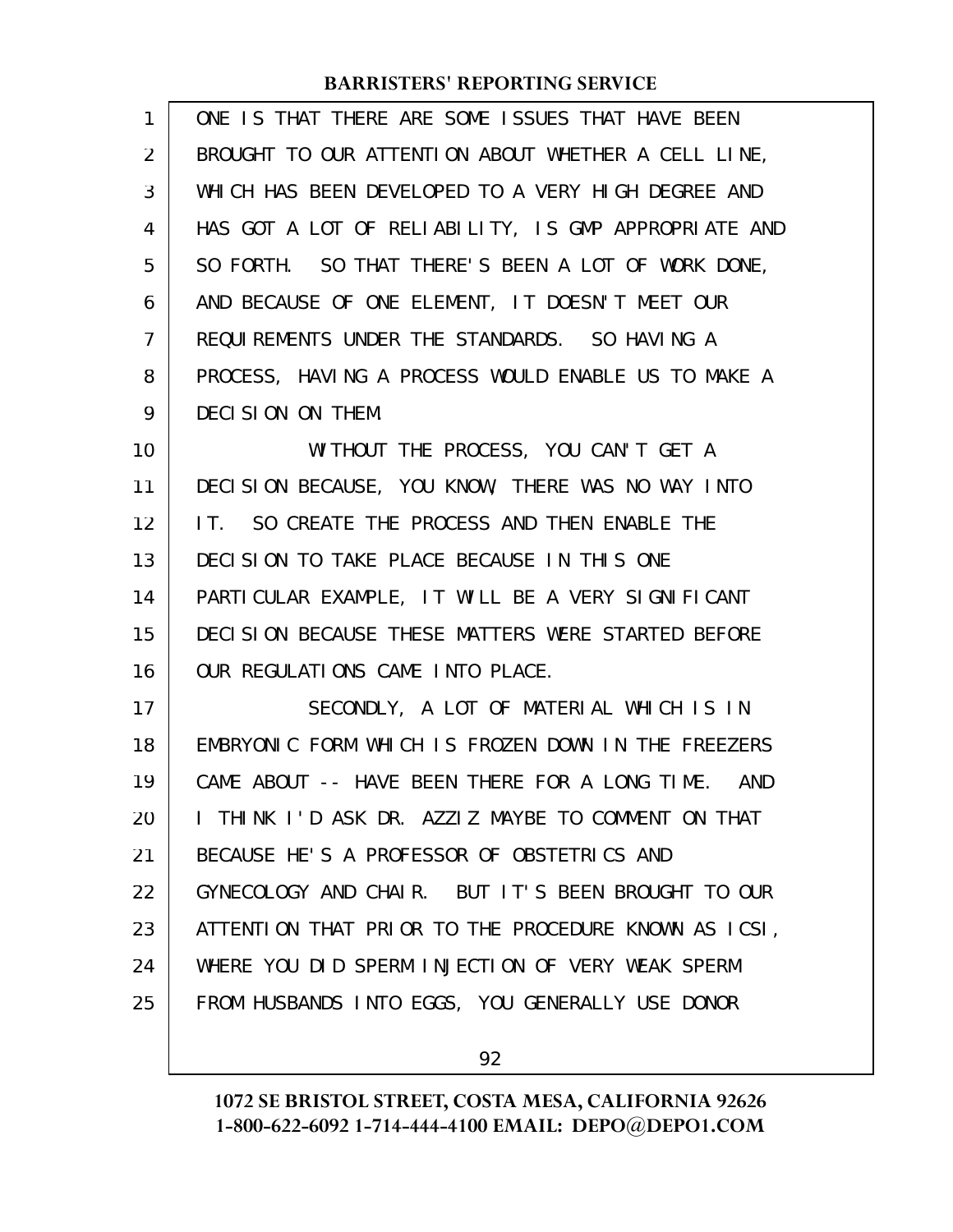ONE IS THAT THERE ARE SOME ISSUES THAT HAVE BEEN BROUGHT TO OUR ATTENTION ABOUT WHETHER A CELL LINE, WHICH HAS BEEN DEVELOPED TO A VERY HIGH DEGREE AND HAS GOT A LOT OF RELIABILITY, IS GMP APPROPRIATE AND SO FORTH. SO THAT THERE'S BEEN A LOT OF WORK DONE, AND BECAUSE OF ONE ELEMENT, IT DOESN'T MEET OUR REQUIREMENTS UNDER THE STANDARDS. SO HAVING A PROCESS, HAVING A PROCESS WOULD ENABLE US TO MAKE A DECISION ON THEM.

WITHOUT THE PROCESS, YOU CAN'T GET A DECISION BECAUSE, YOU KNOW, THERE WAS NO WAY INTO IT. SO CREATE THE PROCESS AND THEN ENABLE THE DECISION TO TAKE PLACE BECAUSE IN THIS ONE PARTICULAR EXAMPLE, IT WILL BE A VERY SIGNIFICANT DECISION BECAUSE THESE MATTERS WERE STARTED BEFORE OUR REGULATIONS CAME INTO PLACE.

SECONDLY, A LOT OF MATERIAL WHICH IS IN EMBRYONIC FORM WHICH IS FROZEN DOWN IN THE FREEZERS CAME ABOUT -- HAVE BEEN THERE FOR A LONG TIME. AND I THINK I'D ASK DR. AZZIZ MAYBE TO COMMENT ON THAT BECAUSE HE'S A PROFESSOR OF OBSTETRICS AND GYNECOLOGY AND CHAIR. BUT IT'S BEEN BROUGHT TO OUR ATTENTION THAT PRIOR TO THE PROCEDURE KNOWN AS ICSI, WHERE YOU DID SPERM INJECTION OF VERY WEAK SPERM FROM HUSBANDS INTO EGGS, YOU GENERALLY USE DONOR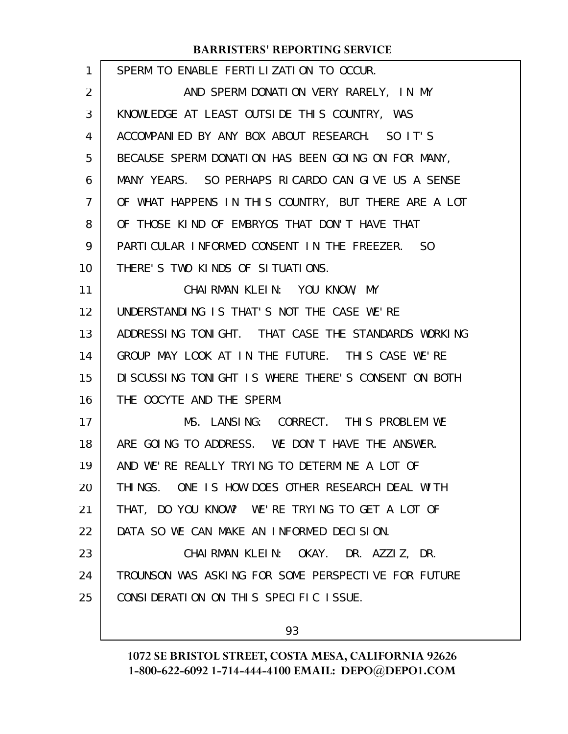SPERM TO ENABLE FERTILIZATION TO OCCUR.

AND SPERM DONATION VERY RARELY, IN MY KNOWLEDGE AT LEAST OUTSIDE THIS COUNTRY, WAS ACCOMPANIED BY ANY BOX ABOUT RESEARCH. SO IT'S BECAUSE SPERM DONATION HAS BEEN GOING ON FOR MANY, MANY YEARS. SO PERHAPS RICARDO CAN GIVE US A SENSE OF WHAT HAPPENS IN THIS COUNTRY, BUT THERE ARE A LOT OF THOSE KIND OF EMBRYOS THAT DON'T HAVE THAT PARTICULAR INFORMED CONSENT IN THE FREEZER. SO THERE'S TWO KINDS OF SITUATIONS.

CHAIRMAN KLEIN: YOU KNOW, MY UNDERSTANDING IS THAT'S NOT THE CASE WE'RE ADDRESSING TONIGHT. THAT CASE THE STANDARDS WORKING GROUP MAY LOOK AT IN THE FUTURE. THIS CASE WE'RE DISCUSSING TONIGHT IS WHERE THERE'S CONSENT ON BOTH THE OOCYTE AND THE SPERM.

MS. LANSING: CORRECT. THIS PROBLEM WE ARE GOING TO ADDRESS. WE DON'T HAVE THE ANSWER. AND WE'RE REALLY TRYING TO DETERMINE A LOT OF THINGS. ONE IS HOW DOES OTHER RESEARCH DEAL WITH THAT, DO YOU KNOW? WE'RE TRYING TO GET A LOT OF DATA SO WE CAN MAKE AN INFORMED DECISION.

CHAIRMAN KLEIN: OKAY. DR. AZZIZ, DR. TROUNSON WAS ASKING FOR SOME PERSPECTIVE FOR FUTURE CONSIDERATION ON THIS SPECIFIC ISSUE.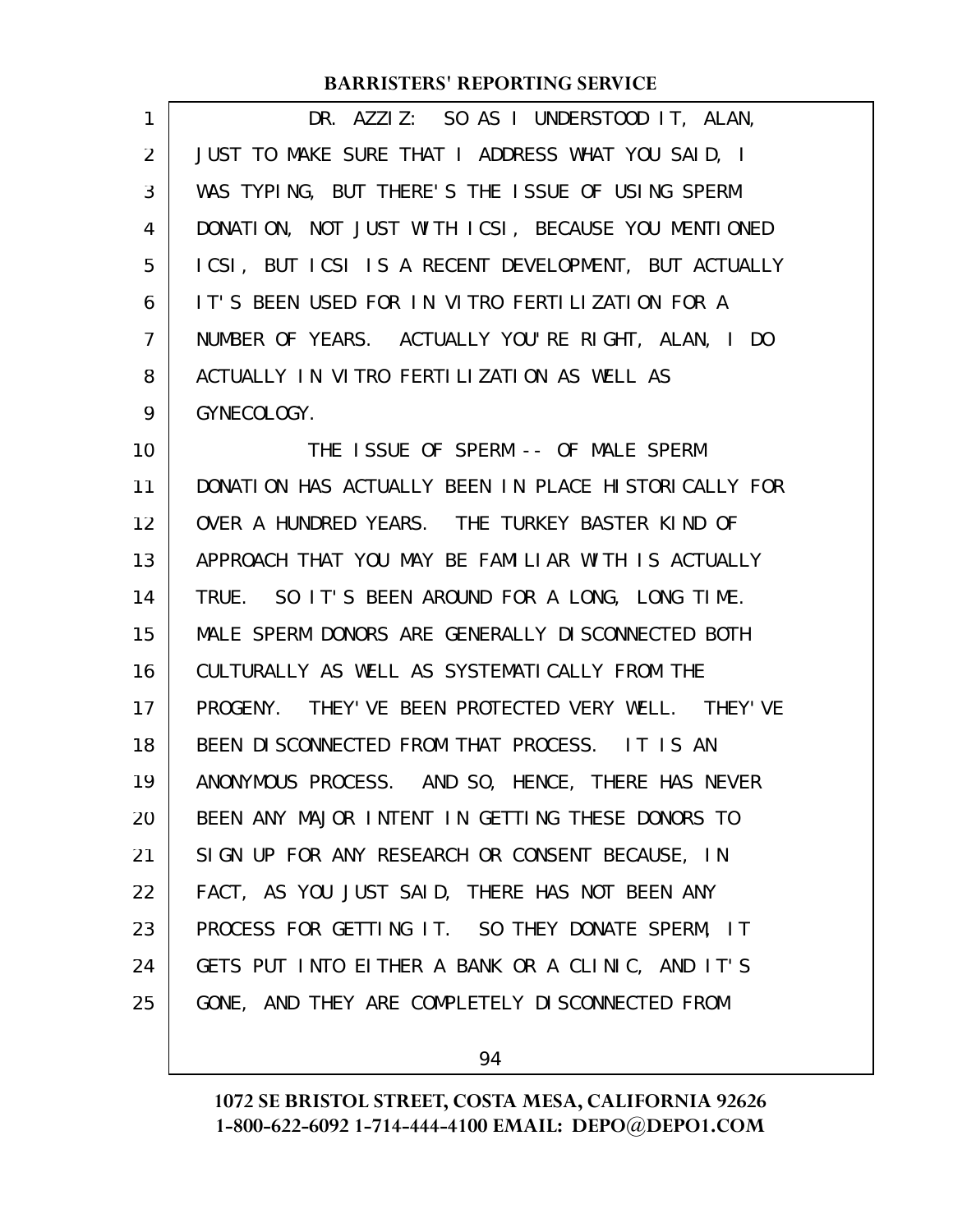DR. AZZIZ: SO AS I UNDERSTOOD IT, ALAN, JUST TO MAKE SURE THAT I ADDRESS WHAT YOU SAID, I WAS TYPING, BUT THERE'S THE ISSUE OF USING SPERM DONATION, NOT JUST WITH ICSI, BECAUSE YOU MENTIONED ICSI, BUT ICSI IS A RECENT DEVELOPMENT, BUT ACTUALLY IT'S BEEN USED FOR IN VITRO FERTILIZATION FOR A NUMBER OF YEARS. ACTUALLY YOU'RE RIGHT, ALAN, I DO ACTUALLY IN VITRO FERTILIZATION AS WELL AS GYNECOLOGY.

THE ISSUE OF SPERM -- OF MALE SPERM DONATION HAS ACTUALLY BEEN IN PLACE HISTORICALLY FOR OVER A HUNDRED YEARS. THE TURKEY BASTER KIND OF APPROACH THAT YOU MAY BE FAMILIAR WITH IS ACTUALLY TRUE. SO IT'S BEEN AROUND FOR A LONG, LONG TIME. MALE SPERM DONORS ARE GENERALLY DISCONNECTED BOTH CULTURALLY AS WELL AS SYSTEMATICALLY FROM THE PROGENY. THEY'VE BEEN PROTECTED VERY WELL. THEY'VE BEEN DISCONNECTED FROM THAT PROCESS. IT IS AN ANONYMOUS PROCESS. AND SO, HENCE, THERE HAS NEVER BEEN ANY MAJOR INTENT IN GETTING THESE DONORS TO SIGN UP FOR ANY RESEARCH OR CONSENT BECAUSE, IN FACT, AS YOU JUST SAID, THERE HAS NOT BEEN ANY PROCESS FOR GETTING IT. SO THEY DONATE SPERM, IT GETS PUT INTO EITHER A BANK OR A CLINIC, AND IT'S GONE, AND THEY ARE COMPLETELY DISCONNECTED FROM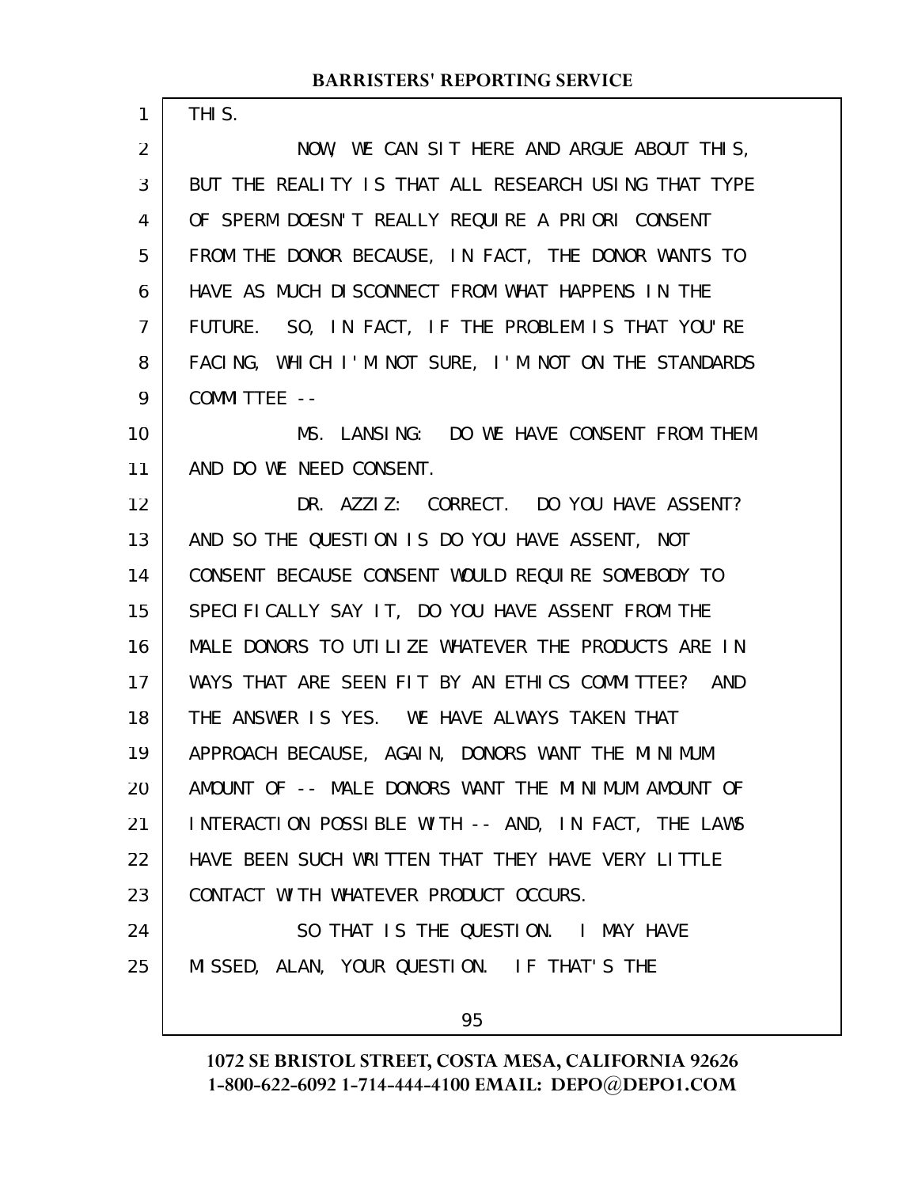THIS.

NOW, WE CAN SIT HERE AND ARGUE ABOUT THIS, BUT THE REALITY IS THAT ALL RESEARCH USING THAT TYPE OF SPERM DOESN'T REALLY REQUIRE A PRIORI CONSENT FROM THE DONOR BECAUSE, IN FACT, THE DONOR WANTS TO HAVE AS MUCH DISCONNECT FROM WHAT HAPPENS IN THE FUTURE. SO, IN FACT, IF THE PROBLEM IS THAT YOU'RE FACING, WHICH I'M NOT SURE, I'M NOT ON THE STANDARDS COMMITTEE --

MS. LANSING: DO WE HAVE CONSENT FROM THEM AND DO WE NEED CONSENT.

DR. AZZIZ: CORRECT. DO YOU HAVE ASSENT? AND SO THE QUESTION IS DO YOU HAVE ASSENT, NOT CONSENT BECAUSE CONSENT WOULD REQUIRE SOMEBODY TO SPECIFICALLY SAY IT, DO YOU HAVE ASSENT FROM THE MALE DONORS TO UTILIZE WHATEVER THE PRODUCTS ARE IN WAYS THAT ARE SEEN FIT BY AN ETHICS COMMITTEE? AND THE ANSWER IS YES. WE HAVE ALWAYS TAKEN THAT APPROACH BECAUSE, AGAIN, DONORS WANT THE MINIMUM AMOUNT OF -- MALE DONORS WANT THE MINIMUM AMOUNT OF INTERACTION POSSIBLE WITH -- AND, IN FACT, THE LAWS HAVE BEEN SUCH WRITTEN THAT THEY HAVE VERY LITTLE CONTACT WITH WHATEVER PRODUCT OCCURS.

SO THAT IS THE QUESTION. I MAY HAVE MISSED, ALAN, YOUR QUESTION. IF THAT'S THE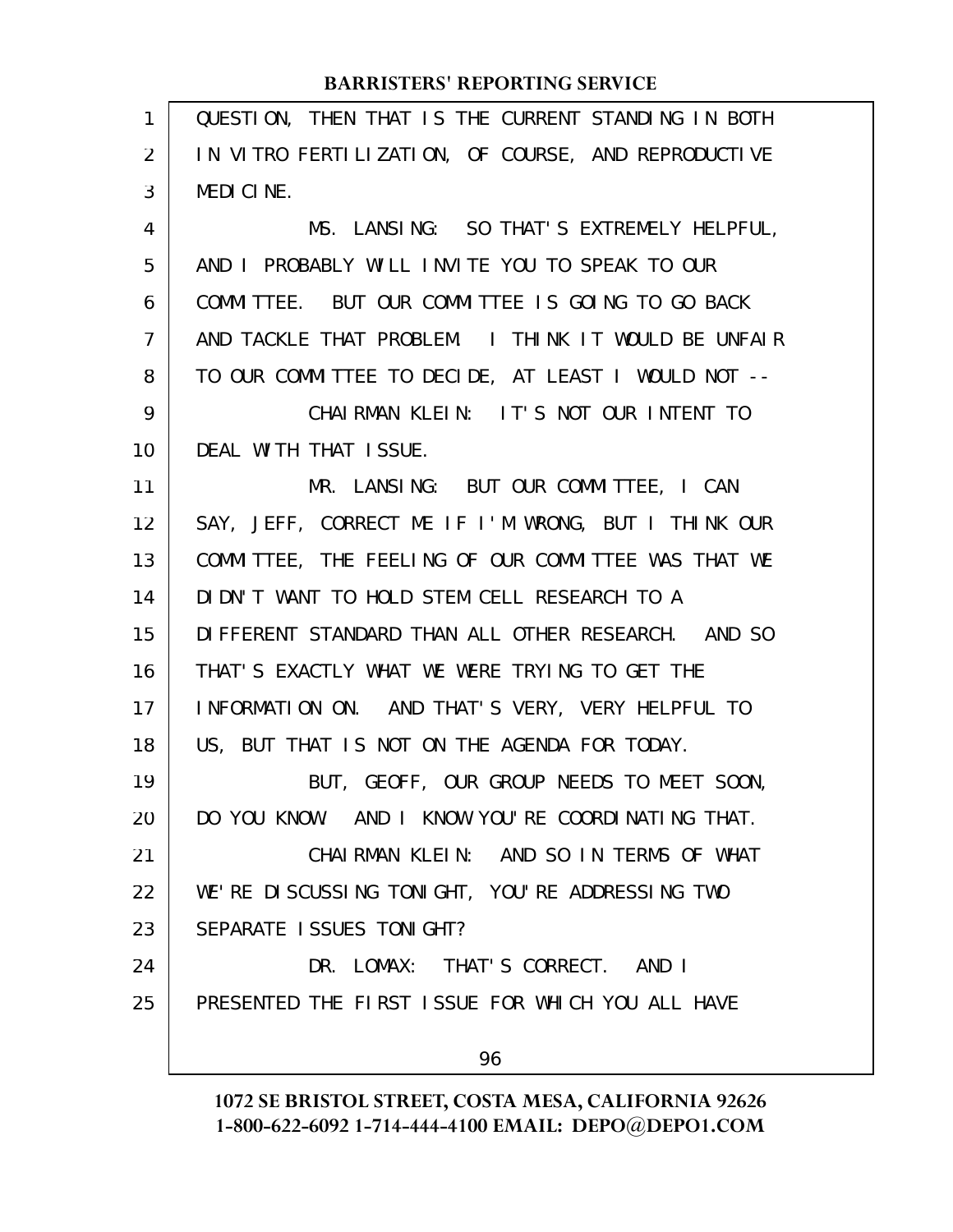QUESTION, THEN THAT IS THE CURRENT STANDING IN BOTH IN VITRO FERTILIZATION, OF COURSE, AND REPRODUCTIVE MEDICINE.

MS. LANSING: SO THAT'S EXTREMELY HELPFUL, AND I PROBABLY WILL INVITE YOU TO SPEAK TO OUR COMMITTEE. BUT OUR COMMITTEE IS GOING TO GO BACK AND TACKLE THAT PROBLEM. I THINK IT WOULD BE UNFAIR TO OUR COMMITTEE TO DECIDE, AT LEAST I WOULD NOT --

CHAIRMAN KLEIN: IT'S NOT OUR INTENT TO DEAL WITH THAT ISSUE.

MR. LANSING: BUT OUR COMMITTEE, I CAN SAY, JEFF, CORRECT ME IF I'M WRONG, BUT I THINK OUR COMMITTEE, THE FEELING OF OUR COMMITTEE WAS THAT WE DIDN'T WANT TO HOLD STEM CELL RESEARCH TO A DIFFERENT STANDARD THAN ALL OTHER RESEARCH. AND SO THAT'S EXACTLY WHAT WE WERE TRYING TO GET THE INFORMATION ON. AND THAT'S VERY, VERY HELPFUL TO US, BUT THAT IS NOT ON THE AGENDA FOR TODAY.

BUT, GEOFF, OUR GROUP NEEDS TO MEET SOON, DO YOU KNOW. AND I KNOW YOU'RE COORDINATING THAT.

CHAIRMAN KLEIN: AND SO IN TERMS OF WHAT WE'RE DISCUSSING TONIGHT, YOU'RE ADDRESSING TWO SEPARATE ISSUES TONIGHT?

DR. LOMAX: THAT'S CORRECT. AND I PRESENTED THE FIRST ISSUE FOR WHICH YOU ALL HAVE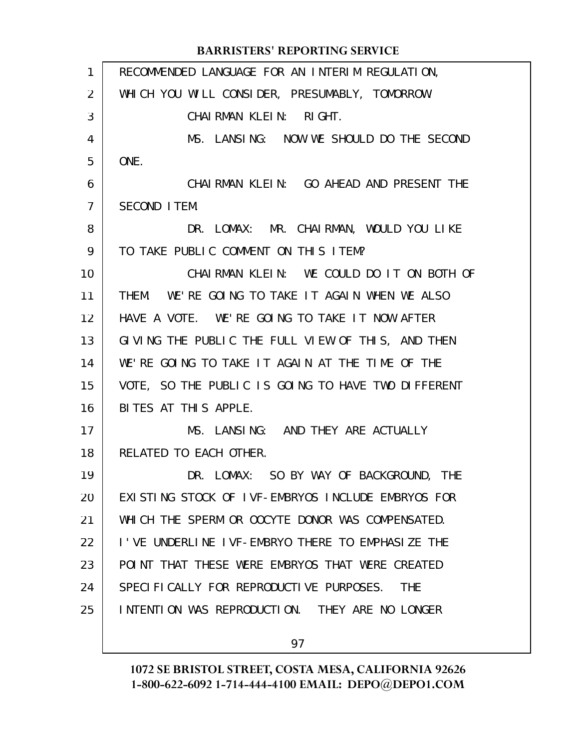RECOMMENDED LANGUAGE FOR AN INTERIM REGULATION, WHICH YOU WILL CONSIDER, PRESUMABLY, TOMORROW.

CHAIRMAN KLEIN: RIGHT.

MS. LANSING: NOW WE SHOULD DO THE SECOND ONE.

CHAIRMAN KLEIN: GO AHEAD AND PRESENT THE SECOND ITEM.

DR. LOMAX: MR. CHAIRMAN, WOULD YOU LIKE TO TAKE PUBLIC COMMENT ON THIS ITEM?

CHAIRMAN KLEIN: WE COULD DO IT ON BOTH OF THEM. WE'RE GOING TO TAKE IT AGAIN WHEN WE ALSO HAVE A VOTE. WE'RE GOING TO TAKE IT NOW AFTER GIVING THE PUBLIC THE FULL VIEW OF THIS, AND THEN WE'RE GOING TO TAKE IT AGAIN AT THE TIME OF THE VOTE, SO THE PUBLIC IS GOING TO HAVE TWO DIFFERENT BITES AT THIS APPLE.

MS. LANSING: AND THEY ARE ACTUALLY RELATED TO EACH OTHER.

DR. LOMAX: SO BY WAY OF BACKGROUND, THE EXISTING STOCK OF IVF-EMBRYOS INCLUDE EMBRYOS FOR WHICH THE SPERM OR OOCYTE DONOR WAS COMPENSATED. I'VE UNDERLINE IVF-EMBRYO THERE TO EMPHASIZE THE POINT THAT THESE WERE EMBRYOS THAT WERE CREATED SPECIFICALLY FOR REPRODUCTIVE PURPOSES. THE INTENTION WAS REPRODUCTION. THEY ARE NO LONGER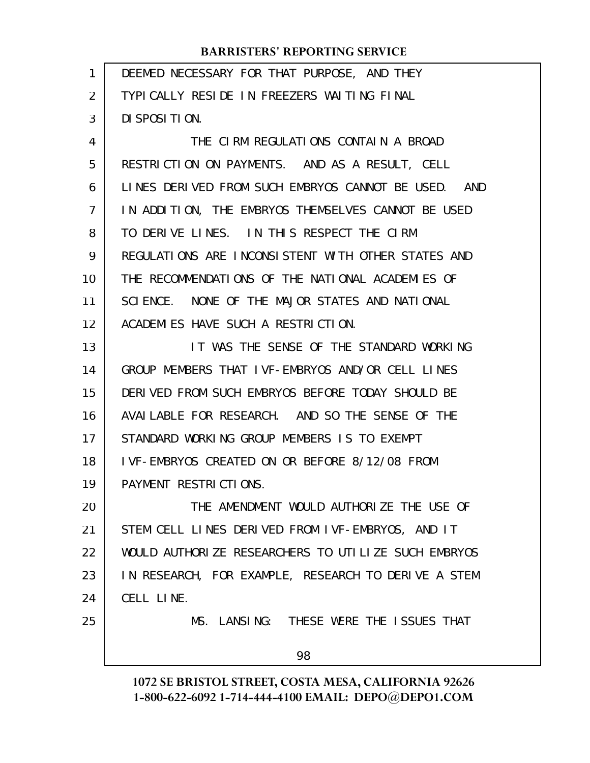DEEMED NECESSARY FOR THAT PURPOSE, AND THEY TYPICALLY RESIDE IN FREEZERS WAITING FINAL DISPOSITION.

THE CIRM REGULATIONS CONTAIN A BROAD RESTRICTION ON PAYMENTS. AND AS A RESULT, CELL LINES DERIVED FROM SUCH EMBRYOS CANNOT BE USED. AND IN ADDITION, THE EMBRYOS THEMSELVES CANNOT BE USED TO DERIVE LINES. IN THIS RESPECT THE CIRM REGULATIONS ARE INCONSISTENT WITH OTHER STATES AND THE RECOMMENDATIONS OF THE NATIONAL ACADEMIES OF SCIENCE. NONE OF THE MAJOR STATES AND NATIONAL ACADEMIES HAVE SUCH A RESTRICTION.

IT WAS THE SENSE OF THE STANDARD WORKING GROUP MEMBERS THAT IVF-EMBRYOS AND/OR CELL LINES DERIVED FROM SUCH EMBRYOS BEFORE TODAY SHOULD BE AVAILABLE FOR RESEARCH. AND SO THE SENSE OF THE STANDARD WORKING GROUP MEMBERS IS TO EXEMPT IVF-EMBRYOS CREATED ON OR BEFORE 8/12/08 FROM PAYMENT RESTRICTIONS.

THE AMENDMENT WOULD AUTHORIZE THE USE OF STEM CELL LINES DERIVED FROM IVF-EMBRYOS, AND IT WOULD AUTHORIZE RESEARCHERS TO UTILIZE SUCH EMBRYOS IN RESEARCH, FOR EXAMPLE, RESEARCH TO DERIVE A STEM CELL LINE.

MS. LANSING: THESE WERE THE ISSUES THAT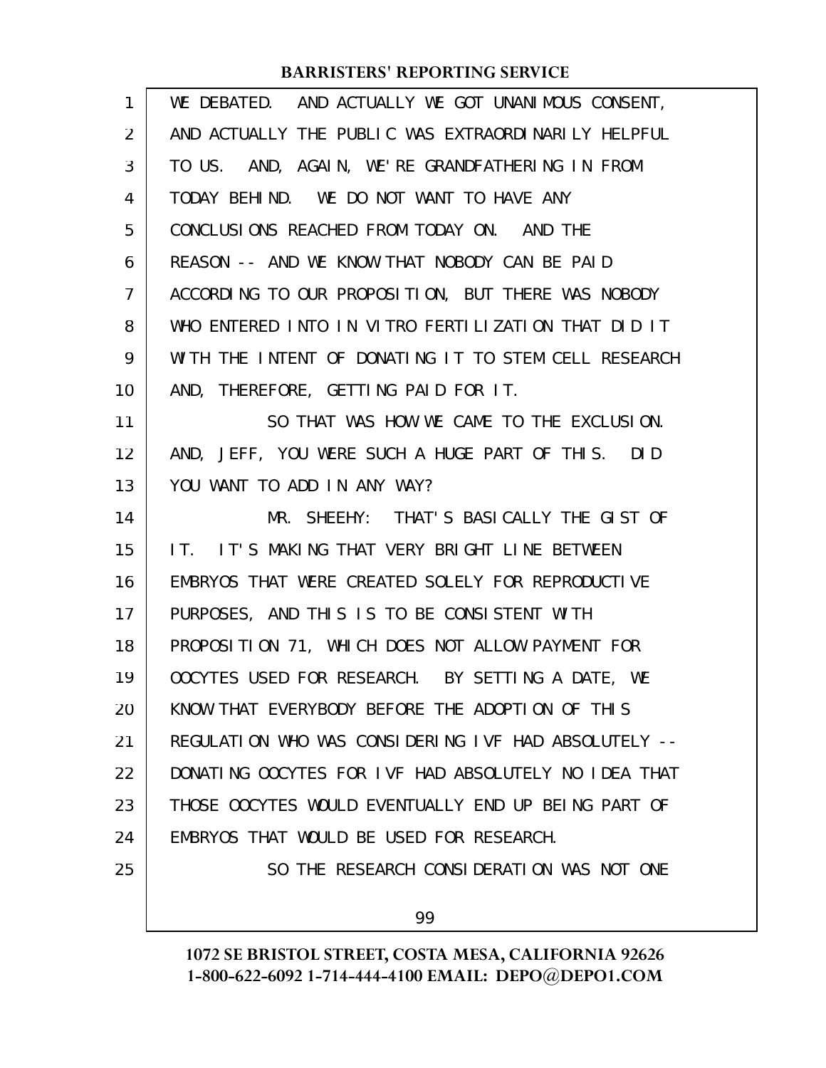WE DEBATED. AND ACTUALLY WE GOT UNANIMOUS CONSENT, AND ACTUALLY THE PUBLIC WAS EXTRAORDINARILY HELPFUL TO US. AND, AGAIN, WE'RE GRANDFATHERING IN FROM TODAY BEHIND. WE DO NOT WANT TO HAVE ANY CONCLUSIONS REACHED FROM TODAY ON. AND THE REASON -- AND WE KNOW THAT NOBODY CAN BE PAID ACCORDING TO OUR PROPOSITION, BUT THERE WAS NOBODY WHO ENTERED INTO IN VITRO FERTILIZATION THAT DID IT WITH THE INTENT OF DONATING IT TO STEM CELL RESEARCH AND, THEREFORE, GETTING PAID FOR IT.

SO THAT WAS HOW WE CAME TO THE EXCLUSION. AND, JEFF, YOU WERE SUCH A HUGE PART OF THIS. DID YOU WANT TO ADD IN ANY WAY?

MR. SHEEHY: THAT'S BASICALLY THE GIST OF IT. IT'S MAKING THAT VERY BRIGHT LINE BETWEEN EMBRYOS THAT WERE CREATED SOLELY FOR REPRODUCTIVE PURPOSES, AND THIS IS TO BE CONSISTENT WITH PROPOSITION 71, WHICH DOES NOT ALLOW PAYMENT FOR OOCYTES USED FOR RESEARCH. BY SETTING A DATE, WE KNOW THAT EVERYBODY BEFORE THE ADOPTION OF THIS REGULATION WHO WAS CONSIDERING IVF HAD ABSOLUTELY -- DONATING OOCYTES FOR IVF HAD ABSOLUTELY NO IDEA THAT THOSE OOCYTES WOULD EVENTUALLY END UP BEING PART OF EMBRYOS THAT WOULD BE USED FOR RESEARCH.

SO THE RESEARCH CONSIDERATION WAS NOT ONE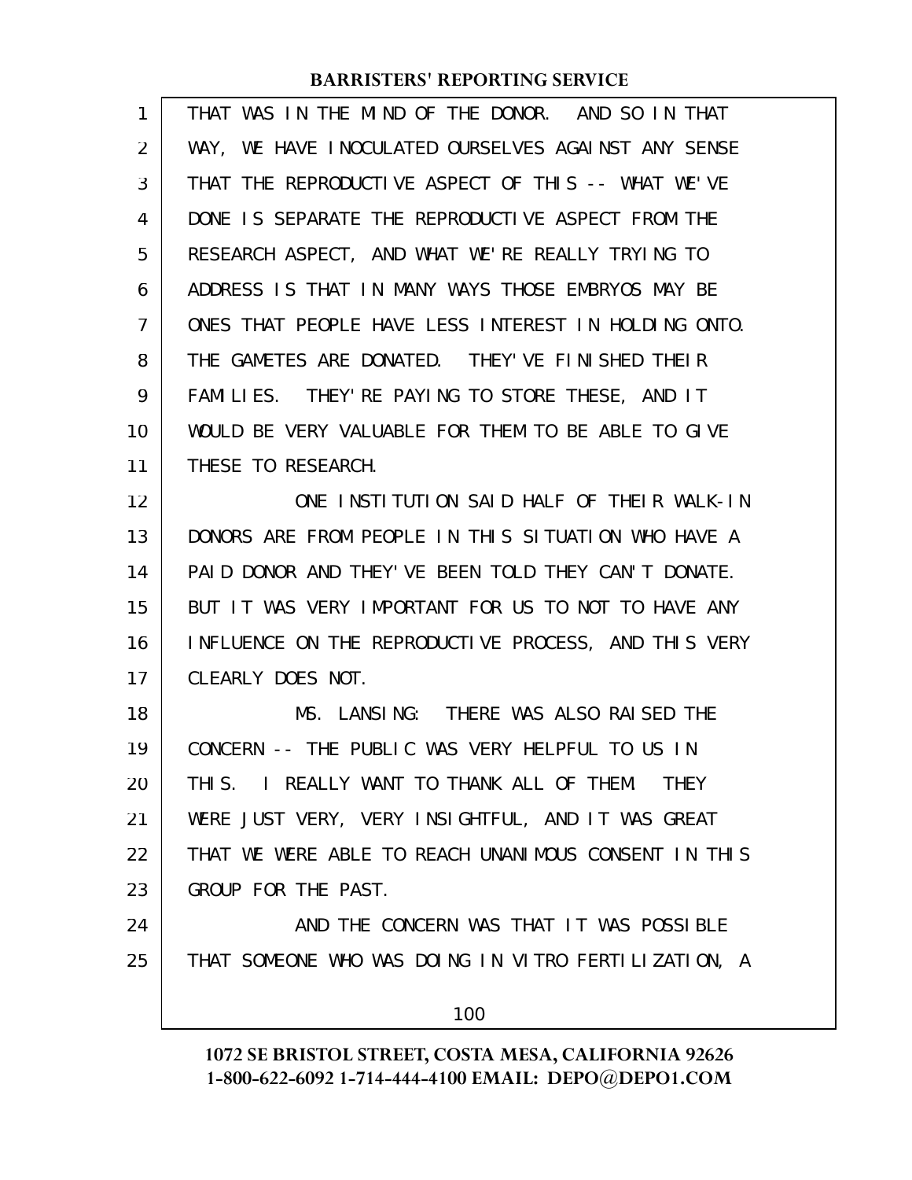THAT WAS IN THE MIND OF THE DONOR. AND SO IN THAT WAY, WE HAVE INOCULATED OURSELVES AGAINST ANY SENSE THAT THE REPRODUCTIVE ASPECT OF THIS -- WHAT WE'VE DONE IS SEPARATE THE REPRODUCTIVE ASPECT FROM THE RESEARCH ASPECT, AND WHAT WE'RE REALLY TRYING TO ADDRESS IS THAT IN MANY WAYS THOSE EMBRYOS MAY BE ONES THAT PEOPLE HAVE LESS INTEREST IN HOLDING ONTO. THE GAMETES ARE DONATED. THEY'VE FINISHED THEIR FAMILIES. THEY'RE PAYING TO STORE THESE, AND IT WOULD BE VERY VALUABLE FOR THEM TO BE ABLE TO GIVE THESE TO RESEARCH.

ONE INSTITUTION SAID HALF OF THEIR WALK-IN DONORS ARE FROM PEOPLE IN THIS SITUATION WHO HAVE A PAID DONOR AND THEY'VE BEEN TOLD THEY CAN'T DONATE. BUT IT WAS VERY IMPORTANT FOR US TO NOT TO HAVE ANY INFLUENCE ON THE REPRODUCTIVE PROCESS, AND THIS VERY CLEARLY DOES NOT.

MS. LANSING: THERE WAS ALSO RAISED THE CONCERN -- THE PUBLIC WAS VERY HELPFUL TO US IN THIS. I REALLY WANT TO THANK ALL OF THEM. THEY WERE JUST VERY, VERY INSIGHTFUL, AND IT WAS GREAT THAT WE WERE ABLE TO REACH UNANIMOUS CONSENT IN THIS GROUP FOR THE PAST.

AND THE CONCERN WAS THAT IT WAS POSSIBLE THAT SOMEONE WHO WAS DOING IN VITRO FERTILIZATION, A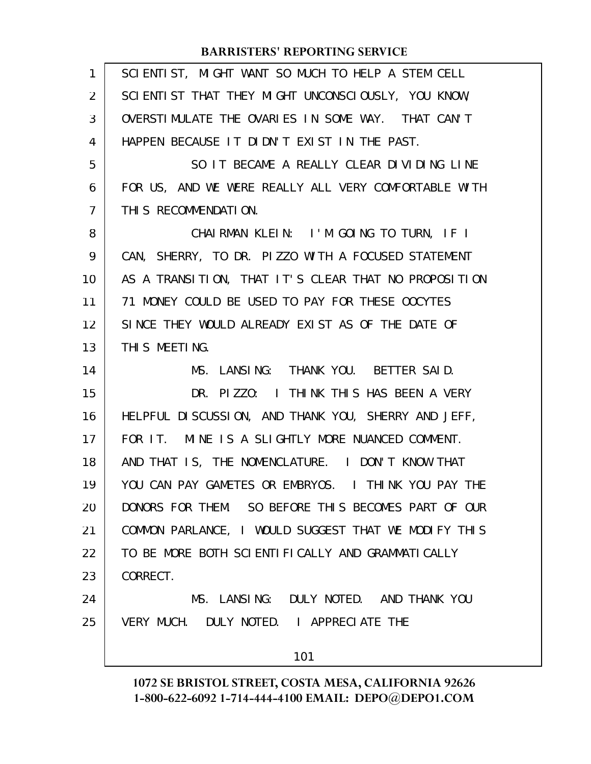SCIENTIST, MIGHT WANT SO MUCH TO HELP A STEM CELL SCIENTIST THAT THEY MIGHT UNCONSCIOUSLY, YOU KNOW, OVERSTIMULATE THE OVARIES IN SOME WAY. THAT CAN'T HAPPEN BECAUSE IT DIDN'T EXIST IN THE PAST.

SO IT BECAME A REALLY CLEAR DIVIDING LINE FOR US, AND WE WERE REALLY ALL VERY COMFORTABLE WITH THIS RECOMMENDATION.

CHAIRMAN KLEIN: I'M GOING TO TURN, IF I CAN, SHERRY, TO DR. PIZZO WITH A FOCUSED STATEMENT AS A TRANSITION, THAT IT'S CLEAR THAT NO PROPOSITION 71 MONEY COULD BE USED TO PAY FOR THESE OOCYTES SINCE THEY WOULD ALREADY EXIST AS OF THE DATE OF THIS MEETING.

MS. LANSING: THANK YOU. BETTER SAID.

DR. PIZZO: I THINK THIS HAS BEEN A VERY HELPFUL DISCUSSION, AND THANK YOU, SHERRY AND JEFF, FOR IT. MINE IS A SLIGHTLY MORE NUANCED COMMENT. AND THAT IS, THE NOMENCLATURE. I DON'T KNOW THAT YOU CAN PAY GAMETES OR EMBRYOS. I THINK YOU PAY THE DONORS FOR THEM. SO BEFORE THIS BECOMES PART OF OUR COMMON PARLANCE, I WOULD SUGGEST THAT WE MODIFY THIS TO BE MORE BOTH SCIENTIFICALLY AND GRAMMATICALLY CORRECT.

MS. LANSING: DULY NOTED. AND THANK YOU VERY MUCH. DULY NOTED. I APPRECIATE THE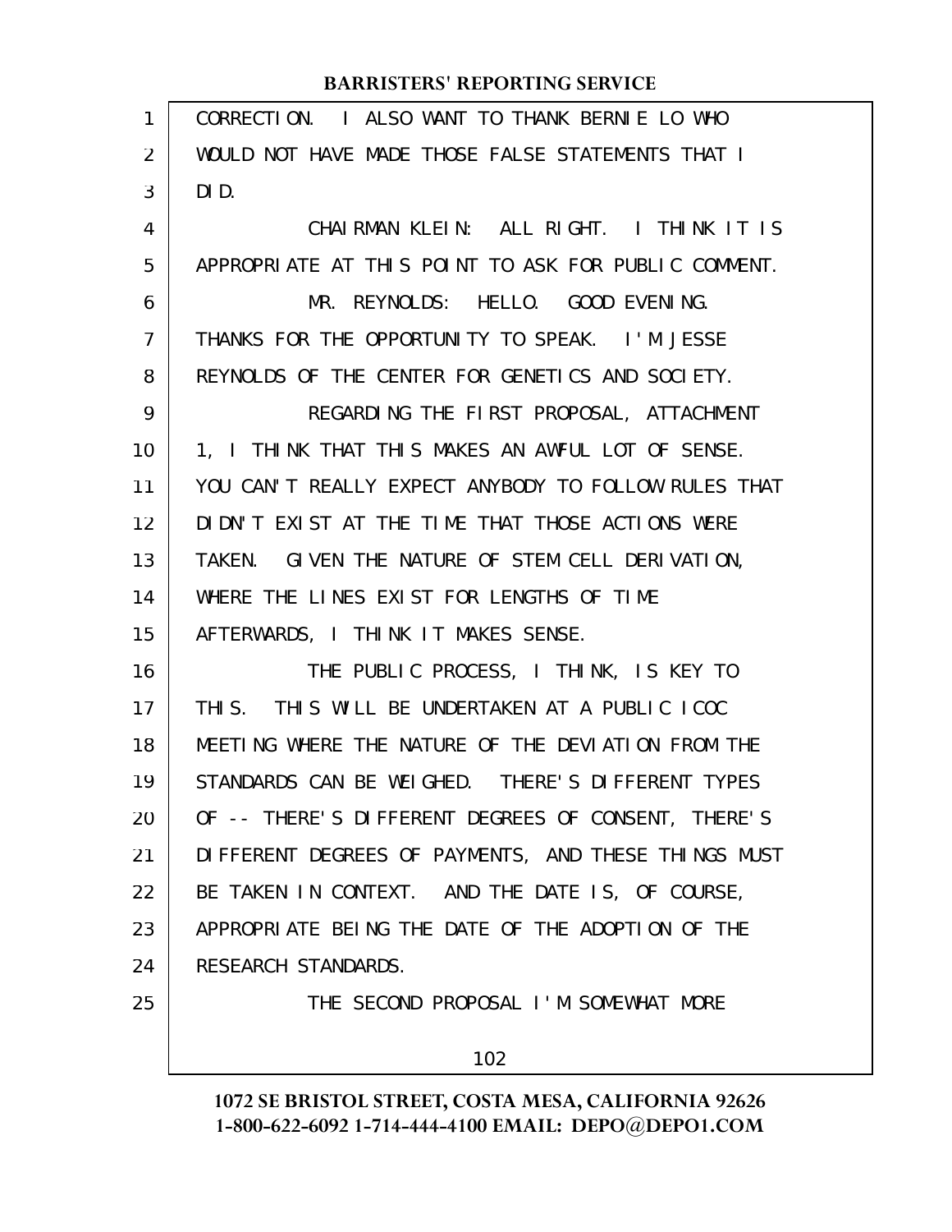CORRECTION. I ALSO WANT TO THANK BERNIE LO WHO WOULD NOT HAVE MADE THOSE FALSE STATEMENTS THAT I DID.

CHAIRMAN KLEIN: ALL RIGHT. I THINK IT IS APPROPRIATE AT THIS POINT TO ASK FOR PUBLIC COMMENT.

MR. REYNOLDS: HELLO. GOOD EVENING. THANKS FOR THE OPPORTUNITY TO SPEAK. I'M JESSE REYNOLDS OF THE CENTER FOR GENETICS AND SOCIETY.

REGARDING THE FIRST PROPOSAL, ATTACHMENT 1, I THINK THAT THIS MAKES AN AWFUL LOT OF SENSE. YOU CAN'T REALLY EXPECT ANYBODY TO FOLLOW RULES THAT DIDN'T EXIST AT THE TIME THAT THOSE ACTIONS WERE TAKEN. GIVEN THE NATURE OF STEM CELL DERIVATION, WHERE THE LINES EXIST FOR LENGTHS OF TIME AFTERWARDS, I THINK IT MAKES SENSE.

THE PUBLIC PROCESS, I THINK, IS KEY TO THIS. THIS WILL BE UNDERTAKEN AT A PUBLIC ICOC MEETING WHERE THE NATURE OF THE DEVIATION FROM THE STANDARDS CAN BE WEIGHED. THERE'S DIFFERENT TYPES OF -- THERE'S DIFFERENT DEGREES OF CONSENT, THERE'S DIFFERENT DEGREES OF PAYMENTS, AND THESE THINGS MUST BE TAKEN IN CONTEXT. AND THE DATE IS, OF COURSE, APPROPRIATE BEING THE DATE OF THE ADOPTION OF THE RESEARCH STANDARDS.

THE SECOND PROPOSAL I'M SOMEWHAT MORE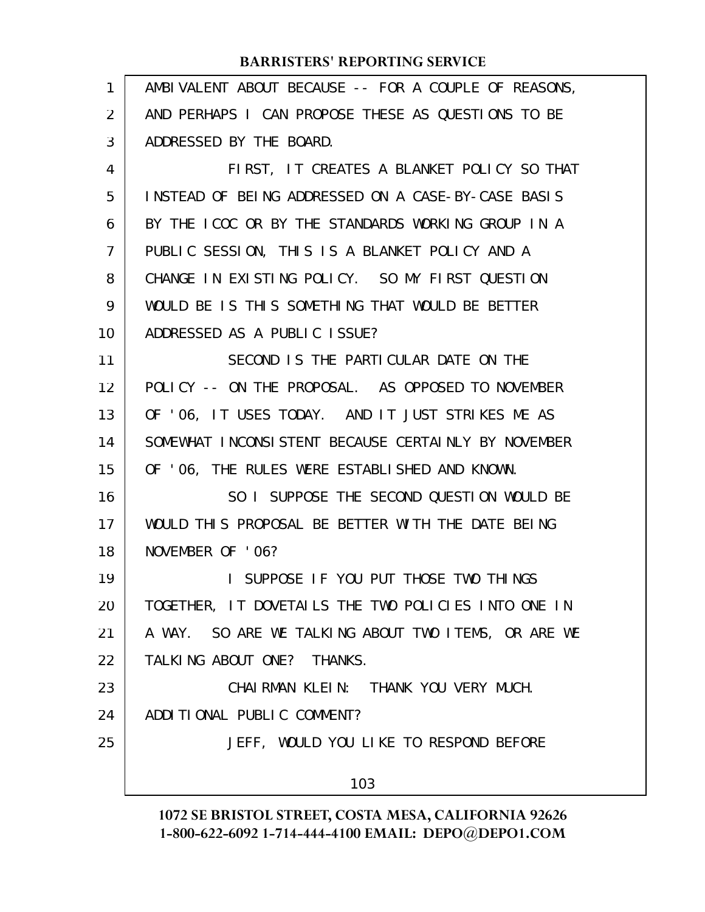AMBIVALENT ABOUT BECAUSE -- FOR A COUPLE OF REASONS, AND PERHAPS I CAN PROPOSE THESE AS QUESTIONS TO BE ADDRESSED BY THE BOARD.

FIRST, IT CREATES A BLANKET POLICY SO THAT INSTEAD OF BEING ADDRESSED ON A CASE-BY-CASE BASIS BY THE ICOC OR BY THE STANDARDS WORKING GROUP IN A PUBLIC SESSION, THIS IS A BLANKET POLICY AND A CHANGE IN EXISTING POLICY. SO MY FIRST QUESTION WOULD BE IS THIS SOMETHING THAT WOULD BE BETTER ADDRESSED AS A PUBLIC ISSUE?

SECOND IS THE PARTICULAR DATE ON THE POLICY -- ON THE PROPOSAL. AS OPPOSED TO NOVEMBER OF '06, IT USES TODAY. AND IT JUST STRIKES ME AS SOMEWHAT INCONSISTENT BECAUSE CERTAINLY BY NOVEMBER OF '06, THE RULES WERE ESTABLISHED AND KNOWN.

SO I SUPPOSE THE SECOND QUESTION WOULD BE WOULD THIS PROPOSAL BE BETTER WITH THE DATE BEING NOVEMBER OF '06?

I SUPPOSE IF YOU PUT THOSE TWO THINGS TOGETHER, IT DOVETAILS THE TWO POLICIES INTO ONE IN A WAY. SO ARE WE TALKING ABOUT TWO ITEMS, OR ARE WE TALKING ABOUT ONE? THANKS.

CHAIRMAN KLEIN: THANK YOU VERY MUCH. ADDITIONAL PUBLIC COMMENT?

JEFF, WOULD YOU LIKE TO RESPOND BEFORE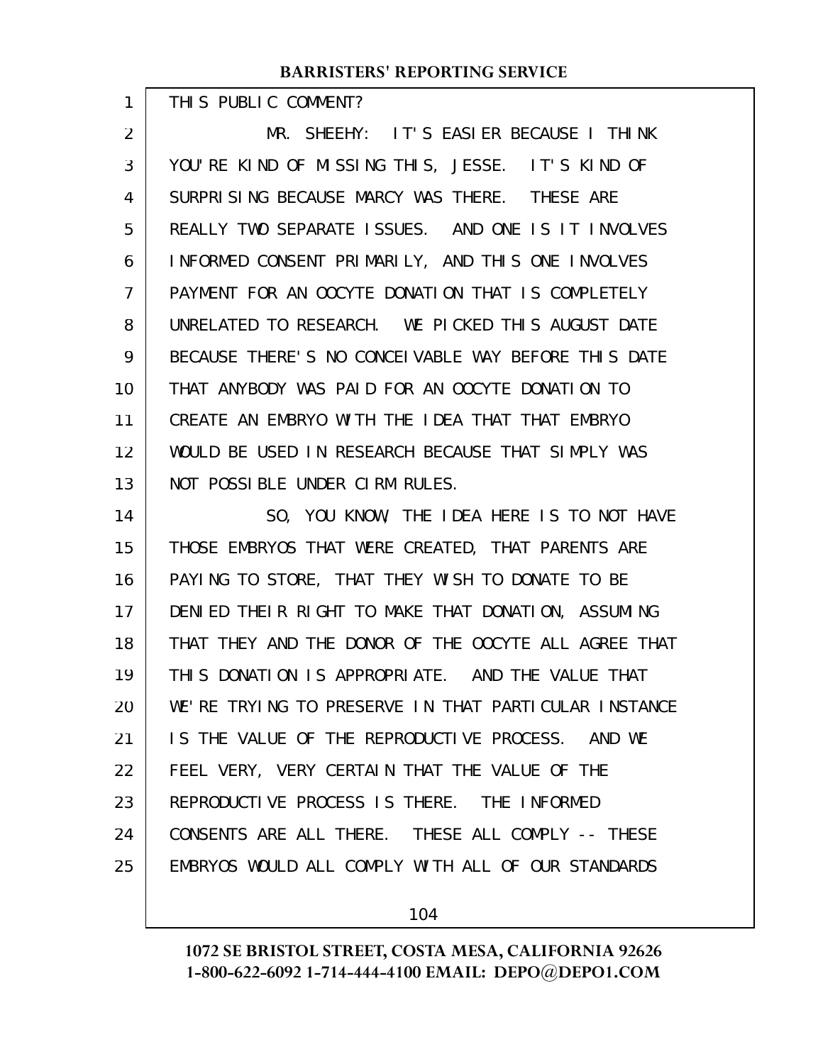THIS PUBLIC COMMENT?

MR. SHEEHY: IT'S EASIER BECAUSE I THINK YOU'RE KIND OF MISSING THIS, JESSE. IT'S KIND OF SURPRISING BECAUSE MARCY WAS THERE. THESE ARE REALLY TWO SEPARATE ISSUES. AND ONE IS IT INVOLVES INFORMED CONSENT PRIMARILY, AND THIS ONE INVOLVES PAYMENT FOR AN OOCYTE DONATION THAT IS COMPLETELY UNRELATED TO RESEARCH. WE PICKED THIS AUGUST DATE BECAUSE THERE'S NO CONCEIVABLE WAY BEFORE THIS DATE THAT ANYBODY WAS PAID FOR AN OOCYTE DONATION TO CREATE AN EMBRYO WITH THE IDEA THAT THAT EMBRYO WOULD BE USED IN RESEARCH BECAUSE THAT SIMPLY WAS NOT POSSIBLE UNDER CIRM RULES.

SO, YOU KNOW, THE IDEA HERE IS TO NOT HAVE THOSE EMBRYOS THAT WERE CREATED, THAT PARENTS ARE PAYING TO STORE, THAT THEY WISH TO DONATE TO BE DENIED THEIR RIGHT TO MAKE THAT DONATION, ASSUMING THAT THEY AND THE DONOR OF THE OOCYTE ALL AGREE THAT THIS DONATION IS APPROPRIATE. AND THE VALUE THAT WE'RE TRYING TO PRESERVE IN THAT PARTICULAR INSTANCE IS THE VALUE OF THE REPRODUCTIVE PROCESS. AND WE FEEL VERY, VERY CERTAIN THAT THE VALUE OF THE REPRODUCTIVE PROCESS IS THERE. THE INFORMED CONSENTS ARE ALL THERE. THESE ALL COMPLY -- THESE EMBRYOS WOULD ALL COMPLY WITH ALL OF OUR STANDARDS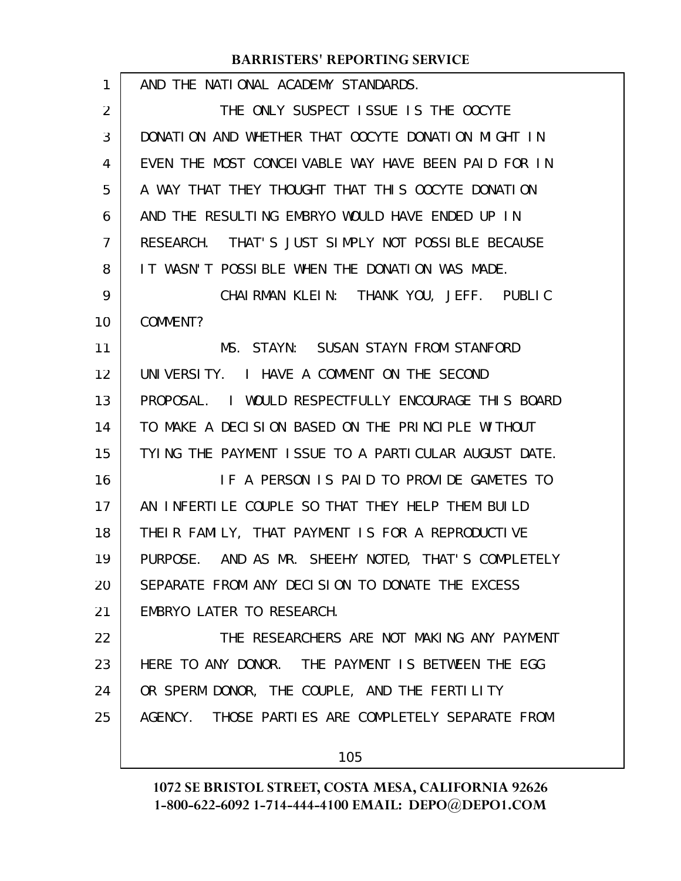AND THE NATIONAL ACADEMY STANDARDS.

THE ONLY SUSPECT ISSUE IS THE OOCYTE DONATION AND WHETHER THAT OOCYTE DONATION MIGHT IN EVEN THE MOST CONCEIVABLE WAY HAVE BEEN PAID FOR IN A WAY THAT THEY THOUGHT THAT THIS OOCYTE DONATION AND THE RESULTING EMBRYO WOULD HAVE ENDED UP IN RESEARCH. THAT'S JUST SIMPLY NOT POSSIBLE BECAUSE IT WASN'T POSSIBLE WHEN THE DONATION WAS MADE.

CHAIRMAN KLEIN: THANK YOU, JEFF. PUBLIC COMMENT?

MS. STAYN: SUSAN STAYN FROM STANFORD UNIVERSITY. I HAVE A COMMENT ON THE SECOND PROPOSAL. I WOULD RESPECTFULLY ENCOURAGE THIS BOARD TO MAKE A DECISION BASED ON THE PRINCIPLE WITHOUT TYING THE PAYMENT ISSUE TO A PARTICULAR AUGUST DATE.

IF A PERSON IS PAID TO PROVIDE GAMETES TO AN INFERTILE COUPLE SO THAT THEY HELP THEM BUILD THEIR FAMILY, THAT PAYMENT IS FOR A REPRODUCTIVE PURPOSE. AND AS MR. SHEEHY NOTED, THAT'S COMPLETELY SEPARATE FROM ANY DECISION TO DONATE THE EXCESS EMBRYO LATER TO RESEARCH.

THE RESEARCHERS ARE NOT MAKING ANY PAYMENT HERE TO ANY DONOR. THE PAYMENT IS BETWEEN THE EGG OR SPERM DONOR, THE COUPLE, AND THE FERTILITY AGENCY. THOSE PARTIES ARE COMPLETELY SEPARATE FROM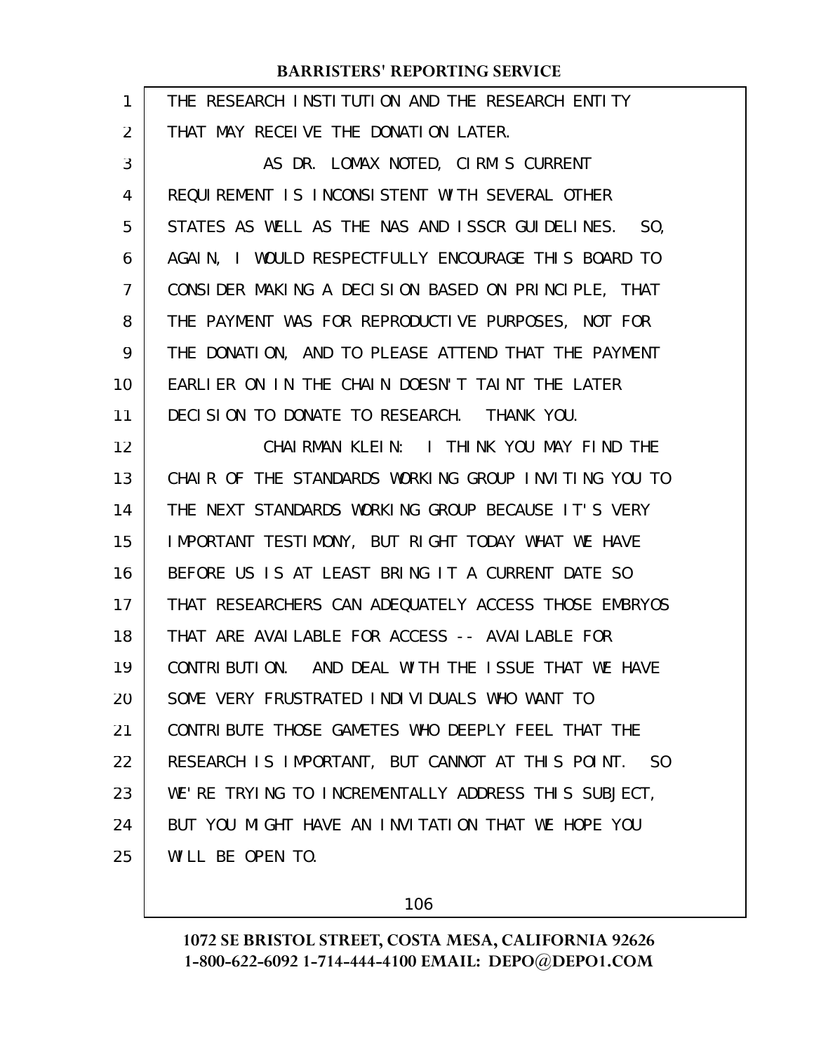THE RESEARCH INSTITUTION AND THE RESEARCH ENTITY THAT MAY RECEIVE THE DONATION LATER.

AS DR. LOMAX NOTED, CIRM'S CURRENT REQUIREMENT IS INCONSISTENT WITH SEVERAL OTHER STATES AS WELL AS THE NAS AND ISSCR GUIDELINES. SO, AGAIN, I WOULD RESPECTFULLY ENCOURAGE THIS BOARD TO CONSIDER MAKING A DECISION BASED ON PRINCIPLE, THAT THE PAYMENT WAS FOR REPRODUCTIVE PURPOSES, NOT FOR THE DONATION, AND TO PLEASE ATTEND THAT THE PAYMENT EARLIER ON IN THE CHAIN DOESN'T TAINT THE LATER DECISION TO DONATE TO RESEARCH. THANK YOU.

CHAIRMAN KLEIN: I THINK YOU MAY FIND THE CHAIR OF THE STANDARDS WORKING GROUP INVITING YOU TO THE NEXT STANDARDS WORKING GROUP BECAUSE IT'S VERY IMPORTANT TESTIMONY, BUT RIGHT TODAY WHAT WE HAVE BEFORE US IS AT LEAST BRING IT A CURRENT DATE SO THAT RESEARCHERS CAN ADEQUATELY ACCESS THOSE EMBRYOS THAT ARE AVAILABLE FOR ACCESS -- AVAILABLE FOR CONTRIBUTION. AND DEAL WITH THE ISSUE THAT WE HAVE SOME VERY FRUSTRATED INDIVIDUALS WHO WANT TO CONTRIBUTE THOSE GAMETES WHO DEEPLY FEEL THAT THE RESEARCH IS IMPORTANT, BUT CANNOT AT THIS POINT. SO WE'RE TRYING TO INCREMENTALLY ADDRESS THIS SUBJECT, BUT YOU MIGHT HAVE AN INVITATION THAT WE HOPE YOU WILL BE OPEN TO.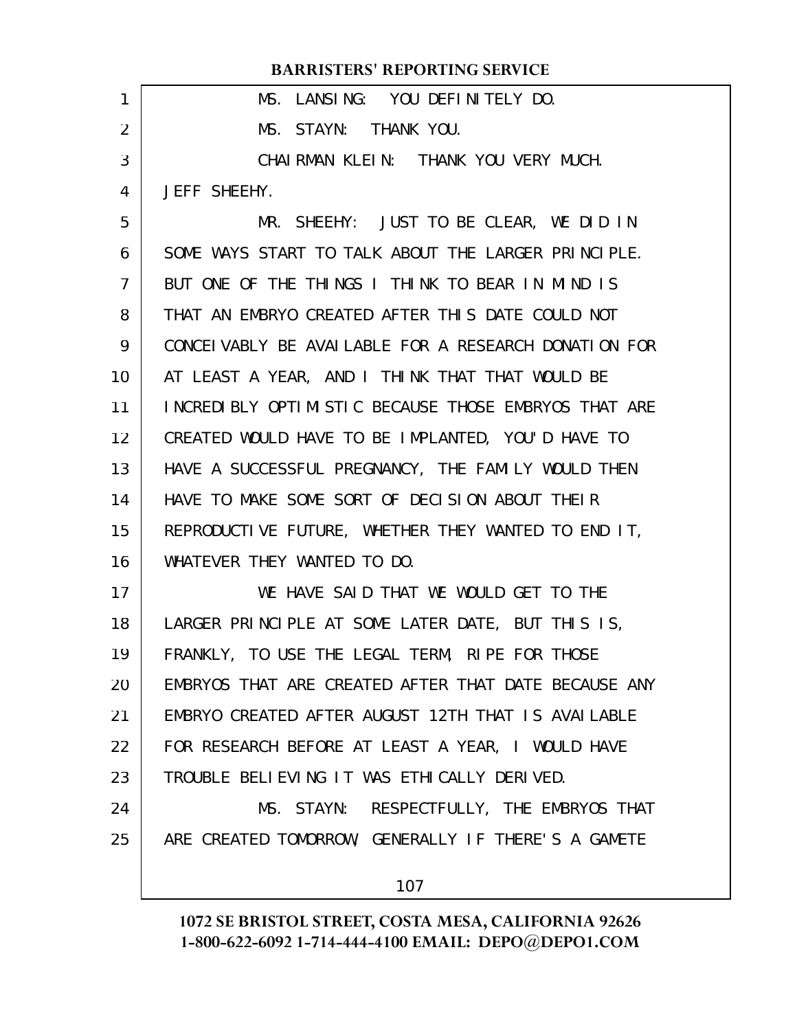MS. LANSING: YOU DEFINITELY DO.

MS. STAYN: THANK YOU.

CHAIRMAN KLEIN: THANK YOU VERY MUCH. JEFF SHEEHY.

MR. SHEEHY: JUST TO BE CLEAR, WE DID IN SOME WAYS START TO TALK ABOUT THE LARGER PRINCIPLE. BUT ONE OF THE THINGS I THINK TO BEAR IN MIND IS THAT AN EMBRYO CREATED AFTER THIS DATE COULD NOT CONCEIVABLY BE AVAILABLE FOR A RESEARCH DONATION FOR AT LEAST A YEAR, AND I THINK THAT THAT WOULD BE INCREDIBLY OPTIMISTIC BECAUSE THOSE EMBRYOS THAT ARE CREATED WOULD HAVE TO BE IMPLANTED, YOU'D HAVE TO HAVE A SUCCESSFUL PREGNANCY, THE FAMILY WOULD THEN HAVE TO MAKE SOME SORT OF DECISION ABOUT THEIR REPRODUCTIVE FUTURE, WHETHER THEY WANTED TO END IT, WHATEVER THEY WANTED TO DO.

WE HAVE SAID THAT WE WOULD GET TO THE LARGER PRINCIPLE AT SOME LATER DATE, BUT THIS IS, FRANKLY, TO USE THE LEGAL TERM, RIPE FOR THOSE EMBRYOS THAT ARE CREATED AFTER THAT DATE BECAUSE ANY EMBRYO CREATED AFTER AUGUST 12TH THAT IS AVAILABLE FOR RESEARCH BEFORE AT LEAST A YEAR, I WOULD HAVE TROUBLE BELIEVING IT WAS ETHICALLY DERIVED.

MS. STAYN: RESPECTFULLY, THE EMBRYOS THAT ARE CREATED TOMORROW, GENERALLY IF THERE'S A GAMETE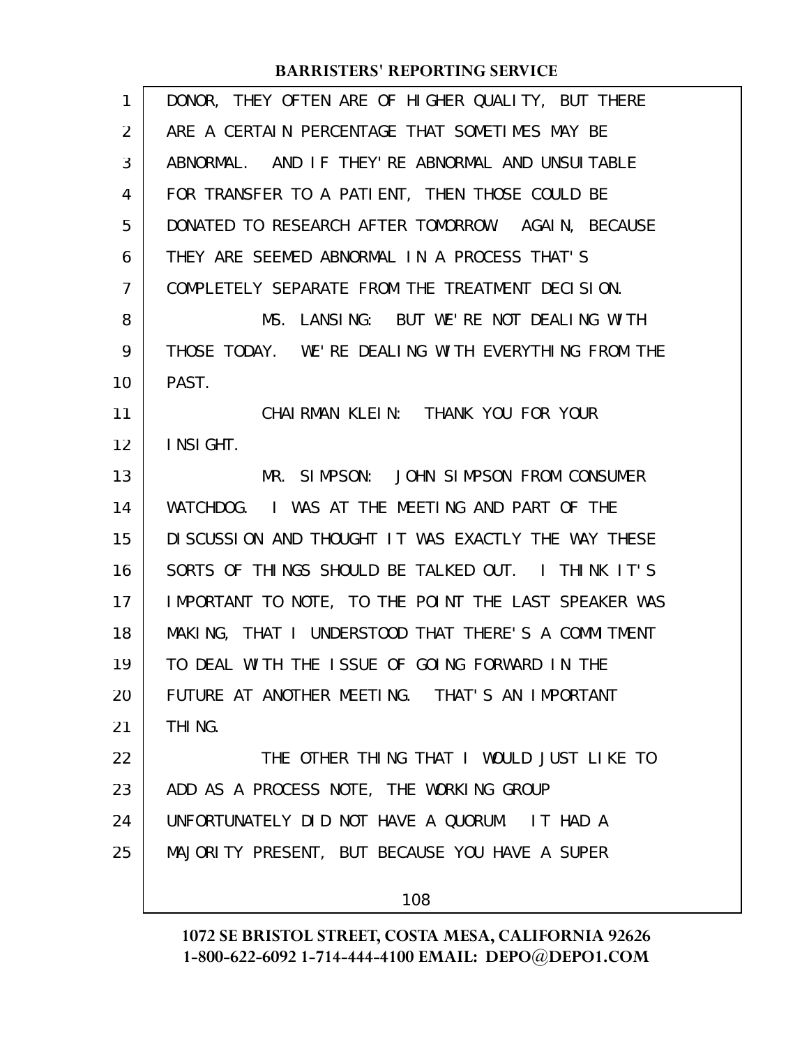DONOR, THEY OFTEN ARE OF HIGHER QUALITY, BUT THERE ARE A CERTAIN PERCENTAGE THAT SOMETIMES MAY BE ABNORMAL. AND IF THEY'RE ABNORMAL AND UNSUITABLE FOR TRANSFER TO A PATIENT, THEN THOSE COULD BE DONATED TO RESEARCH AFTER TOMORROW. AGAIN, BECAUSE THEY ARE SEEMED ABNORMAL IN A PROCESS THAT'S COMPLETELY SEPARATE FROM THE TREATMENT DECISION.

MS. LANSING: BUT WE'RE NOT DEALING WITH THOSE TODAY. WE'RE DEALING WITH EVERYTHING FROM THE PAST.

CHAIRMAN KLEIN: THANK YOU FOR YOUR INSIGHT.

MR. SIMPSON: JOHN SIMPSON FROM CONSUMER WATCHDOG. I WAS AT THE MEETING AND PART OF THE DISCUSSION AND THOUGHT IT WAS EXACTLY THE WAY THESE SORTS OF THINGS SHOULD BE TALKED OUT. I THINK IT'S IMPORTANT TO NOTE, TO THE POINT THE LAST SPEAKER WAS MAKING, THAT I UNDERSTOOD THAT THERE'S A COMMITMENT TO DEAL WITH THE ISSUE OF GOING FORWARD IN THE FUTURE AT ANOTHER MEETING. THAT'S AN IMPORTANT THING.

THE OTHER THING THAT I WOULD JUST LIKE TO ADD AS A PROCESS NOTE, THE WORKING GROUP UNFORTUNATELY DID NOT HAVE A QUORUM. IT HAD A MAJORITY PRESENT, BUT BECAUSE YOU HAVE A SUPER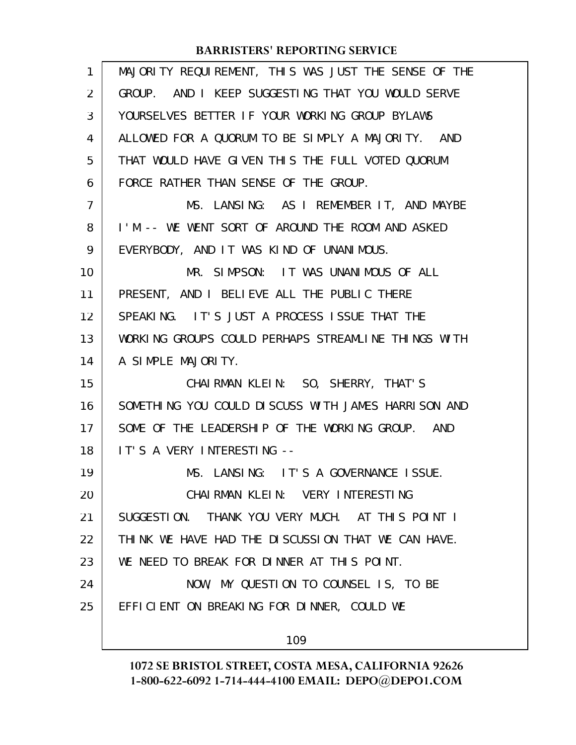MAJORITY REQUIREMENT, THIS WAS JUST THE SENSE OF THE GROUP. AND I KEEP SUGGESTING THAT YOU WOULD SERVE YOURSELVES BETTER IF YOUR WORKING GROUP BYLAWS ALLOWED FOR A QUORUM TO BE SIMPLY A MAJORITY. AND THAT WOULD HAVE GIVEN THIS THE FULL VOTED QUORUM FORCE RATHER THAN SENSE OF THE GROUP.

MS. LANSING: AS I REMEMBER IT, AND MAYBE I'M -- WE WENT SORT OF AROUND THE ROOM AND ASKED EVERYBODY, AND IT WAS KIND OF UNANIMOUS.

MR. SIMPSON: IT WAS UNANIMOUS OF ALL PRESENT, AND I BELIEVE ALL THE PUBLIC THERE SPEAKING. IT'S JUST A PROCESS ISSUE THAT THE WORKING GROUPS COULD PERHAPS STREAMLINE THINGS WITH A SIMPLE MAJORITY.

CHAIRMAN KLEIN: SO, SHERRY, THAT'S SOMETHING YOU COULD DISCUSS WITH JAMES HARRISON AND SOME OF THE LEADERSHIP OF THE WORKING GROUP. AND IT'S A VERY INTERESTING --

MS. LANSING: IT'S A GOVERNANCE ISSUE.

CHAIRMAN KLEIN: VERY INTERESTING SUGGESTION. THANK YOU VERY MUCH. AT THIS POINT I THINK WE HAVE HAD THE DISCUSSION THAT WE CAN HAVE. WE NEED TO BREAK FOR DINNER AT THIS POINT.

NOW, MY QUESTION TO COUNSEL IS, TO BE EFFICIENT ON BREAKING FOR DINNER, COULD WE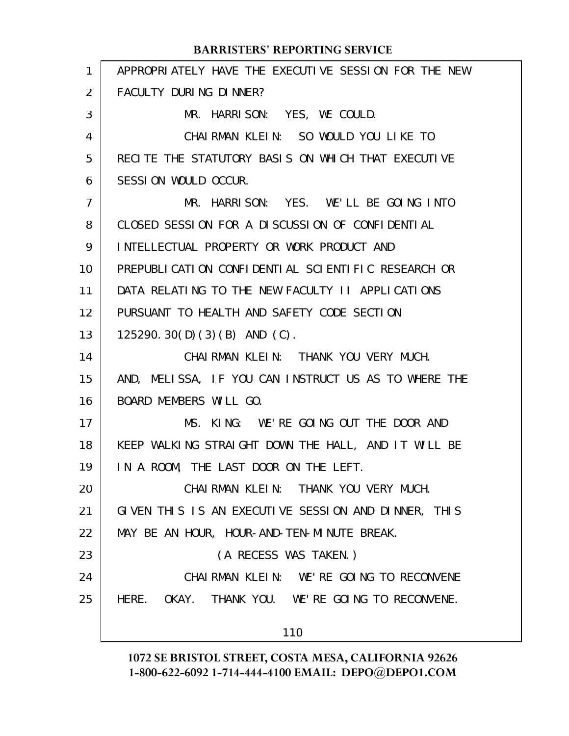APPROPRIATELY HAVE THE EXECUTIVE SESSION FOR THE NEW FACULTY DURING DINNER?

MR. HARRISON: YES, WE COULD.

CHAIRMAN KLEIN: SO WOULD YOU LIKE TO RECITE THE STATUTORY BASIS ON WHICH THAT EXECUTIVE SESSION WOULD OCCUR.

MR. HARRISON: YES. WE'LL BE GOING INTO CLOSED SESSION FOR A DISCUSSION OF CONFIDENTIAL INTELLECTUAL PROPERTY OR WORK PRODUCT AND PREPUBLICATION CONFIDENTIAL SCIENTIFIC RESEARCH OR DATA RELATING TO THE NEW FACULTY II APPLICATIONS PURSUANT TO HEALTH AND SAFETY CODE SECTION 125290.30(D)(3)(B) AND (C).

CHAIRMAN KLEIN: THANK YOU VERY MUCH. AND, MELISSA, IF YOU CAN INSTRUCT US AS TO WHERE THE BOARD MEMBERS WILL GO.

MS. KING: WE'RE GOING OUT THE DOOR AND KEEP WALKING STRAIGHT DOWN THE HALL, AND IT WILL BE IN A ROOM, THE LAST DOOR ON THE LEFT.

CHAIRMAN KLEIN: THANK YOU VERY MUCH. GIVEN THIS IS AN EXECUTIVE SESSION AND DINNER, THIS MAY BE AN HOUR, HOUR-AND-TEN-MINUTE BREAK.

(A RECESS WAS TAKEN.)

CHAIRMAN KLEIN: WE'RE GOING TO RECONVENE HERE. OKAY. THANK YOU. WE'RE GOING TO RECONVENE.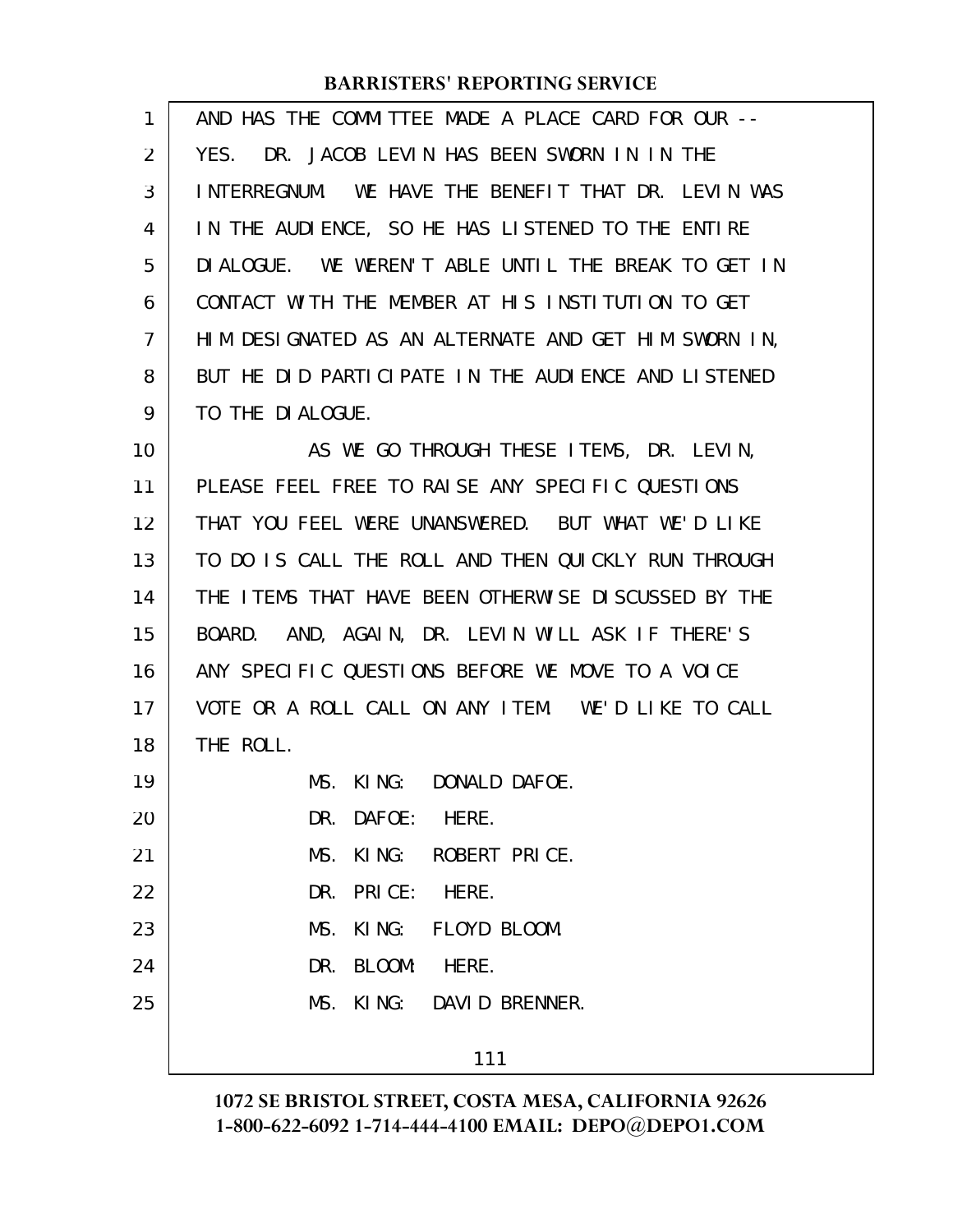AND HAS THE COMMITTEE MADE A PLACE CARD FOR OUR -- YES. DR. JACOB LEVIN HAS BEEN SWORN IN IN THE INTERREGNUM. WE HAVE THE BENEFIT THAT DR. LEVIN WAS IN THE AUDIENCE, SO HE HAS LISTENED TO THE ENTIRE DIALOGUE. WE WEREN'T ABLE UNTIL THE BREAK TO GET IN CONTACT WITH THE MEMBER AT HIS INSTITUTION TO GET HIM DESIGNATED AS AN ALTERNATE AND GET HIM SWORN IN, BUT HE DID PARTICIPATE IN THE AUDIENCE AND LISTENED TO THE DIALOGUE.

AS WE GO THROUGH THESE ITEMS, DR. LEVIN, PLEASE FEEL FREE TO RAISE ANY SPECIFIC QUESTIONS THAT YOU FEEL WERE UNANSWERED. BUT WHAT WE'D LIKE TO DO IS CALL THE ROLL AND THEN QUICKLY RUN THROUGH THE ITEMS THAT HAVE BEEN OTHERWISE DISCUSSED BY THE BOARD. AND, AGAIN, DR. LEVIN WILL ASK IF THERE'S ANY SPECIFIC QUESTIONS BEFORE WE MOVE TO A VOICE VOTE OR A ROLL CALL ON ANY ITEM. WE'D LIKE TO CALL THE ROLL.

MS. KING: DONALD DAFOE.

DR. DAFOE: HERE.

MS. KING: ROBERT PRICE.

DR. PRICE: HERE.

MS. KING: FLOYD BLOOM.

DR. BLOOM: HERE.

MS. KING: DAVID BRENNER.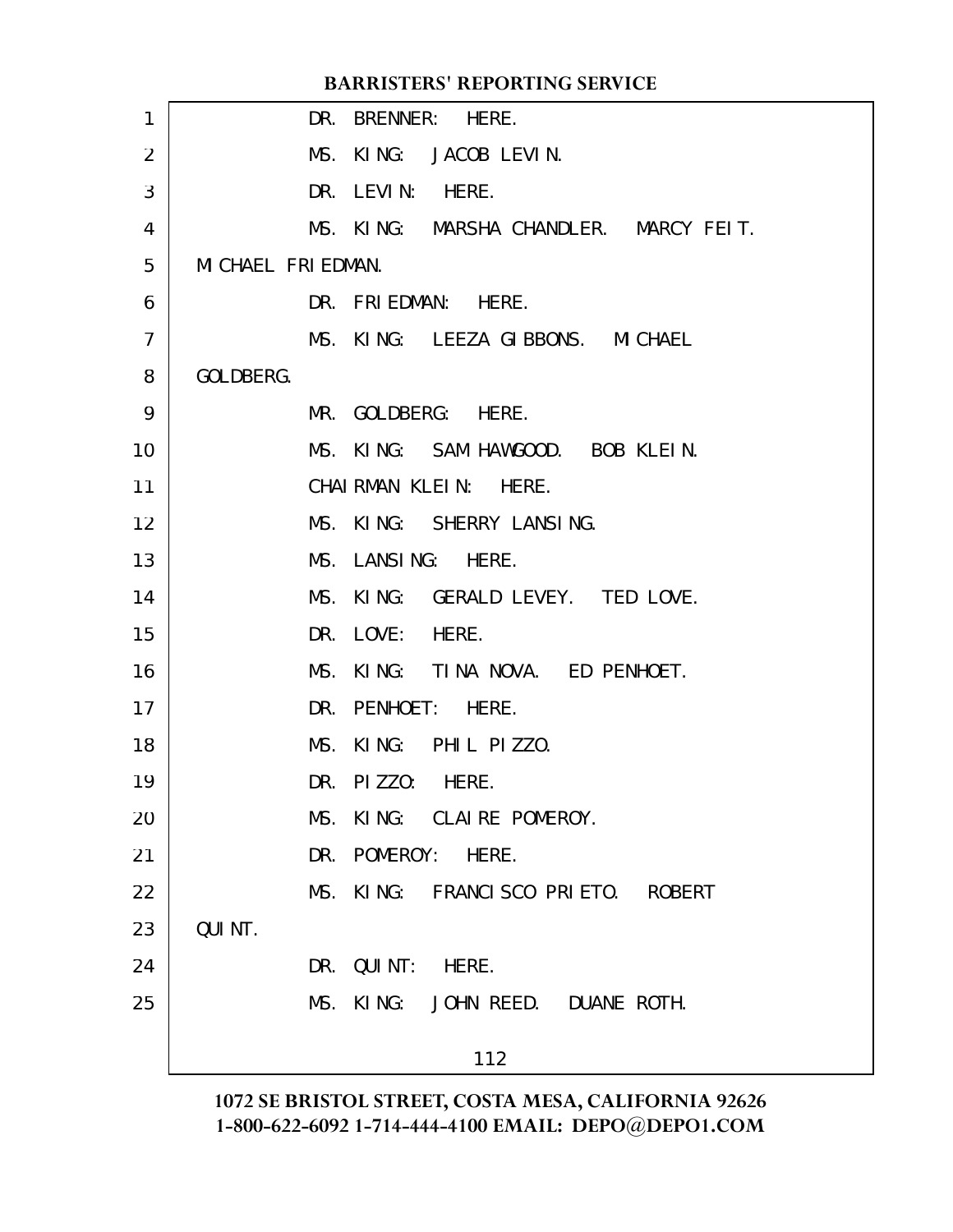DR. BRENNER: HERE.

MS. KING: JACOB LEVIN.

DR. LEVIN: HERE.

MS. KING: MARSHA CHANDLER. MARCY FEIT. MICHAEL FRIEDMAN.

DR. FRIEDMAN: HERE.

MS. KING: LEEZA GIBBONS. MICHAEL GOLDBERG.

MR. GOLDBERG: HERE.

MS. KING: SAM HAWGOOD. BOB KLEIN.

CHAIRMAN KLEIN: HERE.

MS. KING: SHERRY LANSING.

MS. LANSING: HERE.

MS. KING: GERALD LEVEY. TED LOVE.

DR. LOVE: HERE.

MS. KING: TINA NOVA. ED PENHOET.

DR. PENHOET: HERE.

MS. KING: PHIL PIZZO.

DR. PIZZO: HERE.

MS. KING: CLAIRE POMEROY.

DR. POMEROY: HERE.

MS. KING: FRANCISCO PRIETO. ROBERT QUINT.

DR. QUINT: HERE.

MS. KING: JOHN REED. DUANE ROTH.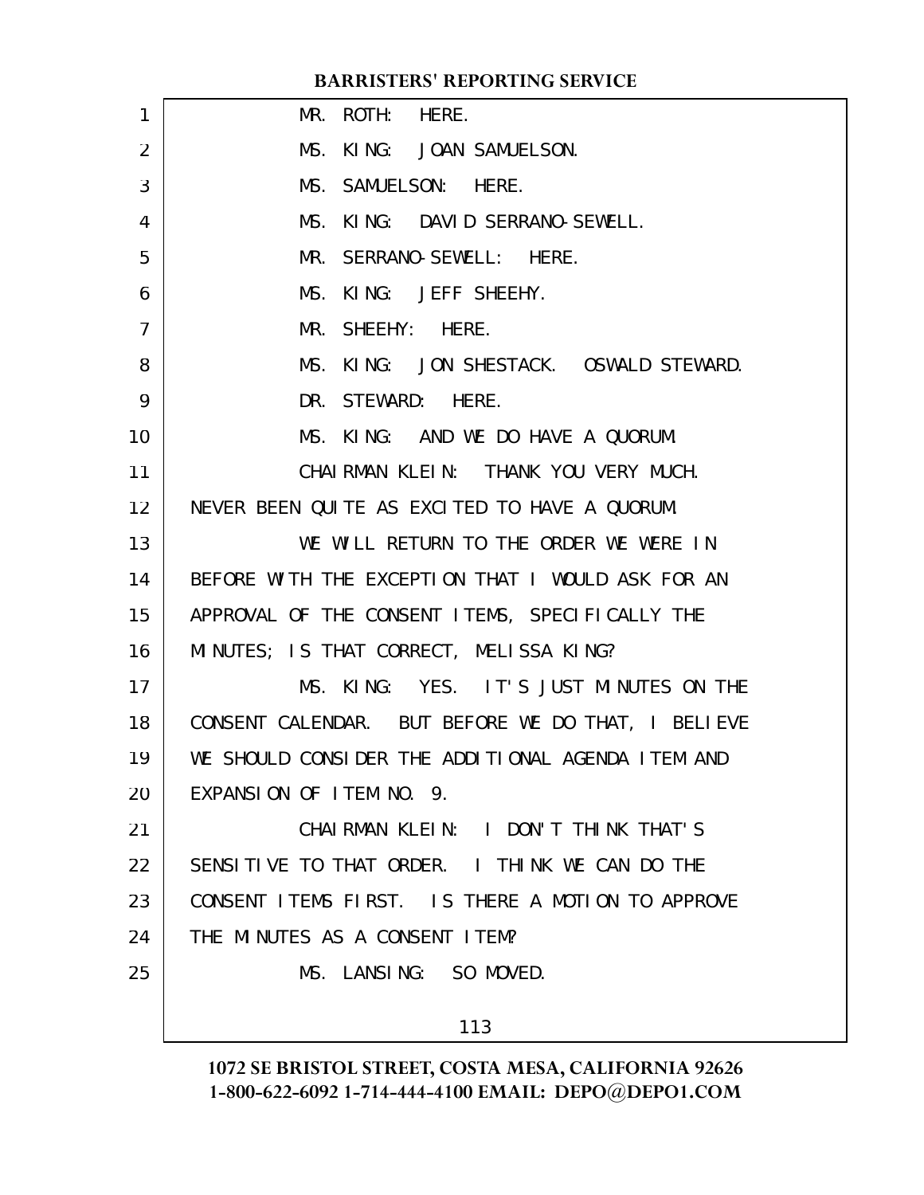MR. ROTH: HERE.

MS. KING: JOAN SAMUELSON.

MS. SAMUELSON: HERE.

MS. KING: DAVID SERRANO-SEWELL.

MR. SERRANO-SEWELL: HERE.

MS. KING: JEFF SHEEHY.

MR. SHEEHY: HERE.

MS. KING: JON SHESTACK. OSWALD STEWARD.

DR. STEWARD: HERE.

MS. KING: AND WE DO HAVE A QUORUM.

CHAIRMAN KLEIN: THANK YOU VERY MUCH. NEVER BEEN QUITE AS EXCITED TO HAVE A QUORUM.

WE WILL RETURN TO THE ORDER WE WERE IN BEFORE WITH THE EXCEPTION THAT I WOULD ASK FOR AN APPROVAL OF THE CONSENT ITEMS, SPECIFICALLY THE MINUTES; IS THAT CORRECT, MELISSA KING?

MS. KING: YES. IT'S JUST MINUTES ON THE CONSENT CALENDAR. BUT BEFORE WE DO THAT, I BELIEVE WE SHOULD CONSIDER THE ADDITIONAL AGENDA ITEM AND EXPANSION OF ITEM NO. 9.

CHAIRMAN KLEIN: I DON'T THINK THAT'S SENSITIVE TO THAT ORDER. I THINK WE CAN DO THE CONSENT ITEMS FIRST. IS THERE A MOTION TO APPROVE THE MINUTES AS A CONSENT ITEM?

MS. LANSING: SO MOVED.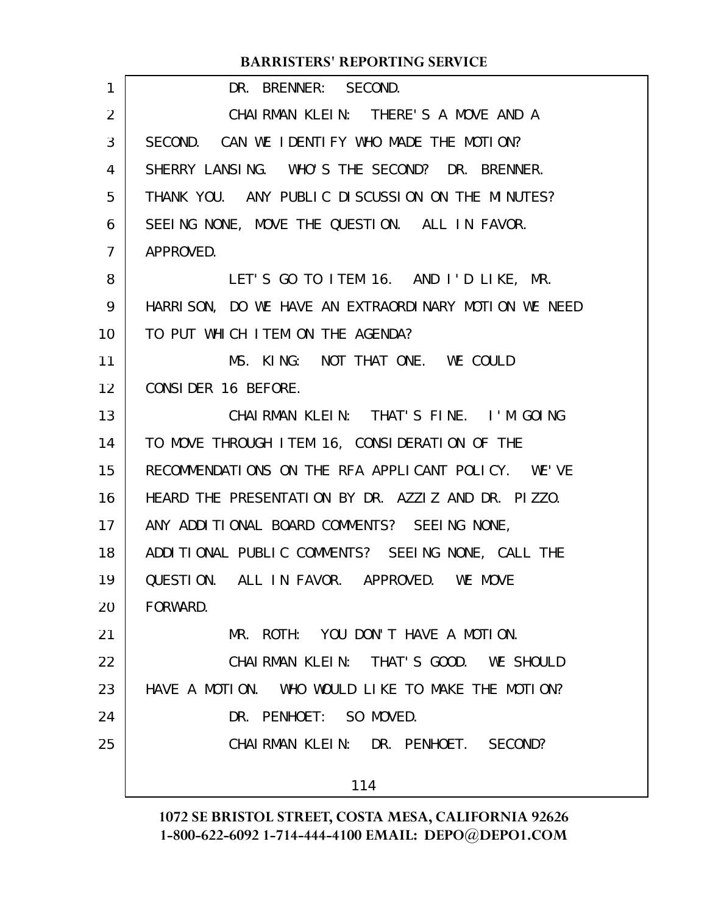DR. BRENNER: SECOND.

CHAIRMAN KLEIN: THERE'S A MOVE AND A SECOND. CAN WE IDENTIFY WHO MADE THE MOTION? SHERRY LANSING. WHO'S THE SECOND? DR. BRENNER. THANK YOU. ANY PUBLIC DISCUSSION ON THE MINUTES? SEEING NONE, MOVE THE QUESTION. ALL IN FAVOR. APPROVED.

LET'S GO TO ITEM 16. AND I'D LIKE, MR. HARRISON, DO WE HAVE AN EXTRAORDINARY MOTION WE NEED TO PUT WHICH ITEM ON THE AGENDA?

MS. KING: NOT THAT ONE. WE COULD CONSIDER 16 BEFORE.

CHAIRMAN KLEIN: THAT'S FINE. I'M GOING TO MOVE THROUGH ITEM 16, CONSIDERATION OF THE RECOMMENDATIONS ON THE RFA APPLICANT POLICY. WE'VE HEARD THE PRESENTATION BY DR. AZZIZ AND DR. PIZZO. ANY ADDITIONAL BOARD COMMENTS? SEEING NONE, ADDITIONAL PUBLIC COMMENTS? SEEING NONE, CALL THE QUESTION. ALL IN FAVOR. APPROVED. WE MOVE FORWARD.

MR. ROTH: YOU DON'T HAVE A MOTION.

CHAIRMAN KLEIN: THAT'S GOOD. WE SHOULD HAVE A MOTION. WHO WOULD LIKE TO MAKE THE MOTION?

DR. PENHOET: SO MOVED.

CHAIRMAN KLEIN: DR. PENHOET. SECOND?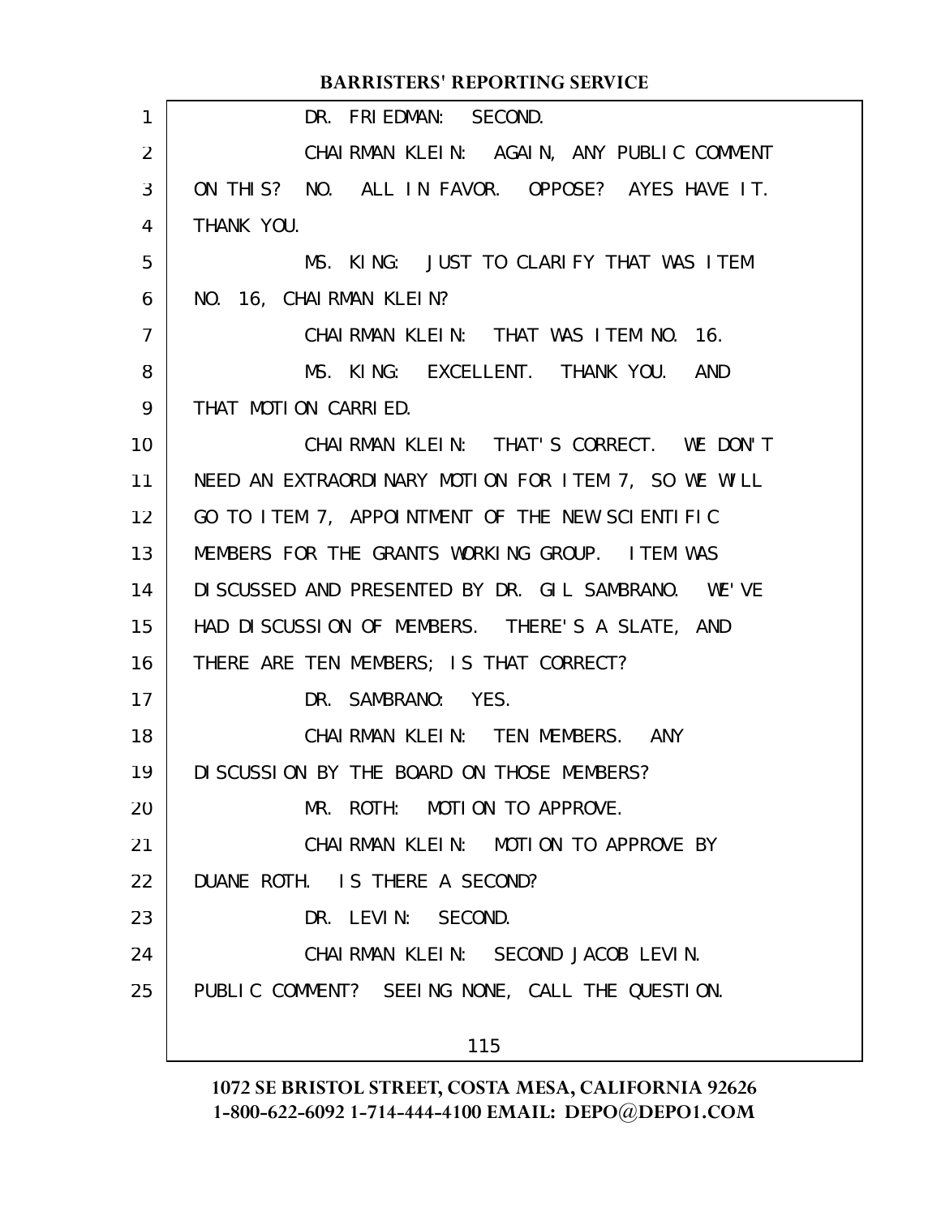DR. FRIEDMAN: SECOND.

CHAIRMAN KLEIN: AGAIN, ANY PUBLIC COMMENT ON THIS? NO. ALL IN FAVOR. OPPOSE? AYES HAVE IT. THANK YOU.

MS. KING: JUST TO CLARIFY THAT WAS ITEM NO. 16, CHAIRMAN KLEIN?

CHAIRMAN KLEIN: THAT WAS ITEM NO. 16.

MS. KING: EXCELLENT. THANK YOU. AND THAT MOTION CARRIED.

CHAIRMAN KLEIN: THAT'S CORRECT. WE DON'T NEED AN EXTRAORDINARY MOTION FOR ITEM 7, SO WE WILL GO TO ITEM 7, APPOINTMENT OF THE NEW SCIENTIFIC MEMBERS FOR THE GRANTS WORKING GROUP. ITEM WAS DISCUSSED AND PRESENTED BY DR. GIL SAMBRANO. WE'VE HAD DISCUSSION OF MEMBERS. THERE'S A SLATE, AND THERE ARE TEN MEMBERS; IS THAT CORRECT?

DR. SAMBRANO: YES.

CHAIRMAN KLEIN: TEN MEMBERS. ANY DISCUSSION BY THE BOARD ON THOSE MEMBERS?

MR. ROTH: MOTION TO APPROVE.

CHAIRMAN KLEIN: MOTION TO APPROVE BY DUANE ROTH. IS THERE A SECOND?

DR. LEVIN: SECOND.

CHAIRMAN KLEIN: SECOND JACOB LEVIN. PUBLIC COMMENT? SEEING NONE, CALL THE QUESTION.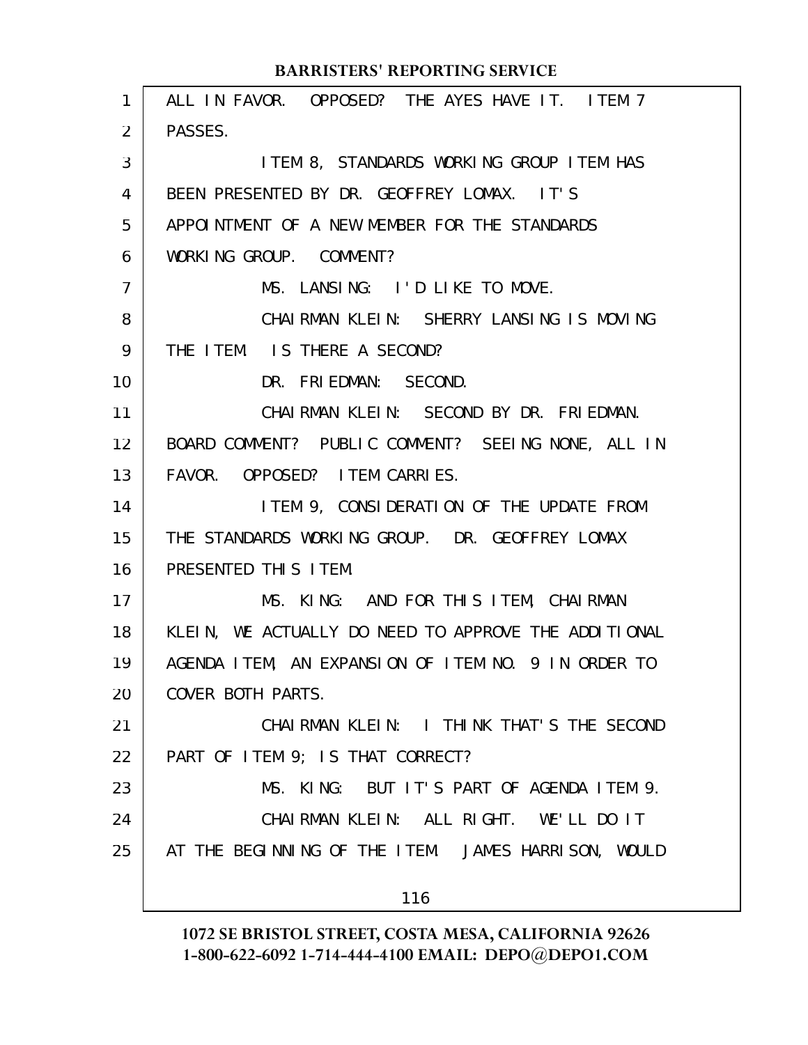ALL IN FAVOR. OPPOSED? THE AYES HAVE IT. ITEM 7 PASSES.

ITEM 8, STANDARDS WORKING GROUP ITEM HAS BEEN PRESENTED BY DR. GEOFFREY LOMAX. IT'S APPOINTMENT OF A NEW MEMBER FOR THE STANDARDS WORKING GROUP. COMMENT?

MS. LANSING: I'D LIKE TO MOVE.

CHAIRMAN KLEIN: SHERRY LANSING IS MOVING THE ITEM. IS THERE A SECOND?

DR. FRIEDMAN: SECOND.

CHAIRMAN KLEIN: SECOND BY DR. FRIEDMAN. BOARD COMMENT? PUBLIC COMMENT? SEEING NONE, ALL IN FAVOR. OPPOSED? ITEM CARRIES.

ITEM 9, CONSIDERATION OF THE UPDATE FROM THE STANDARDS WORKING GROUP. DR. GEOFFREY LOMAX PRESENTED THIS ITEM.

MS. KING: AND FOR THIS ITEM, CHAIRMAN KLEIN, WE ACTUALLY DO NEED TO APPROVE THE ADDITIONAL AGENDA ITEM, AN EXPANSION OF ITEM NO. 9 IN ORDER TO COVER BOTH PARTS.

CHAIRMAN KLEIN: I THINK THAT'S THE SECOND PART OF ITEM 9; IS THAT CORRECT?

MS. KING: BUT IT'S PART OF AGENDA ITEM 9.

CHAIRMAN KLEIN: ALL RIGHT. WE'LL DO IT AT THE BEGINNING OF THE ITEM. JAMES HARRISON, WOULD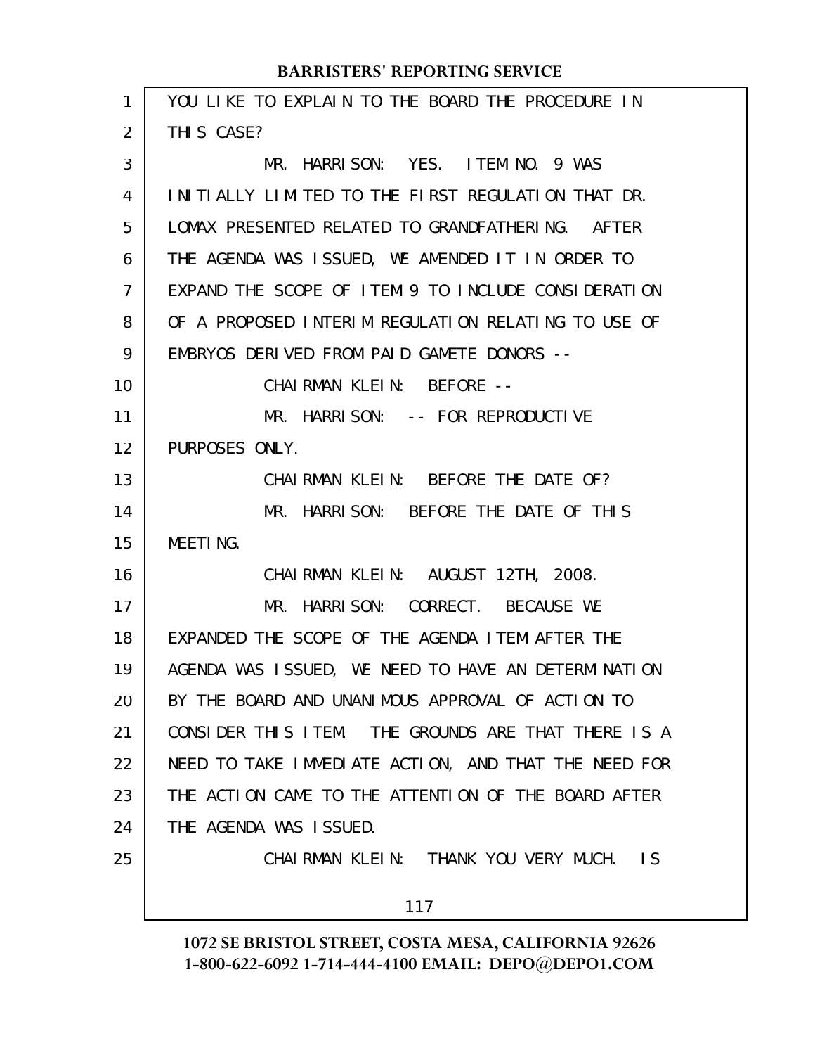YOU LIKE TO EXPLAIN TO THE BOARD THE PROCEDURE IN THIS CASE?

MR. HARRISON: YES. ITEM NO. 9 WAS INITIALLY LIMITED TO THE FIRST REGULATION THAT DR. LOMAX PRESENTED RELATED TO GRANDFATHERING. AFTER THE AGENDA WAS ISSUED, WE AMENDED IT IN ORDER TO EXPAND THE SCOPE OF ITEM 9 TO INCLUDE CONSIDERATION OF A PROPOSED INTERIM REGULATION RELATING TO USE OF EMBRYOS DERIVED FROM PAID GAMETE DONORS --

CHAIRMAN KLEIN: BEFORE --

MR. HARRISON: -- FOR REPRODUCTIVE PURPOSES ONLY.

CHAIRMAN KLEIN: BEFORE THE DATE OF?

MR. HARRISON: BEFORE THE DATE OF THIS MEETING.

CHAIRMAN KLEIN: AUGUST 12TH, 2008.

MR. HARRISON: CORRECT. BECAUSE WE EXPANDED THE SCOPE OF THE AGENDA ITEM AFTER THE AGENDA WAS ISSUED, WE NEED TO HAVE AN DETERMINATION BY THE BOARD AND UNANIMOUS APPROVAL OF ACTION TO CONSIDER THIS ITEM. THE GROUNDS ARE THAT THERE IS A NEED TO TAKE IMMEDIATE ACTION, AND THAT THE NEED FOR THE ACTION CAME TO THE ATTENTION OF THE BOARD AFTER THE AGENDA WAS ISSUED.

CHAIRMAN KLEIN: THANK YOU VERY MUCH. IS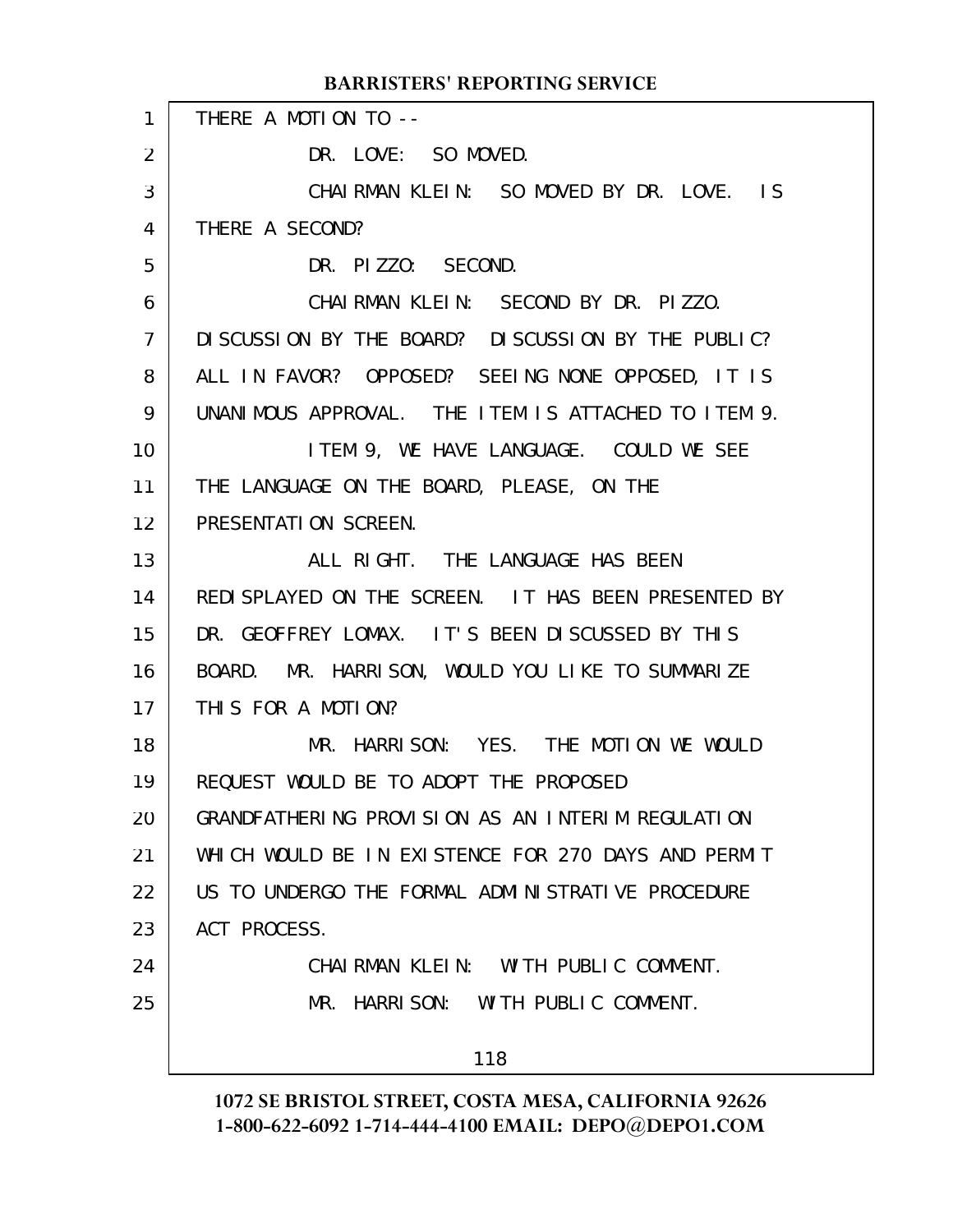THERE A MOTION TO --

DR. LOVE: SO MOVED.

CHAIRMAN KLEIN: SO MOVED BY DR. LOVE. IS THERE A SECOND?

DR. PIZZO: SECOND.

CHAIRMAN KLEIN: SECOND BY DR. PIZZO. DISCUSSION BY THE BOARD? DISCUSSION BY THE PUBLIC? ALL IN FAVOR? OPPOSED? SEEING NONE OPPOSED, IT IS UNANIMOUS APPROVAL. THE ITEM IS ATTACHED TO ITEM 9.

ITEM 9, WE HAVE LANGUAGE. COULD WE SEE THE LANGUAGE ON THE BOARD, PLEASE, ON THE PRESENTATION SCREEN.

ALL RIGHT. THE LANGUAGE HAS BEEN REDISPLAYED ON THE SCREEN. IT HAS BEEN PRESENTED BY DR. GEOFFREY LOMAX. IT'S BEEN DISCUSSED BY THIS BOARD. MR. HARRISON, WOULD YOU LIKE TO SUMMARIZE THIS FOR A MOTION?

MR. HARRISON: YES. THE MOTION WE WOULD REQUEST WOULD BE TO ADOPT THE PROPOSED GRANDFATHERING PROVISION AS AN INTERIM REGULATION WHICH WOULD BE IN EXISTENCE FOR 270 DAYS AND PERMIT US TO UNDERGO THE FORMAL ADMINISTRATIVE PROCEDURE ACT PROCESS.

CHAIRMAN KLEIN: WITH PUBLIC COMMENT.

MR. HARRISON: WITH PUBLIC COMMENT.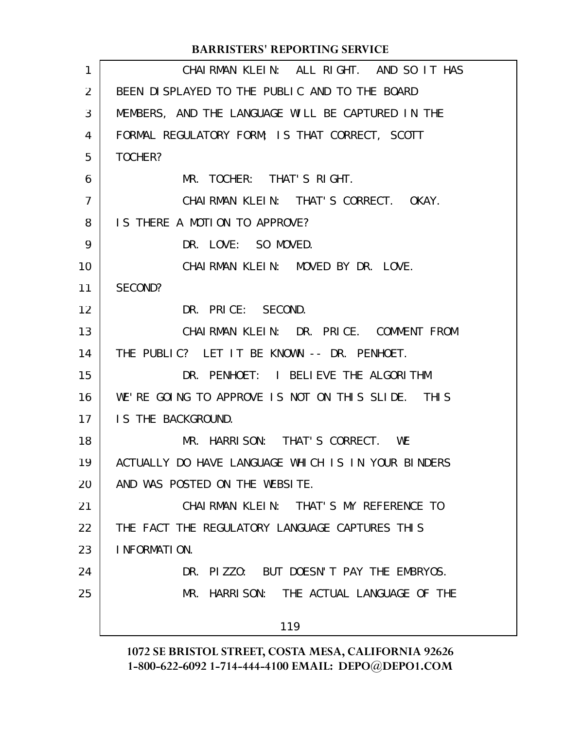CHAIRMAN KLEIN: ALL RIGHT. AND SO IT HAS BEEN DISPLAYED TO THE PUBLIC AND TO THE BOARD MEMBERS, AND THE LANGUAGE WILL BE CAPTURED IN THE FORMAL REGULATORY FORM; IS THAT CORRECT, SCOTT TOCHER?

MR. TOCHER: THAT'S RIGHT.

CHAIRMAN KLEIN: THAT'S CORRECT. OKAY. IS THERE A MOTION TO APPROVE?

DR. LOVE: SO MOVED.

CHAIRMAN KLEIN: MOVED BY DR. LOVE. SECOND?

DR. PRICE: SECOND.

CHAIRMAN KLEIN: DR. PRICE. COMMENT FROM THE PUBLIC? LET IT BE KNOWN -- DR. PENHOET.

DR. PENHOET: I BELIEVE THE ALGORITHM WE'RE GOING TO APPROVE IS NOT ON THIS SLIDE. THIS IS THE BACKGROUND.

MR. HARRISON: THAT'S CORRECT. WE ACTUALLY DO HAVE LANGUAGE WHICH IS IN YOUR BINDERS AND WAS POSTED ON THE WEBSITE.

CHAIRMAN KLEIN: THAT'S MY REFERENCE TO THE FACT THE REGULATORY LANGUAGE CAPTURES THIS INFORMATION.

DR. PIZZO: BUT DOESN'T PAY THE EMBRYOS.

MR. HARRISON: THE ACTUAL LANGUAGE OF THE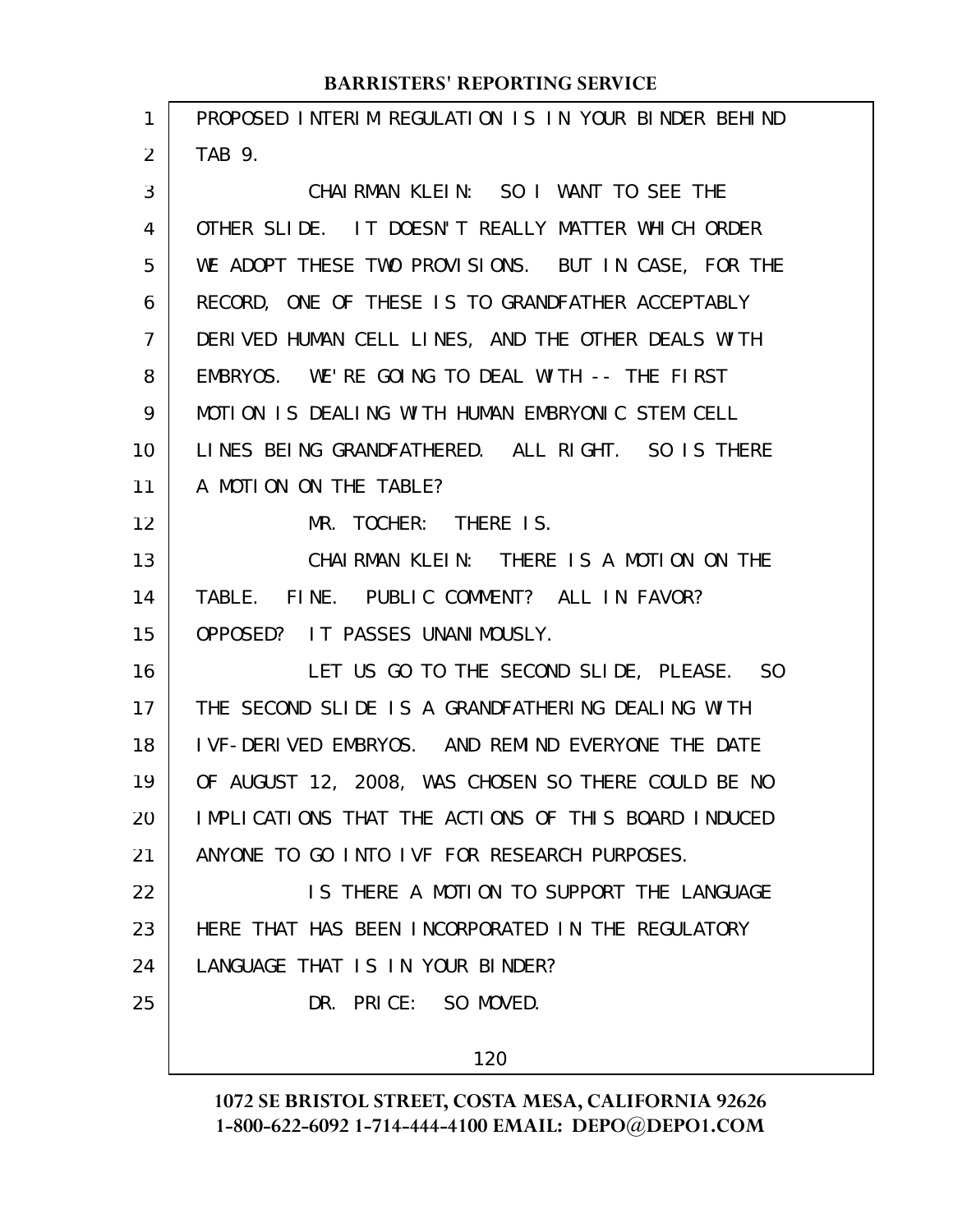PROPOSED INTERIM REGULATION IS IN YOUR BINDER BEHIND TAB 9.

CHAIRMAN KLEIN: SO I WANT TO SEE THE OTHER SLIDE. IT DOESN'T REALLY MATTER WHICH ORDER WE ADOPT THESE TWO PROVISIONS. BUT IN CASE, FOR THE RECORD, ONE OF THESE IS TO GRANDFATHER ACCEPTABLY DERIVED HUMAN CELL LINES, AND THE OTHER DEALS WITH EMBRYOS. WE'RE GOING TO DEAL WITH -- THE FIRST MOTION IS DEALING WITH HUMAN EMBRYONIC STEM CELL LINES BEING GRANDFATHERED. ALL RIGHT. SO IS THERE A MOTION ON THE TABLE?

MR. TOCHER: THERE IS.

CHAIRMAN KLEIN: THERE IS A MOTION ON THE TABLE. FINE. PUBLIC COMMENT? ALL IN FAVOR? OPPOSED? IT PASSES UNANIMOUSLY.

LET US GO TO THE SECOND SLIDE, PLEASE. SO THE SECOND SLIDE IS A GRANDFATHERING DEALING WITH IVF-DERIVED EMBRYOS. AND REMIND EVERYONE THE DATE OF AUGUST 12, 2008, WAS CHOSEN SO THERE COULD BE NO IMPLICATIONS THAT THE ACTIONS OF THIS BOARD INDUCED ANYONE TO GO INTO IVF FOR RESEARCH PURPOSES.

IS THERE A MOTION TO SUPPORT THE LANGUAGE HERE THAT HAS BEEN INCORPORATED IN THE REGULATORY LANGUAGE THAT IS IN YOUR BINDER?

DR. PRICE: SO MOVED.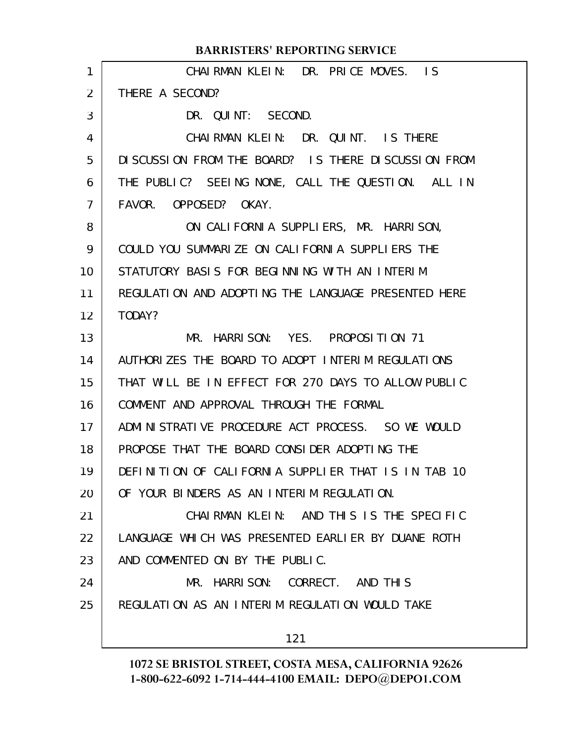CHAIRMAN KLEIN: DR. PRICE MOVES. IS THERE A SECOND?

DR. QUINT: SECOND.

CHAIRMAN KLEIN: DR. QUINT. IS THERE DISCUSSION FROM THE BOARD? IS THERE DISCUSSION FROM THE PUBLIC? SEEING NONE, CALL THE QUESTION. ALL IN FAVOR. OPPOSED? OKAY.

ON CALIFORNIA SUPPLIERS, MR. HARRISON, COULD YOU SUMMARIZE ON CALIFORNIA SUPPLIERS THE STATUTORY BASIS FOR BEGINNING WITH AN INTERIM REGULATION AND ADOPTING THE LANGUAGE PRESENTED HERE TODAY?

MR. HARRISON: YES. PROPOSITION 71 AUTHORIZES THE BOARD TO ADOPT INTERIM REGULATIONS THAT WILL BE IN EFFECT FOR 270 DAYS TO ALLOW PUBLIC COMMENT AND APPROVAL THROUGH THE FORMAL ADMINISTRATIVE PROCEDURE ACT PROCESS. SO WE WOULD PROPOSE THAT THE BOARD CONSIDER ADOPTING THE DEFINITION OF CALIFORNIA SUPPLIER THAT IS IN TAB 10 OF YOUR BINDERS AS AN INTERIM REGULATION.

CHAIRMAN KLEIN: AND THIS IS THE SPECIFIC LANGUAGE WHICH WAS PRESENTED EARLIER BY DUANE ROTH AND COMMENTED ON BY THE PUBLIC.

MR. HARRISON: CORRECT. AND THIS REGULATION AS AN INTERIM REGULATION WOULD TAKE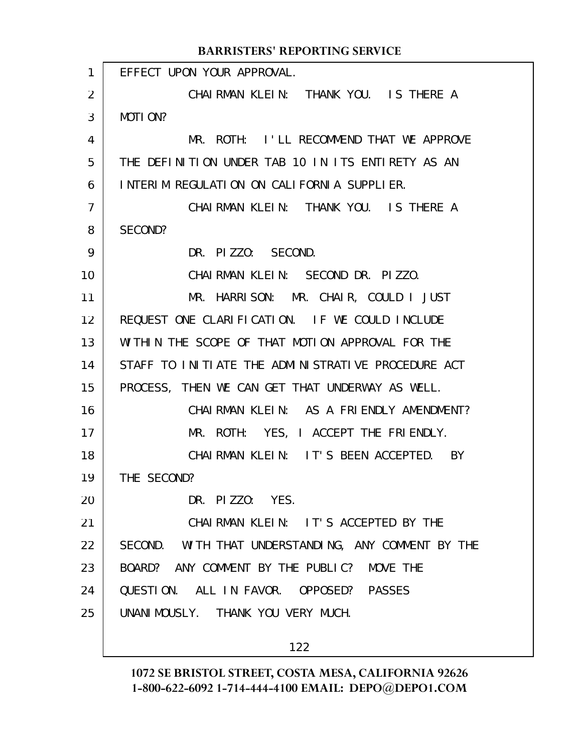EFFECT UPON YOUR APPROVAL.

CHAIRMAN KLEIN: THANK YOU. IS THERE A MOTION?

MR. ROTH: I'LL RECOMMEND THAT WE APPROVE THE DEFINITION UNDER TAB 10 IN ITS ENTIRETY AS AN INTERIM REGULATION ON CALIFORNIA SUPPLIER.

CHAIRMAN KLEIN: THANK YOU. IS THERE A SECOND?

DR. PIZZO: SECOND.

CHAIRMAN KLEIN: SECOND DR. PIZZO.

MR. HARRISON: MR. CHAIR, COULD I JUST REQUEST ONE CLARIFICATION. IF WE COULD INCLUDE WITHIN THE SCOPE OF THAT MOTION APPROVAL FOR THE STAFF TO INITIATE THE ADMINISTRATIVE PROCEDURE ACT PROCESS, THEN WE CAN GET THAT UNDERWAY AS WELL.

CHAIRMAN KLEIN: AS A FRIENDLY AMENDMENT?

MR. ROTH: YES, I ACCEPT THE FRIENDLY.

CHAIRMAN KLEIN: IT'S BEEN ACCEPTED. BY THE SECOND?

DR. PIZZO: YES.

CHAIRMAN KLEIN: IT'S ACCEPTED BY THE SECOND. WITH THAT UNDERSTANDING, ANY COMMENT BY THE BOARD? ANY COMMENT BY THE PUBLIC? MOVE THE QUESTION. ALL IN FAVOR. OPPOSED? PASSES UNANIMOUSLY. THANK YOU VERY MUCH.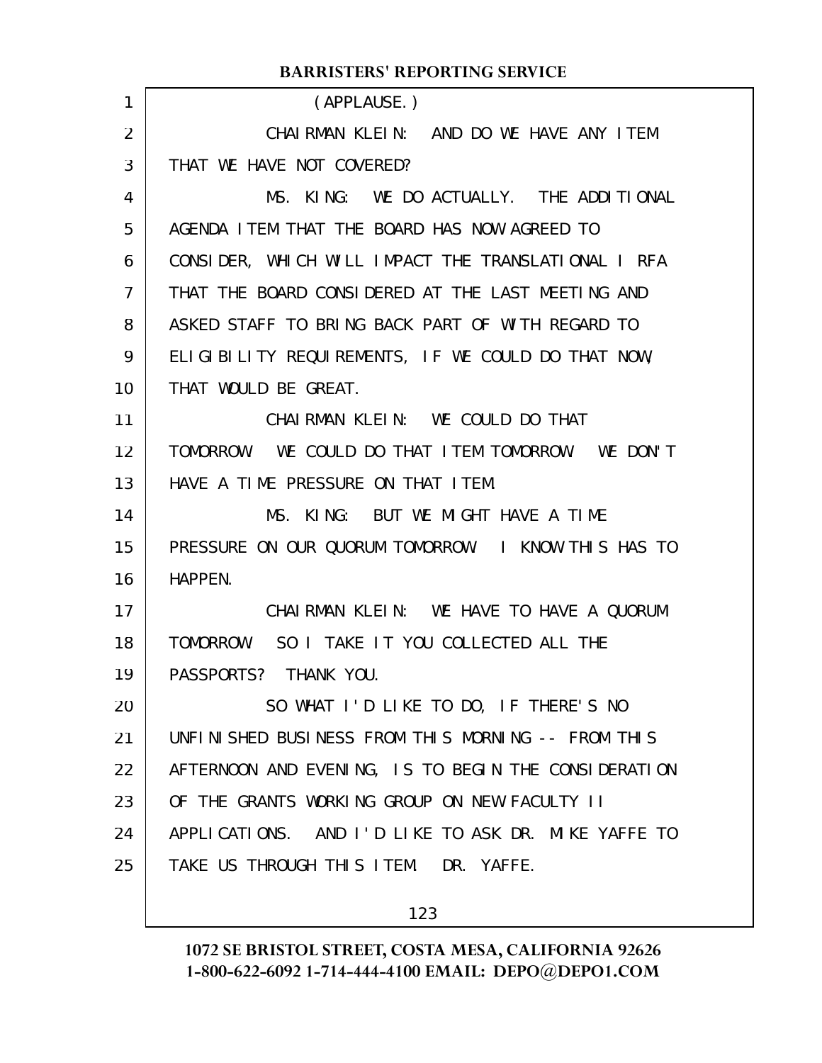(APPLAUSE.)

CHAIRMAN KLEIN: AND DO WE HAVE ANY ITEM THAT WE HAVE NOT COVERED?

MS. KING: WE DO ACTUALLY. THE ADDITIONAL AGENDA ITEM THAT THE BOARD HAS NOW AGREED TO CONSIDER, WHICH WILL IMPACT THE TRANSLATIONAL I RFA THAT THE BOARD CONSIDERED AT THE LAST MEETING AND ASKED STAFF TO BRING BACK PART OF WITH REGARD TO ELIGIBILITY REQUIREMENTS, IF WE COULD DO THAT NOW, THAT WOULD BE GREAT.

CHAIRMAN KLEIN: WE COULD DO THAT TOMORROW. WE COULD DO THAT ITEM TOMORROW. WE DON'T HAVE A TIME PRESSURE ON THAT ITEM.

MS. KING: BUT WE MIGHT HAVE A TIME PRESSURE ON OUR QUORUM TOMORROW. I KNOW THIS HAS TO HAPPEN.

CHAIRMAN KLEIN: WE HAVE TO HAVE A QUORUM TOMORROW. SO I TAKE IT YOU COLLECTED ALL THE PASSPORTS? THANK YOU.

SO WHAT I'D LIKE TO DO, IF THERE'S NO UNFINISHED BUSINESS FROM THIS MORNING -- FROM THIS AFTERNOON AND EVENING, IS TO BEGIN THE CONSIDERATION OF THE GRANTS WORKING GROUP ON NEW FACULTY II APPLICATIONS. AND I'D LIKE TO ASK DR. MIKE YAFFE TO TAKE US THROUGH THIS ITEM. DR. YAFFE.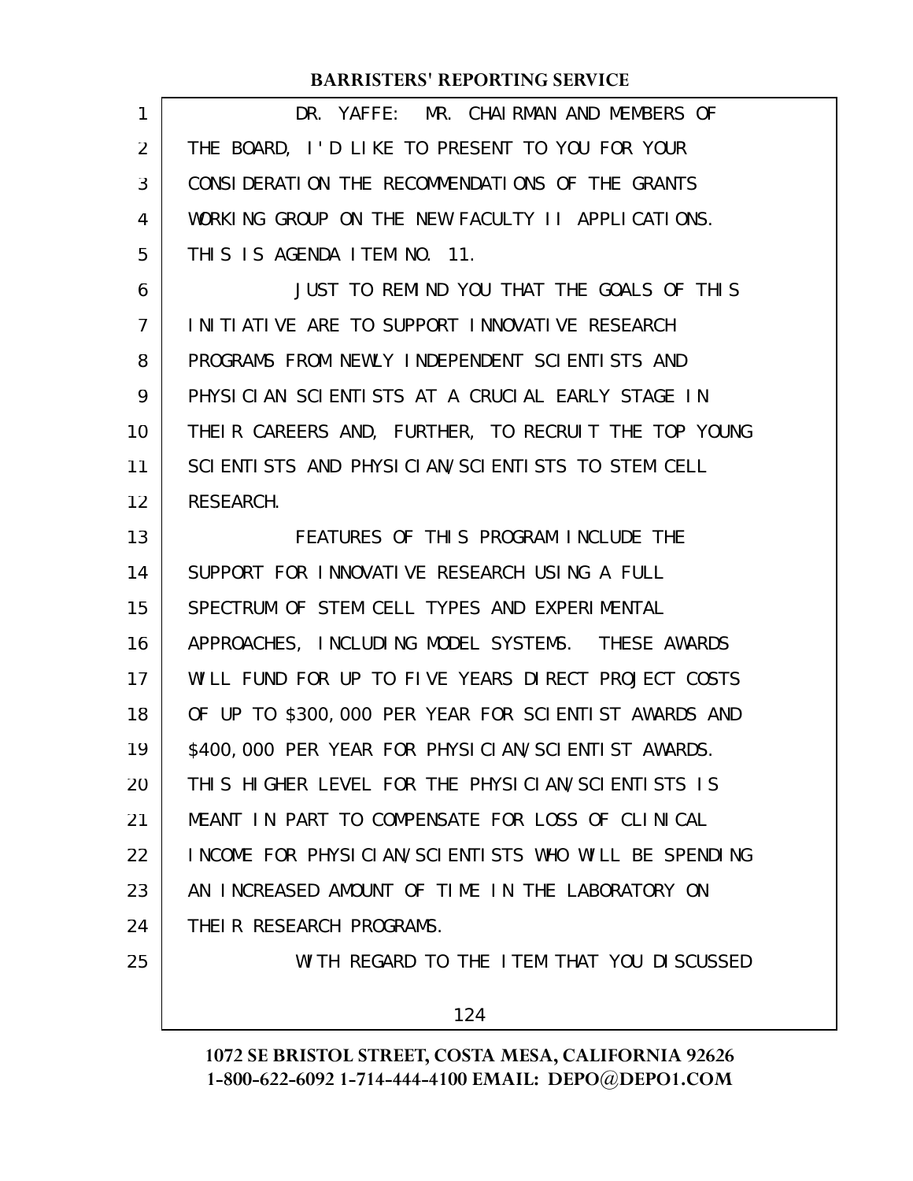DR. YAFFE: MR. CHAIRMAN AND MEMBERS OF THE BOARD, I'D LIKE TO PRESENT TO YOU FOR YOUR CONSIDERATION THE RECOMMENDATIONS OF THE GRANTS WORKING GROUP ON THE NEW FACULTY II APPLICATIONS. THIS IS AGENDA ITEM NO. 11.

JUST TO REMIND YOU THAT THE GOALS OF THIS INITIATIVE ARE TO SUPPORT INNOVATIVE RESEARCH PROGRAMS FROM NEWLY INDEPENDENT SCIENTISTS AND PHYSICIAN SCIENTISTS AT A CRUCIAL EARLY STAGE IN THEIR CAREERS AND, FURTHER, TO RECRUIT THE TOP YOUNG SCIENTISTS AND PHYSICIAN/SCIENTISTS TO STEM CELL RESEARCH.

FEATURES OF THIS PROGRAM INCLUDE THE SUPPORT FOR INNOVATIVE RESEARCH USING A FULL SPECTRUM OF STEM CELL TYPES AND EXPERIMENTAL APPROACHES, INCLUDING MODEL SYSTEMS. THESE AWARDS WILL FUND FOR UP TO FIVE YEARS DIRECT PROJECT COSTS OF UP TO $300,000 PER YEAR FOR SCIENTIST AWARDS AND $400,000 PER YEAR FOR PHYSICIAN/SCIENTIST AWARDS. THIS HIGHER LEVEL FOR THE PHYSICIAN/SCIENTISTS IS MEANT IN PART TO COMPENSATE FOR LOSS OF CLINICAL INCOME FOR PHYSICIAN/SCIENTISTS WHO WILL BE SPENDING AN INCREASED AMOUNT OF TIME IN THE LABORATORY ON THEIR RESEARCH PROGRAMS.

WITH REGARD TO THE ITEM THAT YOU DISCUSSED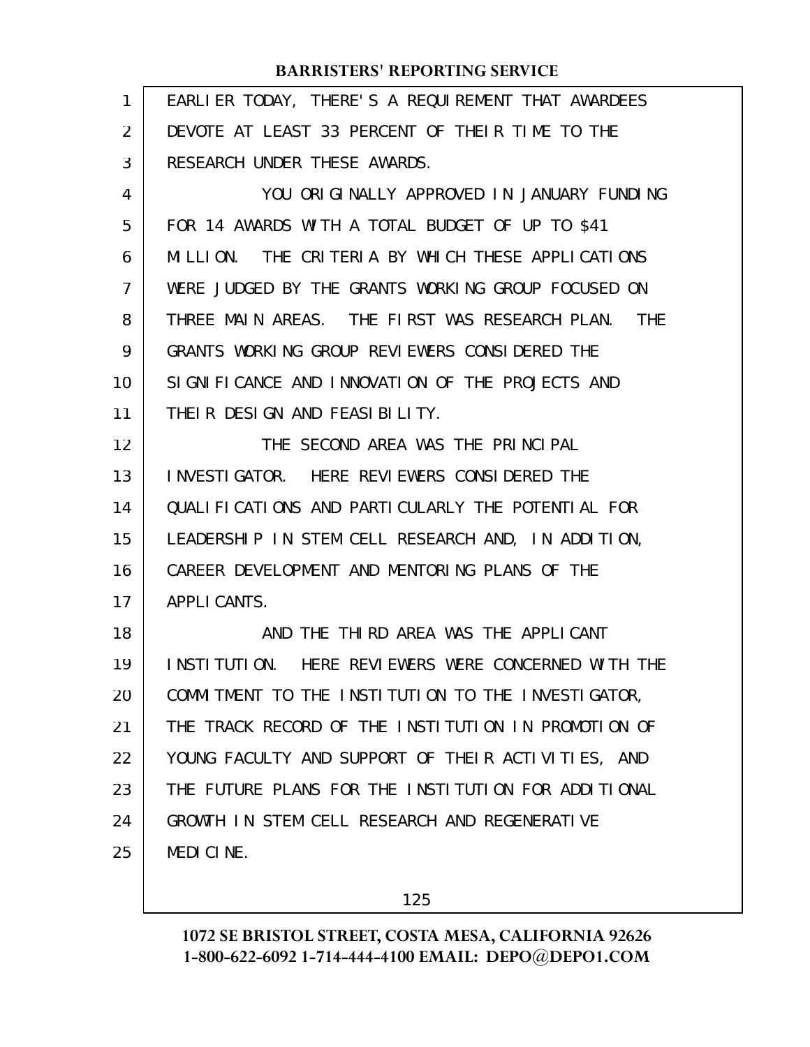EARLIER TODAY, THERE'S A REQUIREMENT THAT AWARDEES DEVOTE AT LEAST 33 PERCENT OF THEIR TIME TO THE RESEARCH UNDER THESE AWARDS.

YOU ORIGINALLY APPROVED IN JANUARY FUNDING FOR 14 AWARDS WITH A TOTAL BUDGET OF UP TO $41 MILLION. THE CRITERIA BY WHICH THESE APPLICATIONS WERE JUDGED BY THE GRANTS WORKING GROUP FOCUSED ON THREE MAIN AREAS. THE FIRST WAS RESEARCH PLAN. THE GRANTS WORKING GROUP REVIEWERS CONSIDERED THE SIGNIFICANCE AND INNOVATION OF THE PROJECTS AND THEIR DESIGN AND FEASIBILITY.

THE SECOND AREA WAS THE PRINCIPAL INVESTIGATOR. HERE REVIEWERS CONSIDERED THE QUALIFICATIONS AND PARTICULARLY THE POTENTIAL FOR LEADERSHIP IN STEM CELL RESEARCH AND, IN ADDITION, CAREER DEVELOPMENT AND MENTORING PLANS OF THE APPLICANTS.

AND THE THIRD AREA WAS THE APPLICANT INSTITUTION. HERE REVIEWERS WERE CONCERNED WITH THE COMMITMENT TO THE INSTITUTION TO THE INVESTIGATOR, THE TRACK RECORD OF THE INSTITUTION IN PROMOTION OF YOUNG FACULTY AND SUPPORT OF THEIR ACTIVITIES, AND THE FUTURE PLANS FOR THE INSTITUTION FOR ADDITIONAL GROWTH IN STEM CELL RESEARCH AND REGENERATIVE MEDICINE.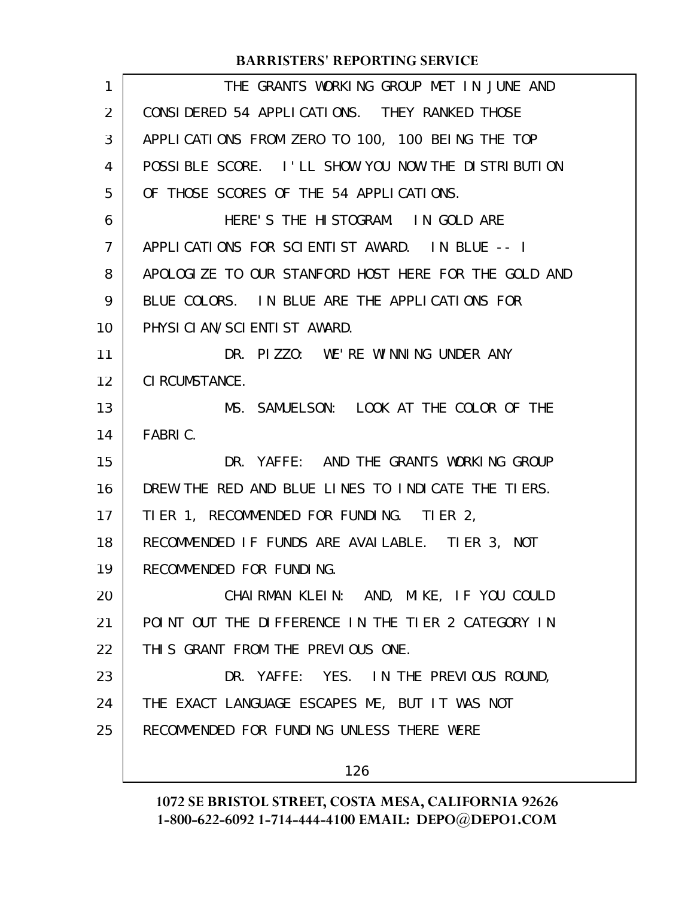THE GRANTS WORKING GROUP MET IN JUNE AND CONSIDERED 54 APPLICATIONS. THEY RANKED THOSE APPLICATIONS FROM ZERO TO 100, 100 BEING THE TOP POSSIBLE SCORE. I'LL SHOW YOU NOW THE DISTRIBUTION OF THOSE SCORES OF THE 54 APPLICATIONS.

HERE'S THE HISTOGRAM. IN GOLD ARE APPLICATIONS FOR SCIENTIST AWARD. IN BLUE -- I APOLOGIZE TO OUR STANFORD HOST HERE FOR THE GOLD AND BLUE COLORS. IN BLUE ARE THE APPLICATIONS FOR PHYSICIAN/SCIENTIST AWARD.

DR. PIZZO: WE'RE WINNING UNDER ANY CIRCUMSTANCE.

MS. SAMUELSON: LOOK AT THE COLOR OF THE FABRIC.

DR. YAFFE: AND THE GRANTS WORKING GROUP DREW THE RED AND BLUE LINES TO INDICATE THE TIERS. TIER 1, RECOMMENDED FOR FUNDING. TIER 2, RECOMMENDED IF FUNDS ARE AVAILABLE. TIER 3, NOT RECOMMENDED FOR FUNDING.

CHAIRMAN KLEIN: AND, MIKE, IF YOU COULD POINT OUT THE DIFFERENCE IN THE TIER 2 CATEGORY IN THIS GRANT FROM THE PREVIOUS ONE.

DR. YAFFE: YES. IN THE PREVIOUS ROUND, THE EXACT LANGUAGE ESCAPES ME, BUT IT WAS NOT RECOMMENDED FOR FUNDING UNLESS THERE WERE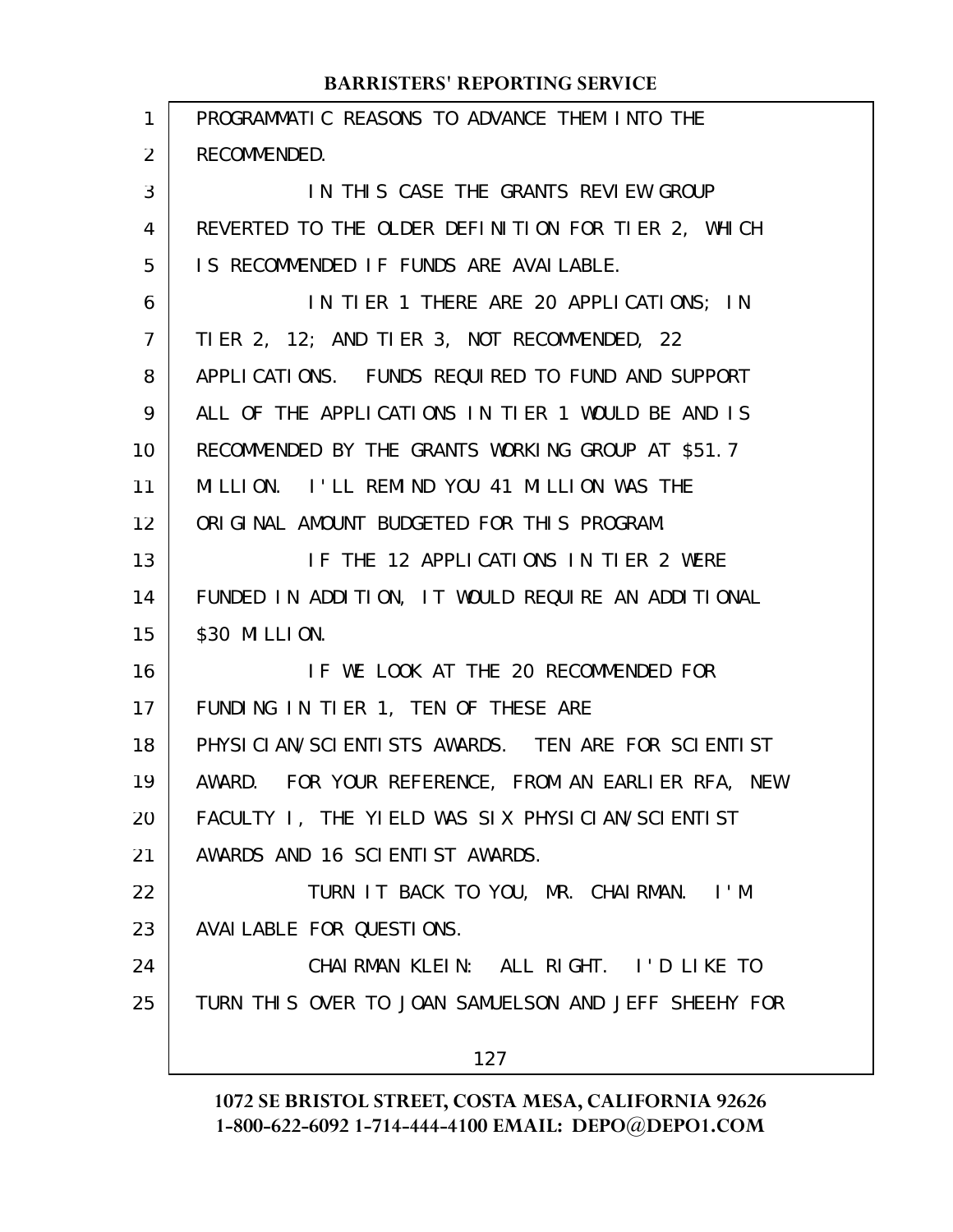PROGRAMMATIC REASONS TO ADVANCE THEM INTO THE RECOMMENDED.

IN THIS CASE THE GRANTS REVIEW GROUP REVERTED TO THE OLDER DEFINITION FOR TIER 2, WHICH IS RECOMMENDED IF FUNDS ARE AVAILABLE.

IN TIER 1 THERE ARE 20 APPLICATIONS; IN TIER 2, 12; AND TIER 3, NOT RECOMMENDED, 22 APPLICATIONS. FUNDS REQUIRED TO FUND AND SUPPORT ALL OF THE APPLICATIONS IN TIER 1 WOULD BE AND IS RECOMMENDED BY THE GRANTS WORKING GROUP AT $51.7 MILLION. I'LL REMIND YOU 41 MILLION WAS THE ORIGINAL AMOUNT BUDGETED FOR THIS PROGRAM.

IF THE 12 APPLICATIONS IN TIER 2 WERE FUNDED IN ADDITION, IT WOULD REQUIRE AN ADDITIONAL $30 MILLION.

IF WE LOOK AT THE 20 RECOMMENDED FOR FUNDING IN TIER 1, TEN OF THESE ARE PHYSICIAN/SCIENTISTS AWARDS. TEN ARE FOR SCIENTIST AWARD. FOR YOUR REFERENCE, FROM AN EARLIER RFA, NEW FACULTY I, THE YIELD WAS SIX PHYSICIAN/SCIENTIST AWARDS AND 16 SCIENTIST AWARDS.

TURN IT BACK TO YOU, MR. CHAIRMAN. I'M AVAILABLE FOR QUESTIONS.

CHAIRMAN KLEIN: ALL RIGHT. I'D LIKE TO TURN THIS OVER TO JOAN SAMUELSON AND JEFF SHEEHY FOR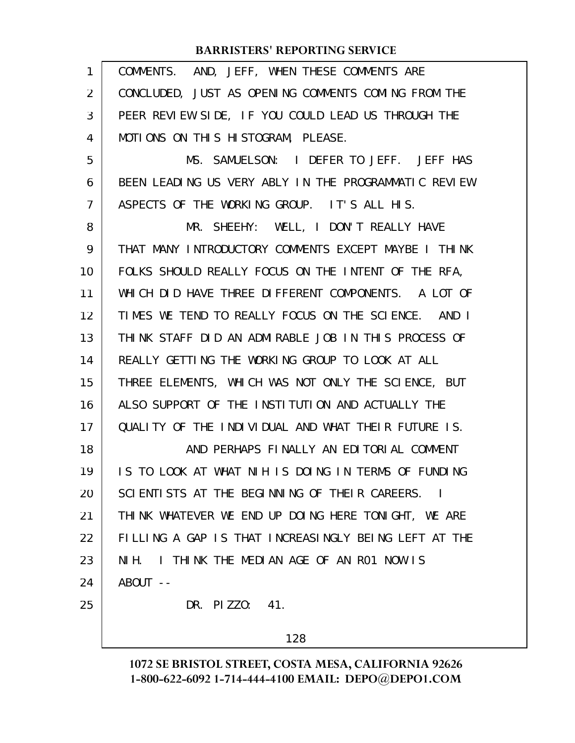COMMENTS. AND, JEFF, WHEN THESE COMMENTS ARE CONCLUDED, JUST AS OPENING COMMENTS COMING FROM THE PEER REVIEW SIDE, IF YOU COULD LEAD US THROUGH THE MOTIONS ON THIS HISTOGRAM, PLEASE.

MS. SAMUELSON: I DEFER TO JEFF. JEFF HAS BEEN LEADING US VERY ABLY IN THE PROGRAMMATIC REVIEW ASPECTS OF THE WORKING GROUP. IT'S ALL HIS.

MR. SHEEHY: WELL, I DON'T REALLY HAVE THAT MANY INTRODUCTORY COMMENTS EXCEPT MAYBE I THINK FOLKS SHOULD REALLY FOCUS ON THE INTENT OF THE RFA, WHICH DID HAVE THREE DIFFERENT COMPONENTS. A LOT OF TIMES WE TEND TO REALLY FOCUS ON THE SCIENCE. AND I THINK STAFF DID AN ADMIRABLE JOB IN THIS PROCESS OF REALLY GETTING THE WORKING GROUP TO LOOK AT ALL THREE ELEMENTS, WHICH WAS NOT ONLY THE SCIENCE, BUT ALSO SUPPORT OF THE INSTITUTION AND ACTUALLY THE QUALITY OF THE INDIVIDUAL AND WHAT THEIR FUTURE IS.

AND PERHAPS FINALLY AN EDITORIAL COMMENT IS TO LOOK AT WHAT NIH IS DOING IN TERMS OF FUNDING SCIENTISTS AT THE BEGINNING OF THEIR CAREERS. I THINK WHATEVER WE END UP DOING HERE TONIGHT, WE ARE FILLING A GAP IS THAT INCREASINGLY BEING LEFT AT THE NIH. I THINK THE MEDIAN AGE OF AN R01 NOW IS ABOUT --

DR. PIZZO: 41.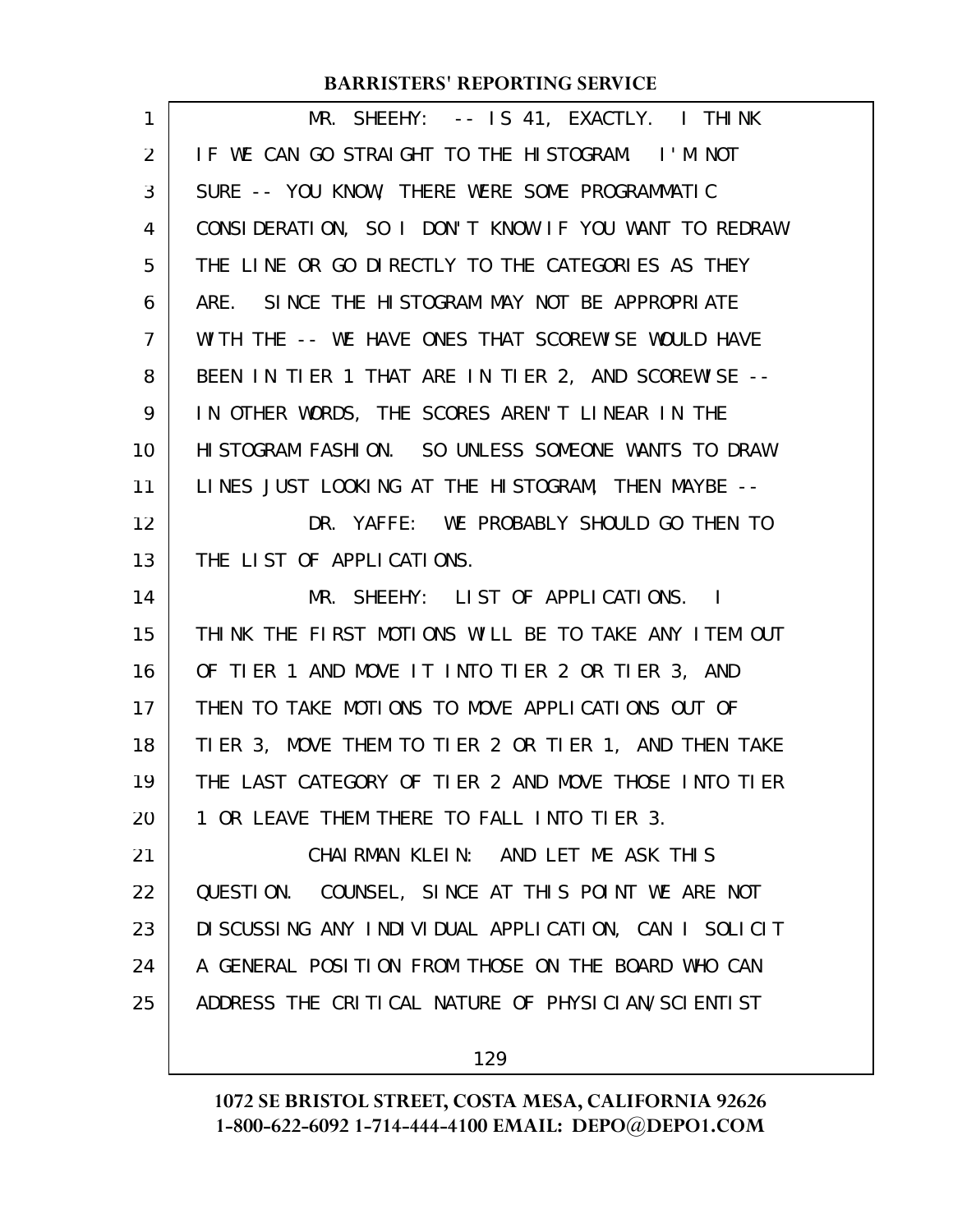MR. SHEEHY: -- IS 41, EXACTLY. I THINK IF WE CAN GO STRAIGHT TO THE HISTOGRAM. I'M NOT SURE -- YOU KNOW, THERE WERE SOME PROGRAMMATIC CONSIDERATION, SO I DON'T KNOW IF YOU WANT TO REDRAW THE LINE OR GO DIRECTLY TO THE CATEGORIES AS THEY ARE. SINCE THE HISTOGRAM MAY NOT BE APPROPRIATE WITH THE -- WE HAVE ONES THAT SCOREWISE WOULD HAVE BEEN IN TIER 1 THAT ARE IN TIER 2, AND SCOREWISE -- IN OTHER WORDS, THE SCORES AREN'T LINEAR IN THE HISTOGRAM FASHION. SO UNLESS SOMEONE WANTS TO DRAW LINES JUST LOOKING AT THE HISTOGRAM, THEN MAYBE --

DR. YAFFE: WE PROBABLY SHOULD GO THEN TO THE LIST OF APPLICATIONS.

MR. SHEEHY: LIST OF APPLICATIONS. I THINK THE FIRST MOTIONS WILL BE TO TAKE ANY ITEM OUT OF TIER 1 AND MOVE IT INTO TIER 2 OR TIER 3, AND THEN TO TAKE MOTIONS TO MOVE APPLICATIONS OUT OF TIER 3, MOVE THEM TO TIER 2 OR TIER 1, AND THEN TAKE THE LAST CATEGORY OF TIER 2 AND MOVE THOSE INTO TIER 1 OR LEAVE THEM THERE TO FALL INTO TIER 3.

CHAIRMAN KLEIN: AND LET ME ASK THIS QUESTION. COUNSEL, SINCE AT THIS POINT WE ARE NOT DISCUSSING ANY INDIVIDUAL APPLICATION, CAN I SOLICIT A GENERAL POSITION FROM THOSE ON THE BOARD WHO CAN ADDRESS THE CRITICAL NATURE OF PHYSICIAN/SCIENTIST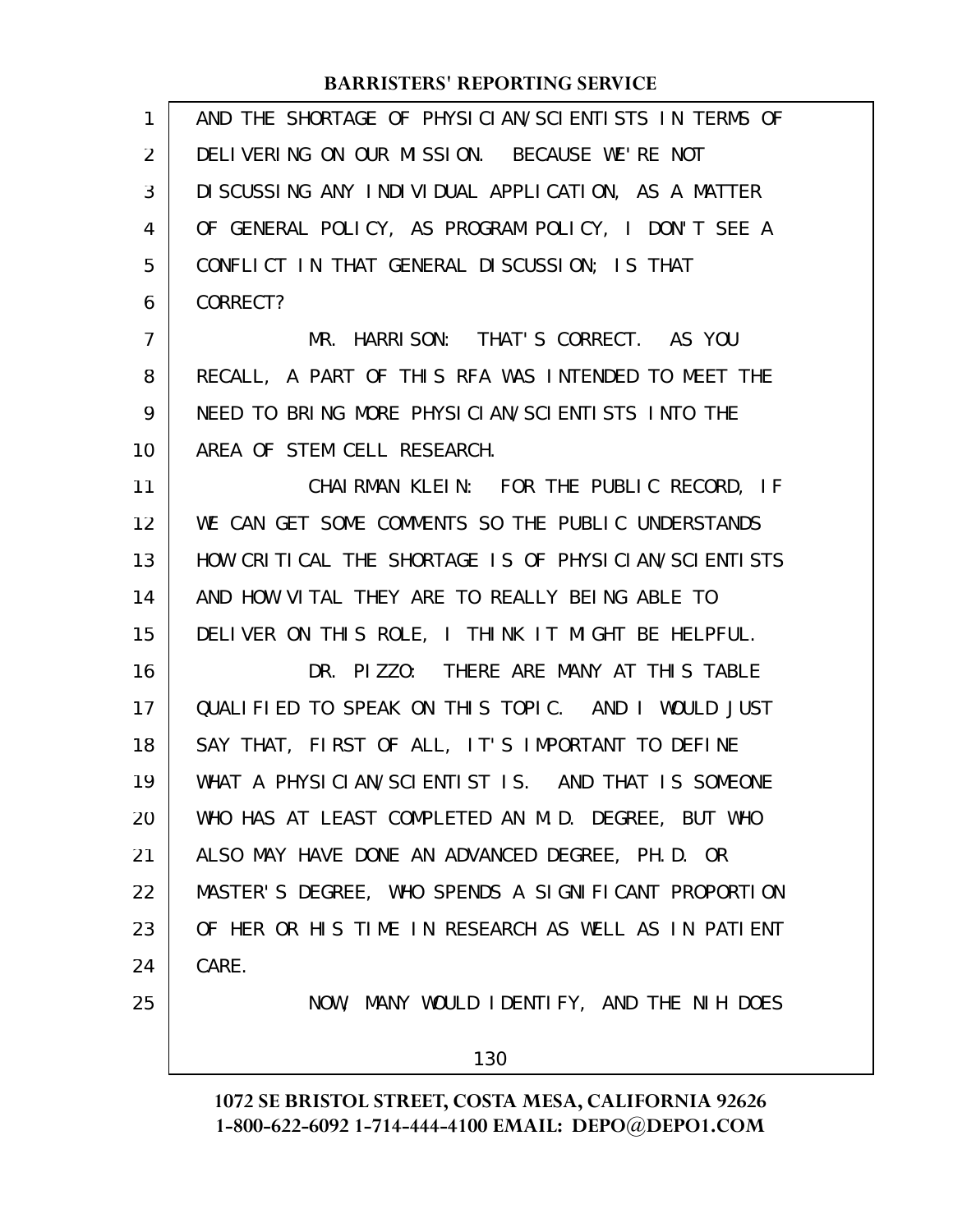AND THE SHORTAGE OF PHYSICIAN/SCIENTISTS IN TERMS OF DELIVERING ON OUR MISSION. BECAUSE WE'RE NOT DISCUSSING ANY INDIVIDUAL APPLICATION, AS A MATTER OF GENERAL POLICY, AS PROGRAM POLICY, I DON'T SEE A CONFLICT IN THAT GENERAL DISCUSSION; IS THAT CORRECT?

MR. HARRISON: THAT'S CORRECT. AS YOU RECALL, A PART OF THIS RFA WAS INTENDED TO MEET THE NEED TO BRING MORE PHYSICIAN/SCIENTISTS INTO THE AREA OF STEM CELL RESEARCH.

CHAIRMAN KLEIN: FOR THE PUBLIC RECORD, IF WE CAN GET SOME COMMENTS SO THE PUBLIC UNDERSTANDS HOW CRITICAL THE SHORTAGE IS OF PHYSICIAN/SCIENTISTS AND HOW VITAL THEY ARE TO REALLY BEING ABLE TO DELIVER ON THIS ROLE, I THINK IT MIGHT BE HELPFUL.

DR. PIZZO: THERE ARE MANY AT THIS TABLE QUALIFIED TO SPEAK ON THIS TOPIC. AND I WOULD JUST SAY THAT, FIRST OF ALL, IT'S IMPORTANT TO DEFINE WHAT A PHYSICIAN/SCIENTIST IS. AND THAT IS SOMEONE WHO HAS AT LEAST COMPLETED AN M.D. DEGREE, BUT WHO ALSO MAY HAVE DONE AN ADVANCED DEGREE, PH.D. OR MASTER'S DEGREE, WHO SPENDS A SIGNIFICANT PROPORTION OF HER OR HIS TIME IN RESEARCH AS WELL AS IN PATIENT CARE.

NOW, MANY WOULD IDENTIFY, AND THE NIH DOES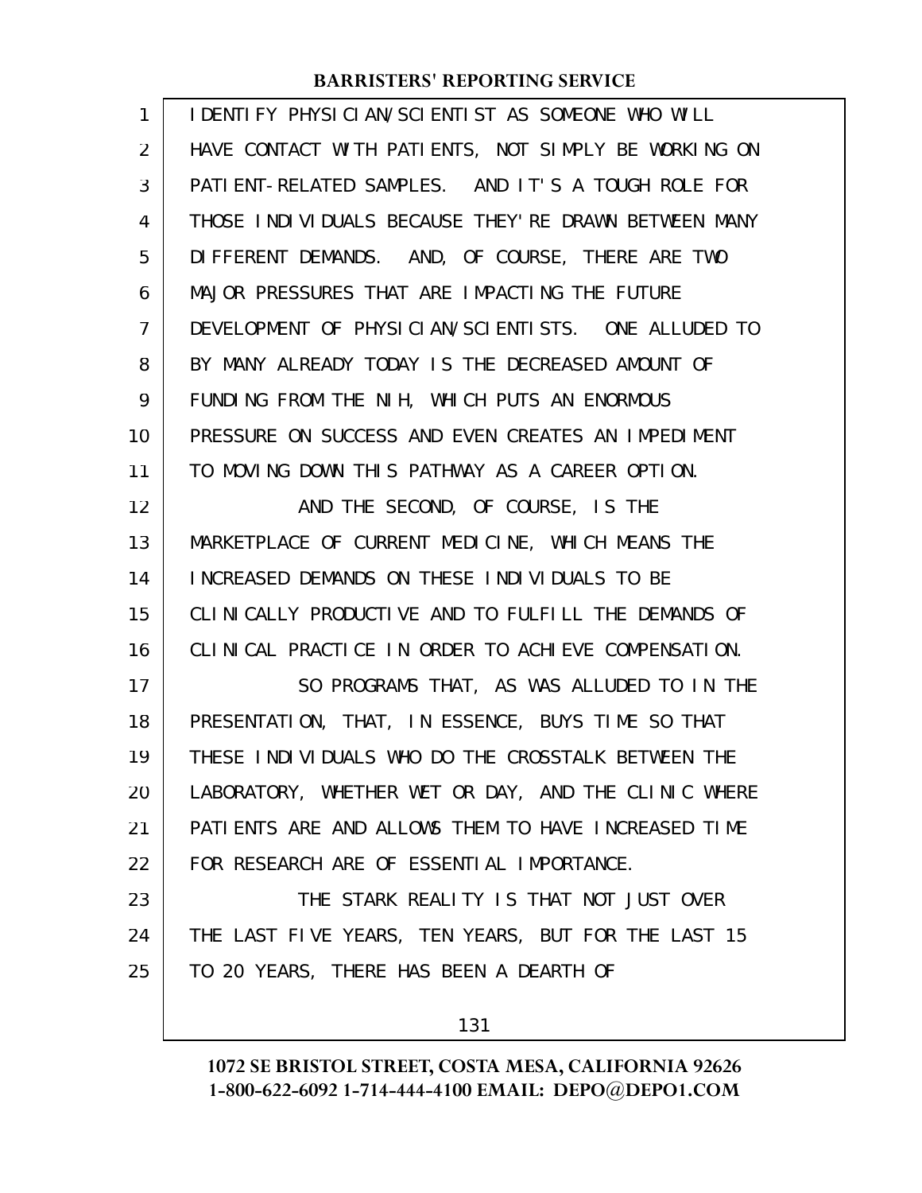IDENTIFY PHYSICIAN/SCIENTIST AS SOMEONE WHO WILL HAVE CONTACT WITH PATIENTS, NOT SIMPLY BE WORKING ON PATIENT-RELATED SAMPLES. AND IT'S A TOUGH ROLE FOR THOSE INDIVIDUALS BECAUSE THEY'RE DRAWN BETWEEN MANY DIFFERENT DEMANDS. AND, OF COURSE, THERE ARE TWO MAJOR PRESSURES THAT ARE IMPACTING THE FUTURE DEVELOPMENT OF PHYSICIAN/SCIENTISTS. ONE ALLUDED TO BY MANY ALREADY TODAY IS THE DECREASED AMOUNT OF FUNDING FROM THE NIH, WHICH PUTS AN ENORMOUS PRESSURE ON SUCCESS AND EVEN CREATES AN IMPEDIMENT TO MOVING DOWN THIS PATHWAY AS A CAREER OPTION.

AND THE SECOND, OF COURSE, IS THE MARKETPLACE OF CURRENT MEDICINE, WHICH MEANS THE INCREASED DEMANDS ON THESE INDIVIDUALS TO BE CLINICALLY PRODUCTIVE AND TO FULFILL THE DEMANDS OF CLINICAL PRACTICE IN ORDER TO ACHIEVE COMPENSATION.

SO PROGRAMS THAT, AS WAS ALLUDED TO IN THE PRESENTATION, THAT, IN ESSENCE, BUYS TIME SO THAT THESE INDIVIDUALS WHO DO THE CROSSTALK BETWEEN THE LABORATORY, WHETHER WET OR DAY, AND THE CLINIC WHERE PATIENTS ARE AND ALLOWS THEM TO HAVE INCREASED TIME FOR RESEARCH ARE OF ESSENTIAL IMPORTANCE.

THE STARK REALITY IS THAT NOT JUST OVER THE LAST FIVE YEARS, TEN YEARS, BUT FOR THE LAST 15 TO 20 YEARS, THERE HAS BEEN A DEARTH OF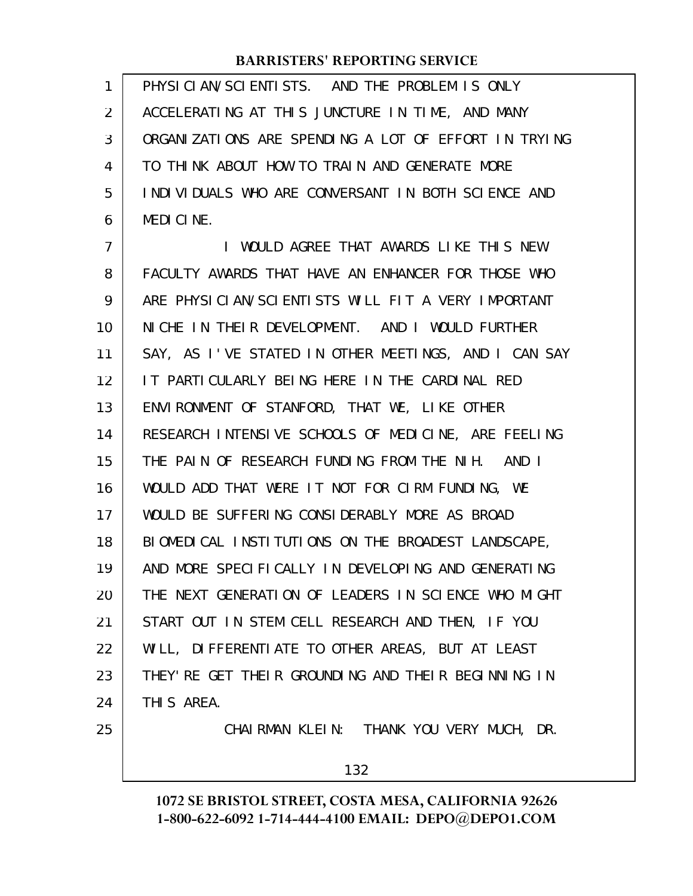PHYSICIAN/SCIENTISTS. AND THE PROBLEM IS ONLY ACCELERATING AT THIS JUNCTURE IN TIME, AND MANY ORGANIZATIONS ARE SPENDING A LOT OF EFFORT IN TRYING TO THINK ABOUT HOW TO TRAIN AND GENERATE MORE INDIVIDUALS WHO ARE CONVERSANT IN BOTH SCIENCE AND MEDICINE.

I WOULD AGREE THAT AWARDS LIKE THIS NEW FACULTY AWARDS THAT HAVE AN ENHANCER FOR THOSE WHO ARE PHYSICIAN/SCIENTISTS WILL FIT A VERY IMPORTANT NICHE IN THEIR DEVELOPMENT. AND I WOULD FURTHER SAY, AS I'VE STATED IN OTHER MEETINGS, AND I CAN SAY IT PARTICULARLY BEING HERE IN THE CARDINAL RED ENVIRONMENT OF STANFORD, THAT WE, LIKE OTHER RESEARCH INTENSIVE SCHOOLS OF MEDICINE, ARE FEELING THE PAIN OF RESEARCH FUNDING FROM THE NIH. AND I WOULD ADD THAT WERE IT NOT FOR CIRM FUNDING, WE WOULD BE SUFFERING CONSIDERABLY MORE AS BROAD BIOMEDICAL INSTITUTIONS ON THE BROADEST LANDSCAPE, AND MORE SPECIFICALLY IN DEVELOPING AND GENERATING THE NEXT GENERATION OF LEADERS IN SCIENCE WHO MIGHT START OUT IN STEM CELL RESEARCH AND THEN, IF YOU WILL, DIFFERENTIATE TO OTHER AREAS, BUT AT LEAST THEY'RE GET THEIR GROUNDING AND THEIR BEGINNING IN THIS AREA.

CHAIRMAN KLEIN: THANK YOU VERY MUCH, DR.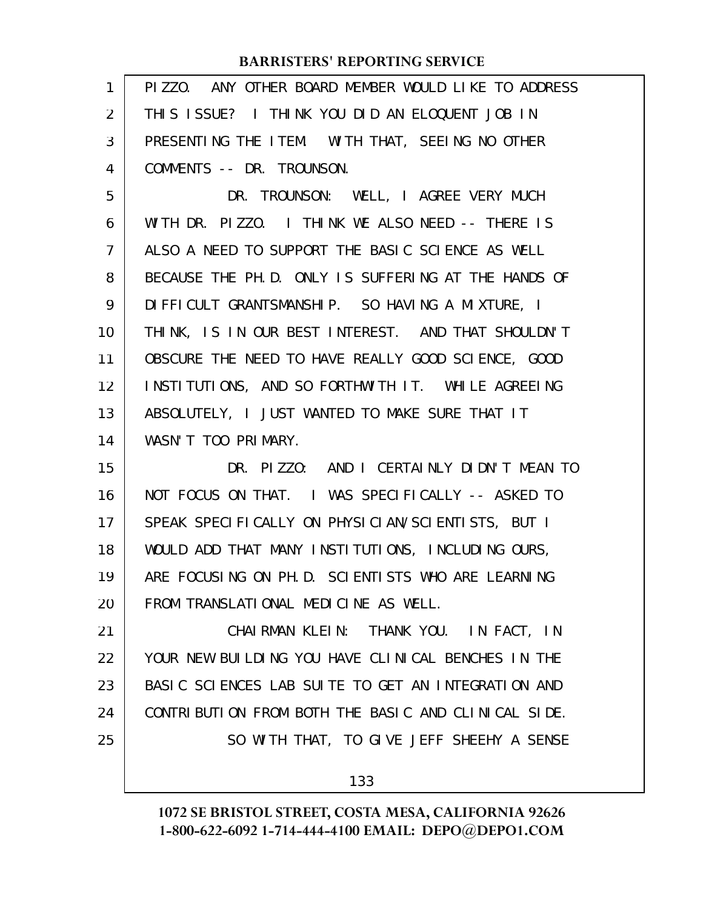PIZZO. ANY OTHER BOARD MEMBER WOULD LIKE TO ADDRESS THIS ISSUE? I THINK YOU DID AN ELOQUENT JOB IN PRESENTING THE ITEM. WITH THAT, SEEING NO OTHER COMMENTS -- DR. TROUNSON.

DR. TROUNSON: WELL, I AGREE VERY MUCH WITH DR. PIZZO. I THINK WE ALSO NEED -- THERE IS ALSO A NEED TO SUPPORT THE BASIC SCIENCE AS WELL BECAUSE THE PH.D. ONLY IS SUFFERING AT THE HANDS OF DIFFICULT GRANTSMANSHIP. SO HAVING A MIXTURE, I THINK, IS IN OUR BEST INTEREST. AND THAT SHOULDN'T OBSCURE THE NEED TO HAVE REALLY GOOD SCIENCE, GOOD INSTITUTIONS, AND SO FORTHWITH IT. WHILE AGREEING ABSOLUTELY, I JUST WANTED TO MAKE SURE THAT IT WASN'T TOO PRIMARY.

DR. PIZZO: AND I CERTAINLY DIDN'T MEAN TO NOT FOCUS ON THAT. I WAS SPECIFICALLY -- ASKED TO SPEAK SPECIFICALLY ON PHYSICIAN/SCIENTISTS, BUT I WOULD ADD THAT MANY INSTITUTIONS, INCLUDING OURS, ARE FOCUSING ON PH.D. SCIENTISTS WHO ARE LEARNING FROM TRANSLATIONAL MEDICINE AS WELL.

CHAIRMAN KLEIN: THANK YOU. IN FACT, IN YOUR NEW BUILDING YOU HAVE CLINICAL BENCHES IN THE BASIC SCIENCES LAB SUITE TO GET AN INTEGRATION AND CONTRIBUTION FROM BOTH THE BASIC AND CLINICAL SIDE.

SO WITH THAT, TO GIVE JEFF SHEEHY A SENSE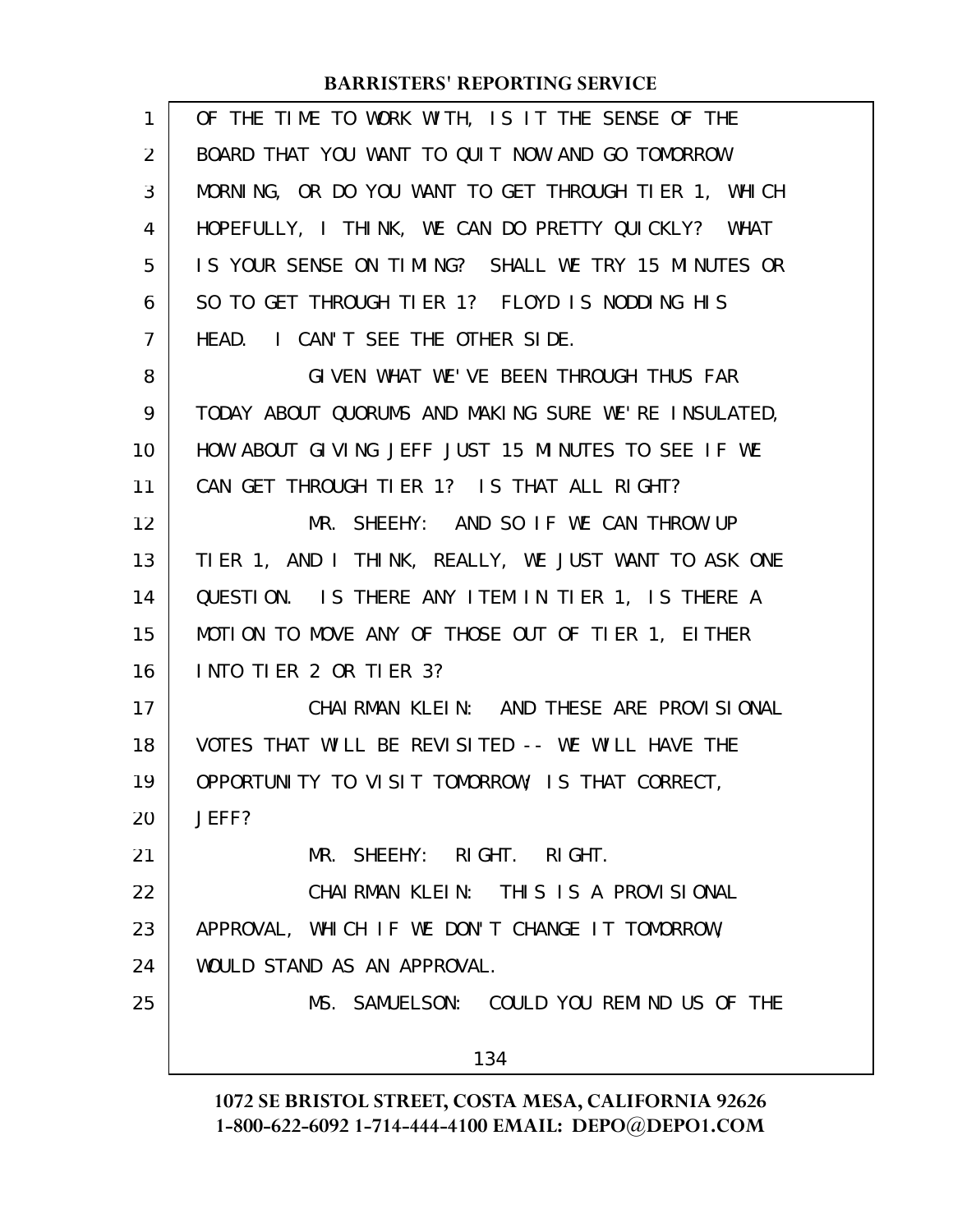OF THE TIME TO WORK WITH, IS IT THE SENSE OF THE BOARD THAT YOU WANT TO QUIT NOW AND GO TOMORROW MORNING, OR DO YOU WANT TO GET THROUGH TIER 1, WHICH HOPEFULLY, I THINK, WE CAN DO PRETTY QUICKLY? WHAT IS YOUR SENSE ON TIMING? SHALL WE TRY 15 MINUTES OR SO TO GET THROUGH TIER 1? FLOYD IS NODDING HIS HEAD. I CAN'T SEE THE OTHER SIDE.

GIVEN WHAT WE'VE BEEN THROUGH THUS FAR TODAY ABOUT QUORUMS AND MAKING SURE WE'RE INSULATED, HOW ABOUT GIVING JEFF JUST 15 MINUTES TO SEE IF WE CAN GET THROUGH TIER 1? IS THAT ALL RIGHT?

MR. SHEEHY: AND SO IF WE CAN THROW UP TIER 1, AND I THINK, REALLY, WE JUST WANT TO ASK ONE QUESTION. IS THERE ANY ITEM IN TIER 1, IS THERE A MOTION TO MOVE ANY OF THOSE OUT OF TIER 1, EITHER INTO TIER 2 OR TIER 3?

CHAIRMAN KLEIN: AND THESE ARE PROVISIONAL VOTES THAT WILL BE REVISITED -- WE WILL HAVE THE OPPORTUNITY TO VISIT TOMORROW; IS THAT CORRECT, JEFF?

MR. SHEEHY: RIGHT. RIGHT.

CHAIRMAN KLEIN: THIS IS A PROVISIONAL APPROVAL, WHICH IF WE DON'T CHANGE IT TOMORROW, WOULD STAND AS AN APPROVAL.

MS. SAMUELSON: COULD YOU REMIND US OF THE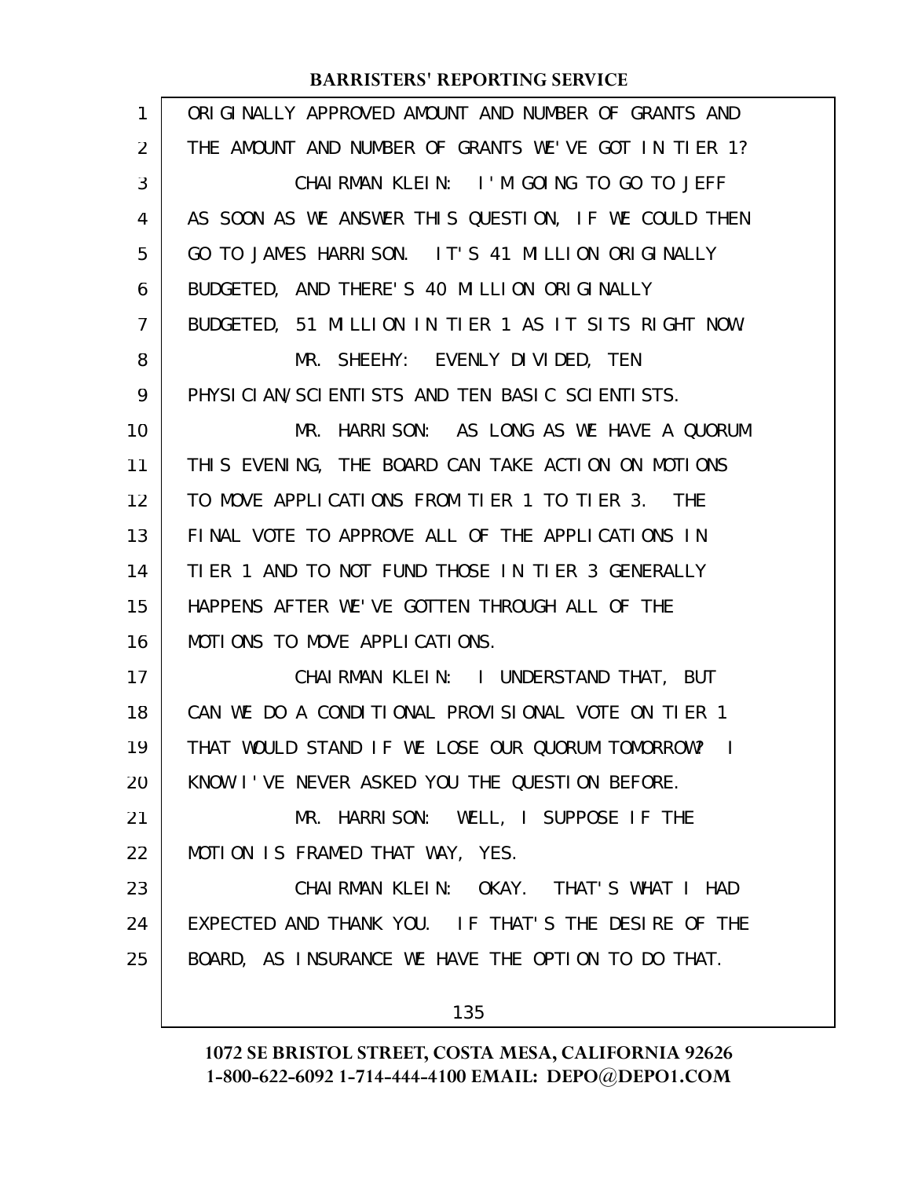ORIGINALLY APPROVED AMOUNT AND NUMBER OF GRANTS AND THE AMOUNT AND NUMBER OF GRANTS WE'VE GOT IN TIER 1?

CHAIRMAN KLEIN: I'M GOING TO GO TO JEFF AS SOON AS WE ANSWER THIS QUESTION, IF WE COULD THEN GO TO JAMES HARRISON. IT'S 41 MILLION ORIGINALLY BUDGETED, AND THERE'S 40 MILLION ORIGINALLY BUDGETED, 51 MILLION IN TIER 1 AS IT SITS RIGHT NOW.

MR. SHEEHY: EVENLY DIVIDED, TEN PHYSICIAN/SCIENTISTS AND TEN BASIC SCIENTISTS.

MR. HARRISON: AS LONG AS WE HAVE A QUORUM THIS EVENING, THE BOARD CAN TAKE ACTION ON MOTIONS TO MOVE APPLICATIONS FROM TIER 1 TO TIER 3. THE FINAL VOTE TO APPROVE ALL OF THE APPLICATIONS IN TIER 1 AND TO NOT FUND THOSE IN TIER 3 GENERALLY HAPPENS AFTER WE'VE GOTTEN THROUGH ALL OF THE MOTIONS TO MOVE APPLICATIONS.

CHAIRMAN KLEIN: I UNDERSTAND THAT, BUT CAN WE DO A CONDITIONAL PROVISIONAL VOTE ON TIER 1 THAT WOULD STAND IF WE LOSE OUR QUORUM TOMORROW? I KNOW I'VE NEVER ASKED YOU THE QUESTION BEFORE.

MR. HARRISON: WELL, I SUPPOSE IF THE MOTION IS FRAMED THAT WAY, YES.

CHAIRMAN KLEIN: OKAY. THAT'S WHAT I HAD EXPECTED AND THANK YOU. IF THAT'S THE DESIRE OF THE BOARD, AS INSURANCE WE HAVE THE OPTION TO DO THAT.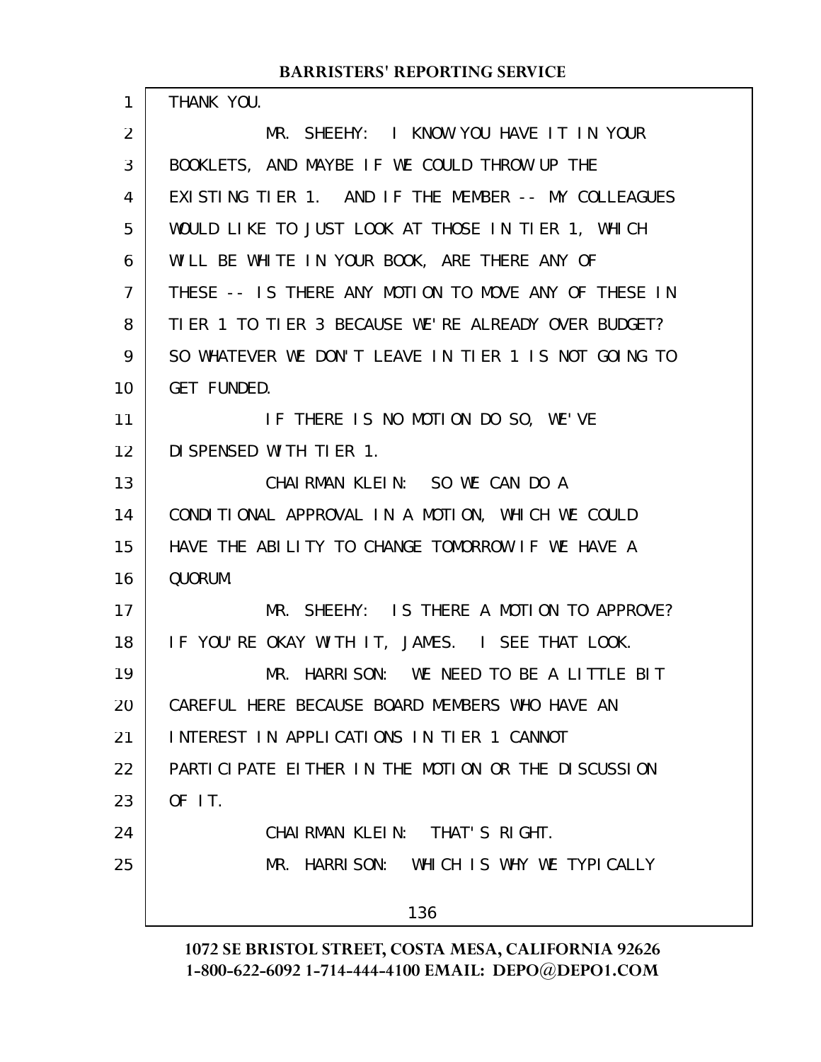THANK YOU.

MR. SHEEHY: I KNOW YOU HAVE IT IN YOUR BOOKLETS, AND MAYBE IF WE COULD THROW UP THE EXISTING TIER 1. AND IF THE MEMBER -- MY COLLEAGUES WOULD LIKE TO JUST LOOK AT THOSE IN TIER 1, WHICH WILL BE WHITE IN YOUR BOOK, ARE THERE ANY OF THESE -- IS THERE ANY MOTION TO MOVE ANY OF THESE IN TIER 1 TO TIER 3 BECAUSE WE'RE ALREADY OVER BUDGET? SO WHATEVER WE DON'T LEAVE IN TIER 1 IS NOT GOING TO GET FUNDED.

IF THERE IS NO MOTION DO SO, WE'VE DISPENSED WITH TIER 1.

CHAIRMAN KLEIN: SO WE CAN DO A CONDITIONAL APPROVAL IN A MOTION, WHICH WE COULD HAVE THE ABILITY TO CHANGE TOMORROW IF WE HAVE A QUORUM.

MR. SHEEHY: IS THERE A MOTION TO APPROVE? IF YOU'RE OKAY WITH IT, JAMES. I SEE THAT LOOK.

MR. HARRISON: WE NEED TO BE A LITTLE BIT CAREFUL HERE BECAUSE BOARD MEMBERS WHO HAVE AN INTEREST IN APPLICATIONS IN TIER 1 CANNOT PARTICIPATE EITHER IN THE MOTION OR THE DISCUSSION OF IT.

CHAIRMAN KLEIN: THAT'S RIGHT.

MR. HARRISON: WHICH IS WHY WE TYPICALLY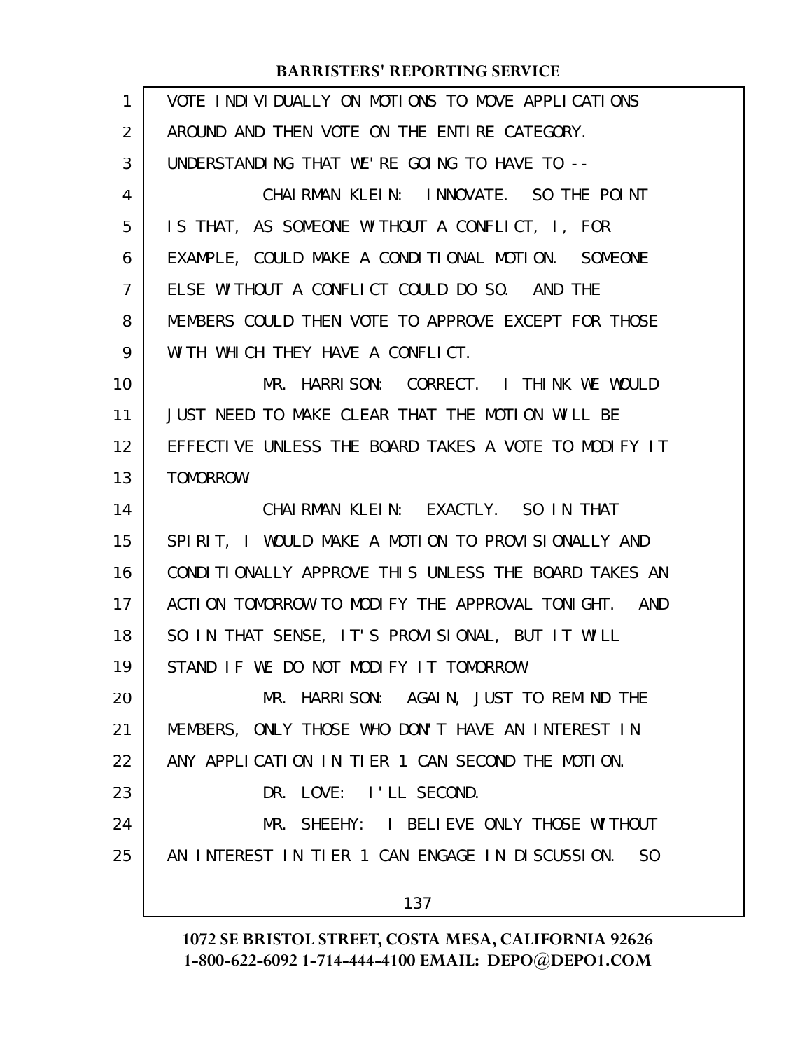VOTE INDIVIDUALLY ON MOTIONS TO MOVE APPLICATIONS AROUND AND THEN VOTE ON THE ENTIRE CATEGORY. UNDERSTANDING THAT WE'RE GOING TO HAVE TO --

CHAIRMAN KLEIN: INNOVATE. SO THE POINT IS THAT, AS SOMEONE WITHOUT A CONFLICT, I, FOR EXAMPLE, COULD MAKE A CONDITIONAL MOTION. SOMEONE ELSE WITHOUT A CONFLICT COULD DO SO. AND THE MEMBERS COULD THEN VOTE TO APPROVE EXCEPT FOR THOSE WITH WHICH THEY HAVE A CONFLICT.

MR. HARRISON: CORRECT. I THINK WE WOULD JUST NEED TO MAKE CLEAR THAT THE MOTION WILL BE EFFECTIVE UNLESS THE BOARD TAKES A VOTE TO MODIFY IT TOMORROW.

CHAIRMAN KLEIN: EXACTLY. SO IN THAT SPIRIT, I WOULD MAKE A MOTION TO PROVISIONALLY AND CONDITIONALLY APPROVE THIS UNLESS THE BOARD TAKES AN ACTION TOMORROW TO MODIFY THE APPROVAL TONIGHT. AND SO IN THAT SENSE, IT'S PROVISIONAL, BUT IT WILL STAND IF WE DO NOT MODIFY IT TOMORROW.

MR. HARRISON: AGAIN, JUST TO REMIND THE MEMBERS, ONLY THOSE WHO DON'T HAVE AN INTEREST IN ANY APPLICATION IN TIER 1 CAN SECOND THE MOTION.

DR. LOVE: I'LL SECOND.

MR. SHEEHY: I BELIEVE ONLY THOSE WITHOUT AN INTEREST IN TIER 1 CAN ENGAGE IN DISCUSSION. SO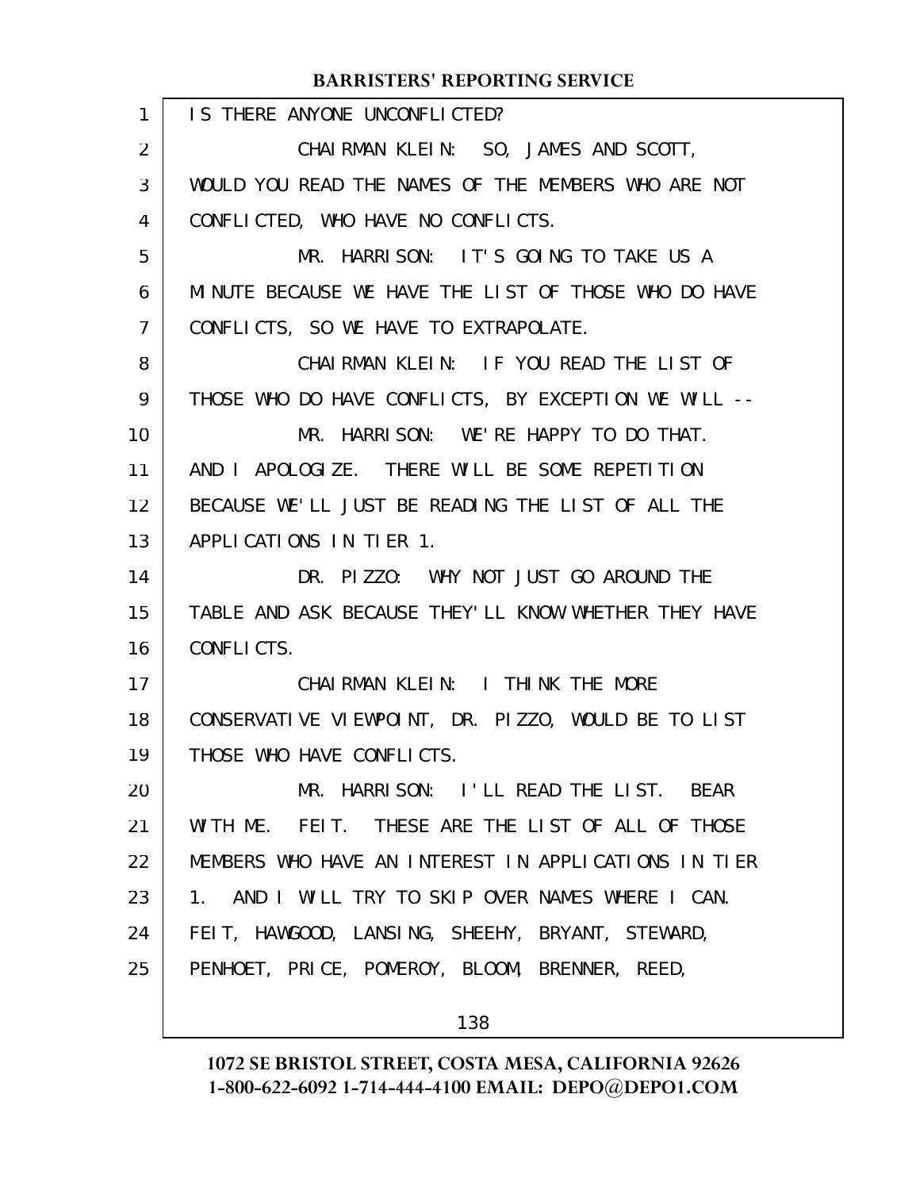IS THERE ANYONE UNCONFLICTED?

CHAIRMAN KLEIN: SO, JAMES AND SCOTT, WOULD YOU READ THE NAMES OF THE MEMBERS WHO ARE NOT CONFLICTED, WHO HAVE NO CONFLICTS.

MR. HARRISON: IT'S GOING TO TAKE US A MINUTE BECAUSE WE HAVE THE LIST OF THOSE WHO DO HAVE CONFLICTS, SO WE HAVE TO EXTRAPOLATE.

CHAIRMAN KLEIN: IF YOU READ THE LIST OF THOSE WHO DO HAVE CONFLICTS, BY EXCEPTION WE WILL --

MR. HARRISON: WE'RE HAPPY TO DO THAT. AND I APOLOGIZE. THERE WILL BE SOME REPETITION BECAUSE WE'LL JUST BE READING THE LIST OF ALL THE APPLICATIONS IN TIER 1.

DR. PIZZO: WHY NOT JUST GO AROUND THE TABLE AND ASK BECAUSE THEY'LL KNOW WHETHER THEY HAVE CONFLICTS.

CHAIRMAN KLEIN: I THINK THE MORE CONSERVATIVE VIEWPOINT, DR. PIZZO, WOULD BE TO LIST THOSE WHO HAVE CONFLICTS.

MR. HARRISON: I'LL READ THE LIST. BEAR WITH ME. FEIT. THESE ARE THE LIST OF ALL OF THOSE MEMBERS WHO HAVE AN INTEREST IN APPLICATIONS IN TIER 1. AND I WILL TRY TO SKIP OVER NAMES WHERE I CAN. FEIT, HAWGOOD, LANSING, SHEEHY, BRYANT, STEWARD, PENHOET, PRICE, POMEROY, BLOOM, BRENNER, REED,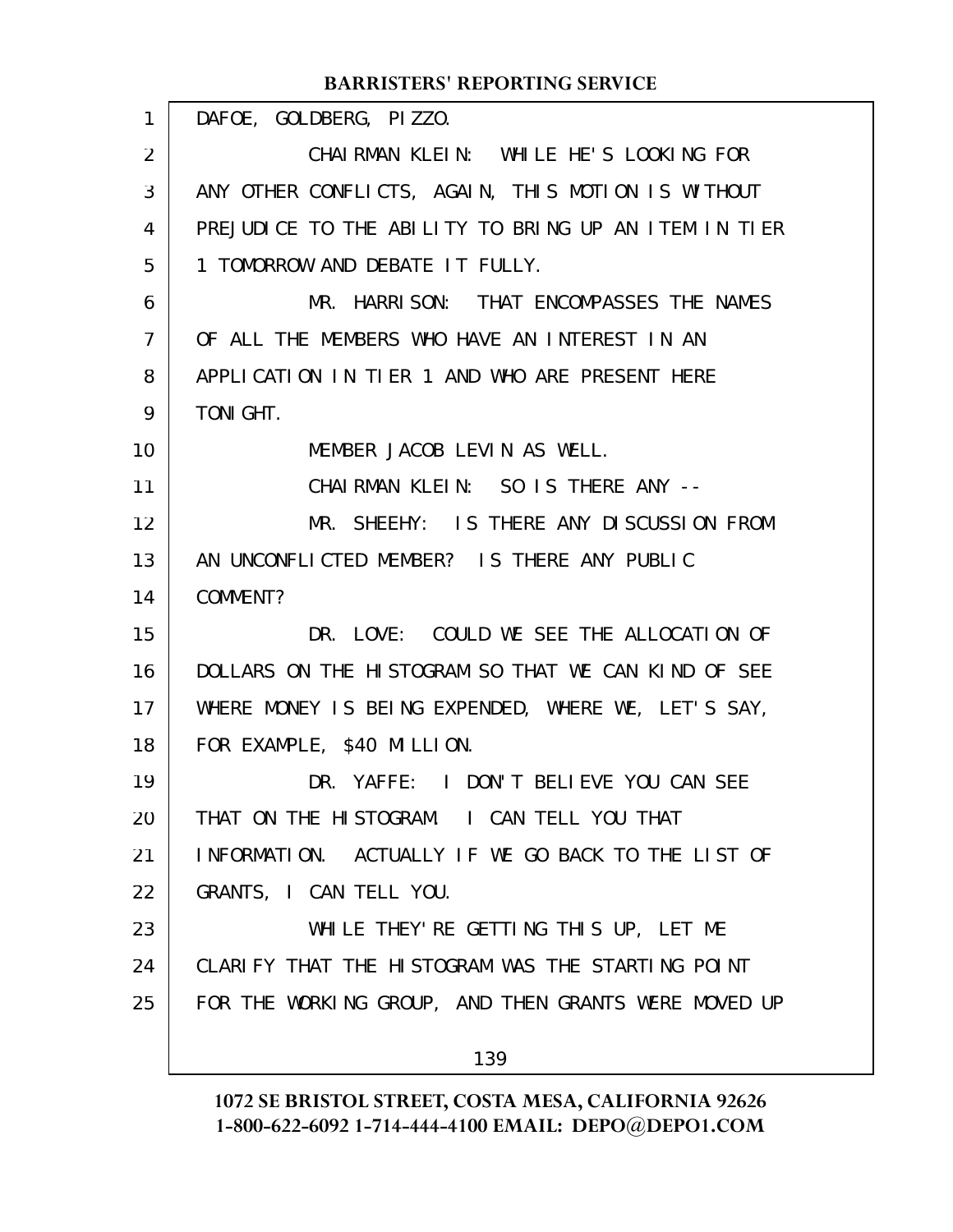DAFOE, GOLDBERG, PIZZO.

CHAIRMAN KLEIN: WHILE HE'S LOOKING FOR ANY OTHER CONFLICTS, AGAIN, THIS MOTION IS WITHOUT PREJUDICE TO THE ABILITY TO BRING UP AN ITEM IN TIER 1 TOMORROW AND DEBATE IT FULLY.

MR. HARRISON: THAT ENCOMPASSES THE NAMES OF ALL THE MEMBERS WHO HAVE AN INTEREST IN AN APPLICATION IN TIER 1 AND WHO ARE PRESENT HERE TONIGHT.

MEMBER JACOB LEVIN AS WELL.

CHAIRMAN KLEIN: SO IS THERE ANY --

MR. SHEEHY: IS THERE ANY DISCUSSION FROM AN UNCONFLICTED MEMBER? IS THERE ANY PUBLIC COMMENT?

DR. LOVE: COULD WE SEE THE ALLOCATION OF DOLLARS ON THE HISTOGRAM SO THAT WE CAN KIND OF SEE WHERE MONEY IS BEING EXPENDED, WHERE WE, LET'S SAY, FOR EXAMPLE, $40 MILLION.

DR. YAFFE: I DON'T BELIEVE YOU CAN SEE THAT ON THE HISTOGRAM. I CAN TELL YOU THAT INFORMATION. ACTUALLY IF WE GO BACK TO THE LIST OF GRANTS, I CAN TELL YOU.

WHILE THEY'RE GETTING THIS UP, LET ME CLARIFY THAT THE HISTOGRAM WAS THE STARTING POINT FOR THE WORKING GROUP, AND THEN GRANTS WERE MOVED UP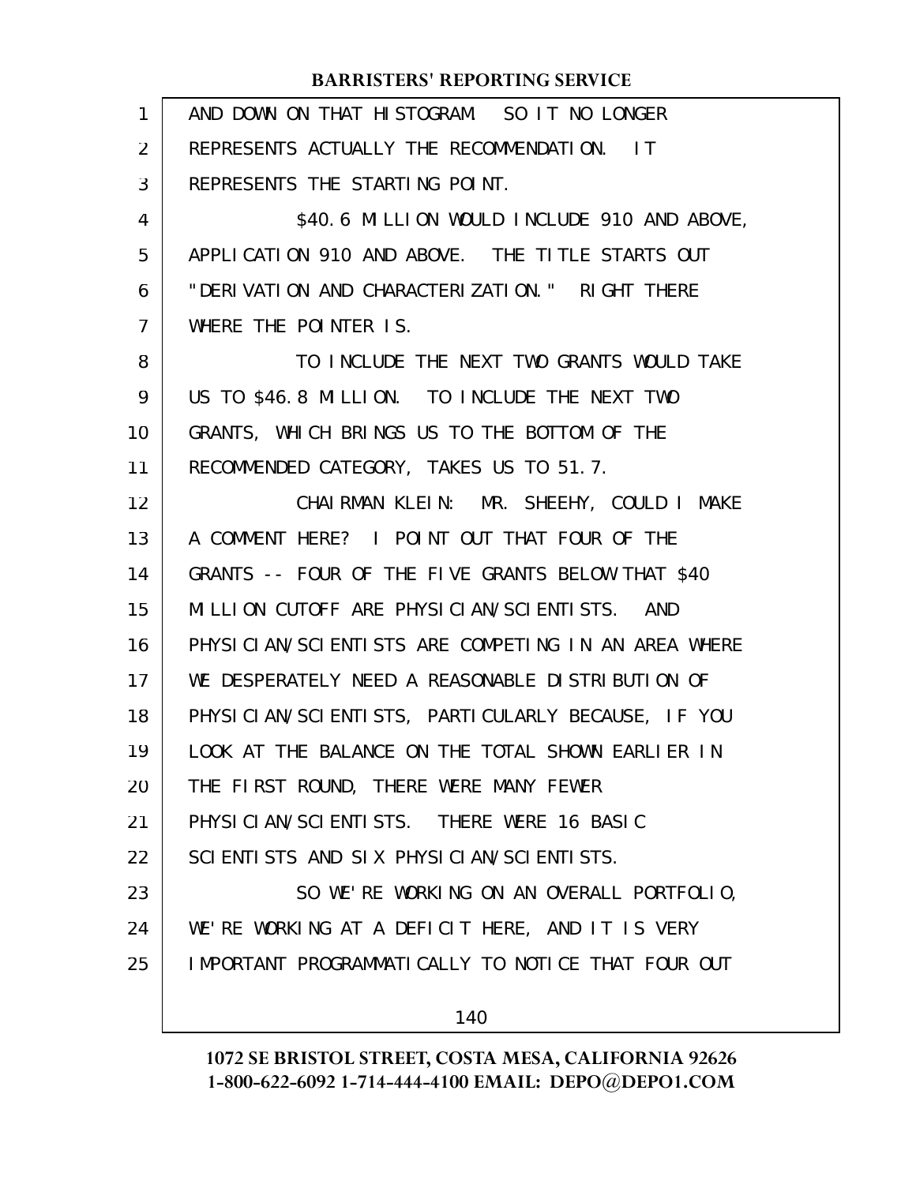AND DOWN ON THAT HISTOGRAM. SO IT NO LONGER REPRESENTS ACTUALLY THE RECOMMENDATION. IT REPRESENTS THE STARTING POINT.

$40.6 MILLION WOULD INCLUDE 910 AND ABOVE, APPLICATION 910 AND ABOVE. THE TITLE STARTS OUT "DERIVATION AND CHARACTERIZATION." RIGHT THERE WHERE THE POINTER IS.

TO INCLUDE THE NEXT TWO GRANTS WOULD TAKE US TO $46.8 MILLION. TO INCLUDE THE NEXT TWO GRANTS, WHICH BRINGS US TO THE BOTTOM OF THE RECOMMENDED CATEGORY, TAKES US TO 51.7.

CHAIRMAN KLEIN: MR. SHEEHY, COULD I MAKE A COMMENT HERE? I POINT OUT THAT FOUR OF THE GRANTS -- FOUR OF THE FIVE GRANTS BELOW THAT $40 MILLION CUTOFF ARE PHYSICIAN/SCIENTISTS. AND PHYSICIAN/SCIENTISTS ARE COMPETING IN AN AREA WHERE WE DESPERATELY NEED A REASONABLE DISTRIBUTION OF PHYSICIAN/SCIENTISTS, PARTICULARLY BECAUSE, IF YOU LOOK AT THE BALANCE ON THE TOTAL SHOWN EARLIER IN THE FIRST ROUND, THERE WERE MANY FEWER PHYSICIAN/SCIENTISTS. THERE WERE 16 BASIC SCIENTISTS AND SIX PHYSICIAN/SCIENTISTS.

SO WE'RE WORKING ON AN OVERALL PORTFOLIO, WE'RE WORKING AT A DEFICIT HERE, AND IT IS VERY IMPORTANT PROGRAMMATICALLY TO NOTICE THAT FOUR OUT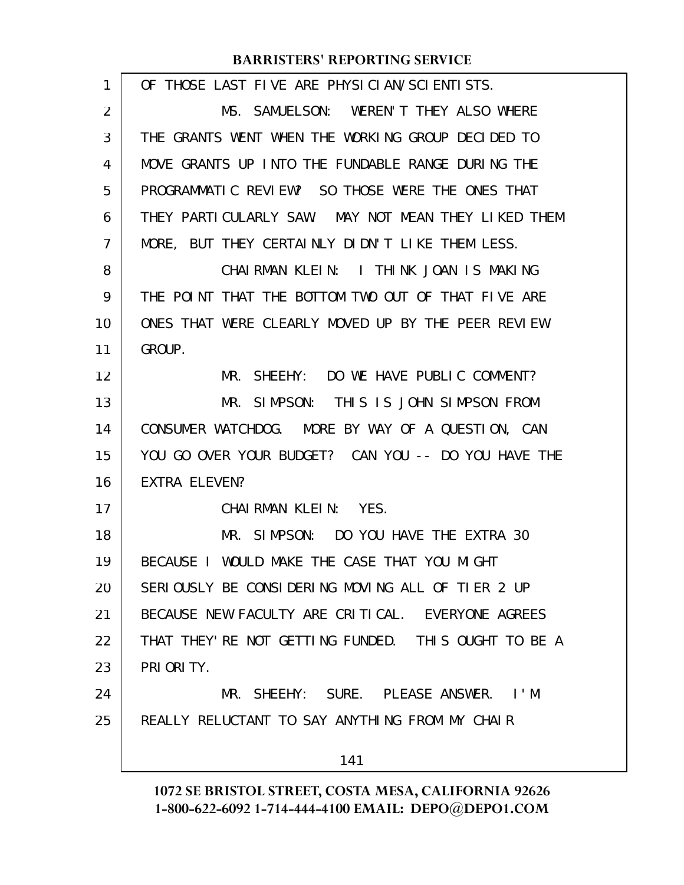OF THOSE LAST FIVE ARE PHYSICIAN/SCIENTISTS.

MS. SAMUELSON: WEREN'T THEY ALSO WHERE THE GRANTS WENT WHEN THE WORKING GROUP DECIDED TO MOVE GRANTS UP INTO THE FUNDABLE RANGE DURING THE PROGRAMMATIC REVIEW? SO THOSE WERE THE ONES THAT THEY PARTICULARLY SAW. MAY NOT MEAN THEY LIKED THEM MORE, BUT THEY CERTAINLY DIDN'T LIKE THEM LESS.

CHAIRMAN KLEIN: I THINK JOAN IS MAKING THE POINT THAT THE BOTTOM TWO OUT OF THAT FIVE ARE ONES THAT WERE CLEARLY MOVED UP BY THE PEER REVIEW GROUP.

MR. SHEEHY: DO WE HAVE PUBLIC COMMENT?

MR. SIMPSON: THIS IS JOHN SIMPSON FROM CONSUMER WATCHDOG. MORE BY WAY OF A QUESTION, CAN YOU GO OVER YOUR BUDGET? CAN YOU -- DO YOU HAVE THE EXTRA ELEVEN?

CHAIRMAN KLEIN: YES.

MR. SIMPSON: DO YOU HAVE THE EXTRA 30 BECAUSE I WOULD MAKE THE CASE THAT YOU MIGHT SERIOUSLY BE CONSIDERING MOVING ALL OF TIER 2 UP BECAUSE NEW FACULTY ARE CRITICAL. EVERYONE AGREES THAT THEY'RE NOT GETTING FUNDED. THIS OUGHT TO BE A PRIORITY.

MR. SHEEHY: SURE. PLEASE ANSWER. I'M REALLY RELUCTANT TO SAY ANYTHING FROM MY CHAIR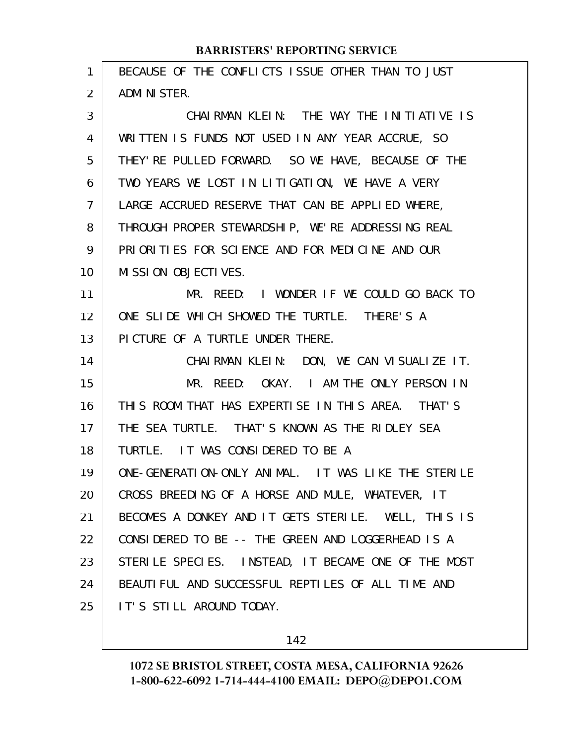BECAUSE OF THE CONFLICTS ISSUE OTHER THAN TO JUST ADMINISTER.

CHAIRMAN KLEIN: THE WAY THE INITIATIVE IS WRITTEN IS FUNDS NOT USED IN ANY YEAR ACCRUE, SO THEY'RE PULLED FORWARD. SO WE HAVE, BECAUSE OF THE TWO YEARS WE LOST IN LITIGATION, WE HAVE A VERY LARGE ACCRUED RESERVE THAT CAN BE APPLIED WHERE, THROUGH PROPER STEWARDSHIP, WE'RE ADDRESSING REAL PRIORITIES FOR SCIENCE AND FOR MEDICINE AND OUR MISSION OBJECTIVES.

MR. REED: I WONDER IF WE COULD GO BACK TO ONE SLIDE WHICH SHOWED THE TURTLE. THERE'S A PICTURE OF A TURTLE UNDER THERE.

CHAIRMAN KLEIN: DON, WE CAN VISUALIZE IT.

MR. REED: OKAY. I AM THE ONLY PERSON IN THIS ROOM THAT HAS EXPERTISE IN THIS AREA. THAT'S THE SEA TURTLE. THAT'S KNOWN AS THE RIDLEY SEA TURTLE. IT WAS CONSIDERED TO BE A ONE-GENERATION-ONLY ANIMAL. IT WAS LIKE THE STERILE CROSS BREEDING OF A HORSE AND MULE, WHATEVER, IT BECOMES A DONKEY AND IT GETS STERILE. WELL, THIS IS CONSIDERED TO BE -- THE GREEN AND LOGGERHEAD IS A STERILE SPECIES. INSTEAD, IT BECAME ONE OF THE MOST BEAUTIFUL AND SUCCESSFUL REPTILES OF ALL TIME AND IT'S STILL AROUND TODAY.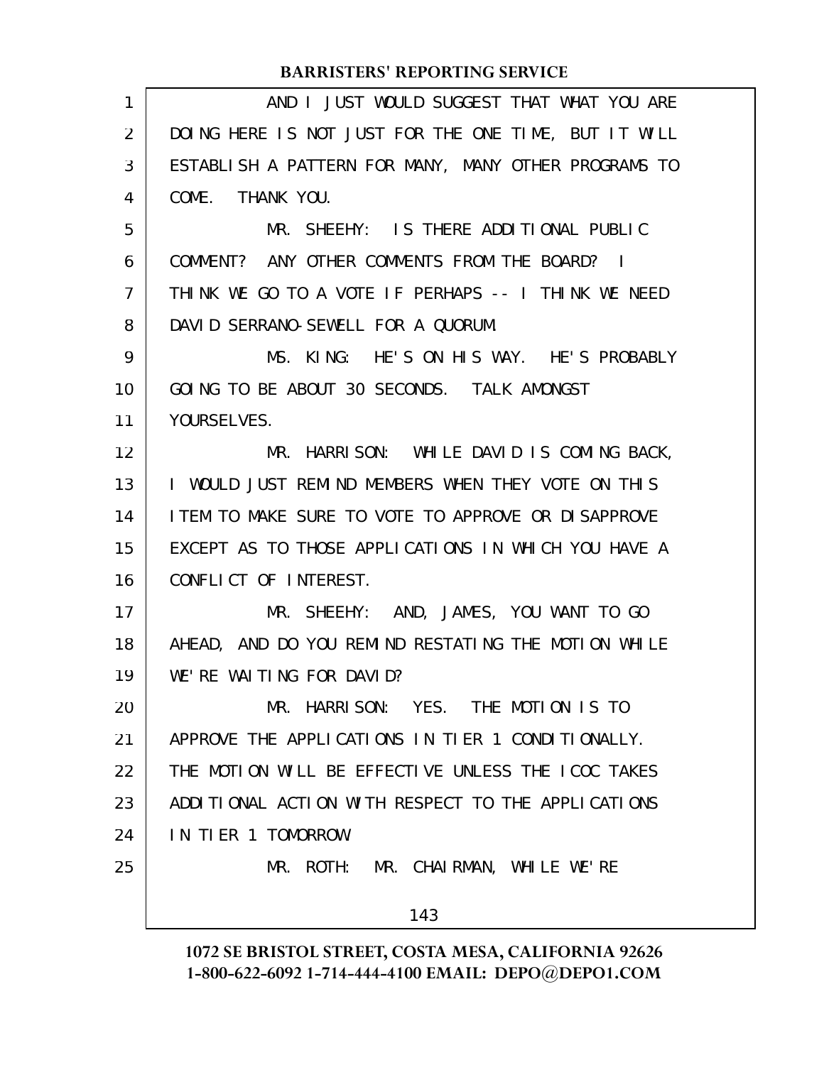AND I JUST WOULD SUGGEST THAT WHAT YOU ARE DOING HERE IS NOT JUST FOR THE ONE TIME, BUT IT WILL ESTABLISH A PATTERN FOR MANY, MANY OTHER PROGRAMS TO COME. THANK YOU.

MR. SHEEHY: IS THERE ADDITIONAL PUBLIC COMMENT? ANY OTHER COMMENTS FROM THE BOARD? I THINK WE GO TO A VOTE IF PERHAPS -- I THINK WE NEED DAVID SERRANO-SEWELL FOR A QUORUM.

MS. KING: HE'S ON HIS WAY. HE'S PROBABLY GOING TO BE ABOUT 30 SECONDS. TALK AMONGST YOURSELVES.

MR. HARRISON: WHILE DAVID IS COMING BACK, I WOULD JUST REMIND MEMBERS WHEN THEY VOTE ON THIS ITEM TO MAKE SURE TO VOTE TO APPROVE OR DISAPPROVE EXCEPT AS TO THOSE APPLICATIONS IN WHICH YOU HAVE A CONFLICT OF INTEREST.

MR. SHEEHY: AND, JAMES, YOU WANT TO GO AHEAD, AND DO YOU REMIND RESTATING THE MOTION WHILE WE'RE WAITING FOR DAVID?

MR. HARRISON: YES. THE MOTION IS TO APPROVE THE APPLICATIONS IN TIER 1 CONDITIONALLY. THE MOTION WILL BE EFFECTIVE UNLESS THE ICOC TAKES ADDITIONAL ACTION WITH RESPECT TO THE APPLICATIONS IN TIER 1 TOMORROW.

MR. ROTH: MR. CHAIRMAN, WHILE WE'RE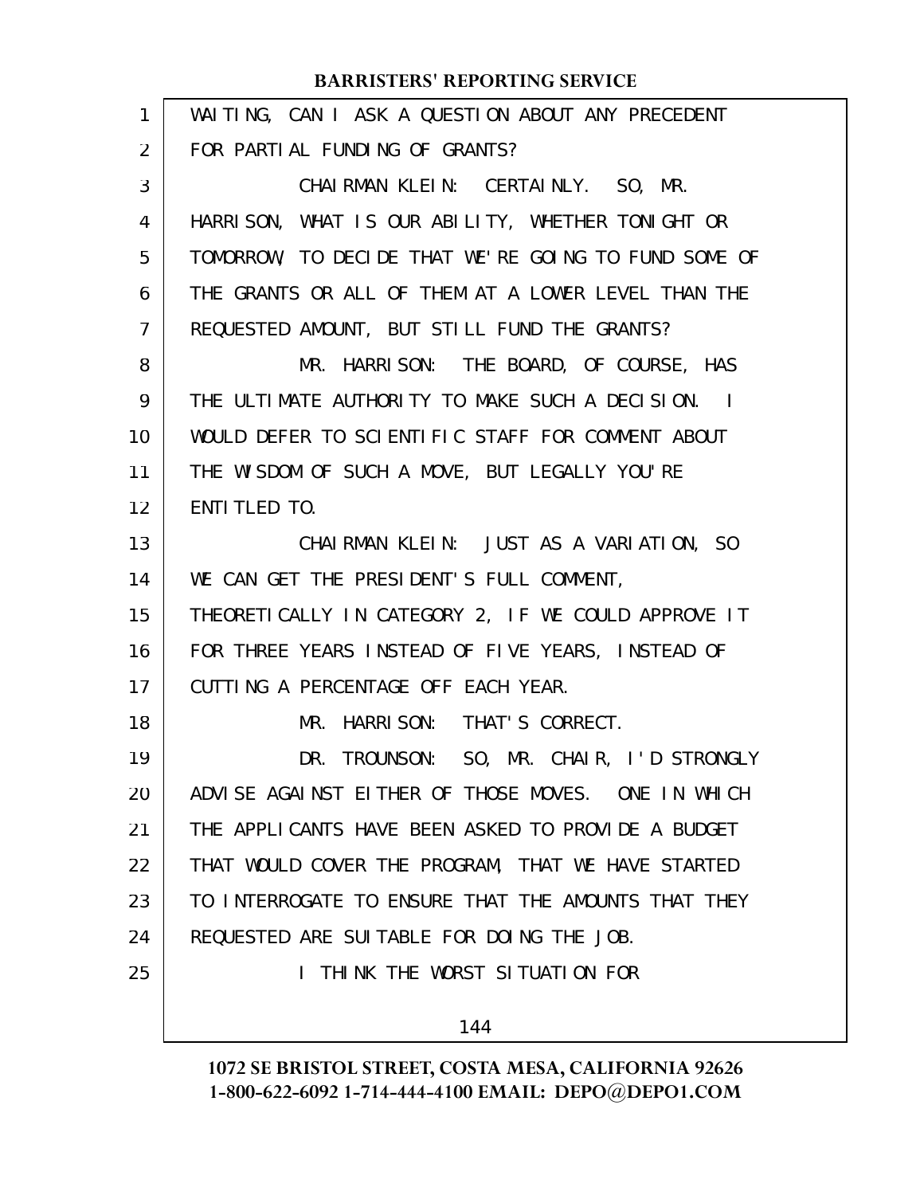WAITING, CAN I ASK A QUESTION ABOUT ANY PRECEDENT FOR PARTIAL FUNDING OF GRANTS?

CHAIRMAN KLEIN: CERTAINLY. SO, MR. HARRISON, WHAT IS OUR ABILITY, WHETHER TONIGHT OR TOMORROW, TO DECIDE THAT WE'RE GOING TO FUND SOME OF THE GRANTS OR ALL OF THEM AT A LOWER LEVEL THAN THE REQUESTED AMOUNT, BUT STILL FUND THE GRANTS?

MR. HARRISON: THE BOARD, OF COURSE, HAS THE ULTIMATE AUTHORITY TO MAKE SUCH A DECISION. I WOULD DEFER TO SCIENTIFIC STAFF FOR COMMENT ABOUT THE WISDOM OF SUCH A MOVE, BUT LEGALLY YOU'RE ENTITLED TO.

CHAIRMAN KLEIN: JUST AS A VARIATION, SO WE CAN GET THE PRESIDENT'S FULL COMMENT, THEORETICALLY IN CATEGORY 2, IF WE COULD APPROVE IT FOR THREE YEARS INSTEAD OF FIVE YEARS, INSTEAD OF CUTTING A PERCENTAGE OFF EACH YEAR.

MR. HARRISON: THAT'S CORRECT.

DR. TROUNSON: SO, MR. CHAIR, I'D STRONGLY ADVISE AGAINST EITHER OF THOSE MOVES. ONE IN WHICH THE APPLICANTS HAVE BEEN ASKED TO PROVIDE A BUDGET THAT WOULD COVER THE PROGRAM, THAT WE HAVE STARTED TO INTERROGATE TO ENSURE THAT THE AMOUNTS THAT THEY REQUESTED ARE SUITABLE FOR DOING THE JOB.

I THINK THE WORST SITUATION FOR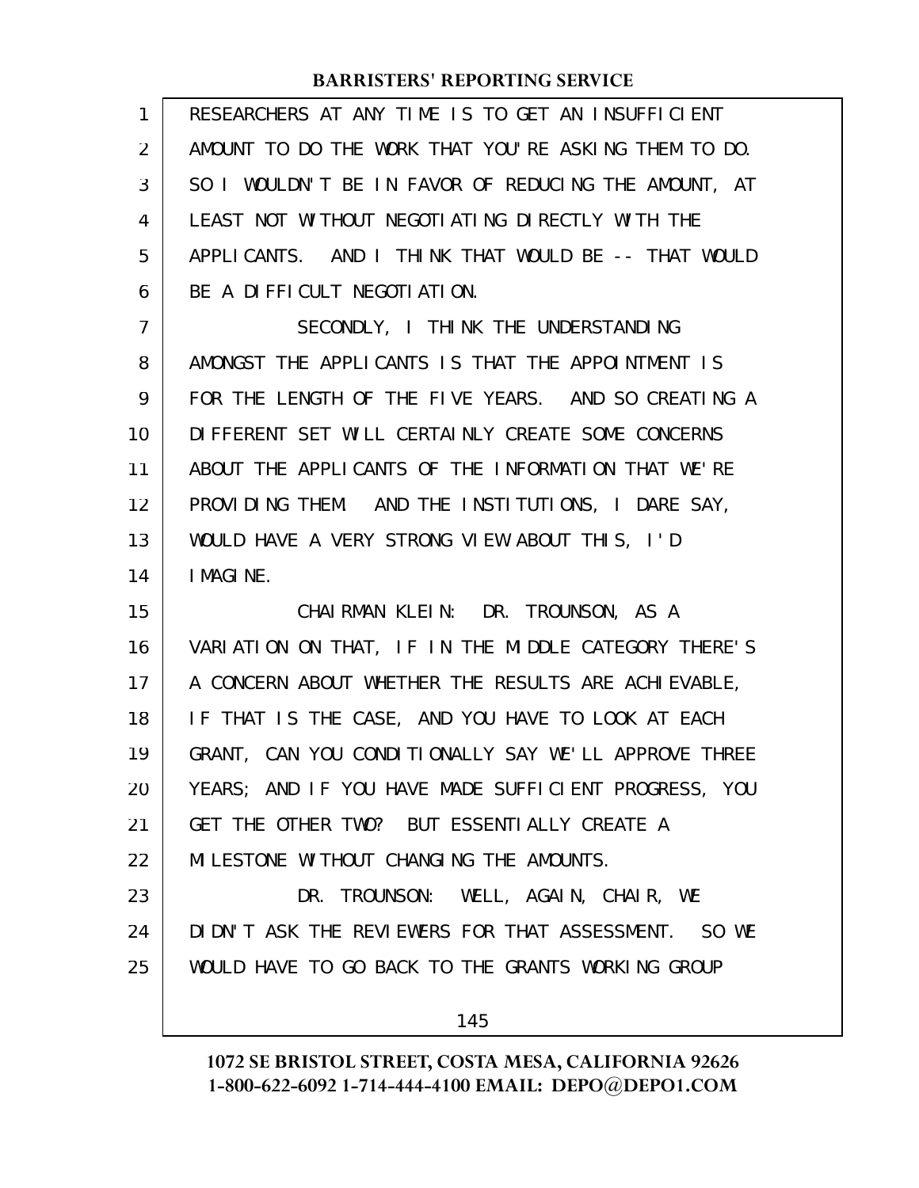RESEARCHERS AT ANY TIME IS TO GET AN INSUFFICIENT AMOUNT TO DO THE WORK THAT YOU'RE ASKING THEM TO DO. SO I WOULDN'T BE IN FAVOR OF REDUCING THE AMOUNT, AT LEAST NOT WITHOUT NEGOTIATING DIRECTLY WITH THE APPLICANTS. AND I THINK THAT WOULD BE -- THAT WOULD BE A DIFFICULT NEGOTIATION.

SECONDLY, I THINK THE UNDERSTANDING AMONGST THE APPLICANTS IS THAT THE APPOINTMENT IS FOR THE LENGTH OF THE FIVE YEARS. AND SO CREATING A DIFFERENT SET WILL CERTAINLY CREATE SOME CONCERNS ABOUT THE APPLICANTS OF THE INFORMATION THAT WE'RE PROVIDING THEM. AND THE INSTITUTIONS, I DARE SAY, WOULD HAVE A VERY STRONG VIEW ABOUT THIS, I'D IMAGINE.

CHAIRMAN KLEIN: DR. TROUNSON, AS A VARIATION ON THAT, IF IN THE MIDDLE CATEGORY THERE'S A CONCERN ABOUT WHETHER THE RESULTS ARE ACHIEVABLE, IF THAT IS THE CASE, AND YOU HAVE TO LOOK AT EACH GRANT, CAN YOU CONDITIONALLY SAY WE'LL APPROVE THREE YEARS; AND IF YOU HAVE MADE SUFFICIENT PROGRESS, YOU GET THE OTHER TWO? BUT ESSENTIALLY CREATE A MILESTONE WITHOUT CHANGING THE AMOUNTS.

DR. TROUNSON: WELL, AGAIN, CHAIR, WE DIDN'T ASK THE REVIEWERS FOR THAT ASSESSMENT. SO WE WOULD HAVE TO GO BACK TO THE GRANTS WORKING GROUP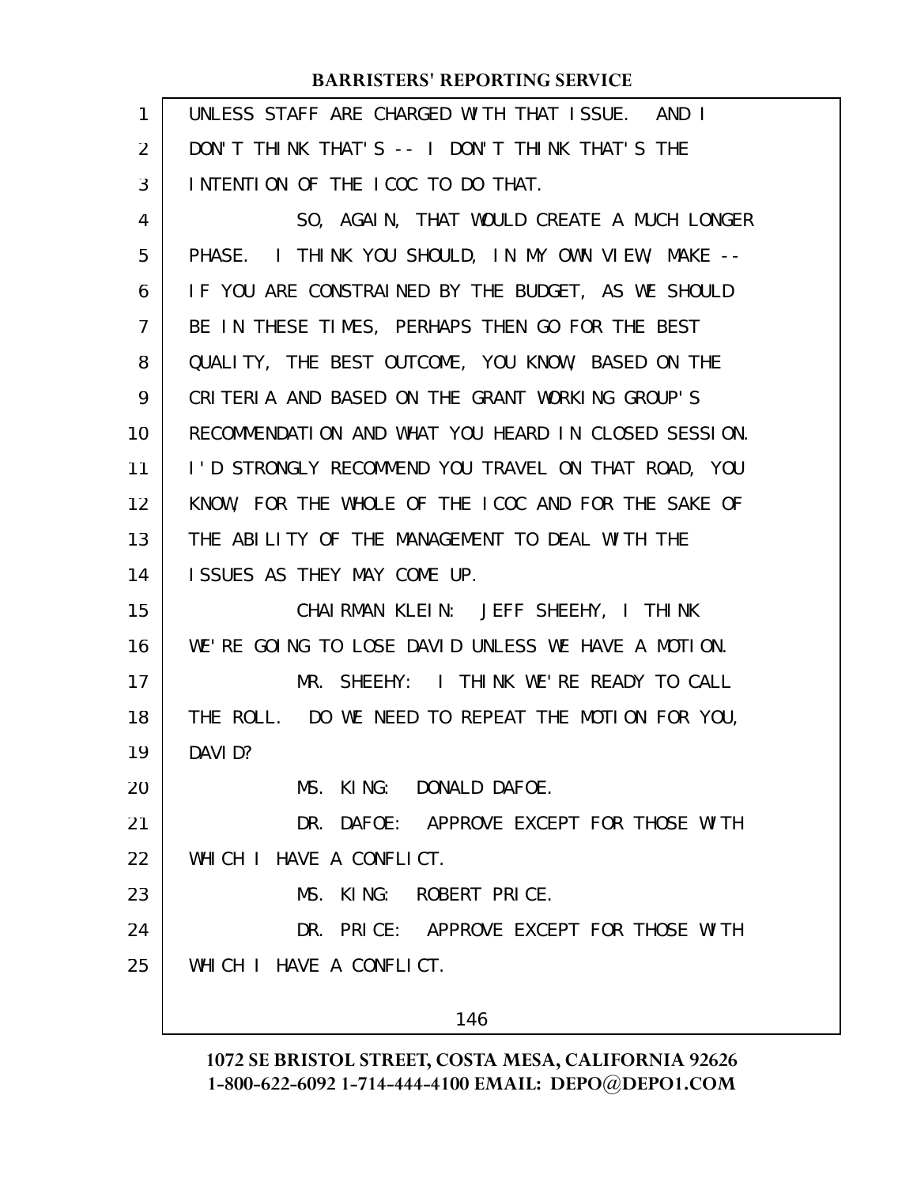UNLESS STAFF ARE CHARGED WITH THAT ISSUE. AND I DON'T THINK THAT'S -- I DON'T THINK THAT'S THE INTENTION OF THE ICOC TO DO THAT.

SO, AGAIN, THAT WOULD CREATE A MUCH LONGER PHASE. I THINK YOU SHOULD, IN MY OWN VIEW, MAKE -- IF YOU ARE CONSTRAINED BY THE BUDGET, AS WE SHOULD BE IN THESE TIMES, PERHAPS THEN GO FOR THE BEST QUALITY, THE BEST OUTCOME, YOU KNOW, BASED ON THE CRITERIA AND BASED ON THE GRANT WORKING GROUP'S RECOMMENDATION AND WHAT YOU HEARD IN CLOSED SESSION. I'D STRONGLY RECOMMEND YOU TRAVEL ON THAT ROAD, YOU KNOW, FOR THE WHOLE OF THE ICOC AND FOR THE SAKE OF THE ABILITY OF THE MANAGEMENT TO DEAL WITH THE ISSUES AS THEY MAY COME UP.

CHAIRMAN KLEIN: JEFF SHEEHY, I THINK WE'RE GOING TO LOSE DAVID UNLESS WE HAVE A MOTION.

MR. SHEEHY: I THINK WE'RE READY TO CALL THE ROLL. DO WE NEED TO REPEAT THE MOTION FOR YOU, DAVID?

MS. KING: DONALD DAFOE.

DR. DAFOE: APPROVE EXCEPT FOR THOSE WITH WHICH I HAVE A CONFLICT.

MS. KING: ROBERT PRICE.

DR. PRICE: APPROVE EXCEPT FOR THOSE WITH WHICH I HAVE A CONFLICT.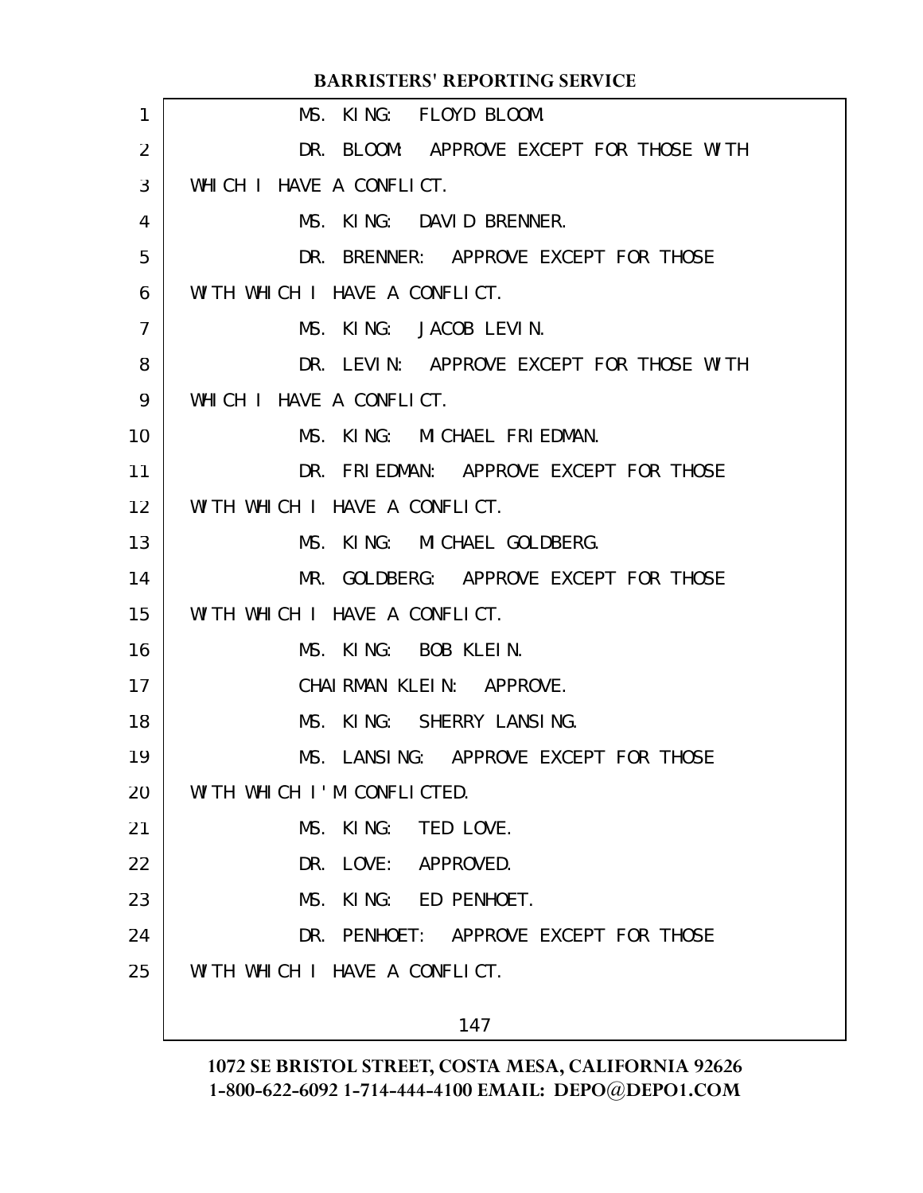MS. KING: FLOYD BLOOM.

DR. BLOOM: APPROVE EXCEPT FOR THOSE WITH WHICH I HAVE A CONFLICT.

MS. KING: DAVID BRENNER.

DR. BRENNER: APPROVE EXCEPT FOR THOSE WITH WHICH I HAVE A CONFLICT.

MS. KING: JACOB LEVIN.

DR. LEVIN: APPROVE EXCEPT FOR THOSE WITH WHICH I HAVE A CONFLICT.

MS. KING: MICHAEL FRIEDMAN.

DR. FRIEDMAN: APPROVE EXCEPT FOR THOSE WITH WHICH I HAVE A CONFLICT.

MS. KING: MICHAEL GOLDBERG.

MR. GOLDBERG: APPROVE EXCEPT FOR THOSE WITH WHICH I HAVE A CONFLICT.

MS. KING: BOB KLEIN.

CHAIRMAN KLEIN: APPROVE.

MS. KING: SHERRY LANSING.

MS. LANSING: APPROVE EXCEPT FOR THOSE WITH WHICH I'M CONFLICTED.

MS. KING: TED LOVE.

DR. LOVE: APPROVED.

MS. KING: ED PENHOET.

DR. PENHOET: APPROVE EXCEPT FOR THOSE WITH WHICH I HAVE A CONFLICT.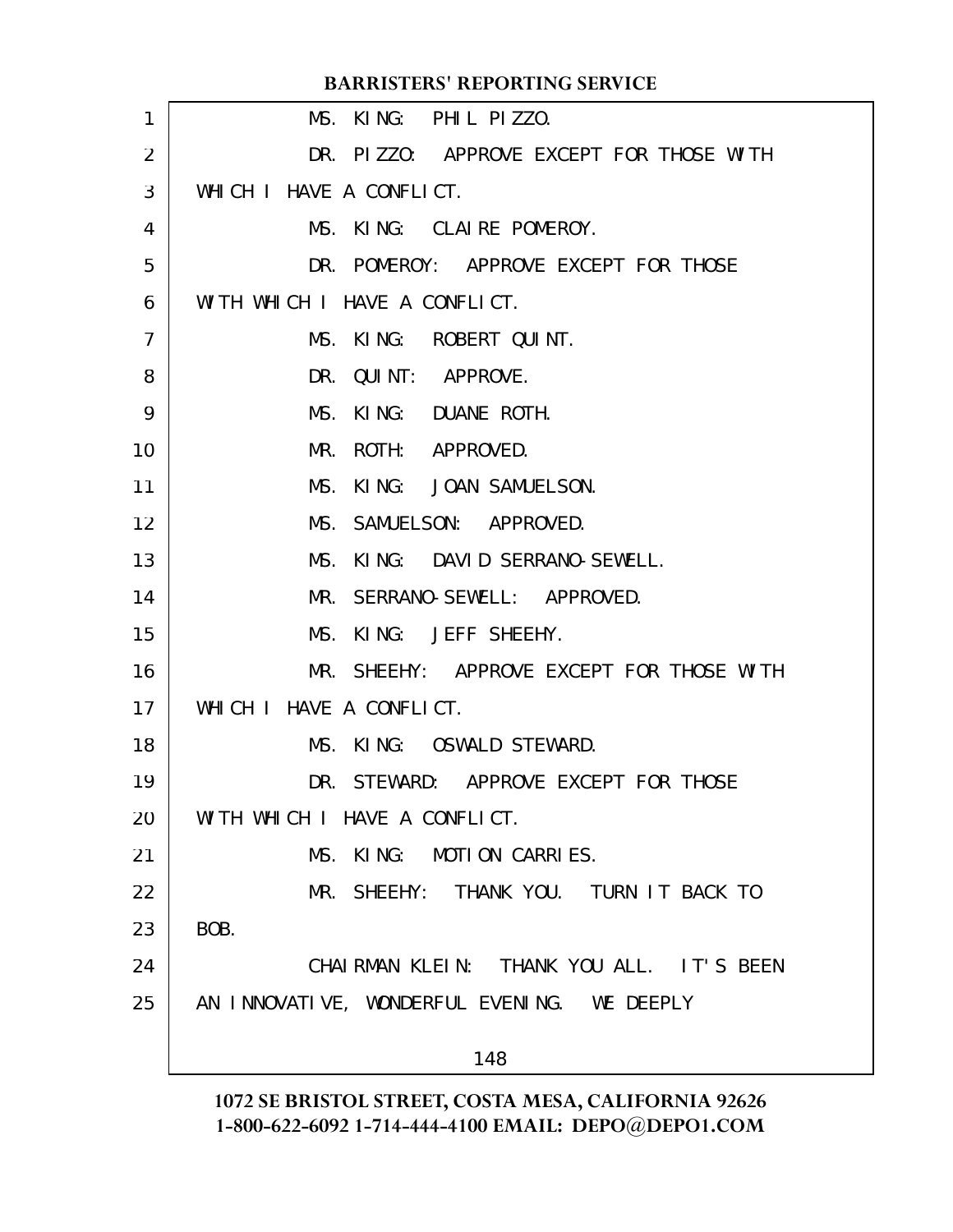MS. KING: PHIL PIZZO.

DR. PIZZO: APPROVE EXCEPT FOR THOSE WITH WHICH I HAVE A CONFLICT.

MS. KING: CLAIRE POMEROY.

DR. POMEROY: APPROVE EXCEPT FOR THOSE WITH WHICH I HAVE A CONFLICT.

MS. KING: ROBERT QUINT.

DR. QUINT: APPROVE.

MS. KING: DUANE ROTH.

MR. ROTH: APPROVED.

MS. KING: JOAN SAMUELSON.

MS. SAMUELSON: APPROVED.

MS. KING: DAVID SERRANO-SEWELL.

MR. SERRANO-SEWELL: APPROVED.

MS. KING: JEFF SHEEHY.

MR. SHEEHY: APPROVE EXCEPT FOR THOSE WITH WHICH I HAVE A CONFLICT.

MS. KING: OSWALD STEWARD.

DR. STEWARD: APPROVE EXCEPT FOR THOSE WITH WHICH I HAVE A CONFLICT.

MS. KING: MOTION CARRIES.

MR. SHEEHY: THANK YOU. TURN IT BACK TO BOB.

CHAIRMAN KLEIN: THANK YOU ALL. IT'S BEEN AN INNOVATIVE, WONDERFUL EVENING. WE DEEPLY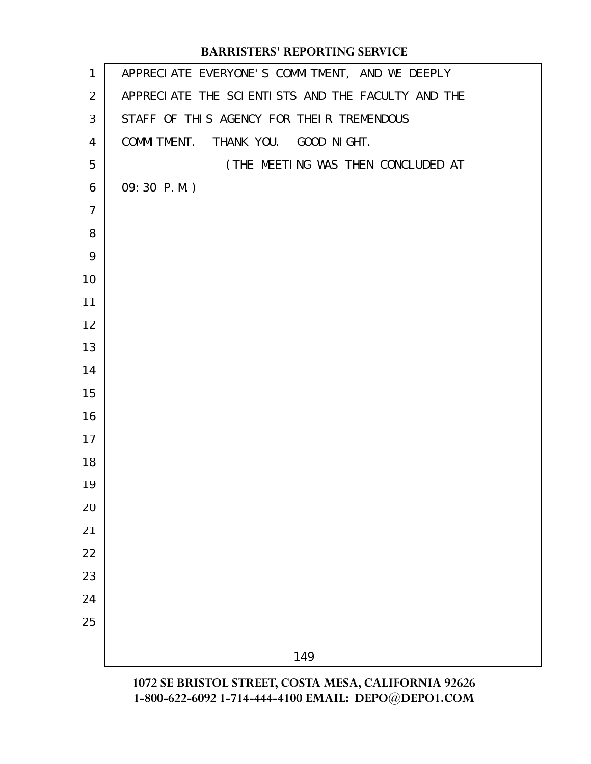APPRECIATE EVERYONE'S COMMITMENT, AND WE DEEPLY APPRECIATE THE SCIENTISTS AND THE FACULTY AND THE STAFF OF THIS AGENCY FOR THEIR TREMENDOUS COMMITMENT. THANK YOU. GOOD NIGHT.

(THE MEETING WAS THEN CONCLUDED AT 09:30 P.M.)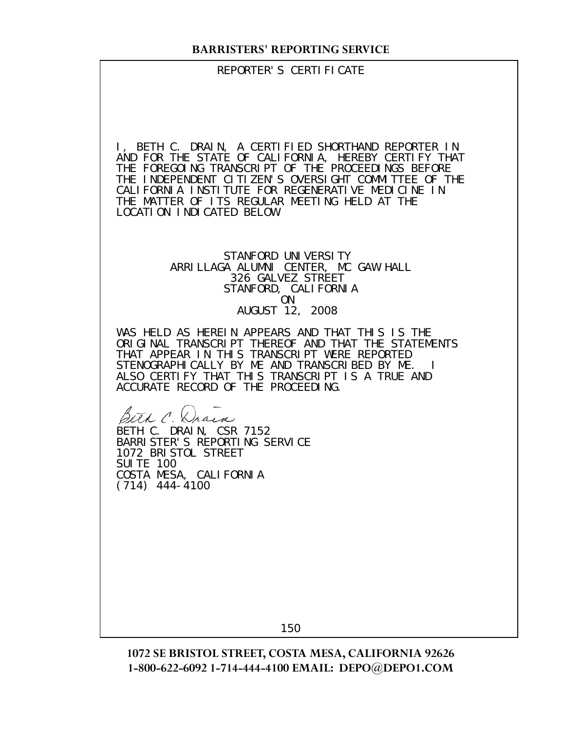REPORTER'S CERTIFICATE

I, BETH C. DRAIN, A CERTIFIED SHORTHAND REPORTER IN AND FOR THE STATE OF CALIFORNIA, HEREBY CERTIFY THAT THE FOREGOING TRANSCRIPT OF THE PROCEEDINGS BEFORE THE INDEPENDENT CITIZEN'S OVERSIGHT COMMITTEE OF THE CALIFORNIA INSTITUTE FOR REGENERATIVE MEDICINE IN THE MATTER OF ITS REGULAR MEETING HELD AT THE LOCATION INDICATED BELOW

STANFORD UNIVERSITY
ARRILLAGA ALUMNI CENTER, MC GAW HALL
326 GALVEZ STREET
STANFORD, CALIFORNIA
ON
AUGUST 12, 2008

WAS HELD AS HEREIN APPEARS AND THAT THIS IS THE ORIGINAL TRANSCRIPT THEREOF AND THAT THE STATEMENTS THAT APPEAR IN THIS TRANSCRIPT WERE REPORTED STENOGRAPHICALLY BY ME AND TRANSCRIBED BY ME. I ALSO CERTIFY THAT THIS TRANSCRIPT IS A TRUE AND ACCURATE RECORD OF THE PROCEEDING.

Beth C. Drain

BETH C. DRAIN, CSR 7152
BARRISTER'S REPORTING SERVICE
1072 BRISTOL STREET
SUITE 100
COSTA MESA, CALIFORNIA
(714) 444-4100